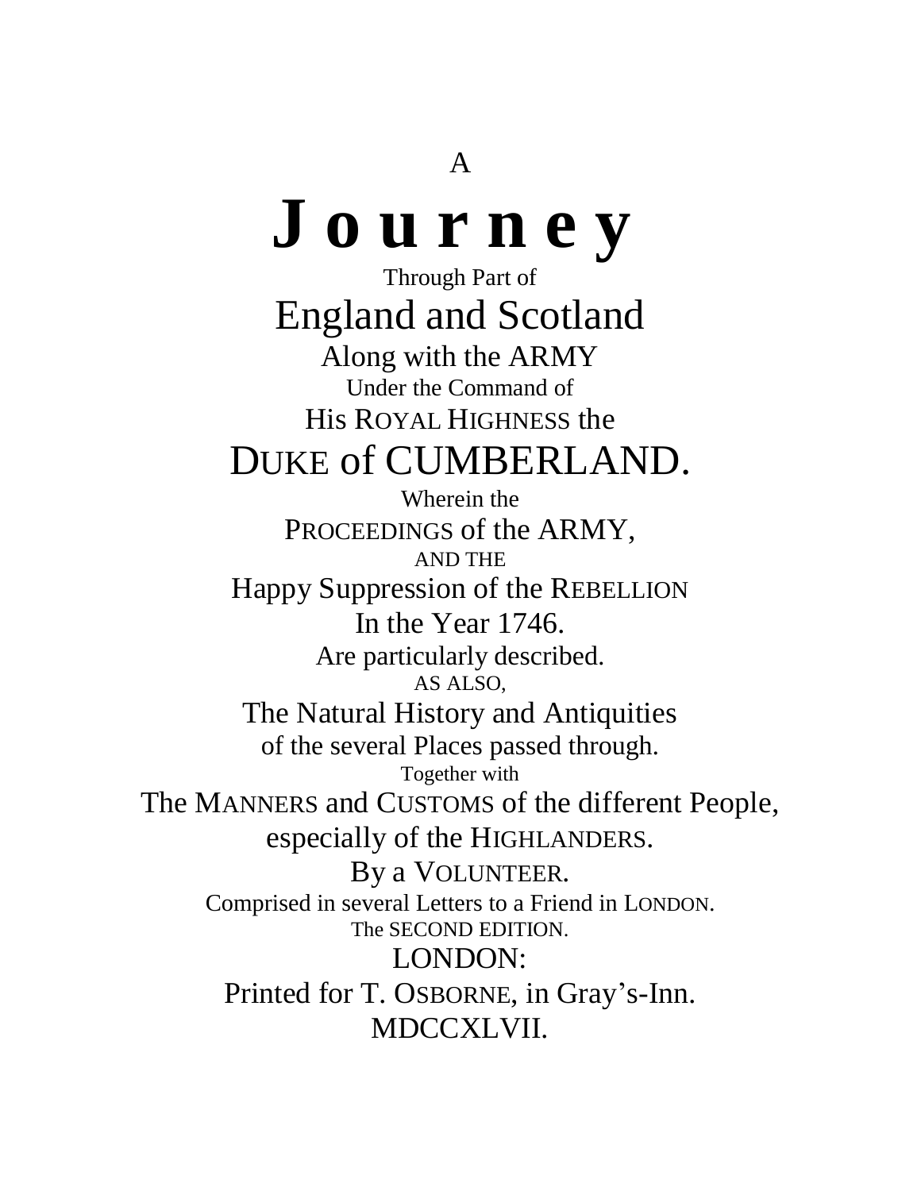A

# Journey

Through Part of

## England and Scotland

Along with the ARMY

Under the Command of

His ROYAL HIGHNESS the

## DUKE of CUMBERLAND.

Wherein the

PROCEEDINGS of the ARMY,

AND THE

Happy Suppression of the REBELLION

In the Year 1746.

Are particularly described.

AS ALSO,

The Natural History and Antiquities

of the several Places passed through.

Together with

The MANNERS and CUSTOMS of the different People,

especially of the HIGHLANDERS.

By a VOLUNTEER.

Comprised in several Letters to a Friend in LONDON.

The SECOND EDITION.

LONDON:

Printed for T. OSBORNE, in Gray's-Inn.

MDCCXLVII.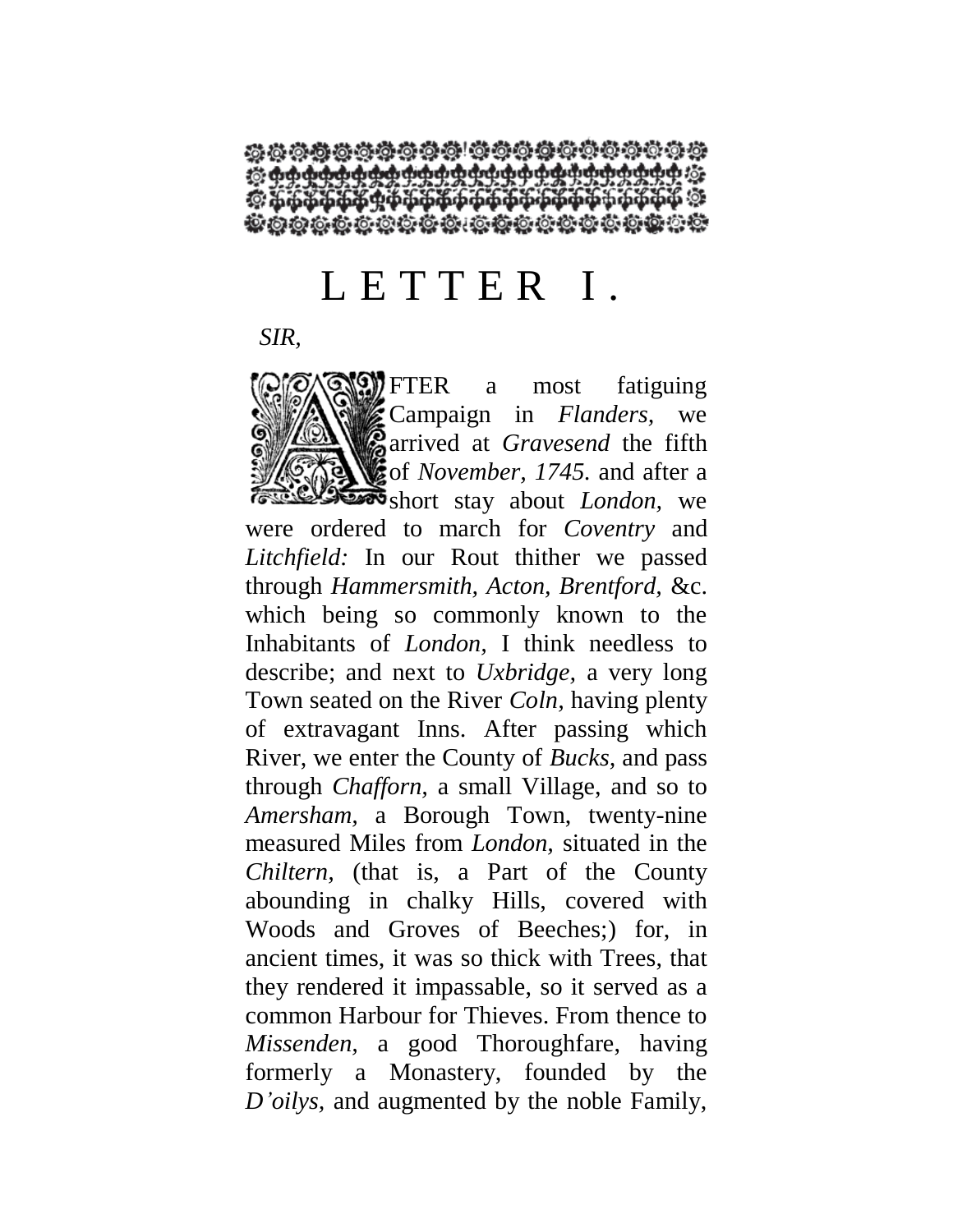# LETTER I.

*SIR,*

AFTER a most fatiguing Campaign in *Flanders*, we arrived at *Gravesend* the fifth of *November*, *1745.* and after a short stay about *London*, we were ordered to march for *Coventry* and *Litchfield:* In our Rout thither we passed through *Hammersmith*, *Acton*, *Brentford*, &c. which being so commonly known to the Inhabitants of *London*, I think needless to describe; and next to *Uxbridge*, a very long Town seated on the River *Coln*, having plenty of extravagant Inns. After passing which River, we enter the County of *Bucks*, and pass through *Chafforn*, a small Village, and so to *Amersham*, a Borough Town, twenty-nine measured Miles from *London*, situated in the *Chiltern*, (that is, a Part of the County abounding in chalky Hills, covered with Woods and Groves of Beeches;) for, in ancient times, it was so thick with Trees, that they rendered it impassable, so it served as a common Harbour for Thieves. From thence to *Missenden*, a good Thoroughfare, having formerly a Monastery, founded by the *D'oilys*, and augmented by the noble Family,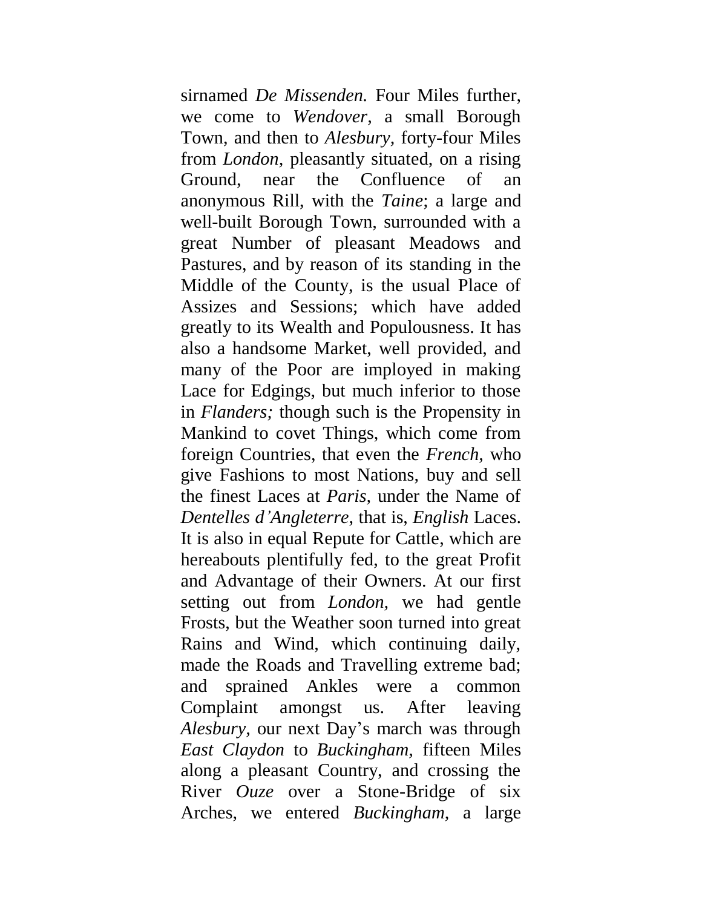sirnamed *De Missenden.* Four Miles further, we come to *Wendover,* a small Borough Town, and then to *Alesbury,* forty-four Miles from *London,* pleasantly situated, on a rising Ground, near the Confluence of an anonymous Rill, with the *Taine*; a large and well-built Borough Town, surrounded with a great Number of pleasant Meadows and Pastures, and by reason of its standing in the Middle of the County, is the usual Place of Assizes and Sessions; which have added greatly to its Wealth and Populousness. It has also a handsome Market, well provided, and many of the Poor are imployed in making Lace for Edgings, but much inferior to those in *Flanders;* though such is the Propensity in Mankind to covet Things, which come from foreign Countries, that even the *French,* who give Fashions to most Nations, buy and sell the finest Laces at *Paris,* under the Name of *Dentelles d'Angleterre,* that is, *English* Laces. It is also in equal Repute for Cattle, which are hereabouts plentifully fed, to the great Profit and Advantage of their Owners. At our first setting out from *London,* we had gentle Frosts, but the Weather soon turned into great Rains and Wind, which continuing daily, made the Roads and Travelling extreme bad; and sprained Ankles were a common Complaint amongst us. After leaving *Alesbury,* our next Day's march was through *East Claydon* to *Buckingham,* fifteen Miles along a pleasant Country, and crossing the River *Ouze* over a Stone-Bridge of six Arches, we entered *Buckingham,* a large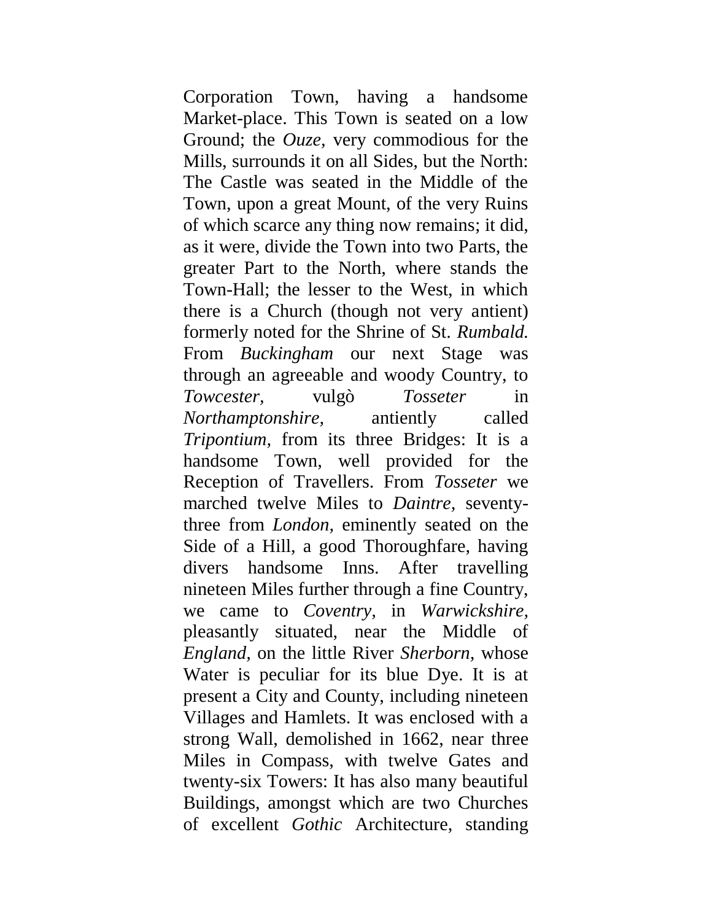Corporation Town, having a handsome Market-place. This Town is seated on a low Ground; the *Ouze*, very commodious for the Mills, surrounds it on all Sides, but the North: The Castle was seated in the Middle of the Town, upon a great Mount, of the very Ruins of which scarce any thing now remains; it did, as it were, divide the Town into two Parts, the greater Part to the North, where stands the Town-Hall; the lesser to the West, in which there is a Church (though not very antient) formerly noted for the Shrine of St. *Rumbald.* From *Buckingham* our next Stage was through an agreeable and woody Country, to *Towcester*, vulgò *Tosseter* in *Northamptonshire*, antiently called *Tripontium*, from its three Bridges: It is a handsome Town, well provided for the Reception of Travellers. From *Tosseter* we marched twelve Miles to *Daintre*, seventy-three from *London*, eminently seated on the Side of a Hill, a good Thoroughfare, having divers handsome Inns. After travelling nineteen Miles further through a fine Country, we came to *Coventry*, in *Warwickshire*, pleasantly situated, near the Middle of *England*, on the little River *Sherborn*, whose Water is peculiar for its blue Dye. It is at present a City and County, including nineteen Villages and Hamlets. It was enclosed with a strong Wall, demolished in 1662, near three Miles in Compass, with twelve Gates and twenty-six Towers: It has also many beautiful Buildings, amongst which are two Churches of excellent *Gothic* Architecture, standing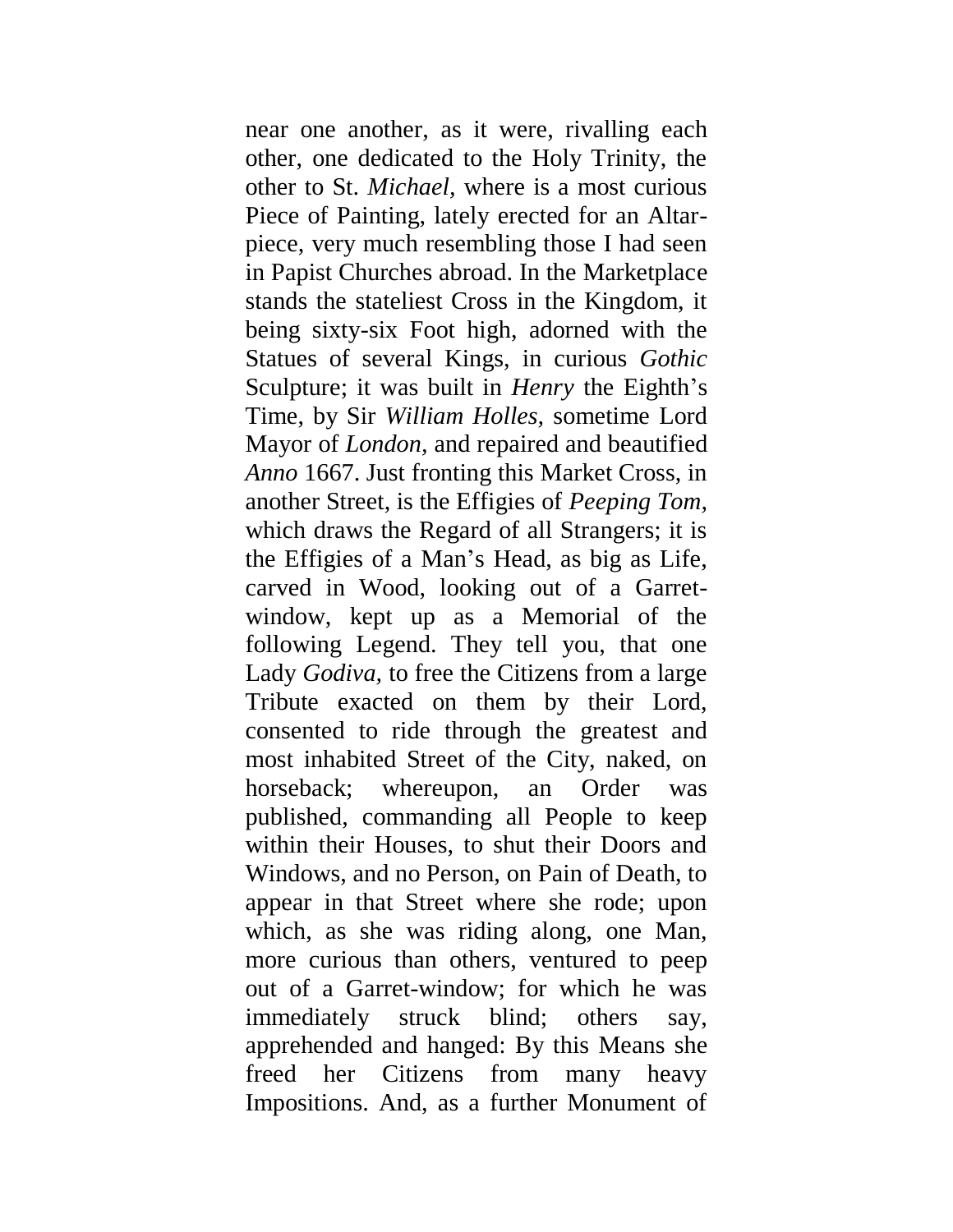near one another, as it were, rivalling each other, one dedicated to the Holy Trinity, the other to St. *Michael,* where is a most curious Piece of Painting, lately erected for an Altar-piece, very much resembling those I had seen in Papist Churches abroad. In the Marketplace stands the stateliest Cross in the Kingdom, it being sixty-six Foot high, adorned with the Statues of several Kings, in curious *Gothic* Sculpture; it was built in *Henry* the Eighth's Time, by Sir *William Holles,* sometime Lord Mayor of *London,* and repaired and beautified *Anno* 1667. Just fronting this Market Cross, in another Street, is the Effigies of *Peeping Tom,* which draws the Regard of all Strangers; it is the Effigies of a Man's Head, as big as Life, carved in Wood, looking out of a Garret-window, kept up as a Memorial of the following Legend. They tell you, that one Lady *Godiva,* to free the Citizens from a large Tribute exacted on them by their Lord, consented to ride through the greatest and most inhabited Street of the City, naked, on horseback; whereupon, an Order was published, commanding all People to keep within their Houses, to shut their Doors and Windows, and no Person, on Pain of Death, to appear in that Street where she rode; upon which, as she was riding along, one Man, more curious than others, ventured to peep out of a Garret-window; for which he was immediately struck blind; others say, apprehended and hanged: By this Means she freed her Citizens from many heavy Impositions. And, as a further Monument of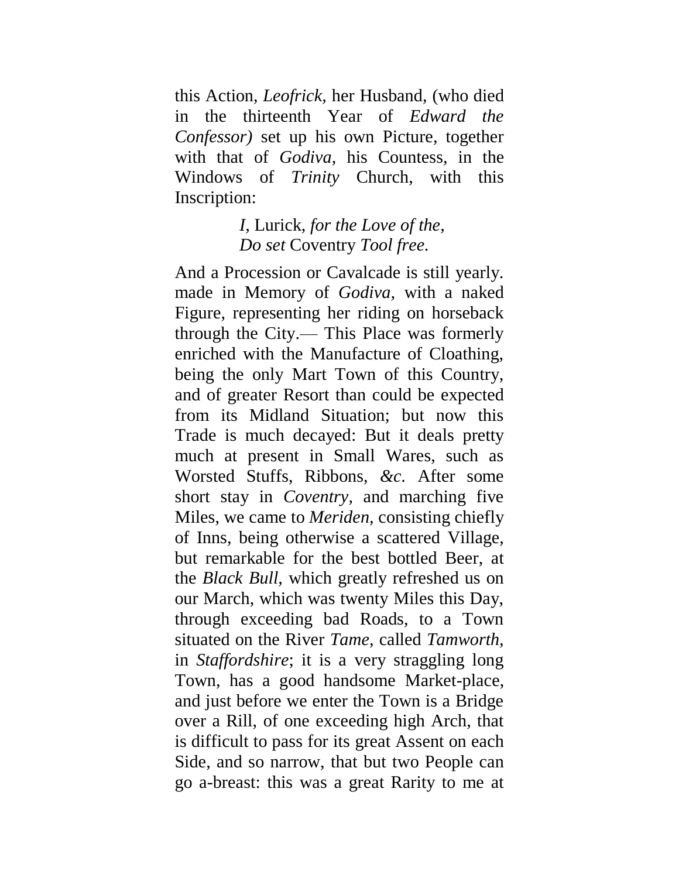this Action, *Leofrick,* her Husband, (who died in the thirteenth Year of *Edward the Confessor)* set up his own Picture, together with that of *Godiva,* his Countess, in the Windows of *Trinity* Church, with this Inscription:

> *I,* Lurick, *for the Love of the,*
> *Do set* Coventry *Tool free.*

And a Procession or Cavalcade is still yearly. made in Memory of *Godiva,* with a naked Figure, representing her riding on horseback through the City.— This Place was formerly enriched with the Manufacture of Cloathing, being the only Mart Town of this Country, and of greater Resort than could be expected from its Midland Situation; but now this Trade is much decayed: But it deals pretty much at present in Small Wares, such as Worsted Stuffs, Ribbons, *&c*. After some short stay in *Coventry,* and marching five Miles, we came to *Meriden,* consisting chiefly of Inns, being otherwise a scattered Village, but remarkable for the best bottled Beer, at the *Black Bull,* which greatly refreshed us on our March, which was twenty Miles this Day, through exceeding bad Roads, to a Town situated on the River *Tame,* called *Tamworth,* in *Staffordshire*; it is a very straggling long Town, has a good handsome Market-place, and just before we enter the Town is a Bridge over a Rill, of one exceeding high Arch, that is difficult to pass for its great Assent on each Side, and so narrow, that but two People can go a-breast: this was a great Rarity to me at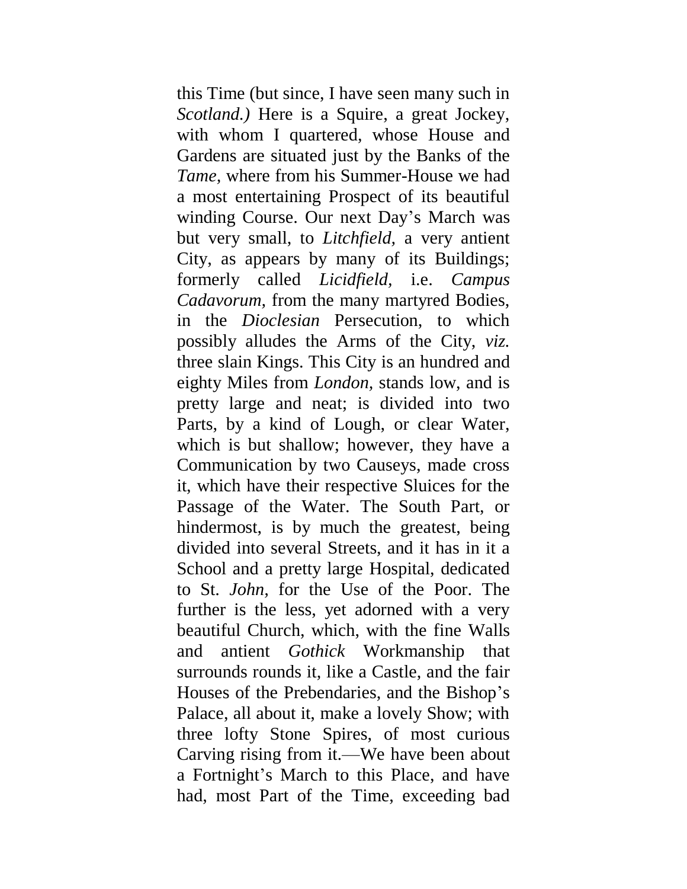this Time (but since, I have seen many such in *Scotland.)* Here is a Squire, a great Jockey, with whom I quartered, whose House and Gardens are situated just by the Banks of the *Tame,* where from his Summer-House we had a most entertaining Prospect of its beautiful winding Course. Our next Day's March was but very small, to *Litchfield,* a very antient City, as appears by many of its Buildings; formerly called *Licidfield,* i.e. *Campus Cadavorum,* from the many martyred Bodies, in the *Dioclesian* Persecution, to which possibly alludes the Arms of the City, *viz.* three slain Kings. This City is an hundred and eighty Miles from *London,* stands low, and is pretty large and neat; is divided into two Parts, by a kind of Lough, or clear Water, which is but shallow; however, they have a Communication by two Causeys, made cross it, which have their respective Sluices for the Passage of the Water. The South Part, or hindermost, is by much the greatest, being divided into several Streets, and it has in it a School and a pretty large Hospital, dedicated to St. *John,* for the Use of the Poor. The further is the less, yet adorned with a very beautiful Church, which, with the fine Walls and antient *Gothick* Workmanship that surrounds rounds it, like a Castle, and the fair Houses of the Prebendaries, and the Bishop's Palace, all about it, make a lovely Show; with three lofty Stone Spires, of most curious Carving rising from it.—We have been about a Fortnight's March to this Place, and have had, most Part of the Time, exceeding bad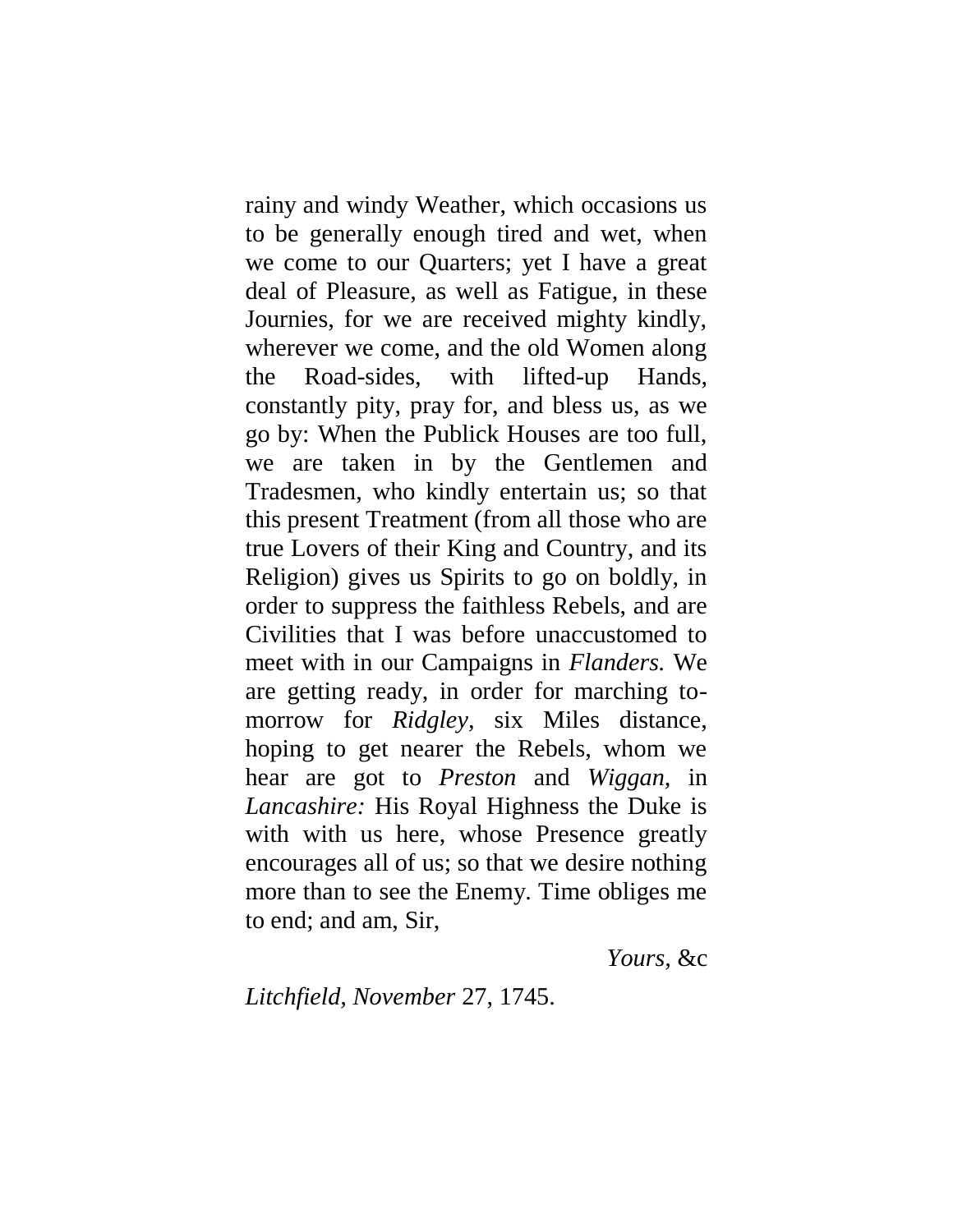rainy and windy Weather, which occasions us to be generally enough tired and wet, when we come to our Quarters; yet I have a great deal of Pleasure, as well as Fatigue, in these Journies, for we are received mighty kindly, wherever we come, and the old Women along the Road-sides, with lifted-up Hands, constantly pity, pray for, and bless us, as we go by: When the Publick Houses are too full, we are taken in by the Gentlemen and Tradesmen, who kindly entertain us; so that this present Treatment (from all those who are true Lovers of their King and Country, and its Religion) gives us Spirits to go on boldly, in order to suppress the faithless Rebels, and are Civilities that I was before unaccustomed to meet with in our Campaigns in *Flanders.* We are getting ready, in order for marching to-morrow for *Ridgley,* six Miles distance, hoping to get nearer the Rebels, whom we hear are got to *Preston* and *Wiggan,* in *Lancashire:* His Royal Highness the Duke is with with us here, whose Presence greatly encourages all of us; so that we desire nothing more than to see the Enemy. Time obliges me to end; and am, Sir,

*Yours,* &c

*Litchfield, November* 27, 1745.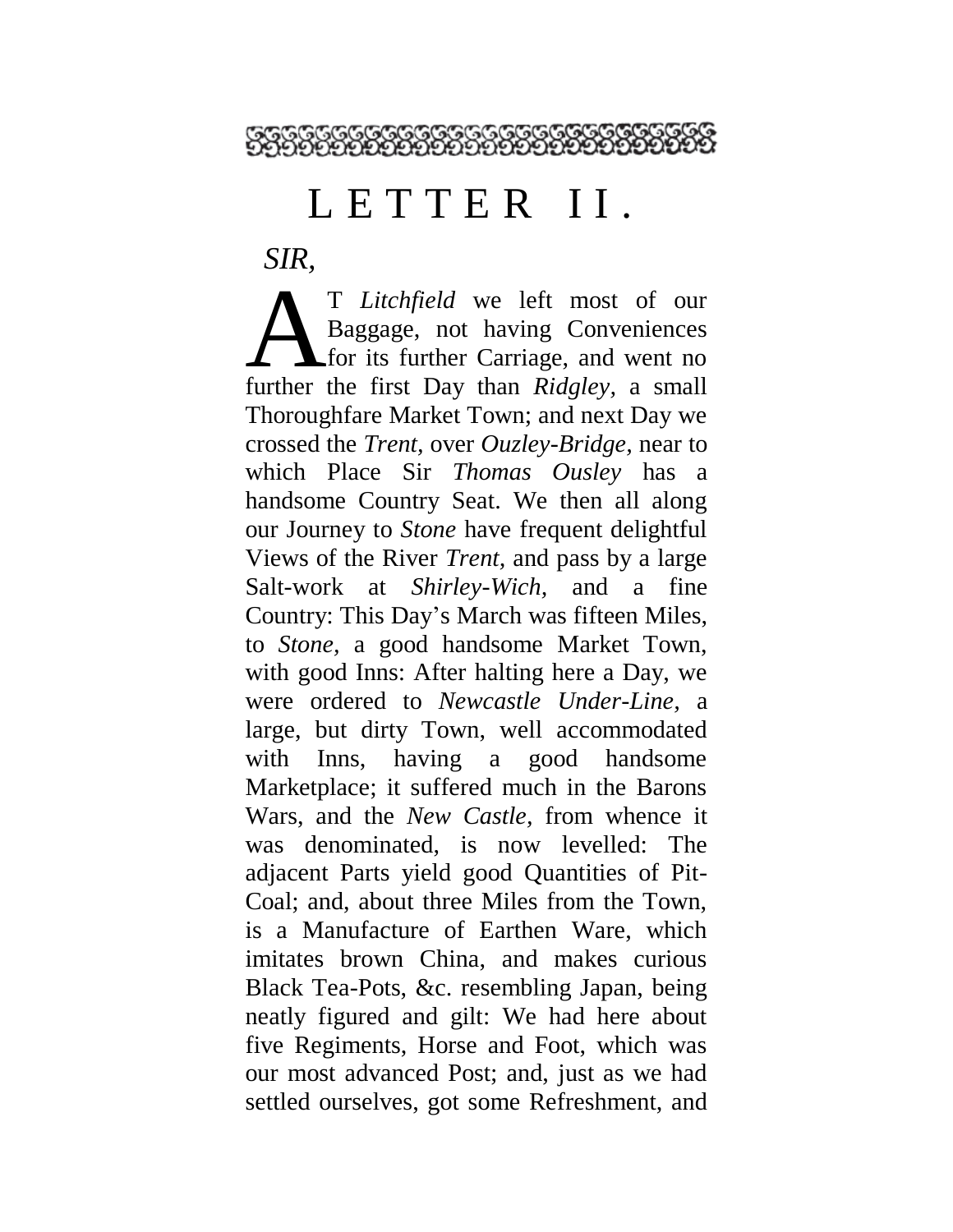# LETTER II.

*SIR*,

AT *Litchfield* we left most of our Baggage, not having Conveniences for its further Carriage, and went no further the first Day than *Ridgley,* a small Thoroughfare Market Town; and next Day we crossed the *Trent,* over *Ouzley-Bridge,* near to which Place Sir *Thomas Ousley* has a handsome Country Seat. We then all along our Journey to *Stone* have frequent delightful Views of the River *Trent,* and pass by a large Salt-work at *Shirley-Wich,* and a fine Country: This Day's March was fifteen Miles, to *Stone,* a good handsome Market Town, with good Inns: After halting here a Day, we were ordered to *Newcastle Under-Line,* a large, but dirty Town, well accommodated with Inns, having a good handsome Marketplace; it suffered much in the Barons Wars, and the *New Castle,* from whence it was denominated, is now levelled: The adjacent Parts yield good Quantities of Pit-Coal; and, about three Miles from the Town, is a Manufacture of Earthen Ware, which imitates brown China, and makes curious Black Tea-Pots, &c. resembling Japan, being neatly figured and gilt: We had here about five Regiments, Horse and Foot, which was our most advanced Post; and, just as we had settled ourselves, got some Refreshment, and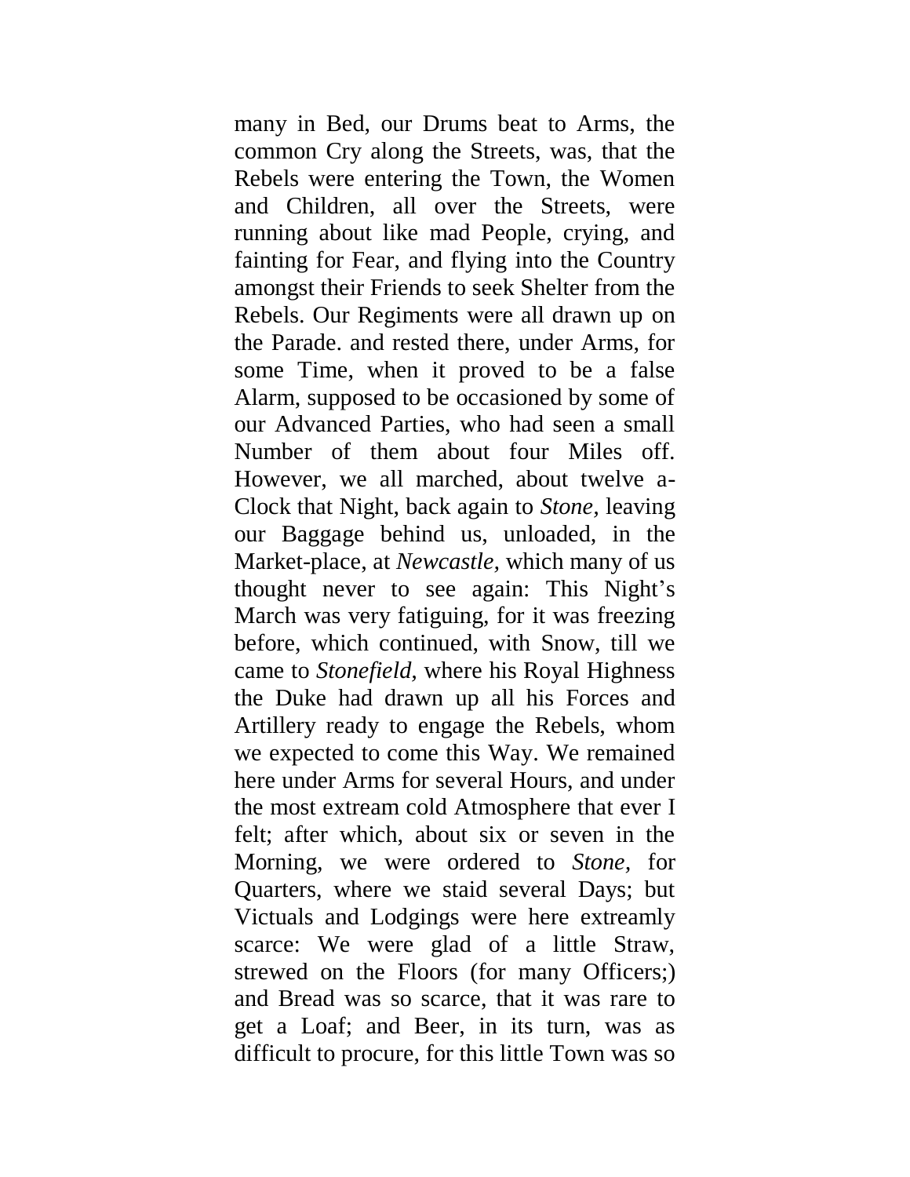many in Bed, our Drums beat to Arms, the common Cry along the Streets, was, that the Rebels were entering the Town, the Women and Children, all over the Streets, were running about like mad People, crying, and fainting for Fear, and flying into the Country amongst their Friends to seek Shelter from the Rebels. Our Regiments were all drawn up on the Parade. and rested there, under Arms, for some Time, when it proved to be a false Alarm, supposed to be occasioned by some of our Advanced Parties, who had seen a small Number of them about four Miles off. However, we all marched, about twelve a-Clock that Night, back again to *Stone*, leaving our Baggage behind us, unloaded, in the Market-place, at *Newcastle*, which many of us thought never to see again: This Night's March was very fatiguing, for it was freezing before, which continued, with Snow, till we came to *Stonefield*, where his Royal Highness the Duke had drawn up all his Forces and Artillery ready to engage the Rebels, whom we expected to come this Way. We remained here under Arms for several Hours, and under the most extream cold Atmosphere that ever I felt; after which, about six or seven in the Morning, we were ordered to *Stone*, for Quarters, where we staid several Days; but Victuals and Lodgings were here extreamly scarce: We were glad of a little Straw, strewed on the Floors (for many Officers;) and Bread was so scarce, that it was rare to get a Loaf; and Beer, in its turn, was as difficult to procure, for this little Town was so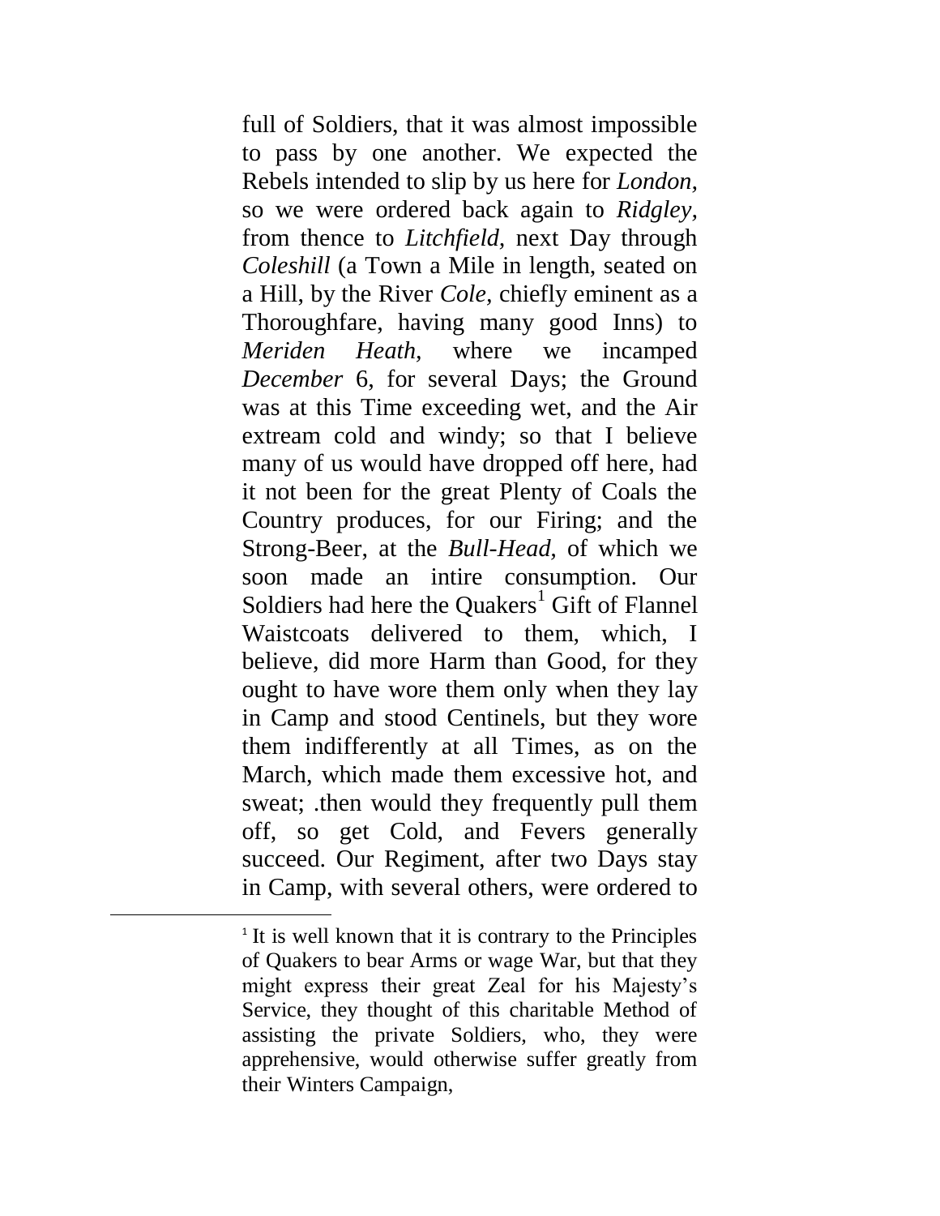full of Soldiers, that it was almost impossible to pass by one another. We expected the Rebels intended to slip by us here for *London*, so we were ordered back again to *Ridgley*, from thence to *Litchfield*, next Day through *Coleshill* (a Town a Mile in length, seated on a Hill, by the River *Cole*, chiefly eminent as a Thoroughfare, having many good Inns) to *Meriden Heath*, where we incamped *December* 6, for several Days; the Ground was at this Time exceeding wet, and the Air extream cold and windy; so that I believe many of us would have dropped off here, had it not been for the great Plenty of Coals the Country produces, for our Firing; and the Strong-Beer, at the *Bull-Head*, of which we soon made an intire consumption. Our Soldiers had here the Quakers[1] Gift of Flannel Waistcoats delivered to them, which, I believe, did more Harm than Good, for they ought to have wore them only when they lay in Camp and stood Centinels, but they wore them indifferently at all Times, as on the March, which made them excessive hot, and sweat; .then would they frequently pull them off, so get Cold, and Fevers generally succeed. Our Regiment, after two Days stay in Camp, with several others, were ordered to

---

[1] It is well known that it is contrary to the Principles of Quakers to bear Arms or wage War, but that they might express their great Zeal for his Majesty's Service, they thought of this charitable Method of assisting the private Soldiers, who, they were apprehensive, would otherwise suffer greatly from their Winters Campaign,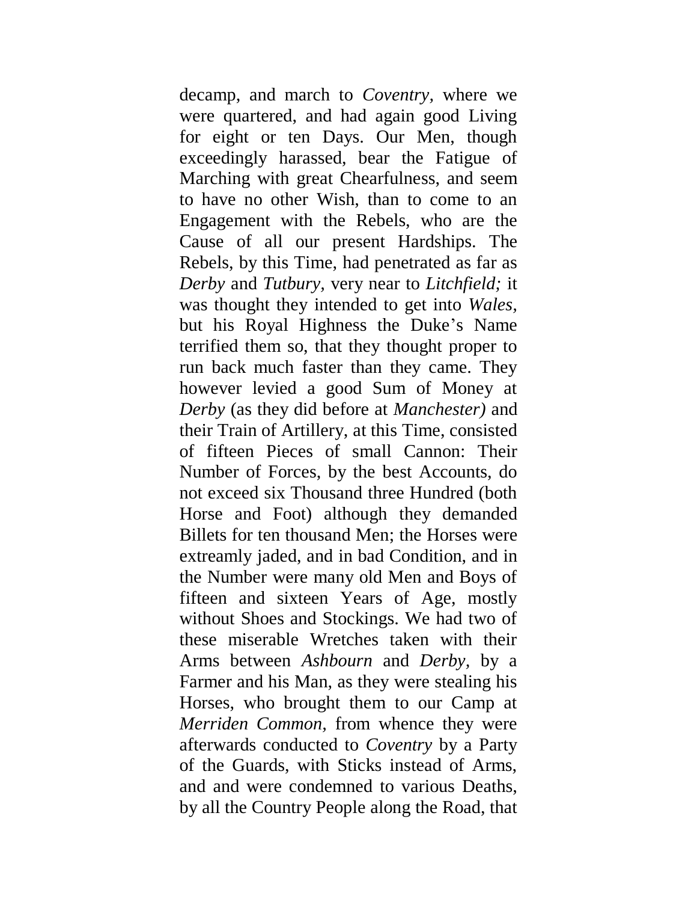decamp, and march to *Coventry,* where we were quartered, and had again good Living for eight or ten Days. Our Men, though exceedingly harassed, bear the Fatigue of Marching with great Chearfulness, and seem to have no other Wish, than to come to an Engagement with the Rebels, who are the Cause of all our present Hardships. The Rebels, by this Time, had penetrated as far as *Derby* and *Tutbury,* very near to *Litchfield;* it was thought they intended to get into *Wales,* but his Royal Highness the Duke's Name terrified them so, that they thought proper to run back much faster than they came. They however levied a good Sum of Money at *Derby* (as they did before at *Manchester)* and their Train of Artillery, at this Time, consisted of fifteen Pieces of small Cannon: Their Number of Forces, by the best Accounts, do not exceed six Thousand three Hundred (both Horse and Foot) although they demanded Billets for ten thousand Men; the Horses were extreamly jaded, and in bad Condition, and in the Number were many old Men and Boys of fifteen and sixteen Years of Age, mostly without Shoes and Stockings. We had two of these miserable Wretches taken with their Arms between *Ashbourn* and *Derby,* by a Farmer and his Man, as they were stealing his Horses, who brought them to our Camp at *Merriden Common,* from whence they were afterwards conducted to *Coventry* by a Party of the Guards, with Sticks instead of Arms, and and were condemned to various Deaths, by all the Country People along the Road, that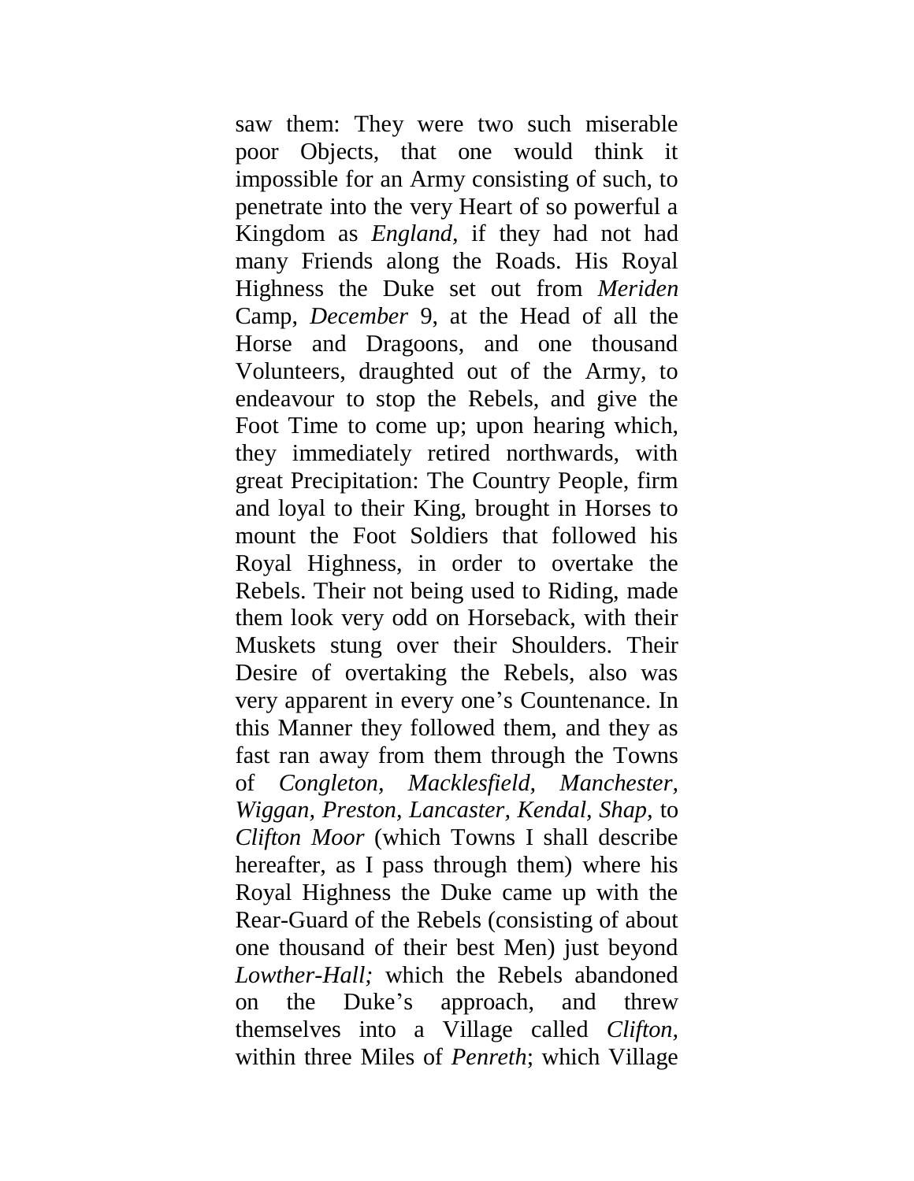saw them: They were two such miserable poor Objects, that one would think it impossible for an Army consisting of such, to penetrate into the very Heart of so powerful a Kingdom as *England*, if they had not had many Friends along the Roads. His Royal Highness the Duke set out from *Meriden* Camp, *December* 9, at the Head of all the Horse and Dragoons, and one thousand Volunteers, draughted out of the Army, to endeavour to stop the Rebels, and give the Foot Time to come up; upon hearing which, they immediately retired northwards, with great Precipitation: The Country People, firm and loyal to their King, brought in Horses to mount the Foot Soldiers that followed his Royal Highness, in order to overtake the Rebels. Their not being used to Riding, made them look very odd on Horseback, with their Muskets stung over their Shoulders. Their Desire of overtaking the Rebels, also was very apparent in every one's Countenance. In this Manner they followed them, and they as fast ran away from them through the Towns of *Congleton*, *Macklesfield*, *Manchester*, *Wiggan*, *Preston*, *Lancaster*, *Kendal*, *Shap*, to *Clifton Moor* (which Towns I shall describe hereafter, as I pass through them) where his Royal Highness the Duke came up with the Rear-Guard of the Rebels (consisting of about one thousand of their best Men) just beyond *Lowther-Hall;* which the Rebels abandoned on the Duke's approach, and threw themselves into a Village called *Clifton*, within three Miles of *Penreth*; which Village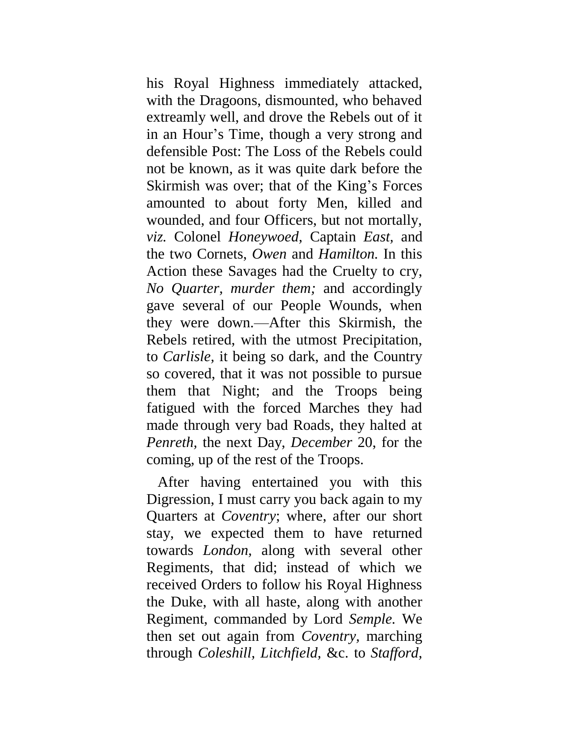his Royal Highness immediately attacked, with the Dragoons, dismounted, who behaved extreamly well, and drove the Rebels out of it in an Hour's Time, though a very strong and defensible Post: The Loss of the Rebels could not be known, as it was quite dark before the Skirmish was over; that of the King's Forces amounted to about forty Men, killed and wounded, and four Officers, but not mortally, *viz.* Colonel *Honeywoed,* Captain *East,* and the two Cornets, *Owen* and *Hamilton.* In this Action these Savages had the Cruelty to cry, *No Quarter, murder them;* and accordingly gave several of our People Wounds, when they were down.—After this Skirmish, the Rebels retired, with the utmost Precipitation, to *Carlisle,* it being so dark, and the Country so covered, that it was not possible to pursue them that Night; and the Troops being fatigued with the forced Marches they had made through very bad Roads, they halted at *Penreth,* the next Day, *December* 20, for the coming, up of the rest of the Troops.

After having entertained you with this Digression, I must carry you back again to my Quarters at *Coventry*; where, after our short stay, we expected them to have returned towards *London,* along with several other Regiments, that did; instead of which we received Orders to follow his Royal Highness the Duke, with all haste, along with another Regiment, commanded by Lord *Semple.* We then set out again from *Coventry,* marching through *Coleshill, Litchfield,* &c. to *Stafford,*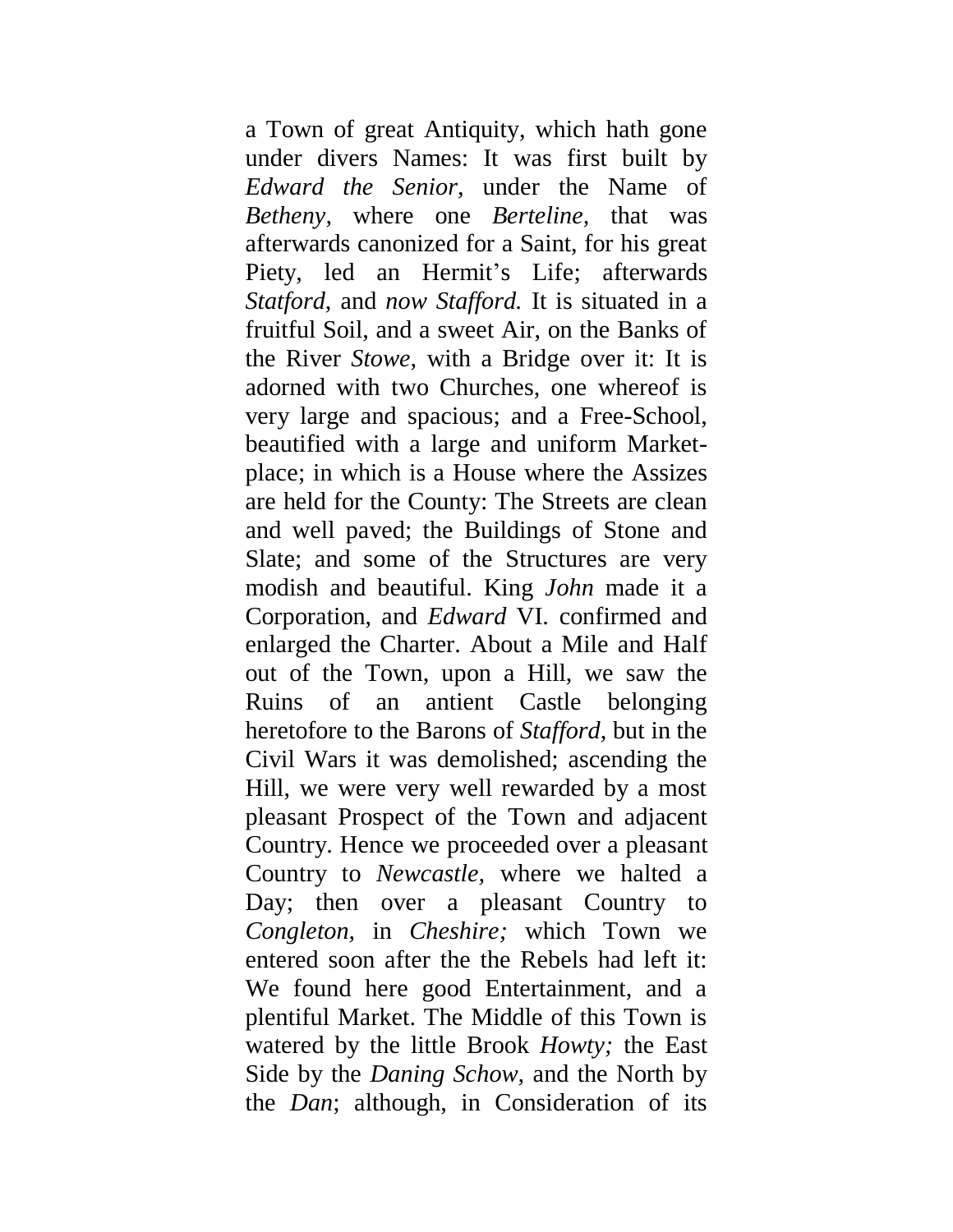a Town of great Antiquity, which hath gone under divers Names: It was first built by *Edward the Senior*, under the Name of *Betheny*, where one *Berteline*, that was afterwards canonized for a Saint, for his great Piety, led an Hermit's Life; afterwards *Statford*, and *now Stafford.* It is situated in a fruitful Soil, and a sweet Air, on the Banks of the River *Stowe*, with a Bridge over it: It is adorned with two Churches, one whereof is very large and spacious; and a Free-School, beautified with a large and uniform Market-place; in which is a House where the Assizes are held for the County: The Streets are clean and well paved; the Buildings of Stone and Slate; and some of the Structures are very modish and beautiful. King *John* made it a Corporation, and *Edward* VI. confirmed and enlarged the Charter. About a Mile and Half out of the Town, upon a Hill, we saw the Ruins of an antient Castle belonging heretofore to the Barons of *Stafford*, but in the Civil Wars it was demolished; ascending the Hill, we were very well rewarded by a most pleasant Prospect of the Town and adjacent Country. Hence we proceeded over a pleasant Country to *Newcastle*, where we halted a Day; then over a pleasant Country to *Congleton*, in *Cheshire;* which Town we entered soon after the the Rebels had left it: We found here good Entertainment, and a plentiful Market. The Middle of this Town is watered by the little Brook *Howty;* the East Side by the *Daning Schow*, and the North by the *Dan*; although, in Consideration of its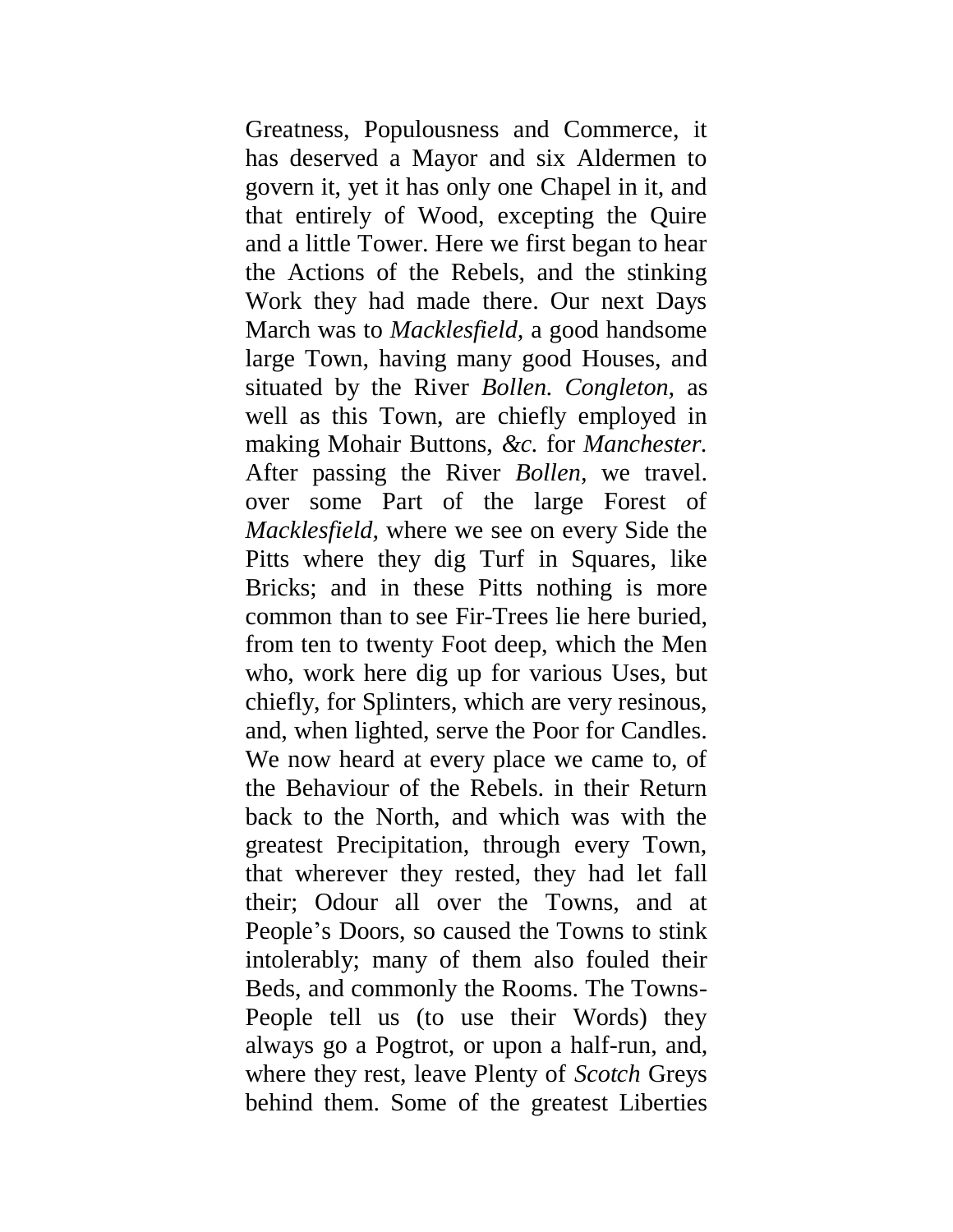Greatness, Populousness and Commerce, it has deserved a Mayor and six Aldermen to govern it, yet it has only one Chapel in it, and that entirely of Wood, excepting the Quire and a little Tower. Here we first began to hear the Actions of the Rebels, and the stinking Work they had made there. Our next Days March was to *Macklesfield*, a good handsome large Town, having many good Houses, and situated by the River *Bollen. Congleton*, as well as this Town, are chiefly employed in making Mohair Buttons, *&c.* for *Manchester.* After passing the River *Bollen*, we travel. over some Part of the large Forest of *Macklesfield*, where we see on every Side the Pitts where they dig Turf in Squares, like Bricks; and in these Pitts nothing is more common than to see Fir-Trees lie here buried, from ten to twenty Foot deep, which the Men who, work here dig up for various Uses, but chiefly, for Splinters, which are very resinous, and, when lighted, serve the Poor for Candles. We now heard at every place we came to, of the Behaviour of the Rebels. in their Return back to the North, and which was with the greatest Precipitation, through every Town, that wherever they rested, they had let fall their; Odour all over the Towns, and at People's Doors, so caused the Towns to stink intolerably; many of them also fouled their Beds, and commonly the Rooms. The Towns-People tell us (to use their Words) they always go a Pogtrot, or upon a half-run, and, where they rest, leave Plenty of *Scotch* Greys behind them. Some of the greatest Liberties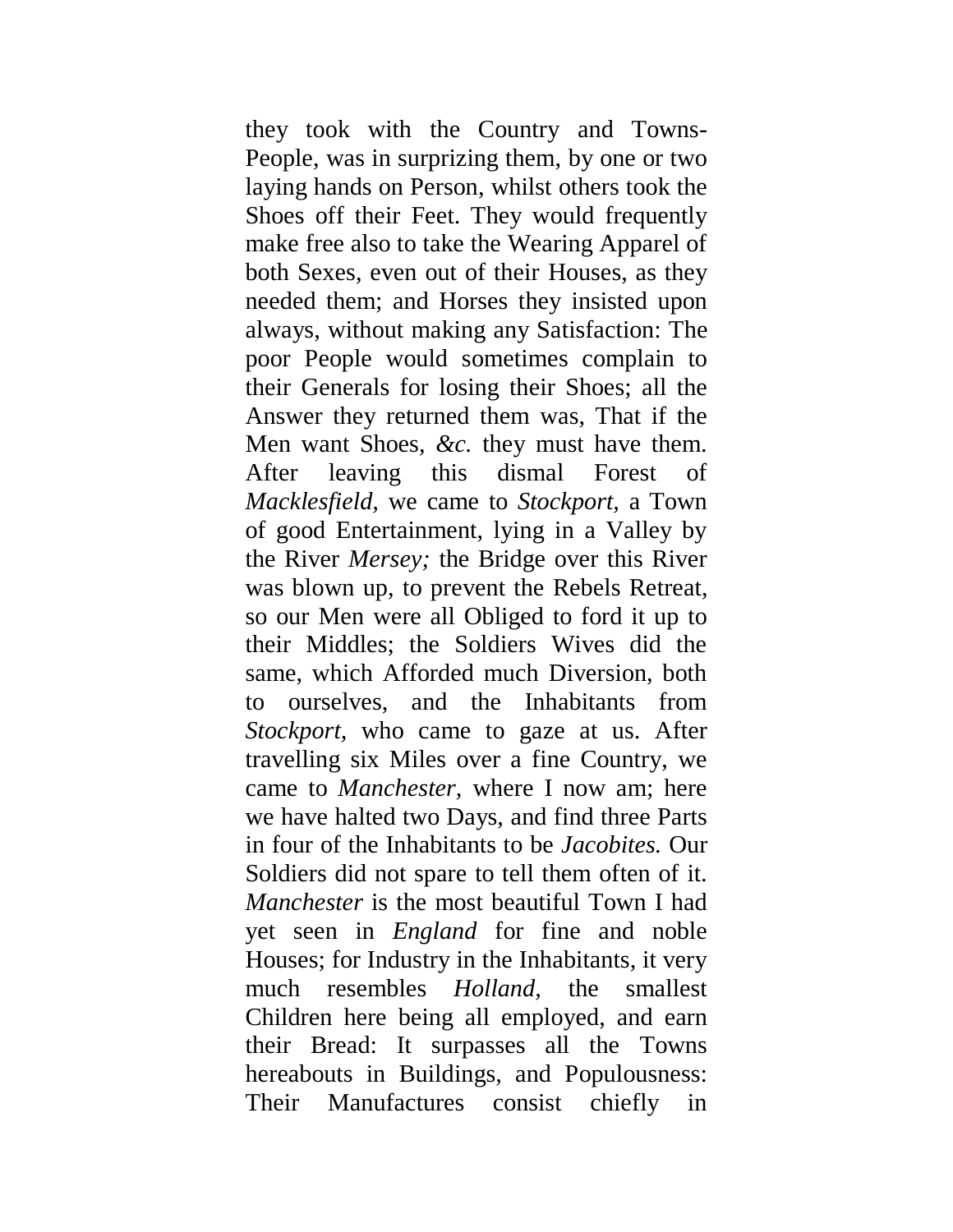they took with the Country and Towns-People, was in surprizing them, by one or two laying hands on Person, whilst others took the Shoes off their Feet. They would frequently make free also to take the Wearing Apparel of both Sexes, even out of their Houses, as they needed them; and Horses they insisted upon always, without making any Satisfaction: The poor People would sometimes complain to their Generals for losing their Shoes; all the Answer they returned them was, That if the Men want Shoes, *&c.* they must have them. After leaving this dismal Forest of *Macklesfield,* we came to *Stockport,* a Town of good Entertainment, lying in a Valley by the River *Mersey;* the Bridge over this River was blown up, to prevent the Rebels Retreat, so our Men were all Obliged to ford it up to their Middles; the Soldiers Wives did the same, which Afforded much Diversion, both to ourselves, and the Inhabitants from *Stockport,* who came to gaze at us. After travelling six Miles over a fine Country, we came to *Manchester,* where I now am; here we have halted two Days, and find three Parts in four of the Inhabitants to be *Jacobites.* Our Soldiers did not spare to tell them often of it. *Manchester* is the most beautiful Town I had yet seen in *England* for fine and noble Houses; for Industry in the Inhabitants, it very much resembles *Holland,* the smallest Children here being all employed, and earn their Bread: It surpasses all the Towns hereabouts in Buildings, and Populousness: Their Manufactures consist chiefly in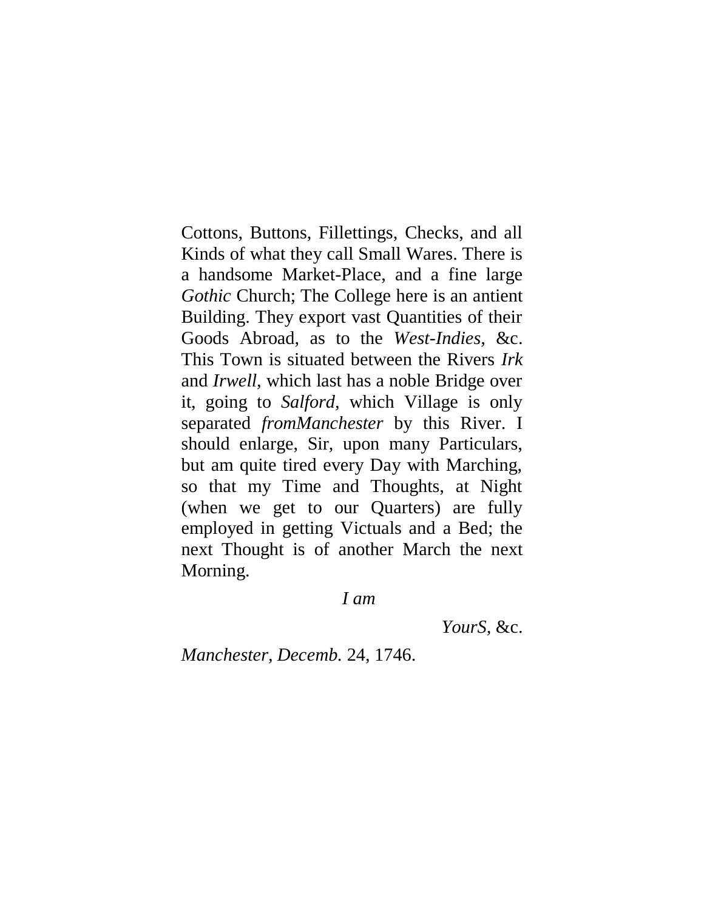Cottons, Buttons, Fillettings, Checks, and all Kinds of what they call Small Wares. There is a handsome Market-Place, and a fine large *Gothic* Church; The College here is an antient Building. They export vast Quantities of their Goods Abroad, as to the *West-Indies*, &c. This Town is situated between the Rivers *Irk* and *Irwell*, which last has a noble Bridge over it, going to *Salford*, which Village is only separated *fromManchester* by this River. I should enlarge, Sir, upon many Particulars, but am quite tired every Day with Marching, so that my Time and Thoughts, at Night (when we get to our Quarters) are fully employed in getting Victuals and a Bed; the next Thought is of another March the next Morning.

*I am*

*YourS*, &c.

*Manchester*, *Decemb.* 24, 1746.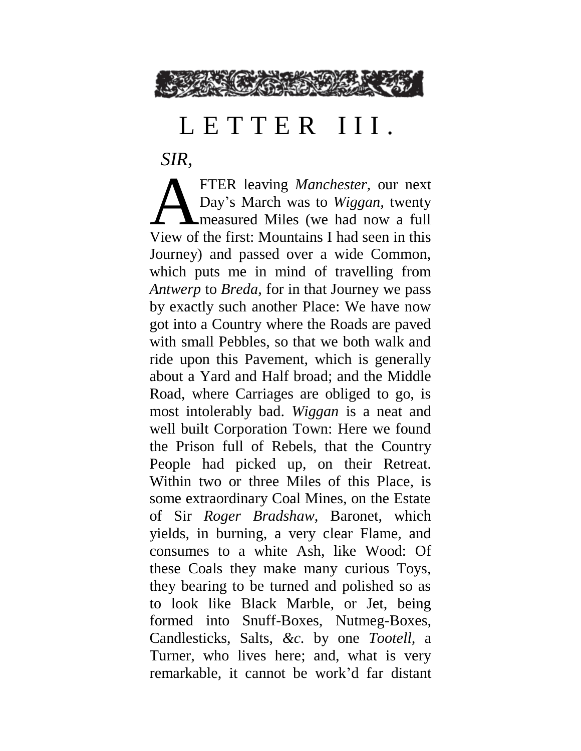# LETTER III.

*SIR,*

AFTER leaving *Manchester,* our next Day's March was to *Wiggan,* twenty measured Miles (we had now a full View of the first: Mountains I had seen in this Journey) and passed over a wide Common, which puts me in mind of travelling from *Antwerp* to *Breda,* for in that Journey we pass by exactly such another Place: We have now got into a Country where the Roads are paved with small Pebbles, so that we both walk and ride upon this Pavement, which is generally about a Yard and Half broad; and the Middle Road, where Carriages are obliged to go, is most intolerably bad. *Wiggan* is a neat and well built Corporation Town: Here we found the Prison full of Rebels, that the Country People had picked up, on their Retreat. Within two or three Miles of this Place, is some extraordinary Coal Mines, on the Estate of Sir *Roger Bradshaw,* Baronet, which yields, in burning, a very clear Flame, and consumes to a white Ash, like Wood: Of these Coals they make many curious Toys, they bearing to be turned and polished so as to look like Black Marble, or Jet, being formed into Snuff-Boxes, Nutmeg-Boxes, Candlesticks, Salts, *&c.* by one *Tootell,* a Turner, who lives here; and, what is very remarkable, it cannot be work'd far distant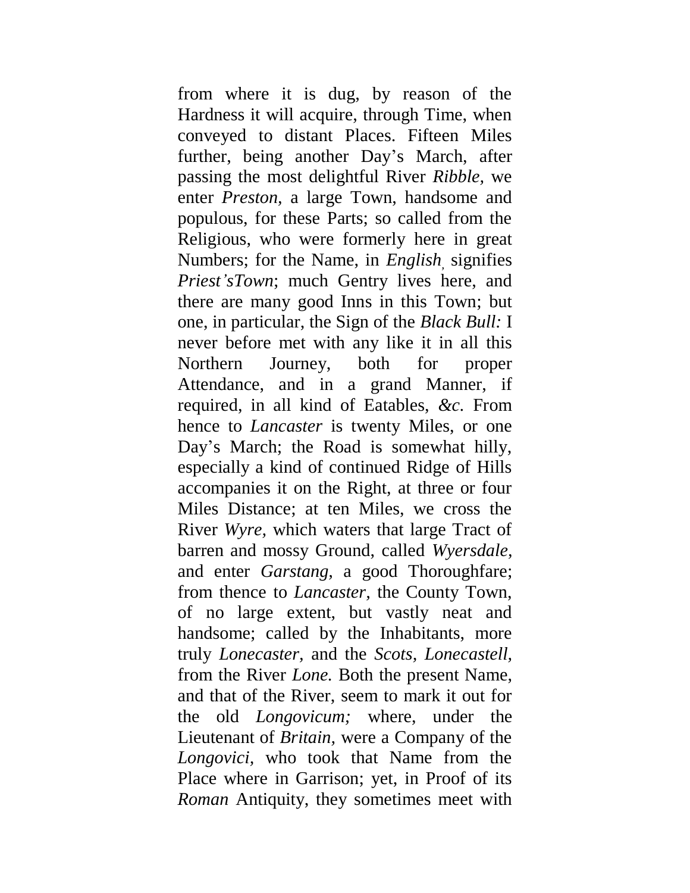from where it is dug, by reason of the Hardness it will acquire, through Time, when conveyed to distant Places. Fifteen Miles further, being another Day's March, after passing the most delightful River *Ribble,* we enter *Preston,* a large Town, handsome and populous, for these Parts; so called from the Religious, who were formerly here in great Numbers; for the Name, in *English*, signifies *Priest'sTown*; much Gentry lives here, and there are many good Inns in this Town; but one, in particular, the Sign of the *Black Bull:* I never before met with any like it in all this Northern Journey, both for proper Attendance, and in a grand Manner, if required, in all kind of Eatables, *&c.* From hence to *Lancaster* is twenty Miles, or one Day's March; the Road is somewhat hilly, especially a kind of continued Ridge of Hills accompanies it on the Right, at three or four Miles Distance; at ten Miles, we cross the River *Wyre,* which waters that large Tract of barren and mossy Ground, called *Wyersdale*, and enter *Garstang*, a good Thoroughfare; from thence to *Lancaster*, the County Town, of no large extent, but vastly neat and handsome; called by the Inhabitants, more truly *Lonecaster,* and the *Scots, Lonecastell,* from the River *Lone.* Both the present Name, and that of the River, seem to mark it out for the old *Longovicum;* where, under the Lieutenant of *Britain,* were a Company of the *Longovici,* who took that Name from the Place where in Garrison; yet, in Proof of its *Roman* Antiquity, they sometimes meet with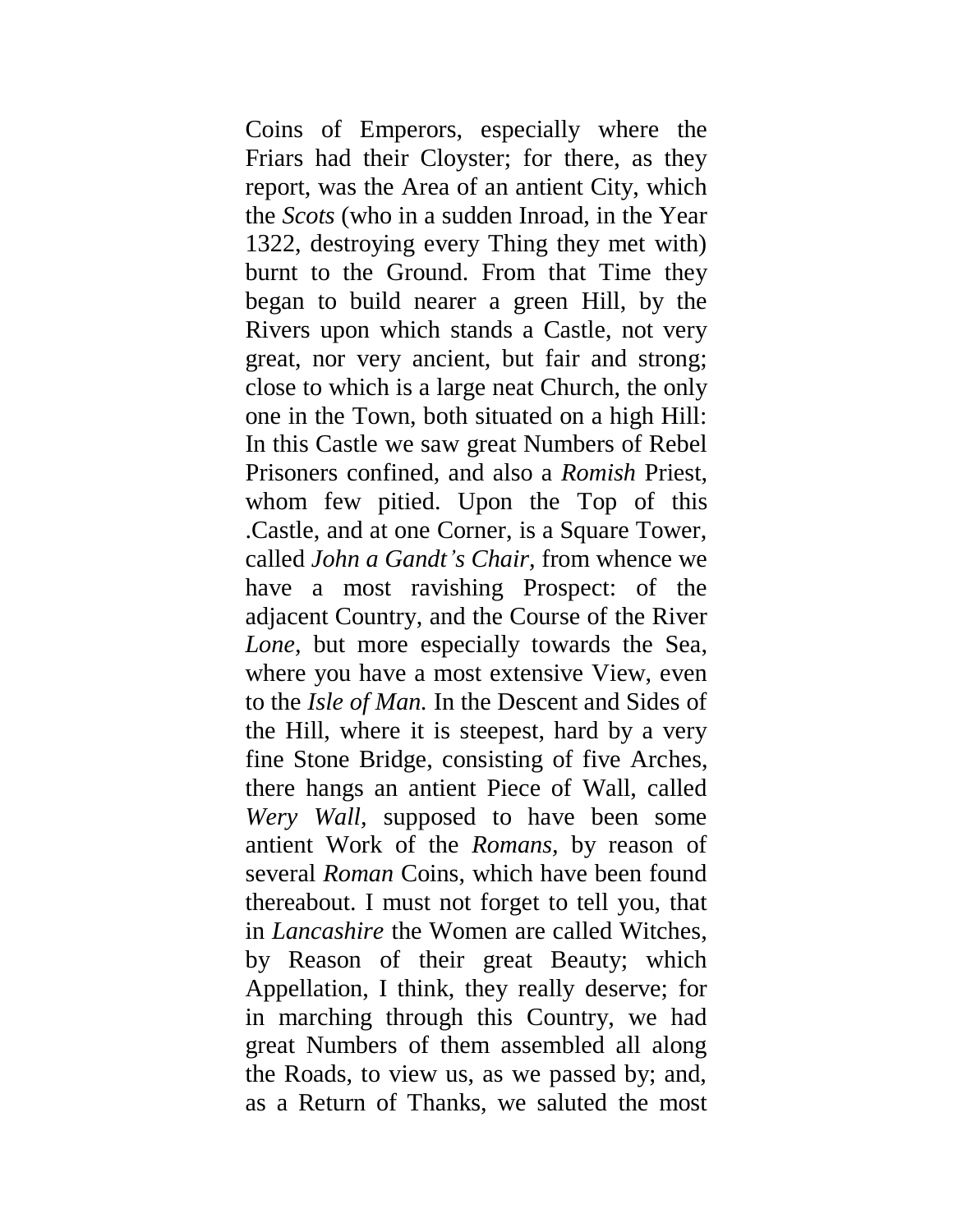Coins of Emperors, especially where the Friars had their Cloyster; for there, as they report, was the Area of an antient City, which the *Scots* (who in a sudden Inroad, in the Year 1322, destroying every Thing they met with) burnt to the Ground. From that Time they began to build nearer a green Hill, by the Rivers upon which stands a Castle, not very great, nor very ancient, but fair and strong; close to which is a large neat Church, the only one in the Town, both situated on a high Hill: In this Castle we saw great Numbers of Rebel Prisoners confined, and also a *Romish* Priest, whom few pitied. Upon the Top of this .Castle, and at one Corner, is a Square Tower, called *John a Gandt's Chair*, from whence we have a most ravishing Prospect: of the adjacent Country, and the Course of the River *Lone,* but more especially towards the Sea, where you have a most extensive View, even to the *Isle of Man.* In the Descent and Sides of the Hill, where it is steepest, hard by a very fine Stone Bridge, consisting of five Arches, there hangs an antient Piece of Wall, called *Wery Wall,* supposed to have been some antient Work of the *Romans,* by reason of several *Roman* Coins, which have been found thereabout. I must not forget to tell you, that in *Lancashire* the Women are called Witches, by Reason of their great Beauty; which Appellation, I think, they really deserve; for in marching through this Country, we had great Numbers of them assembled all along the Roads, to view us, as we passed by; and, as a Return of Thanks, we saluted the most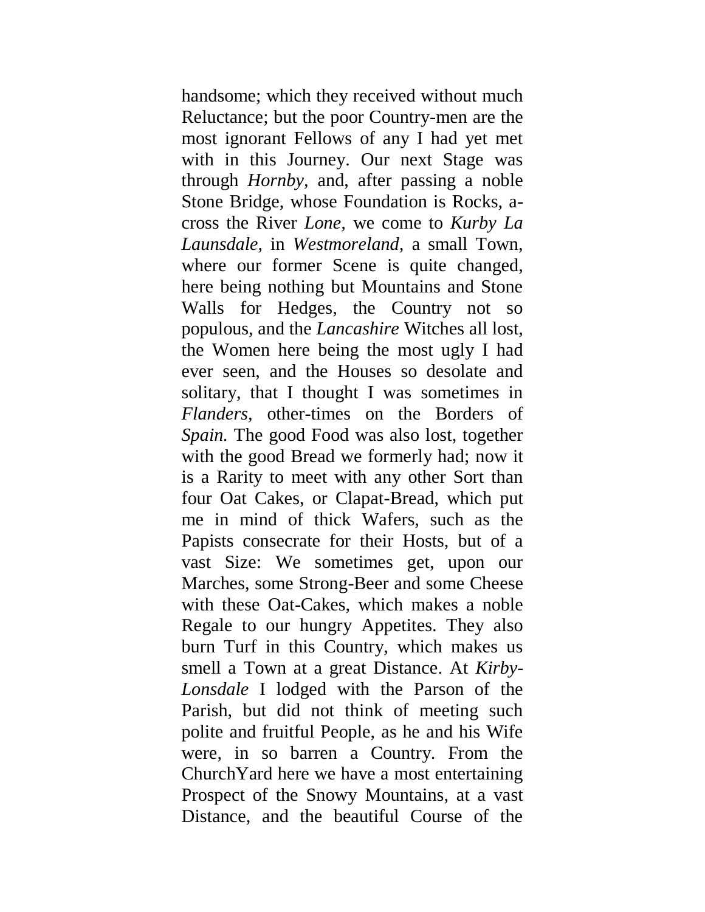handsome; which they received without much Reluctance; but the poor Country-men are the most ignorant Fellows of any I had yet met with in this Journey. Our next Stage was through *Hornby,* and, after passing a noble Stone Bridge, whose Foundation is Rocks, across the River *Lone,* we come to *Kurby La Launsdale,* in *Westmoreland,* a small Town, where our former Scene is quite changed, here being nothing but Mountains and Stone Walls for Hedges, the Country not so populous, and the *Lancashire* Witches all lost, the Women here being the most ugly I had ever seen, and the Houses so desolate and solitary, that I thought I was sometimes in *Flanders,* other-times on the Borders of *Spain.* The good Food was also lost, together with the good Bread we formerly had; now it is a Rarity to meet with any other Sort than four Oat Cakes, or Clapat-Bread, which put me in mind of thick Wafers, such as the Papists consecrate for their Hosts, but of a vast Size: We sometimes get, upon our Marches, some Strong-Beer and some Cheese with these Oat-Cakes, which makes a noble Regale to our hungry Appetites. They also burn Turf in this Country, which makes us smell a Town at a great Distance. At *Kirby-Lonsdale* I lodged with the Parson of the Parish, but did not think of meeting such polite and fruitful People, as he and his Wife were, in so barren a Country. From the ChurchYard here we have a most entertaining Prospect of the Snowy Mountains, at a vast Distance, and the beautiful Course of the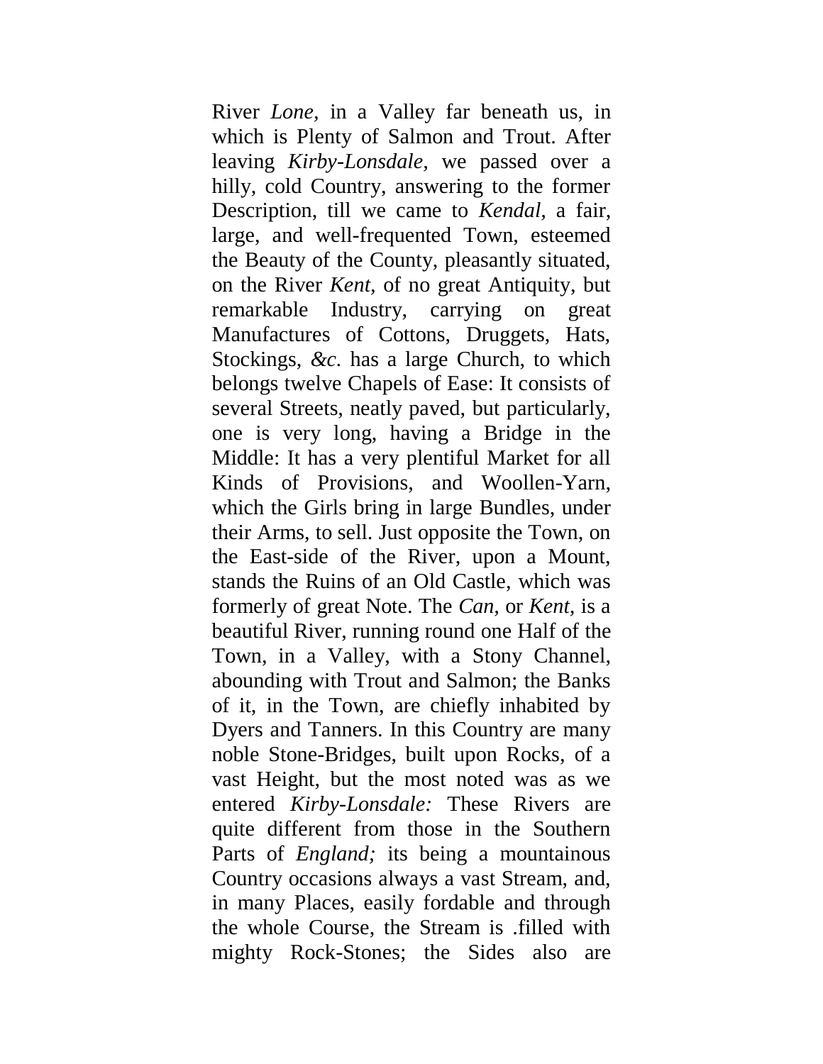River *Lone,* in a Valley far beneath us, in which is Plenty of Salmon and Trout. After leaving *Kirby-Lonsdale,* we passed over a hilly, cold Country, answering to the former Description, till we came to *Kendal,* a fair, large, and well-frequented Town, esteemed the Beauty of the County, pleasantly situated, on the River *Kent,* of no great Antiquity, but remarkable Industry, carrying on great Manufactures of Cottons, Druggets, Hats, Stockings, *&c*. has a large Church, to which belongs twelve Chapels of Ease: It consists of several Streets, neatly paved, but particularly, one is very long, having a Bridge in the Middle: It has a very plentiful Market for all Kinds of Provisions, and Woollen-Yarn, which the Girls bring in large Bundles, under their Arms, to sell. Just opposite the Town, on the East-side of the River, upon a Mount, stands the Ruins of an Old Castle, which was formerly of great Note. The *Can,* or *Kent,* is a beautiful River, running round one Half of the Town, in a Valley, with a Stony Channel, abounding with Trout and Salmon; the Banks of it, in the Town, are chiefly inhabited by Dyers and Tanners. In this Country are many noble Stone-Bridges, built upon Rocks, of a vast Height, but the most noted was as we entered *Kirby-Lonsdale:* These Rivers are quite different from those in the Southern Parts of *England;* its being a mountainous Country occasions always a vast Stream, and, in many Places, easily fordable and through the whole Course, the Stream is .filled with mighty Rock-Stones; the Sides also are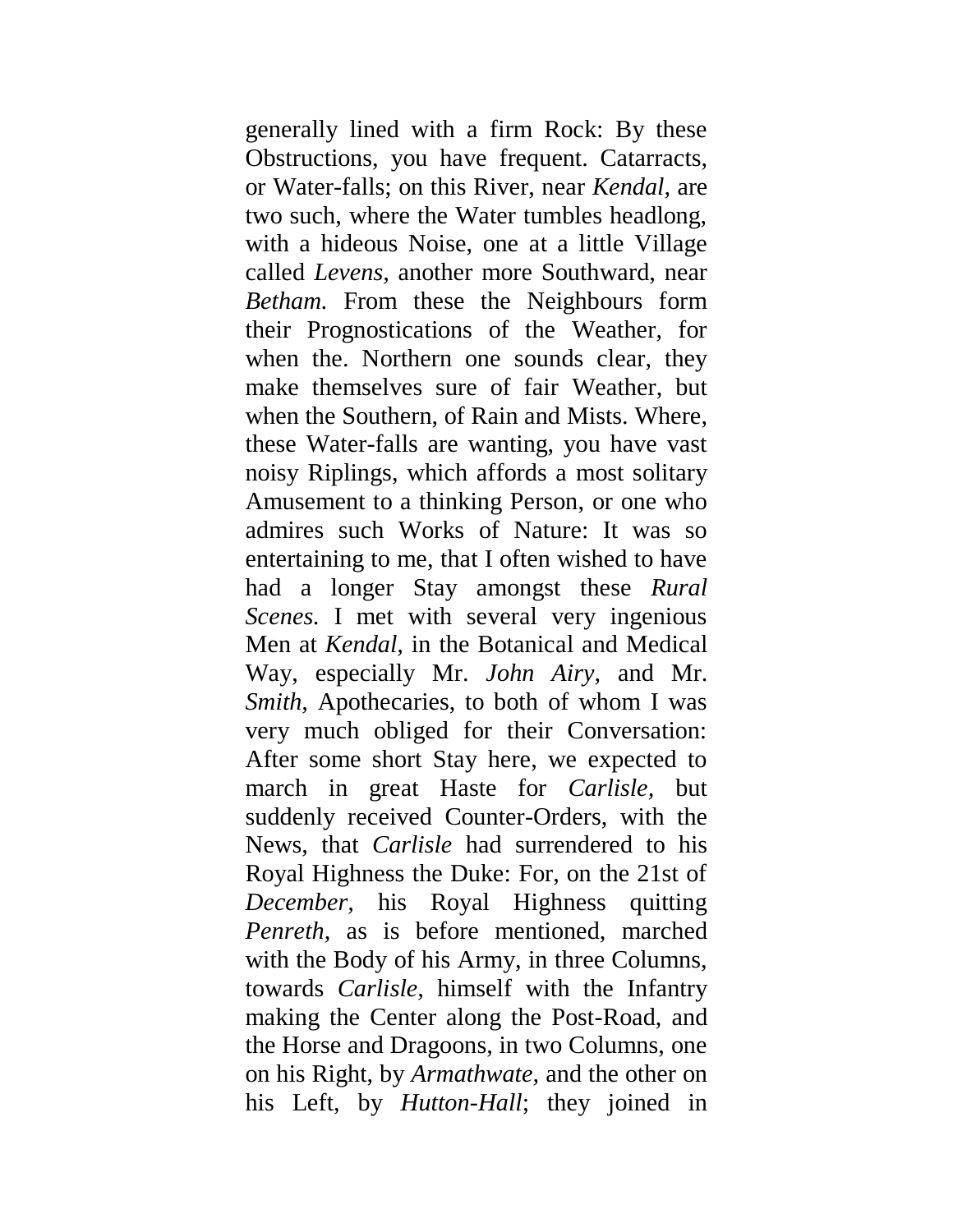generally lined with a firm Rock: By these Obstructions, you have frequent. Catarracts, or Water-falls; on this River, near *Kendal,* are two such, where the Water tumbles headlong, with a hideous Noise, one at a little Village called *Levens,* another more Southward, near *Betham.* From these the Neighbours form their Prognostications of the Weather, for when the. Northern one sounds clear, they make themselves sure of fair Weather, but when the Southern, of Rain and Mists. Where, these Water-falls are wanting, you have vast noisy Riplings, which affords a most solitary Amusement to a thinking Person, or one who admires such Works of Nature: It was so entertaining to me, that I often wished to have had a longer Stay amongst these *Rural Scenes.* I met with several very ingenious Men at *Kendal,* in the Botanical and Medical Way, especially Mr. *John Airy,* and Mr. *Smith,* Apothecaries, to both of whom I was very much obliged for their Conversation: After some short Stay here, we expected to march in great Haste for *Carlisle,* but suddenly received Counter-Orders, with the News, that *Carlisle* had surrendered to his Royal Highness the Duke: For, on the 21st of *December,* his Royal Highness quitting *Penreth,* as is before mentioned, marched with the Body of his Army, in three Columns, towards *Carlisle,* himself with the Infantry making the Center along the Post-Road, and the Horse and Dragoons, in two Columns, one on his Right, by *Armathwate,* and the other on his Left, by *Hutton-Hall*; they joined in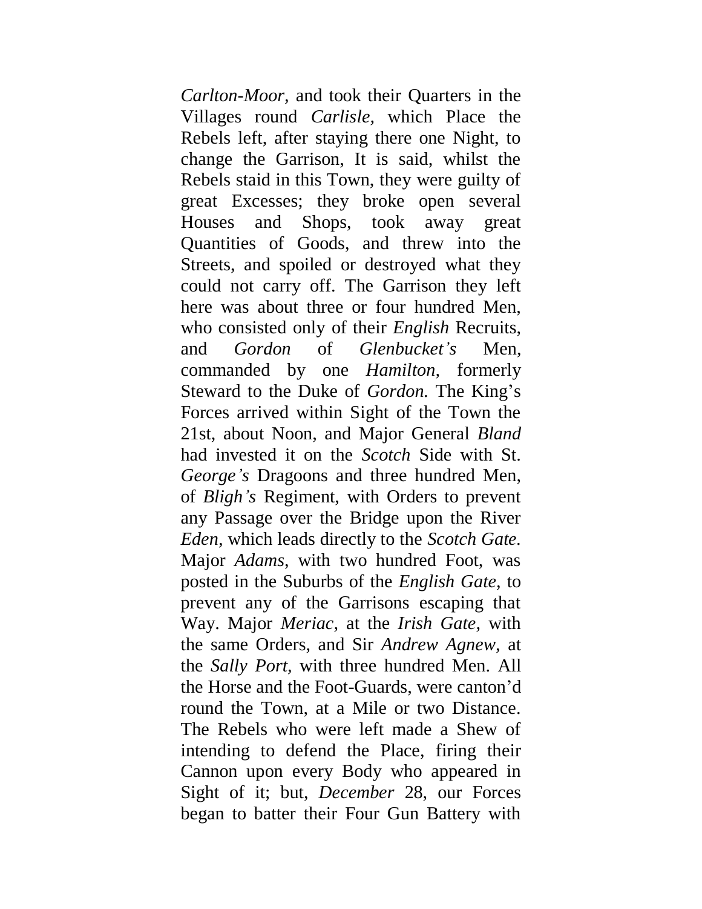*Carlton-Moor*, and took their Quarters in the Villages round *Carlisle,* which Place the Rebels left, after staying there one Night, to change the Garrison, It is said, whilst the Rebels staid in this Town, they were guilty of great Excesses; they broke open several Houses and Shops, took away great Quantities of Goods, and threw into the Streets, and spoiled or destroyed what they could not carry off. The Garrison they left here was about three or four hundred Men, who consisted only of their *English* Recruits, and *Gordon* of *Glenbucket's* Men, commanded by one *Hamilton,* formerly Steward to the Duke of *Gordon.* The King's Forces arrived within Sight of the Town the 21st, about Noon, and Major General *Bland* had invested it on the *Scotch* Side with St. *George's* Dragoons and three hundred Men, of *Bligh's* Regiment, with Orders to prevent any Passage over the Bridge upon the River *Eden,* which leads directly to the *Scotch Gate.* Major *Adams,* with two hundred Foot, was posted in the Suburbs of the *English Gate,* to prevent any of the Garrisons escaping that Way. Major *Meriac,* at the *Irish Gate,* with the same Orders, and Sir *Andrew Agnew,* at the *Sally Port,* with three hundred Men. All the Horse and the Foot-Guards, were canton'd round the Town, at a Mile or two Distance. The Rebels who were left made a Shew of intending to defend the Place, firing their Cannon upon every Body who appeared in Sight of it; but, *December* 28, our Forces began to batter their Four Gun Battery with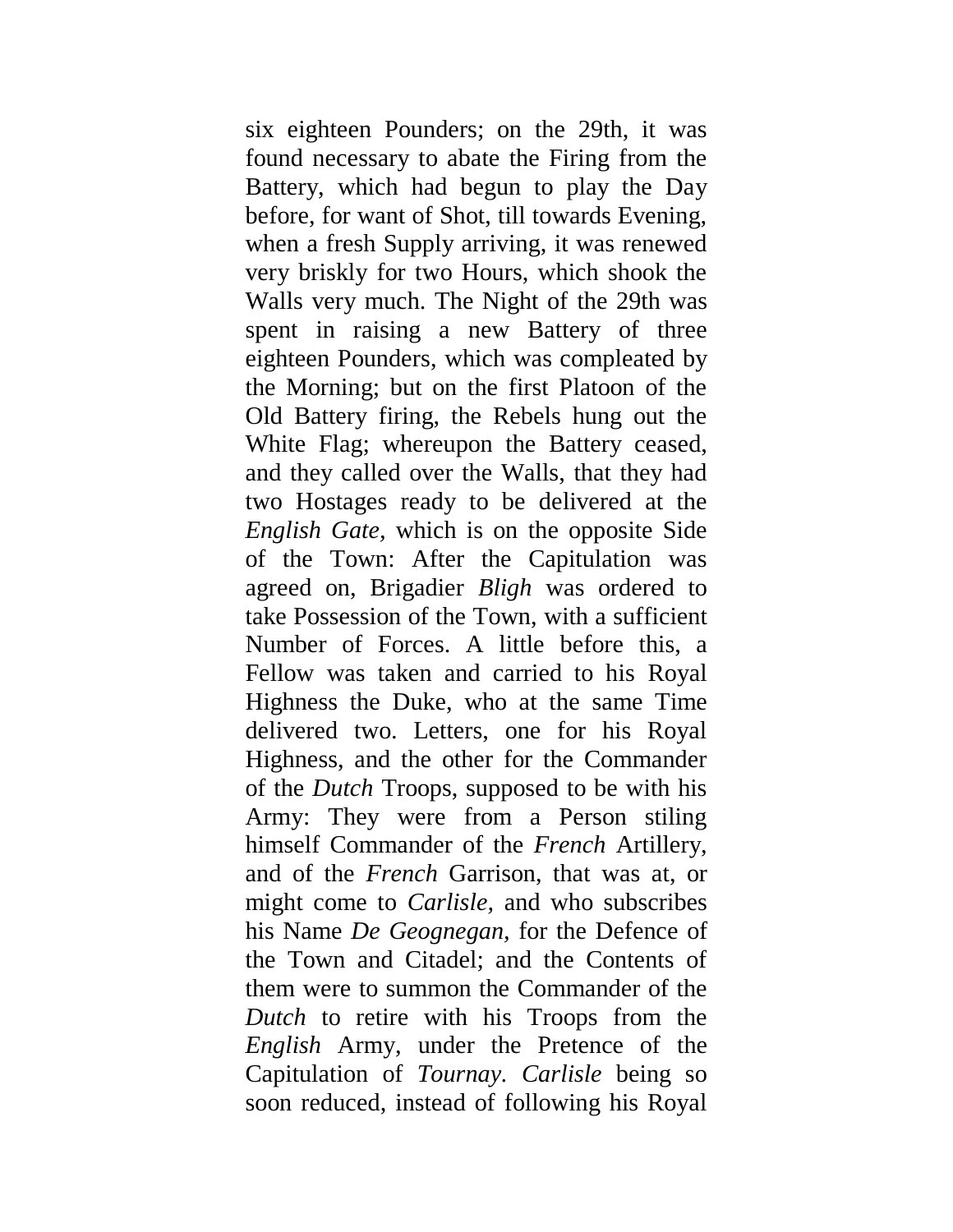six eighteen Pounders; on the 29th, it was found necessary to abate the Firing from the Battery, which had begun to play the Day before, for want of Shot, till towards Evening, when a fresh Supply arriving, it was renewed very briskly for two Hours, which shook the Walls very much. The Night of the 29th was spent in raising a new Battery of three eighteen Pounders, which was compleated by the Morning; but on the first Platoon of the Old Battery firing, the Rebels hung out the White Flag; whereupon the Battery ceased, and they called over the Walls, that they had two Hostages ready to be delivered at the *English Gate*, which is on the opposite Side of the Town: After the Capitulation was agreed on, Brigadier *Bligh* was ordered to take Possession of the Town, with a sufficient Number of Forces. A little before this, a Fellow was taken and carried to his Royal Highness the Duke, who at the same Time delivered two. Letters, one for his Royal Highness, and the other for the Commander of the *Dutch* Troops, supposed to be with his Army: They were from a Person stiling himself Commander of the *French* Artillery, and of the *French* Garrison, that was at, or might come to *Carlisle*, and who subscribes his Name *De Geognegan*, for the Defence of the Town and Citadel; and the Contents of them were to summon the Commander of the *Dutch* to retire with his Troops from the *English* Army, under the Pretence of the Capitulation of *Tournay*. *Carlisle* being so soon reduced, instead of following his Royal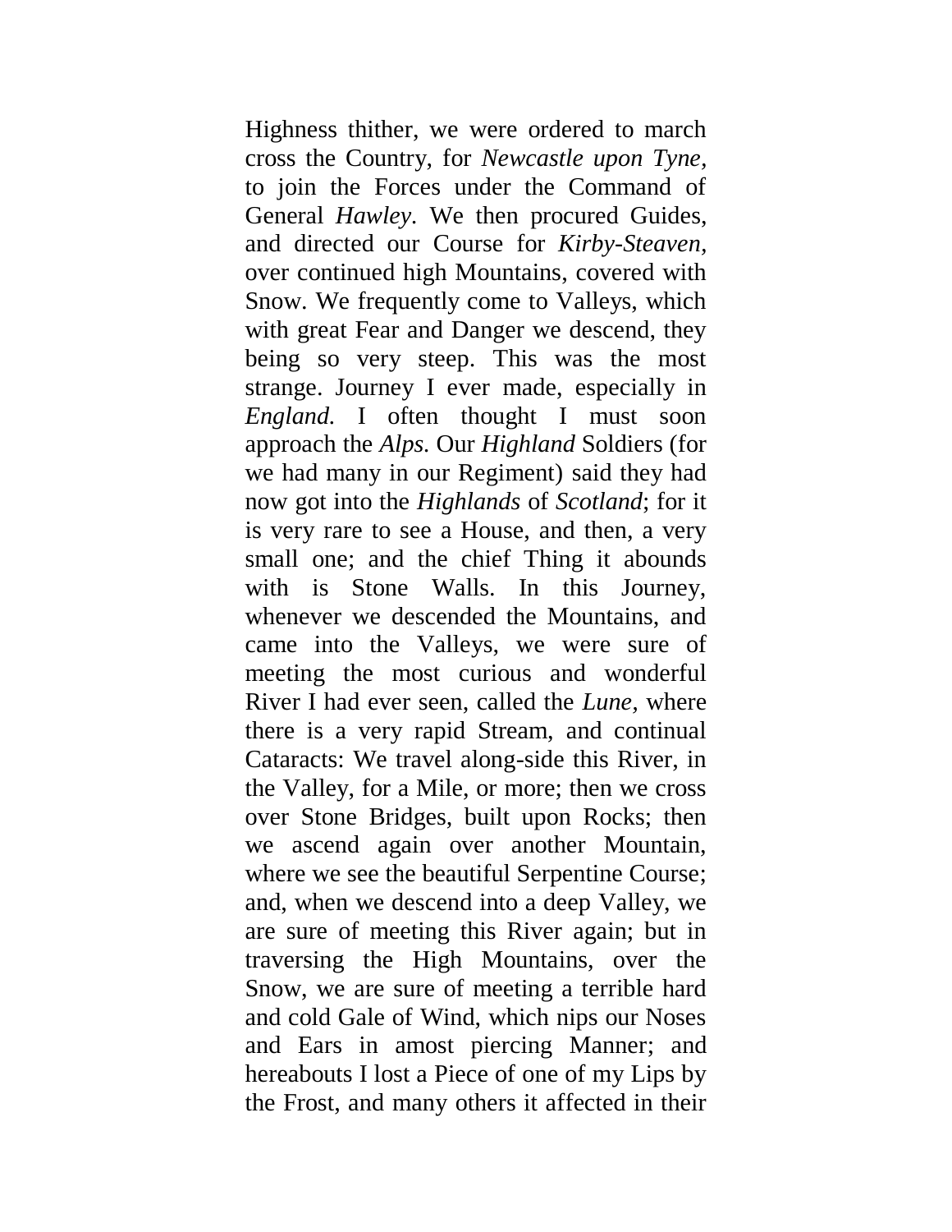Highness thither, we were ordered to march cross the Country, for *Newcastle upon Tyne*, to join the Forces under the Command of General *Hawley*. We then procured Guides, and directed our Course for *Kirby-Steaven*, over continued high Mountains, covered with Snow. We frequently come to Valleys, which with great Fear and Danger we descend, they being so very steep. This was the most strange. Journey I ever made, especially in *England.* I often thought I must soon approach the *Alps.* Our *Highland* Soldiers (for we had many in our Regiment) said they had now got into the *Highlands* of *Scotland*; for it is very rare to see a House, and then, a very small one; and the chief Thing it abounds with is Stone Walls. In this Journey, whenever we descended the Mountains, and came into the Valleys, we were sure of meeting the most curious and wonderful River I had ever seen, called the *Lune*, where there is a very rapid Stream, and continual Cataracts: We travel along-side this River, in the Valley, for a Mile, or more; then we cross over Stone Bridges, built upon Rocks; then we ascend again over another Mountain, where we see the beautiful Serpentine Course; and, when we descend into a deep Valley, we are sure of meeting this River again; but in traversing the High Mountains, over the Snow, we are sure of meeting a terrible hard and cold Gale of Wind, which nips our Noses and Ears in amost piercing Manner; and hereabouts I lost a Piece of one of my Lips by the Frost, and many others it affected in their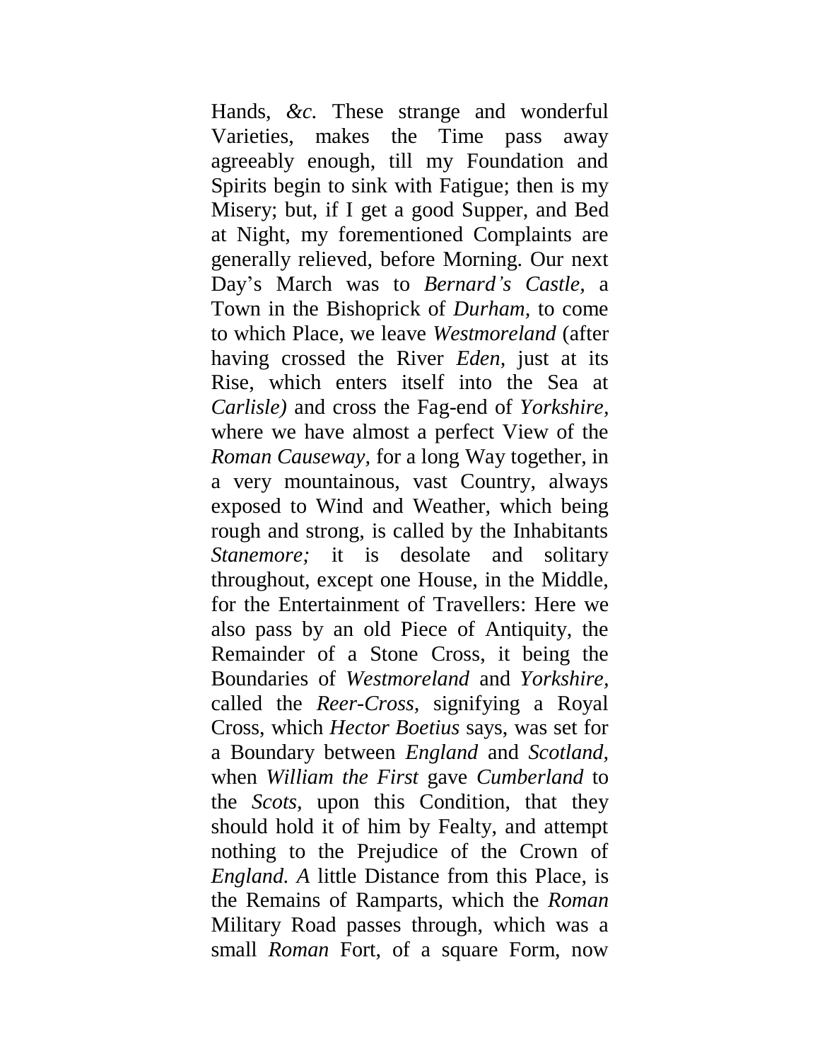Hands, *&c.* These strange and wonderful Varieties, makes the Time pass away agreeably enough, till my Foundation and Spirits begin to sink with Fatigue; then is my Misery; but, if I get a good Supper, and Bed at Night, my forementioned Complaints are generally relieved, before Morning. Our next Day's March was to *Bernard's Castle,* a Town in the Bishoprick of *Durham,* to come to which Place, we leave *Westmoreland* (after having crossed the River *Eden,* just at its Rise, which enters itself into the Sea at *Carlisle)* and cross the Fag-end of *Yorkshire,* where we have almost a perfect View of the *Roman Causeway,* for a long Way together, in a very mountainous, vast Country, always exposed to Wind and Weather, which being rough and strong, is called by the Inhabitants *Stanemore;* it is desolate and solitary throughout, except one House, in the Middle, for the Entertainment of Travellers: Here we also pass by an old Piece of Antiquity, the Remainder of a Stone Cross, it being the Boundaries of *Westmoreland* and *Yorkshire,* called the *Reer-Cross,* signifying a Royal Cross, which *Hector Boetius* says, was set for a Boundary between *England* and *Scotland,* when *William the First* gave *Cumberland* to the *Scots,* upon this Condition, that they should hold it of him by Fealty, and attempt nothing to the Prejudice of the Crown of *England. A* little Distance from this Place, is the Remains of Ramparts, which the *Roman* Military Road passes through, which was a small *Roman* Fort, of a square Form, now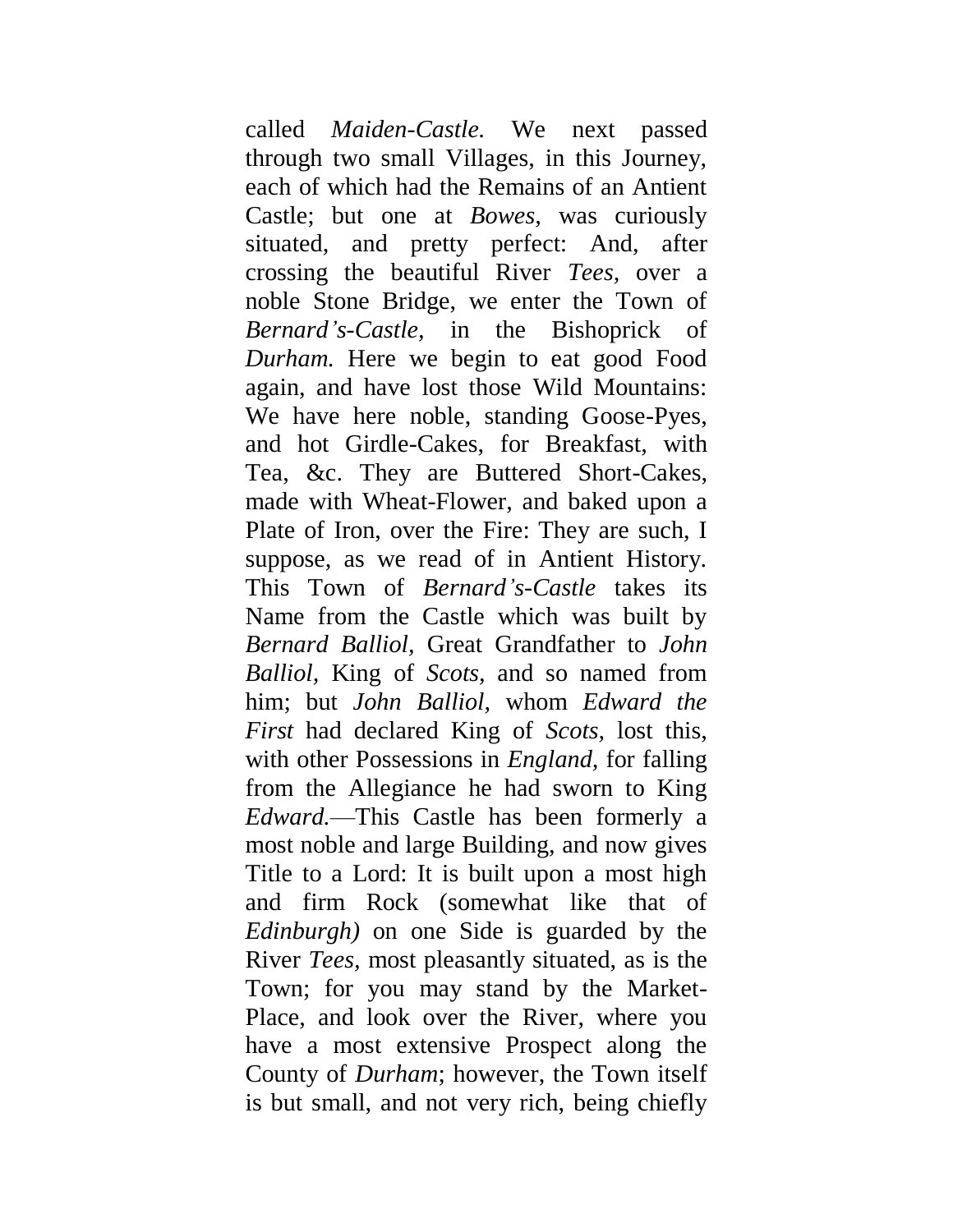called *Maiden-Castle.* We next passed through two small Villages, in this Journey, each of which had the Remains of an Antient Castle; but one at *Bowes*, was curiously situated, and pretty perfect: And, after crossing the beautiful River *Tees,* over a noble Stone Bridge, we enter the Town of *Bernard's-Castle,* in the Bishoprick of *Durham.* Here we begin to eat good Food again, and have lost those Wild Mountains: We have here noble, standing Goose-Pyes, and hot Girdle-Cakes, for Breakfast, with Tea, &c. They are Buttered Short-Cakes, made with Wheat-Flower, and baked upon a Plate of Iron, over the Fire: They are such, I suppose, as we read of in Antient History. This Town of *Bernard's-Castle* takes its Name from the Castle which was built by *Bernard Balliol,* Great Grandfather to *John Balliol,* King of *Scots,* and so named from him; but *John Balliol,* whom *Edward the First* had declared King of *Scots,* lost this, with other Possessions in *England,* for falling from the Allegiance he had sworn to King *Edward.*—This Castle has been formerly a most noble and large Building, and now gives Title to a Lord: It is built upon a most high and firm Rock (somewhat like that of *Edinburgh)* on one Side is guarded by the River *Tees,* most pleasantly situated, as is the Town; for you may stand by the Market-Place, and look over the River, where you have a most extensive Prospect along the County of *Durham*; however, the Town itself is but small, and not very rich, being chiefly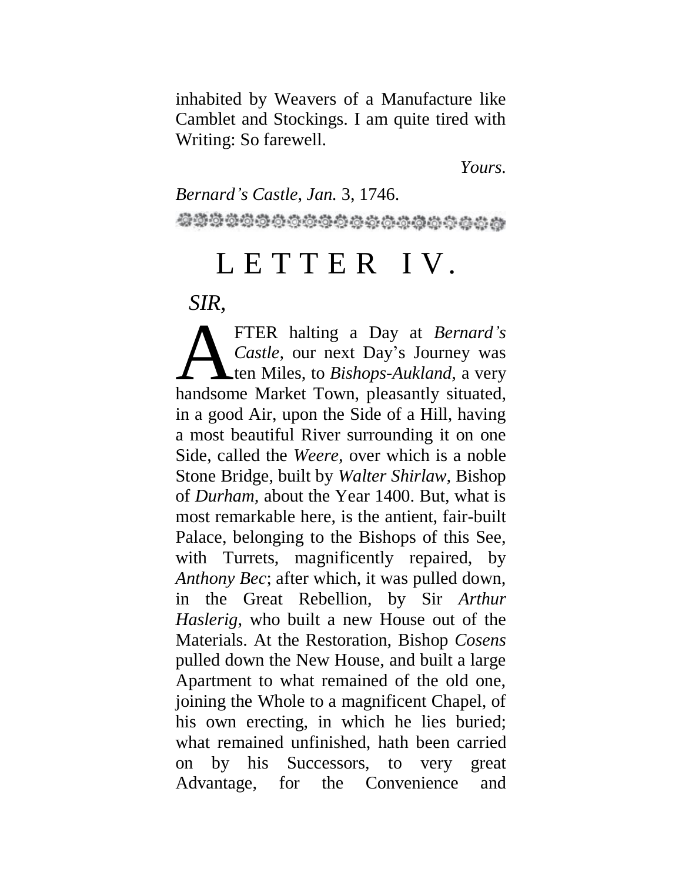inhabited by Weavers of a Manufacture like Camblet and Stockings. I am quite tired with Writing: So farewell.

*Yours.*

*Bernard's Castle, Jan.* 3, 1746.

# LETTER IV.

*SIR*,

AFTER halting a Day at *Bernard's Castle*, our next Day's Journey was ten Miles, to *Bishops-Aukland*, a very handsome Market Town, pleasantly situated, in a good Air, upon the Side of a Hill, having a most beautiful River surrounding it on one Side, called the *Weere*, over which is a noble Stone Bridge, built by *Walter Shirlaw*, Bishop of *Durham*, about the Year 1400. But, what is most remarkable here, is the antient, fair-built Palace, belonging to the Bishops of this See, with Turrets, magnificently repaired, by *Anthony Bec*; after which, it was pulled down, in the Great Rebellion, by Sir *Arthur Haslerig*, who built a new House out of the Materials. At the Restoration, Bishop *Cosens* pulled down the New House, and built a large Apartment to what remained of the old one, joining the Whole to a magnificent Chapel, of his own erecting, in which he lies buried; what remained unfinished, hath been carried on by his Successors, to very great Advantage, for the Convenience and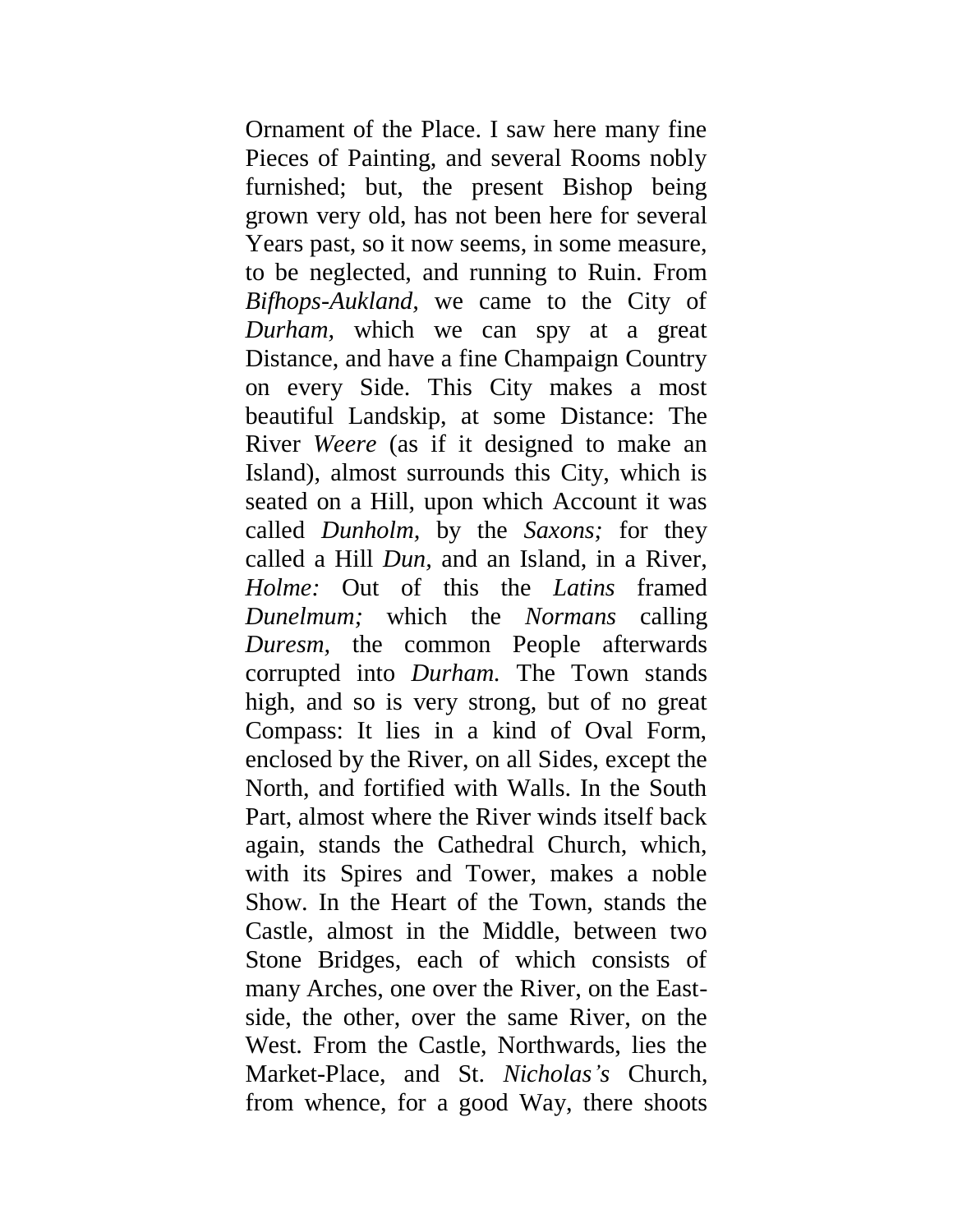Ornament of the Place. I saw here many fine Pieces of Painting, and several Rooms nobly furnished; but, the present Bishop being grown very old, has not been here for several Years past, so it now seems, in some measure, to be neglected, and running to Ruin. From *Bifhops-Aukland,* we came to the City of *Durham,* which we can spy at a great Distance, and have a fine Champaign Country on every Side. This City makes a most beautiful Landskip, at some Distance: The River *Weere* (as if it designed to make an Island), almost surrounds this City, which is seated on a Hill, upon which Account it was called *Dunholm,* by the *Saxons;* for they called a Hill *Dun,* and an Island, in a River, *Holme:* Out of this the *Latins* framed *Dunelmum;* which the *Normans* calling *Duresm,* the common People afterwards corrupted into *Durham.* The Town stands high, and so is very strong, but of no great Compass: It lies in a kind of Oval Form, enclosed by the River, on all Sides, except the North, and fortified with Walls. In the South Part, almost where the River winds itself back again, stands the Cathedral Church, which, with its Spires and Tower, makes a noble Show. In the Heart of the Town, stands the Castle, almost in the Middle, between two Stone Bridges, each of which consists of many Arches, one over the River, on the East-side, the other, over the same River, on the West. From the Castle, Northwards, lies the Market-Place, and St. *Nicholas's* Church, from whence, for a good Way, there shoots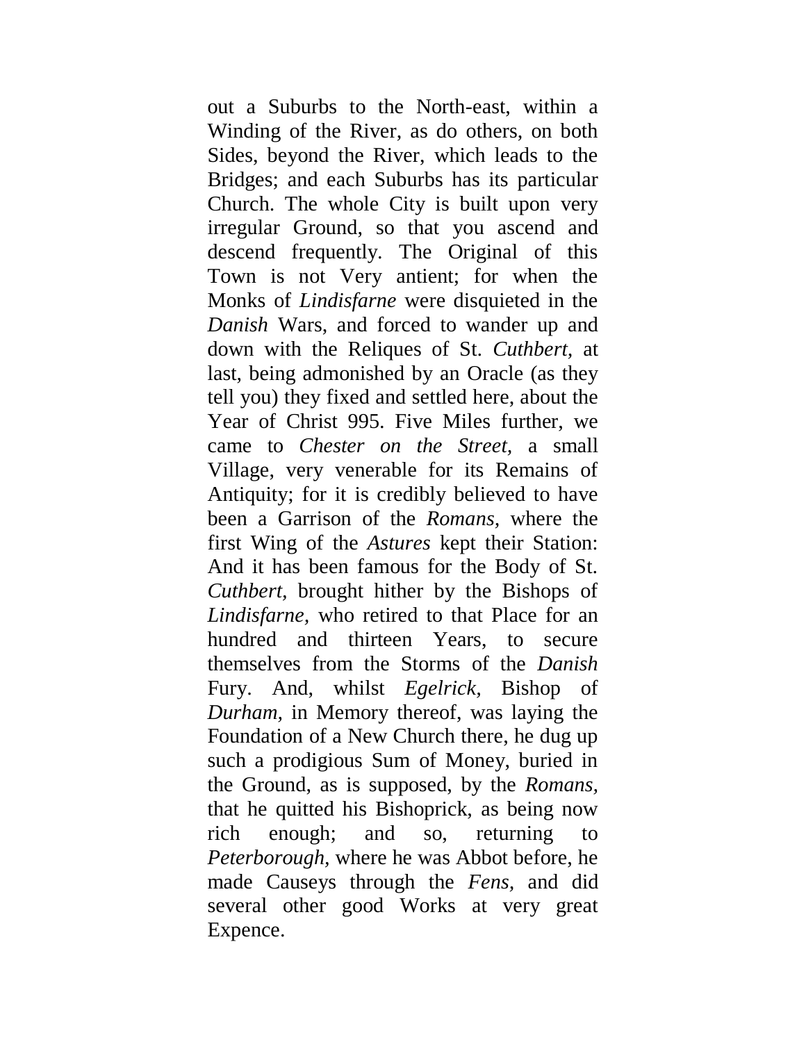out a Suburbs to the North-east, within a Winding of the River, as do others, on both Sides, beyond the River, which leads to the Bridges; and each Suburbs has its particular Church. The whole City is built upon very irregular Ground, so that you ascend and descend frequently. The Original of this Town is not Very antient; for when the Monks of *Lindisfarne* were disquieted in the *Danish* Wars, and forced to wander up and down with the Reliques of St. *Cuthbert*, at last, being admonished by an Oracle (as they tell you) they fixed and settled here, about the Year of Christ 995. Five Miles further, we came to *Chester on the Street*, a small Village, very venerable for its Remains of Antiquity; for it is credibly believed to have been a Garrison of the *Romans*, where the first Wing of the *Astures* kept their Station: And it has been famous for the Body of St. *Cuthbert*, brought hither by the Bishops of *Lindisfarne*, who retired to that Place for an hundred and thirteen Years, to secure themselves from the Storms of the *Danish* Fury. And, whilst *Egelrick*, Bishop of *Durham*, in Memory thereof, was laying the Foundation of a New Church there, he dug up such a prodigious Sum of Money, buried in the Ground, as is supposed, by the *Romans*, that he quitted his Bishoprick, as being now rich enough; and so, returning to *Peterborough*, where he was Abbot before, he made Causeys through the *Fens*, and did several other good Works at very great Expence.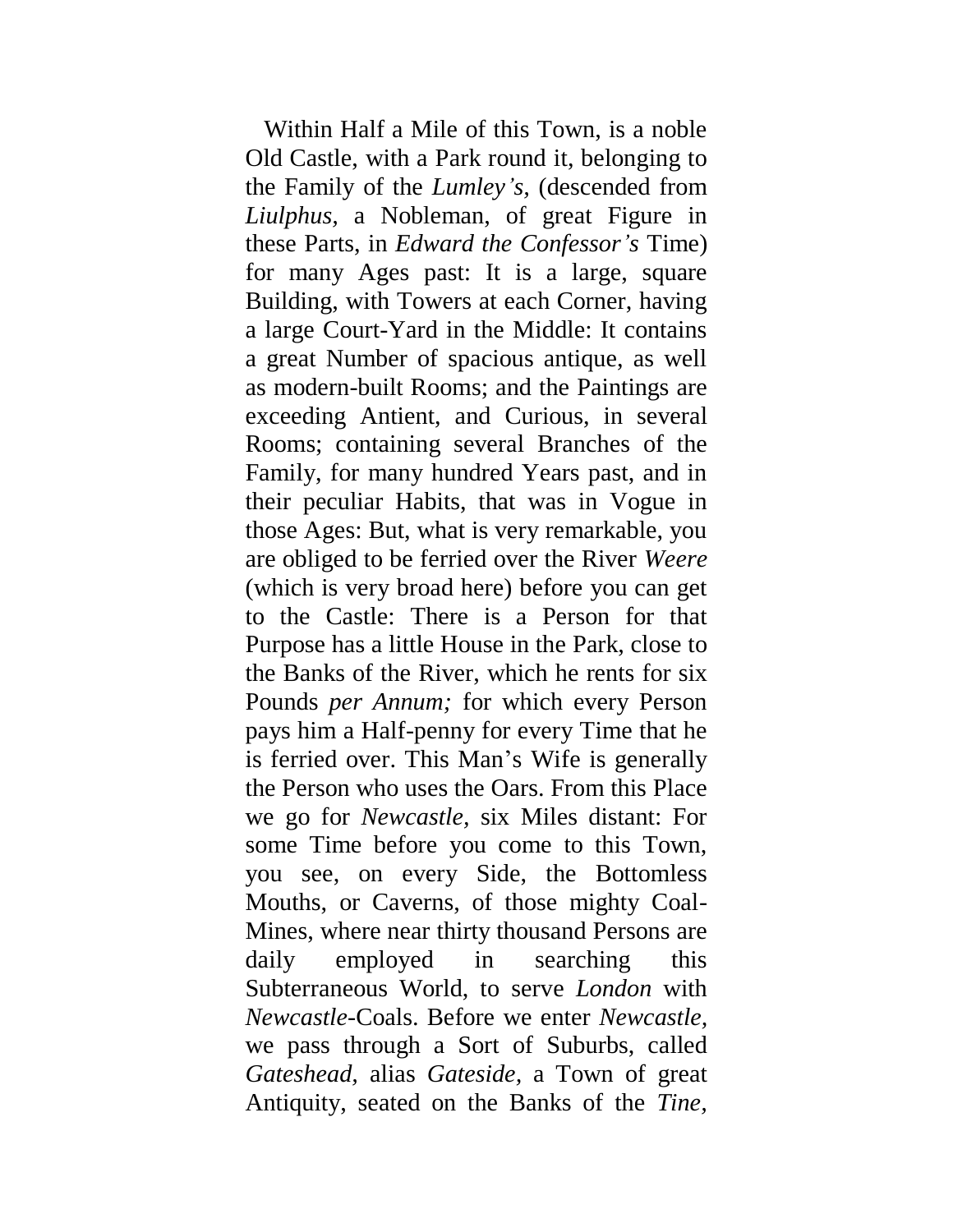Within Half a Mile of this Town, is a noble Old Castle, with a Park round it, belonging to the Family of the *Lumley's*, (descended from *Liulphus*, a Nobleman, of great Figure in these Parts, in *Edward the Confessor's* Time) for many Ages past: It is a large, square Building, with Towers at each Corner, having a large Court-Yard in the Middle: It contains a great Number of spacious antique, as well as modern-built Rooms; and the Paintings are exceeding Antient, and Curious, in several Rooms; containing several Branches of the Family, for many hundred Years past, and in their peculiar Habits, that was in Vogue in those Ages: But, what is very remarkable, you are obliged to be ferried over the River *Weere* (which is very broad here) before you can get to the Castle: There is a Person for that Purpose has a little House in the Park, close to the Banks of the River, which he rents for six Pounds *per Annum;* for which every Person pays him a Half-penny for every Time that he is ferried over. This Man's Wife is generally the Person who uses the Oars. From this Place we go for *Newcastle*, six Miles distant: For some Time before you come to this Town, you see, on every Side, the Bottomless Mouths, or Caverns, of those mighty Coal-Mines, where near thirty thousand Persons are daily employed in searching this Subterraneous World, to serve *London* with *Newcastle*-Coals. Before we enter *Newcastle*, we pass through a Sort of Suburbs, called *Gateshead*, alias *Gateside*, a Town of great Antiquity, seated on the Banks of the *Tine*,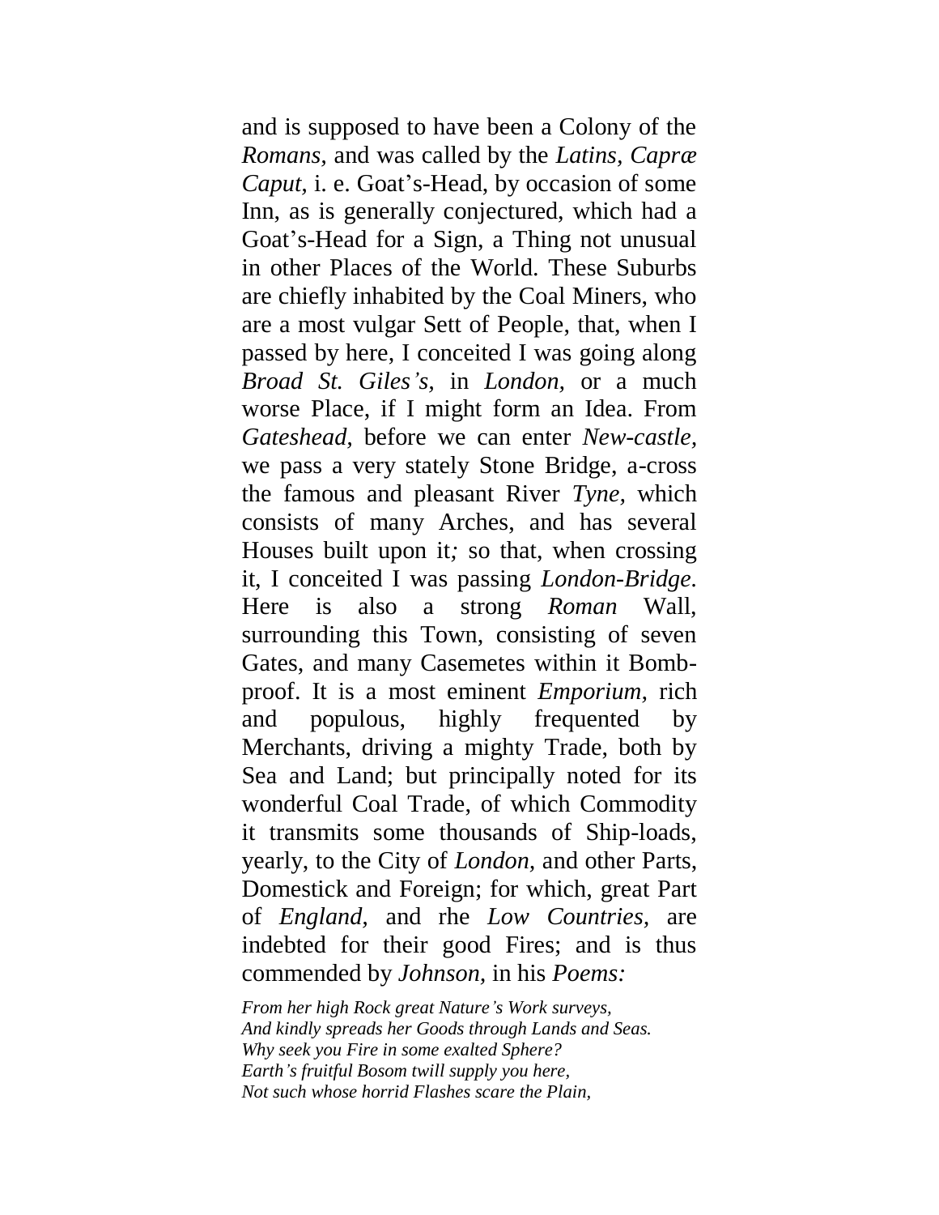and is supposed to have been a Colony of the *Romans,* and was called by the *Latins, Capræ Caput*, i. e. Goat's-Head, by occasion of some Inn, as is generally conjectured, which had a Goat's-Head for a Sign, a Thing not unusual in other Places of the World. These Suburbs are chiefly inhabited by the Coal Miners, who are a most vulgar Sett of People, that, when I passed by here, I conceited I was going along *Broad St. Giles's*, in *London,* or a much worse Place, if I might form an Idea. From *Gateshead,* before we can enter *New-castle*, we pass a very stately Stone Bridge, a-cross the famous and pleasant River *Tyne,* which consists of many Arches, and has several Houses built upon it*;* so that, when crossing it, I conceited I was passing *London-Bridge*. Here is also a strong *Roman* Wall, surrounding this Town, consisting of seven Gates, and many Casemetes within it Bomb-proof. It is a most eminent *Emporium,* rich and populous, highly frequented by Merchants, driving a mighty Trade, both by Sea and Land; but principally noted for its wonderful Coal Trade, of which Commodity it transmits some thousands of Ship-loads, yearly, to the City of *London,* and other Parts, Domestick and Foreign; for which, great Part of *England*, and rhe *Low Countries*, are indebted for their good Fires; and is thus commended by *Johnson*, in his *Poems:*

*From her high Rock great Nature's Work surveys,*
*And kindly spreads her Goods through Lands and Seas.*
*Why seek you Fire in some exalted Sphere?*
*Earth's fruitful Bosom twill supply you here,*
*Not such whose horrid Flashes scare the Plain,*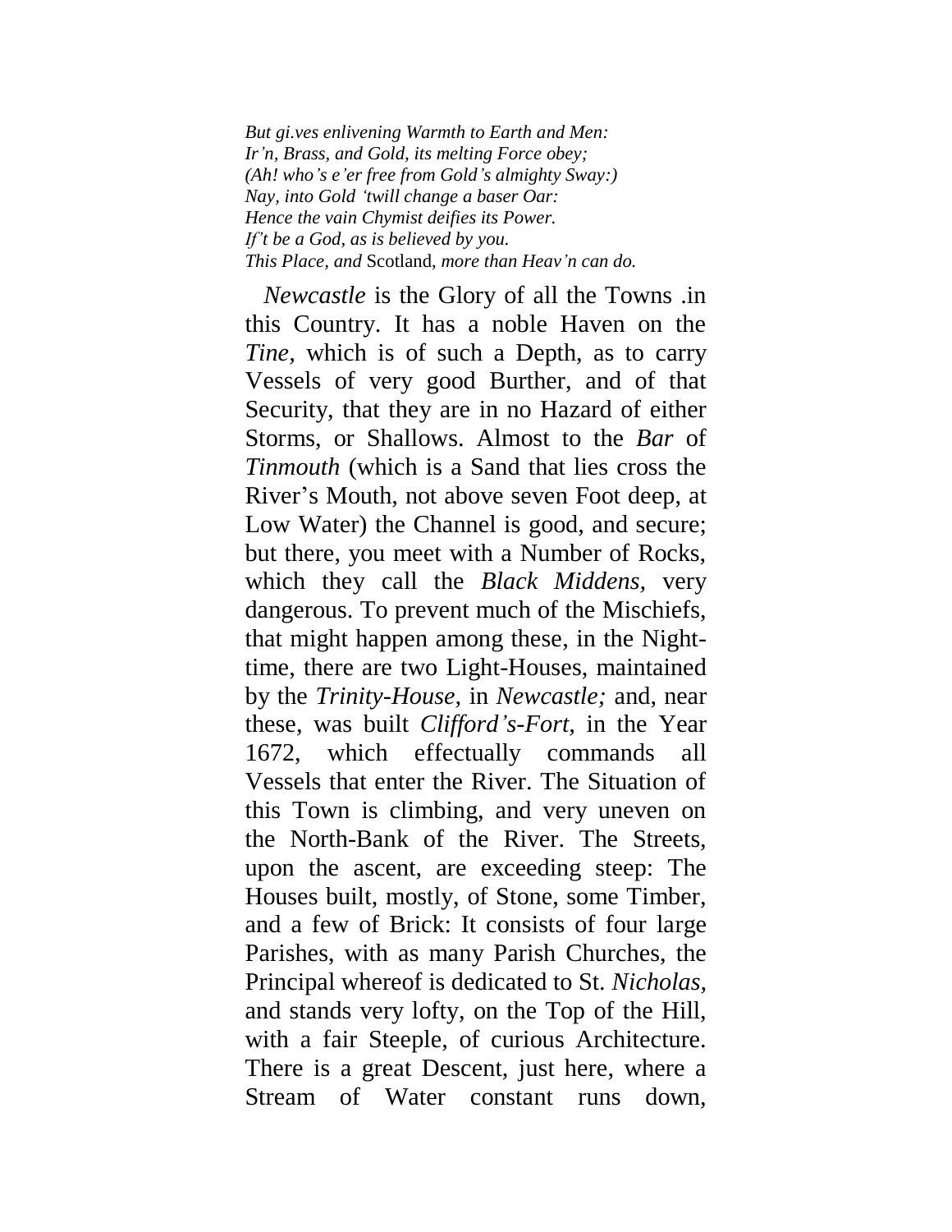*But gi.ves enlivening Warmth to Earth and Men:*
*Ir'n, Brass, and Gold, its melting Force obey;*
*(Ah! who's e'er free from Gold's almighty Sway:)*
*Nay, into Gold 'twill change a baser Oar:*
*Hence the vain Chymist deifies its Power.*
*If't be a God, as is believed by you.*
*This Place, and* Scotland, *more than Heav'n can do.*

*Newcastle* is the Glory of all the Towns .in this Country. It has a noble Haven on the *Tine,* which is of such a Depth, as to carry Vessels of very good Burther, and of that Security, that they are in no Hazard of either Storms, or Shallows. Almost to the *Bar* of *Tinmouth* (which is a Sand that lies cross the River's Mouth, not above seven Foot deep, at Low Water) the Channel is good, and secure; but there, you meet with a Number of Rocks, which they call the *Black Middens,* very dangerous. To prevent much of the Mischiefs, that might happen among these, in the Night-time, there are two Light-Houses, maintained by the *Trinity-House,* in *Newcastle;* and, near these, was built *Clifford's-Fort,* in the Year 1672, which effectually commands all Vessels that enter the River. The Situation of this Town is climbing, and very uneven on the North-Bank of the River. The Streets, upon the ascent, are exceeding steep: The Houses built, mostly, of Stone, some Timber, and a few of Brick: It consists of four large Parishes, with as many Parish Churches, the Principal whereof is dedicated to St. *Nicholas,* and stands very lofty, on the Top of the Hill, with a fair Steeple, of curious Architecture. There is a great Descent, just here, where a Stream of Water constant runs down,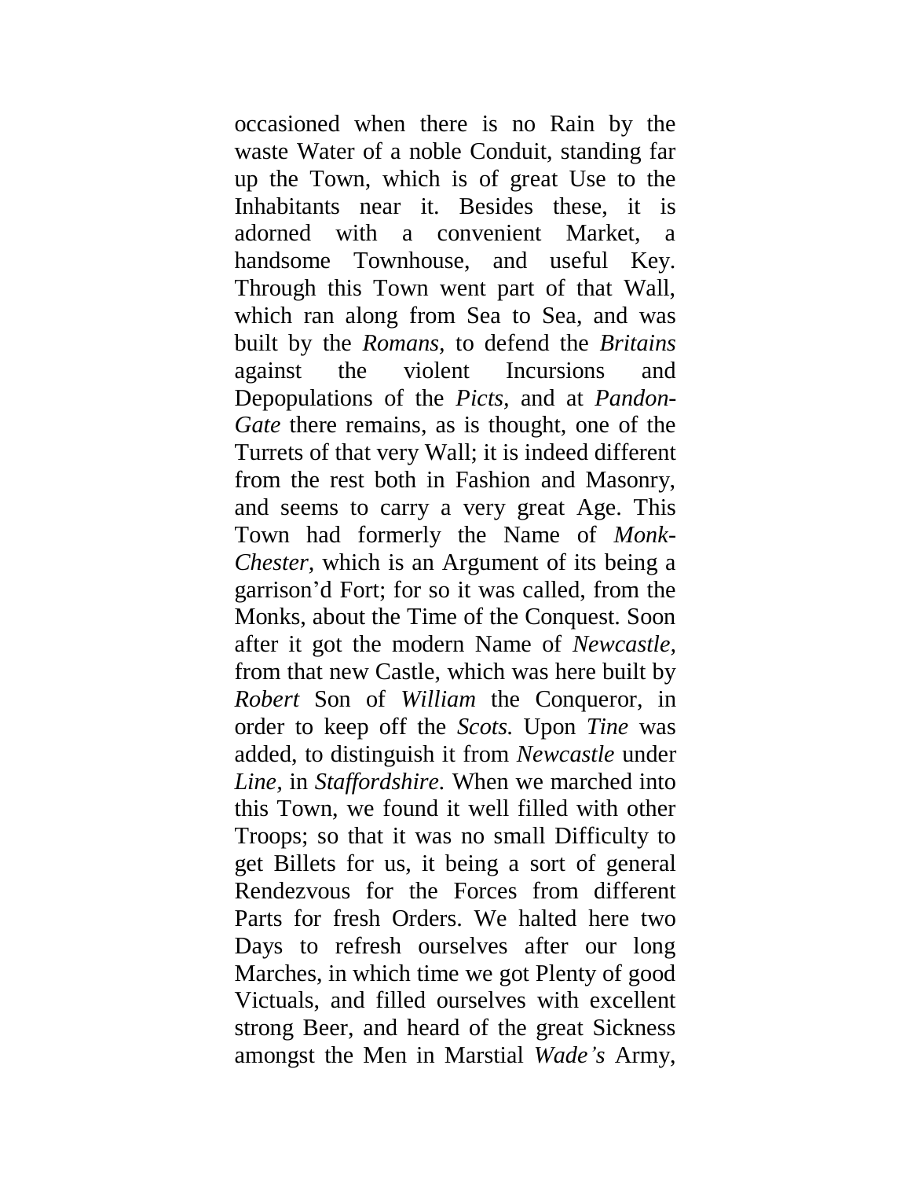occasioned when there is no Rain by the waste Water of a noble Conduit, standing far up the Town, which is of great Use to the Inhabitants near it. Besides these, it is adorned with a convenient Market, a handsome Townhouse, and useful Key. Through this Town went part of that Wall, which ran along from Sea to Sea, and was built by the *Romans*, to defend the *Britains* against the violent Incursions and Depopulations of the *Picts*, and at *Pandon-Gate* there remains, as is thought, one of the Turrets of that very Wall; it is indeed different from the rest both in Fashion and Masonry, and seems to carry a very great Age. This Town had formerly the Name of *Monk-Chester,* which is an Argument of its being a garrison'd Fort; for so it was called, from the Monks, about the Time of the Conquest. Soon after it got the modern Name of *Newcastle*, from that new Castle, which was here built by *Robert* Son of *William* the Conqueror, in order to keep off the *Scots.* Upon *Tine* was added, to distinguish it from *Newcastle* under *Line,* in *Staffordshire*. When we marched into this Town, we found it well filled with other Troops; so that it was no small Difficulty to get Billets for us, it being a sort of general Rendezvous for the Forces from different Parts for fresh Orders. We halted here two Days to refresh ourselves after our long Marches, in which time we got Plenty of good Victuals, and filled ourselves with excellent strong Beer, and heard of the great Sickness amongst the Men in Marstial *Wade's* Army,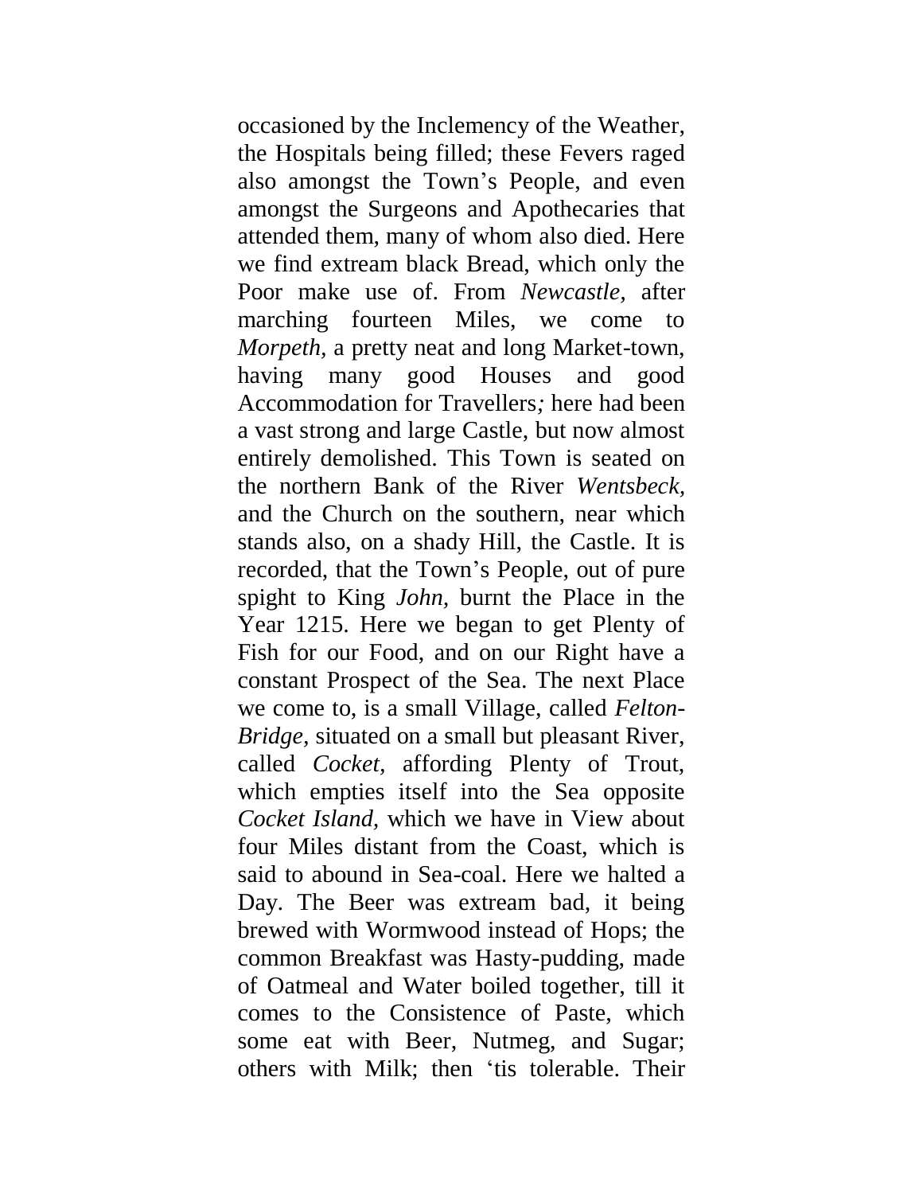occasioned by the Inclemency of the Weather, the Hospitals being filled; these Fevers raged also amongst the Town's People, and even amongst the Surgeons and Apothecaries that attended them, many of whom also died. Here we find extream black Bread, which only the Poor make use of. From *Newcastle,* after marching fourteen Miles, we come to *Morpeth,* a pretty neat and long Market-town, having many good Houses and good Accommodation for Travellers*;* here had been a vast strong and large Castle, but now almost entirely demolished. This Town is seated on the northern Bank of the River *Wentsbeck,* and the Church on the southern, near which stands also, on a shady Hill, the Castle. It is recorded, that the Town's People, out of pure spight to King *John,* burnt the Place in the Year 1215. Here we began to get Plenty of Fish for our Food, and on our Right have a constant Prospect of the Sea. The next Place we come to, is a small Village, called *Felton-Bridge,* situated on a small but pleasant River, called *Cocket,* affording Plenty of Trout, which empties itself into the Sea opposite *Cocket Island,* which we have in View about four Miles distant from the Coast, which is said to abound in Sea-coal. Here we halted a Day. The Beer was extream bad, it being brewed with Wormwood instead of Hops; the common Breakfast was Hasty-pudding, made of Oatmeal and Water boiled together, till it comes to the Consistence of Paste, which some eat with Beer, Nutmeg, and Sugar; others with Milk; then 'tis tolerable. Their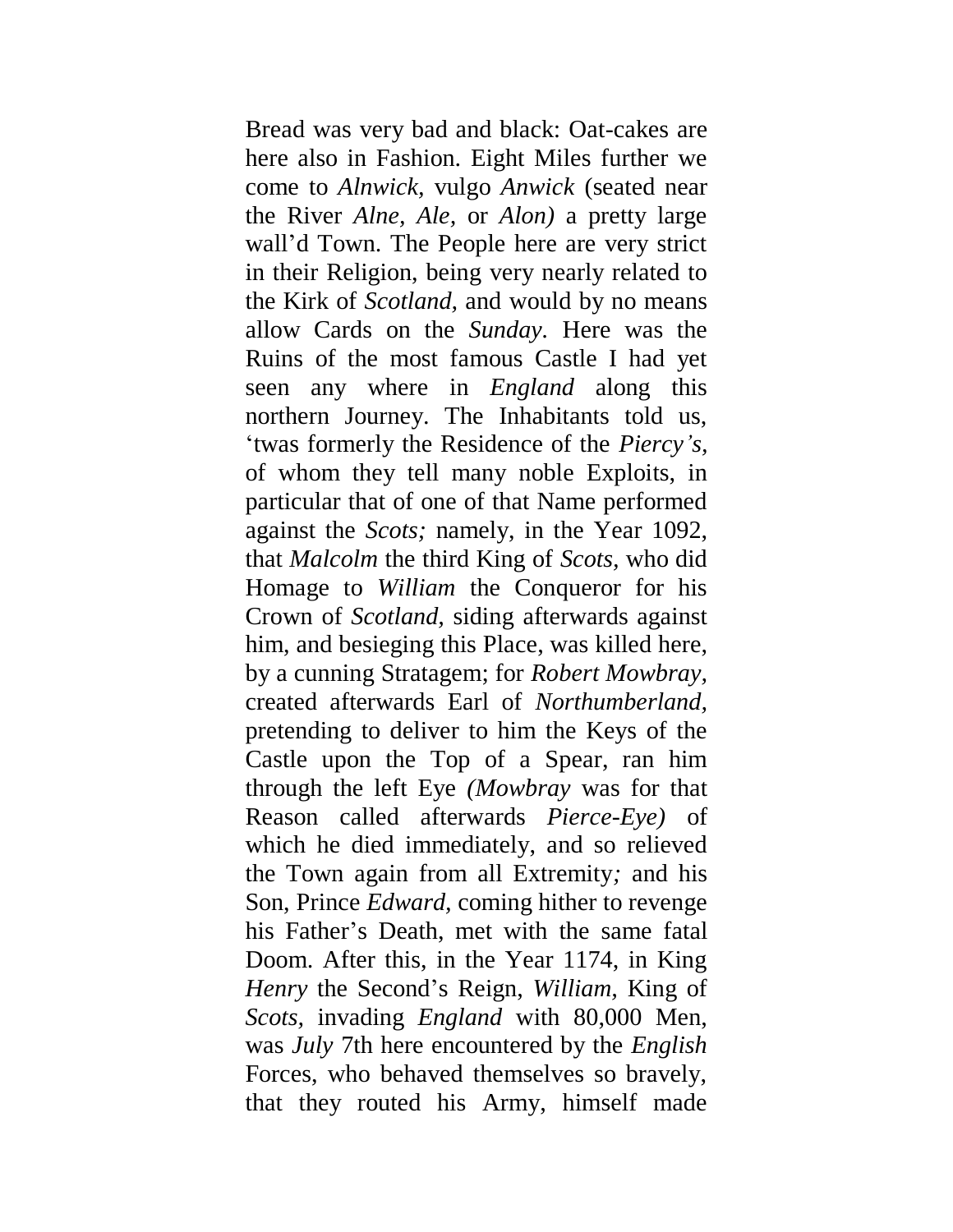Bread was very bad and black: Oat-cakes are here also in Fashion. Eight Miles further we come to *Alnwick,* vulgo *Anwick* (seated near the River *Alne, Ale,* or *Alon)* a pretty large wall'd Town. The People here are very strict in their Religion, being very nearly related to the Kirk of *Scotland,* and would by no means allow Cards on the *Sunday*. Here was the Ruins of the most famous Castle I had yet seen any where in *England* along this northern Journey. The Inhabitants told us, 'twas formerly the Residence of the *Piercy's*, of whom they tell many noble Exploits, in particular that of one of that Name performed against the *Scots;* namely, in the Year 1092, that *Malcolm* the third King of *Scots,* who did Homage to *William* the Conqueror for his Crown of *Scotland,* siding afterwards against him, and besieging this Place, was killed here, by a cunning Stratagem; for *Robert Mowbray,* created afterwards Earl of *Northumberland,* pretending to deliver to him the Keys of the Castle upon the Top of a Spear, ran him through the left Eye *(Mowbray* was for that Reason called afterwards *Pierce-Eye)* of which he died immediately, and so relieved the Town again from all Extremity*;* and his Son, Prince *Edward,* coming hither to revenge his Father's Death, met with the same fatal Doom. After this, in the Year 1174, in King *Henry* the Second's Reign, *William,* King of *Scots,* invading *England* with 80,000 Men, was *July* 7th here encountered by the *English* Forces, who behaved themselves so bravely, that they routed his Army, himself made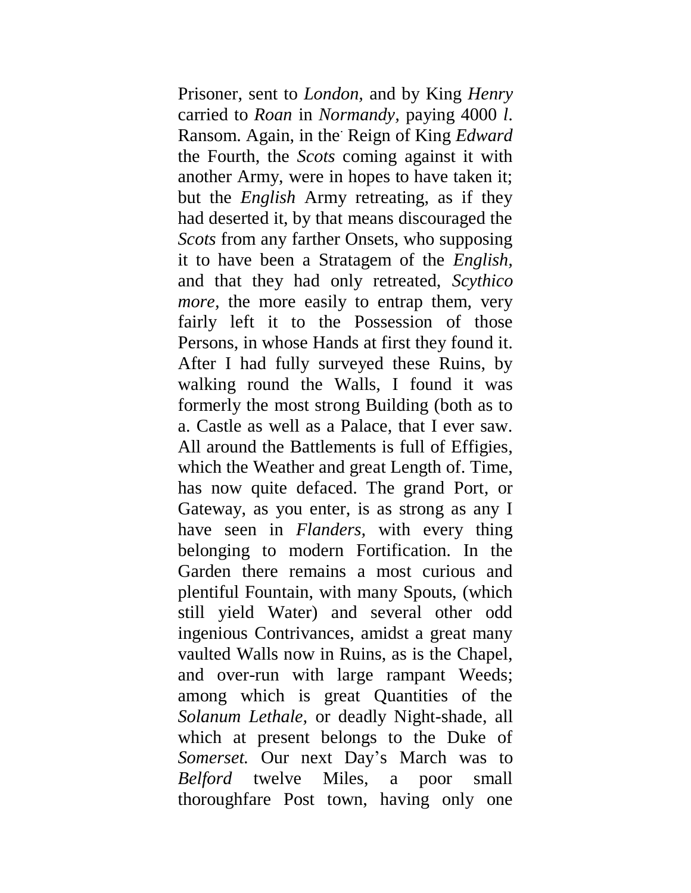Prisoner, sent to *London*, and by King *Henry* carried to *Roan* in *Normandy*, paying 4000 *l.* Ransom. Again, in the Reign of King *Edward* the Fourth, the *Scots* coming against it with another Army, were in hopes to have taken it; but the *English* Army retreating, as if they had deserted it, by that means discouraged the *Scots* from any farther Onsets, who supposing it to have been a Stratagem of the *English*, and that they had only retreated, *Scythico more*, the more easily to entrap them, very fairly left it to the Possession of those Persons, in whose Hands at first they found it. After I had fully surveyed these Ruins, by walking round the Walls, I found it was formerly the most strong Building (both as to a. Castle as well as a Palace, that I ever saw. All around the Battlements is full of Effigies, which the Weather and great Length of. Time, has now quite defaced. The grand Port, or Gateway, as you enter, is as strong as any I have seen in *Flanders*, with every thing belonging to modern Fortification. In the Garden there remains a most curious and plentiful Fountain, with many Spouts, (which still yield Water) and several other odd ingenious Contrivances, amidst a great many vaulted Walls now in Ruins, as is the Chapel, and over-run with large rampant Weeds; among which is great Quantities of the *Solanum Lethale*, or deadly Night-shade, all which at present belongs to the Duke of *Somerset.* Our next Day's March was to *Belford* twelve Miles, a poor small thoroughfare Post town, having only one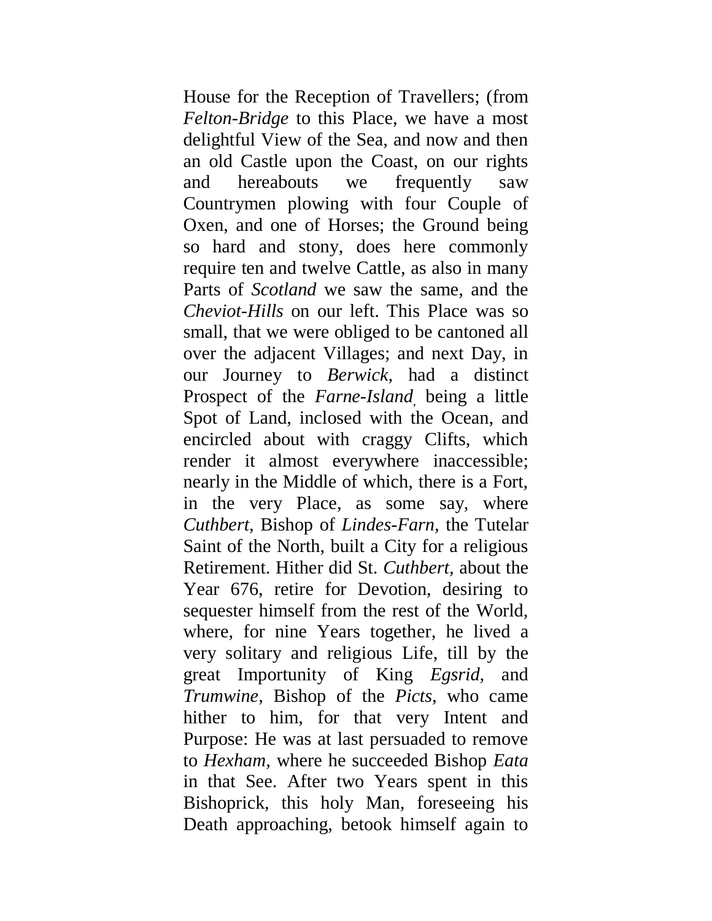House for the Reception of Travellers; (from *Felton-Bridge* to this Place, we have a most delightful View of the Sea, and now and then an old Castle upon the Coast, on our rights and hereabouts we frequently saw Countrymen plowing with four Couple of Oxen, and one of Horses; the Ground being so hard and stony, does here commonly require ten and twelve Cattle, as also in many Parts of *Scotland* we saw the same, and the *Cheviot-Hills* on our left. This Place was so small, that we were obliged to be cantoned all over the adjacent Villages; and next Day, in our Journey to *Berwick*, had a distinct Prospect of the *Farne-Island*, being a little Spot of Land, inclosed with the Ocean, and encircled about with craggy Clifts, which render it almost everywhere inaccessible; nearly in the Middle of which, there is a Fort, in the very Place, as some say, where *Cuthbert*, Bishop of *Lindes-Farn*, the Tutelar Saint of the North, built a City for a religious Retirement. Hither did St. *Cuthbert*, about the Year 676, retire for Devotion, desiring to sequester himself from the rest of the World, where, for nine Years together, he lived a very solitary and religious Life, till by the great Importunity of King *Egsrid*, and *Trumwine*, Bishop of the *Picts*, who came hither to him, for that very Intent and Purpose: He was at last persuaded to remove to *Hexham*, where he succeeded Bishop *Eata* in that See. After two Years spent in this Bishoprick, this holy Man, foreseeing his Death approaching, betook himself again to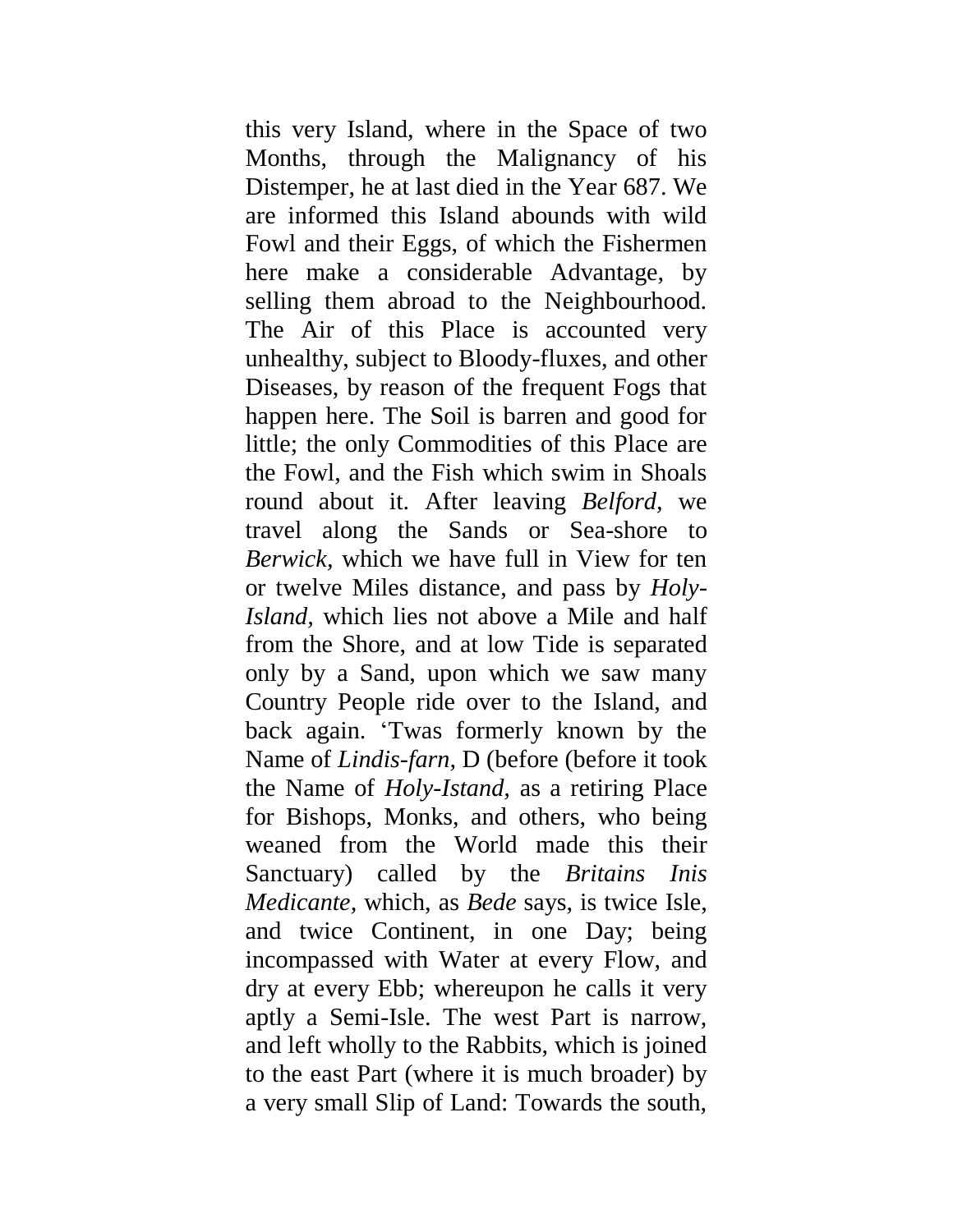this very Island, where in the Space of two Months, through the Malignancy of his Distemper, he at last died in the Year 687. We are informed this Island abounds with wild Fowl and their Eggs, of which the Fishermen here make a considerable Advantage, by selling them abroad to the Neighbourhood. The Air of this Place is accounted very unhealthy, subject to Bloody-fluxes, and other Diseases, by reason of the frequent Fogs that happen here. The Soil is barren and good for little; the only Commodities of this Place are the Fowl, and the Fish which swim in Shoals round about it. After leaving *Belford,* we travel along the Sands or Sea-shore to *Berwick,* which we have full in View for ten or twelve Miles distance, and pass by *Holy-Island,* which lies not above a Mile and half from the Shore, and at low Tide is separated only by a Sand, upon which we saw many Country People ride over to the Island, and back again. 'Twas formerly known by the Name of *Lindis-farn,* D (before (before it took the Name of *Holy-Istand,* as a retiring Place for Bishops, Monks, and others, who being weaned from the World made this their Sanctuary) called by the *Britains Inis Medicante,* which, as *Bede* says, is twice Isle, and twice Continent, in one Day; being incompassed with Water at every Flow, and dry at every Ebb; whereupon he calls it very aptly a Semi-Isle. The west Part is narrow, and left wholly to the Rabbits, which is joined to the east Part (where it is much broader) by a very small Slip of Land: Towards the south,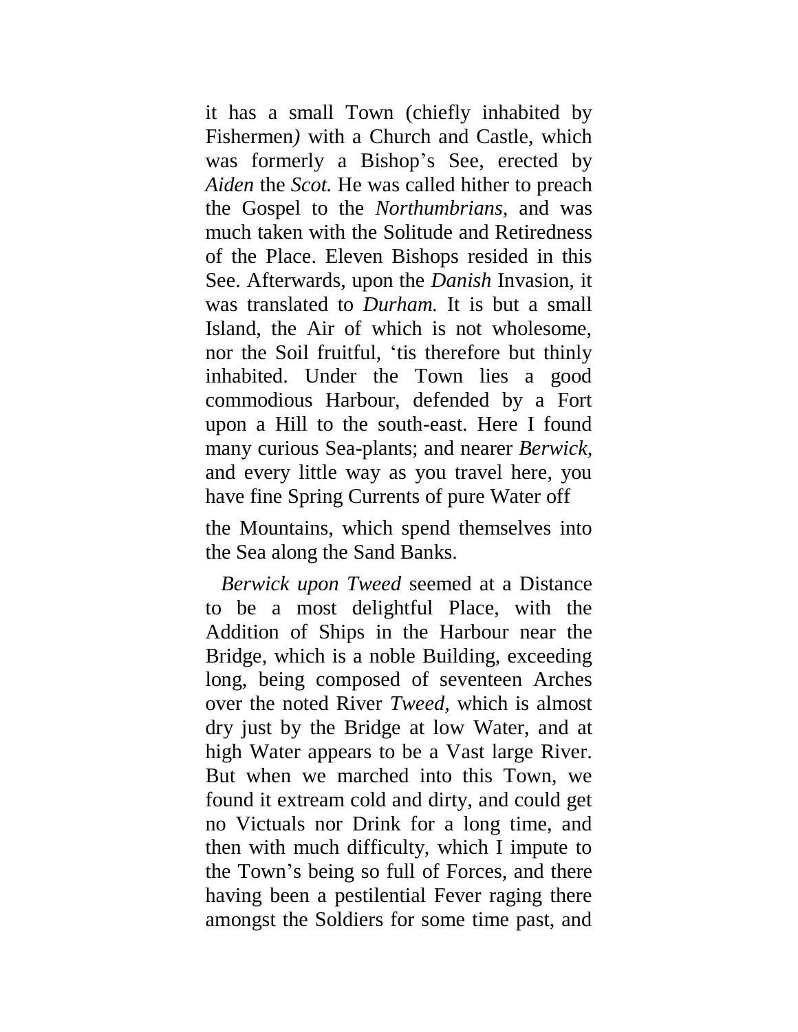it has a small Town (chiefly inhabited by Fishermen*)* with a Church and Castle, which was formerly a Bishop's See, erected by *Aiden* the *Scot.* He was called hither to preach the Gospel to the *Northumbrians,* and was much taken with the Solitude and Retiredness of the Place. Eleven Bishops resided in this See. Afterwards, upon the *Danish* Invasion, it was translated to *Durham.* It is but a small Island, the Air of which is not wholesome, nor the Soil fruitful, 'tis therefore but thinly inhabited. Under the Town lies a good commodious Harbour, defended by a Fort upon a Hill to the south-east. Here I found many curious Sea-plants; and nearer *Berwick*, and every little way as you travel here, you have fine Spring Currents of pure Water off the Mountains, which spend themselves into the Sea along the Sand Banks.

*Berwick upon Tweed* seemed at a Distance to be a most delightful Place, with the Addition of Ships in the Harbour near the Bridge, which is a noble Building, exceeding long, being composed of seventeen Arches over the noted River *Tweed,* which is almost dry just by the Bridge at low Water, and at high Water appears to be a Vast large River. But when we marched into this Town, we found it extream cold and dirty, and could get no Victuals nor Drink for a long time, and then with much difficulty, which I impute to the Town's being so full of Forces, and there having been a pestilential Fever raging there amongst the Soldiers for some time past, and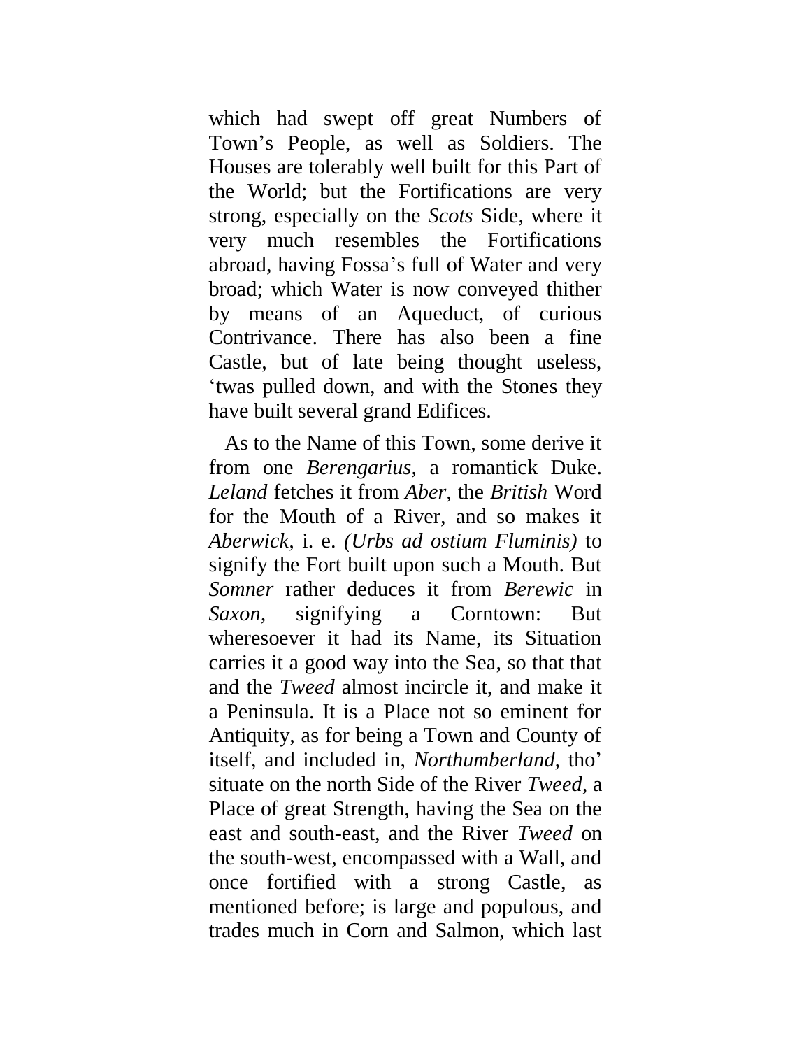which had swept off great Numbers of Town's People, as well as Soldiers. The Houses are tolerably well built for this Part of the World; but the Fortifications are very strong, especially on the *Scots* Side, where it very much resembles the Fortifications abroad, having Fossa's full of Water and very broad; which Water is now conveyed thither by means of an Aqueduct, of curious Contrivance. There has also been a fine Castle, but of late being thought useless, 'twas pulled down, and with the Stones they have built several grand Edifices.

As to the Name of this Town, some derive it from one *Berengarius*, a romantick Duke. *Leland* fetches it from *Aber*, the *British* Word for the Mouth of a River, and so makes it *Aberwick*, i. e. *(Urbs ad ostium Fluminis)* to signify the Fort built upon such a Mouth. But *Somner* rather deduces it from *Berewic* in *Saxon*, signifying a Corntown: But wheresoever it had its Name, its Situation carries it a good way into the Sea, so that that and the *Tweed* almost incircle it, and make it a Peninsula. It is a Place not so eminent for Antiquity, as for being a Town and County of itself, and included in, *Northumberland*, tho' situate on the north Side of the River *Tweed*, a Place of great Strength, having the Sea on the east and south-east, and the River *Tweed* on the south-west, encompassed with a Wall, and once fortified with a strong Castle, as mentioned before; is large and populous, and trades much in Corn and Salmon, which last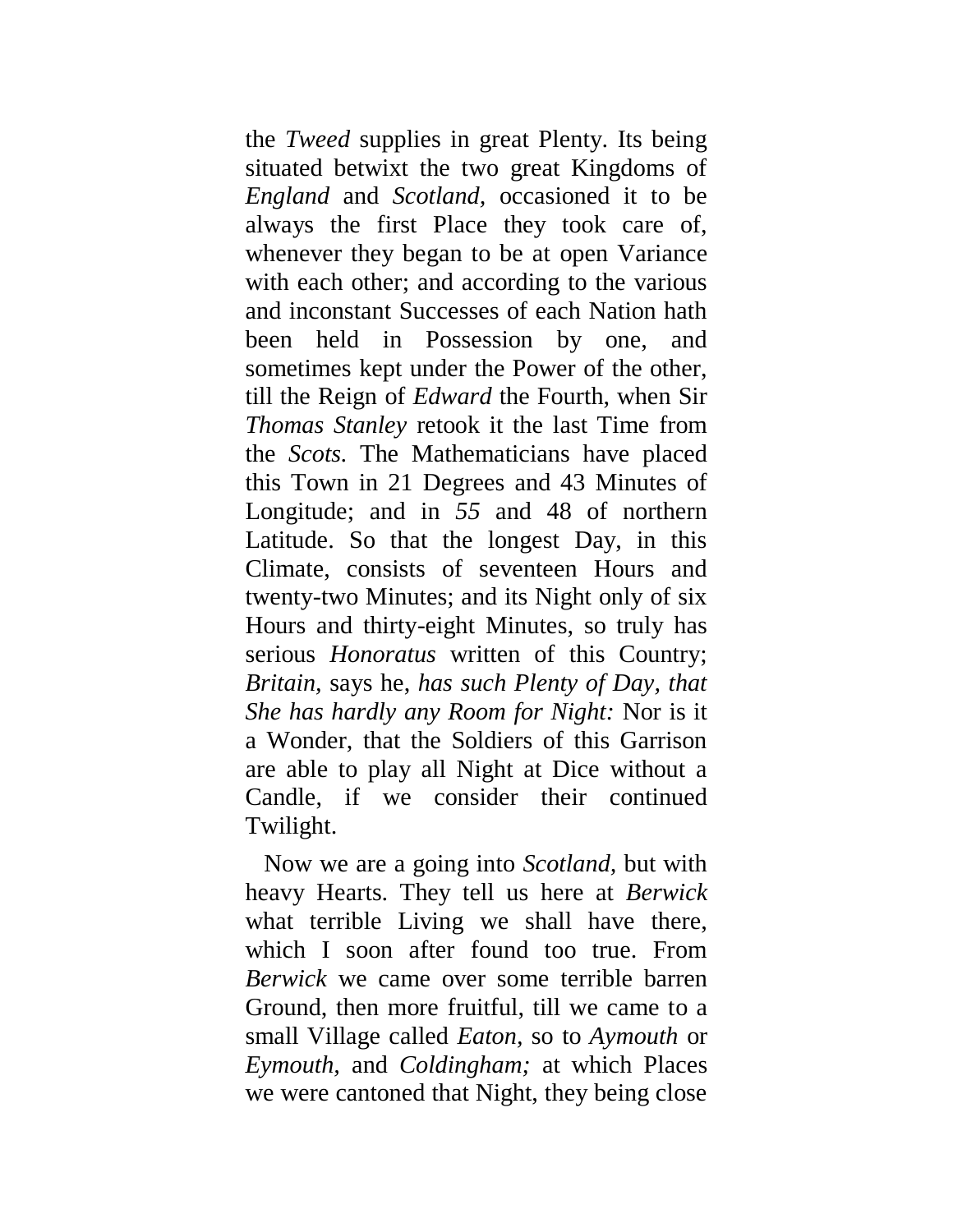the *Tweed* supplies in great Plenty. Its being situated betwixt the two great Kingdoms of *England* and *Scotland*, occasioned it to be always the first Place they took care of, whenever they began to be at open Variance with each other; and according to the various and inconstant Successes of each Nation hath been held in Possession by one, and sometimes kept under the Power of the other, till the Reign of *Edward* the Fourth, when Sir *Thomas Stanley* retook it the last Time from the *Scots*. The Mathematicians have placed this Town in 21 Degrees and 43 Minutes of Longitude; and in *55* and 48 of northern Latitude. So that the longest Day, in this Climate, consists of seventeen Hours and twenty-two Minutes; and its Night only of six Hours and thirty-eight Minutes, so truly has serious *Honoratus* written of this Country; *Britain,* says he, *has such Plenty of Day, that She has hardly any Room for Night:* Nor is it a Wonder, that the Soldiers of this Garrison are able to play all Night at Dice without a Candle, if we consider their continued Twilight.

Now we are a going into *Scotland*, but with heavy Hearts. They tell us here at *Berwick* what terrible Living we shall have there, which I soon after found too true. From *Berwick* we came over some terrible barren Ground, then more fruitful, till we came to a small Village called *Eaton*, so to *Aymouth* or *Eymouth*, and *Coldingham;* at which Places we were cantoned that Night, they being close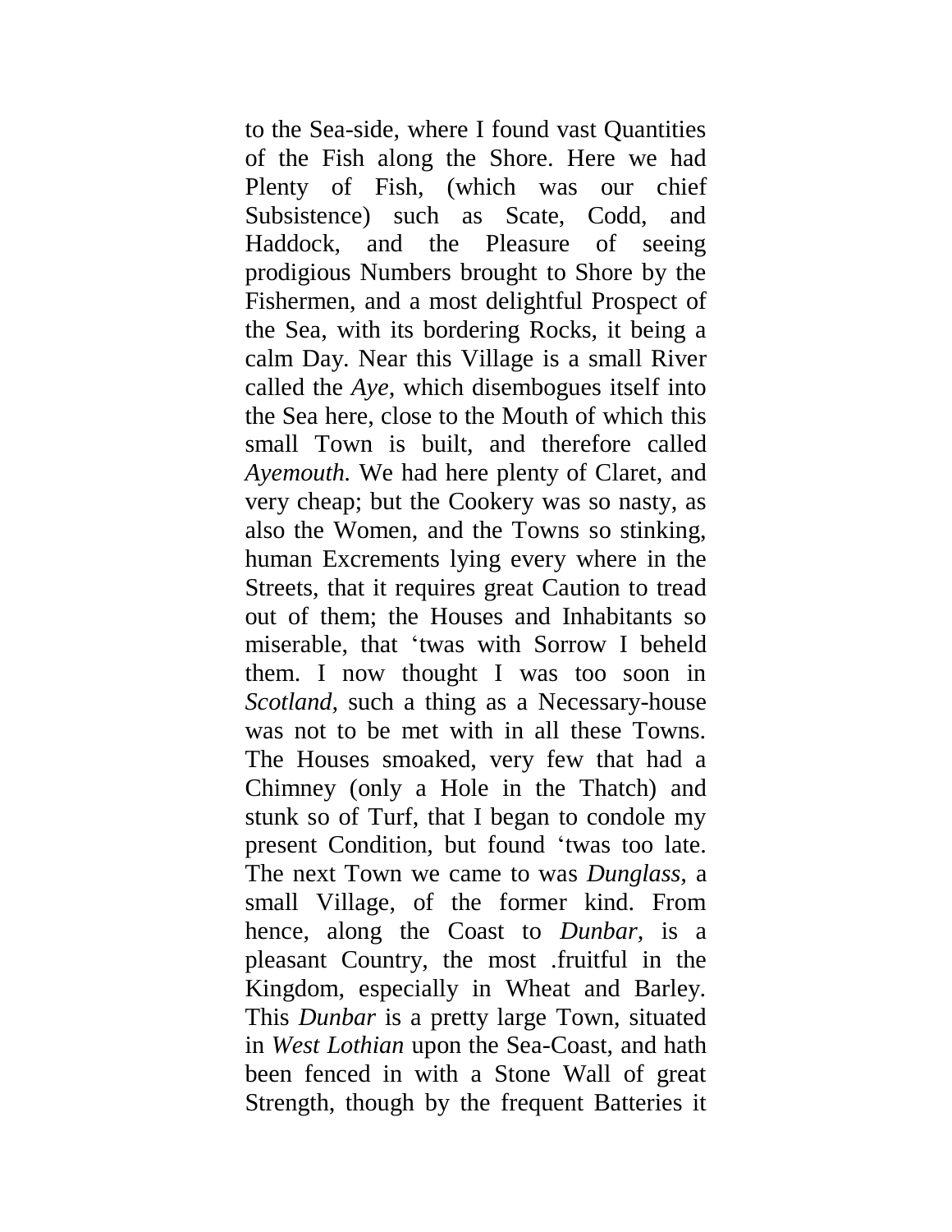to the Sea-side, where I found vast Quantities of the Fish along the Shore. Here we had Plenty of Fish, (which was our chief Subsistence) such as Scate, Codd, and Haddock, and the Pleasure of seeing prodigious Numbers brought to Shore by the Fishermen, and a most delightful Prospect of the Sea, with its bordering Rocks, it being a calm Day. Near this Village is a small River called the *Aye*, which disembogues itself into the Sea here, close to the Mouth of which this small Town is built, and therefore called *Ayemouth.* We had here plenty of Claret, and very cheap; but the Cookery was so nasty, as also the Women, and the Towns so stinking, human Excrements lying every where in the Streets, that it requires great Caution to tread out of them; the Houses and Inhabitants so miserable, that 'twas with Sorrow I beheld them. I now thought I was too soon in *Scotland*, such a thing as a Necessary-house was not to be met with in all these Towns. The Houses smoaked, very few that had a Chimney (only a Hole in the Thatch) and stunk so of Turf, that I began to condole my present Condition, but found 'twas too late. The next Town we came to was *Dunglass*, a small Village, of the former kind. From hence, along the Coast to *Dunbar*, is a pleasant Country, the most .fruitful in the Kingdom, especially in Wheat and Barley. This *Dunbar* is a pretty large Town, situated in *West Lothian* upon the Sea-Coast, and hath been fenced in with a Stone Wall of great Strength, though by the frequent Batteries it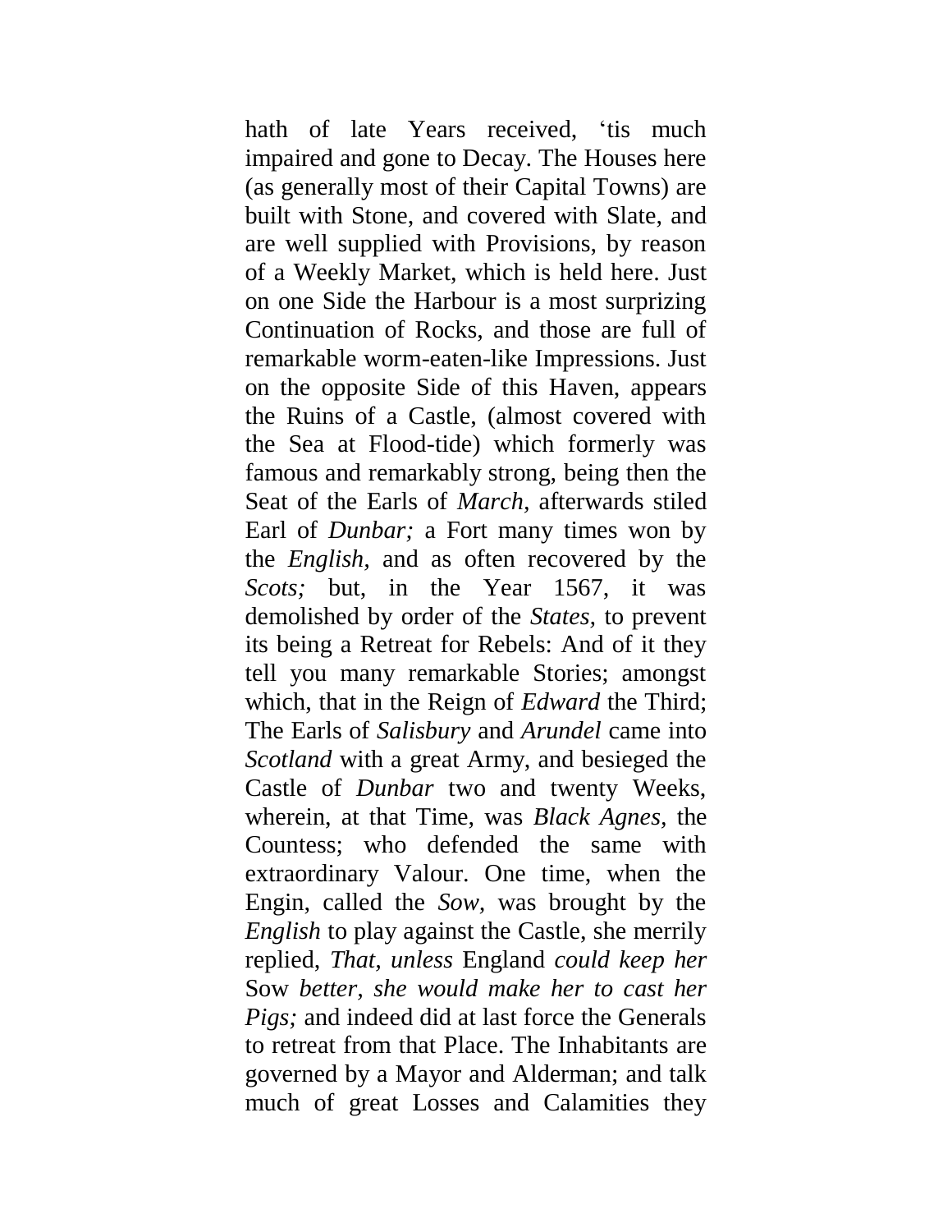hath of late Years received, 'tis much impaired and gone to Decay. The Houses here (as generally most of their Capital Towns) are built with Stone, and covered with Slate, and are well supplied with Provisions, by reason of a Weekly Market, which is held here. Just on one Side the Harbour is a most surprizing Continuation of Rocks, and those are full of remarkable worm-eaten-like Impressions. Just on the opposite Side of this Haven, appears the Ruins of a Castle, (almost covered with the Sea at Flood-tide) which formerly was famous and remarkably strong, being then the Seat of the Earls of *March,* afterwards stiled Earl of *Dunbar;* a Fort many times won by the *English,* and as often recovered by the *Scots;* but, in the Year 1567, it was demolished by order of the *States,* to prevent its being a Retreat for Rebels: And of it they tell you many remarkable Stories; amongst which, that in the Reign of *Edward* the Third; The Earls of *Salisbury* and *Arundel* came into *Scotland* with a great Army, and besieged the Castle of *Dunbar* two and twenty Weeks, wherein, at that Time, was *Black Agnes,* the Countess; who defended the same with extraordinary Valour. One time, when the Engin, called the *Sow,* was brought by the *English* to play against the Castle, she merrily replied, *That, unless* England *could keep her* Sow *better, she would make her to cast her Pigs;* and indeed did at last force the Generals to retreat from that Place. The Inhabitants are governed by a Mayor and Alderman; and talk much of great Losses and Calamities they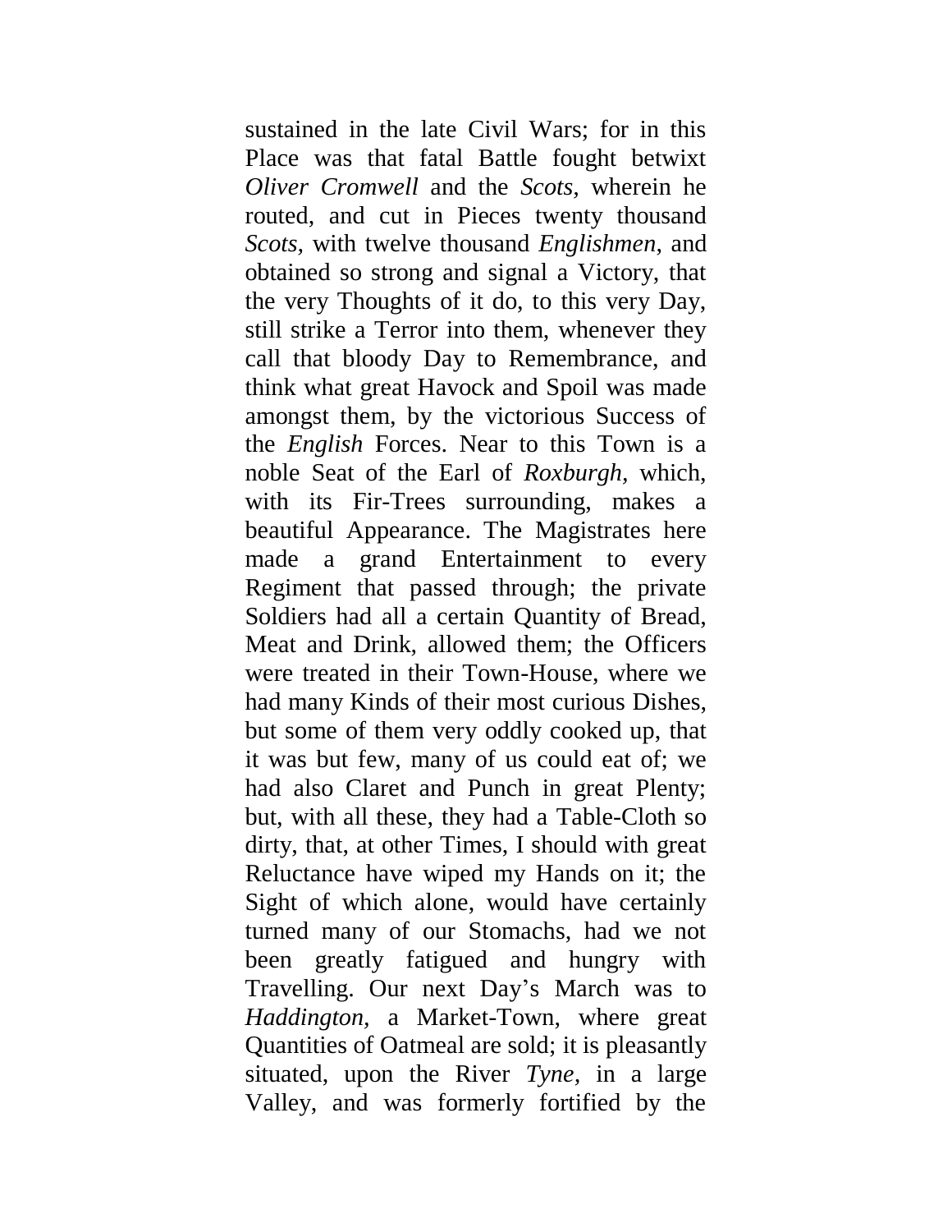sustained in the late Civil Wars; for in this Place was that fatal Battle fought betwixt *Oliver Cromwell* and the *Scots*, wherein he routed, and cut in Pieces twenty thousand *Scots*, with twelve thousand *Englishmen*, and obtained so strong and signal a Victory, that the very Thoughts of it do, to this very Day, still strike a Terror into them, whenever they call that bloody Day to Remembrance, and think what great Havock and Spoil was made amongst them, by the victorious Success of the *English* Forces. Near to this Town is a noble Seat of the Earl of *Roxburgh*, which, with its Fir-Trees surrounding, makes a beautiful Appearance. The Magistrates here made a grand Entertainment to every Regiment that passed through; the private Soldiers had all a certain Quantity of Bread, Meat and Drink, allowed them; the Officers were treated in their Town-House, where we had many Kinds of their most curious Dishes, but some of them very oddly cooked up, that it was but few, many of us could eat of; we had also Claret and Punch in great Plenty; but, with all these, they had a Table-Cloth so dirty, that, at other Times, I should with great Reluctance have wiped my Hands on it; the Sight of which alone, would have certainly turned many of our Stomachs, had we not been greatly fatigued and hungry with Travelling. Our next Day's March was to *Haddington*, a Market-Town, where great Quantities of Oatmeal are sold; it is pleasantly situated, upon the River *Tyne*, in a large Valley, and was formerly fortified by the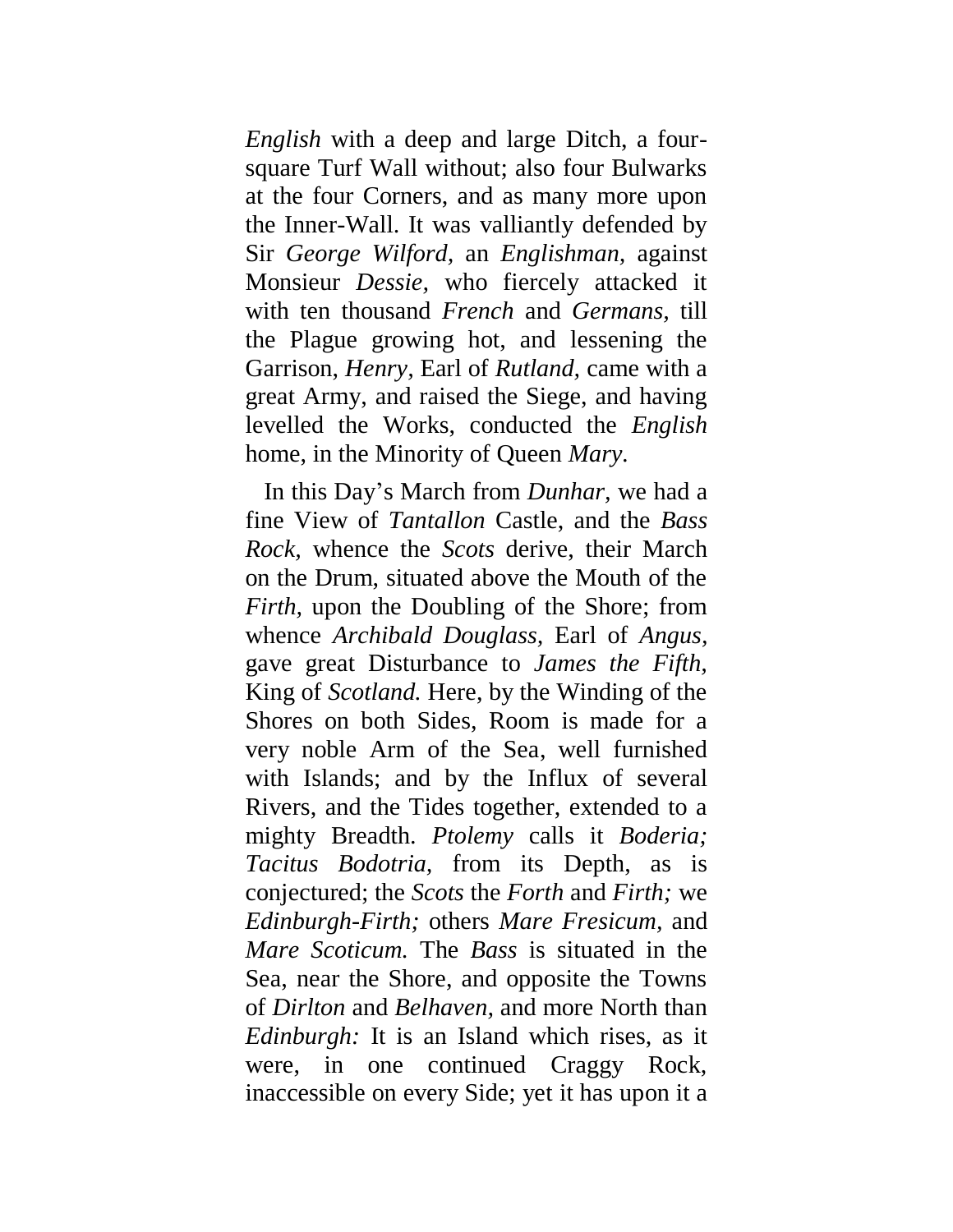*English* with a deep and large Ditch, a four-square Turf Wall without; also four Bulwarks at the four Corners, and as many more upon the Inner-Wall. It was valliantly defended by Sir *George Wilford,* an *Englishman,* against Monsieur *Dessie,* who fiercely attacked it with ten thousand *French* and *Germans,* till the Plague growing hot, and lessening the Garrison, *Henry*, Earl of *Rutland*, came with a great Army, and raised the Siege, and having levelled the Works, conducted the *English* home, in the Minority of Queen *Mary.*

In this Day's March from *Dunhar,* we had a fine View of *Tantallon* Castle, and the *Bass Rock,* whence the *Scots* derive, their March on the Drum, situated above the Mouth of the *Firth,* upon the Doubling of the Shore; from whence *Archibald Douglass*, Earl of *Angus,* gave great Disturbance to *James the Fifth,* King of *Scotland.* Here, by the Winding of the Shores on both Sides, Room is made for a very noble Arm of the Sea, well furnished with Islands; and by the Influx of several Rivers, and the Tides together, extended to a mighty Breadth. *Ptolemy* calls it *Boderia; Tacitus Bodotria,* from its Depth, as is conjectured; the *Scots* the *Forth* and *Firth;* we *Edinburgh-Firth;* others *Mare Fresicum,* and *Mare Scoticum.* The *Bass* is situated in the Sea, near the Shore, and opposite the Towns of *Dirlton* and *Belhaven,* and more North than *Edinburgh:* It is an Island which rises, as it were, in one continued Craggy Rock, inaccessible on every Side; yet it has upon it a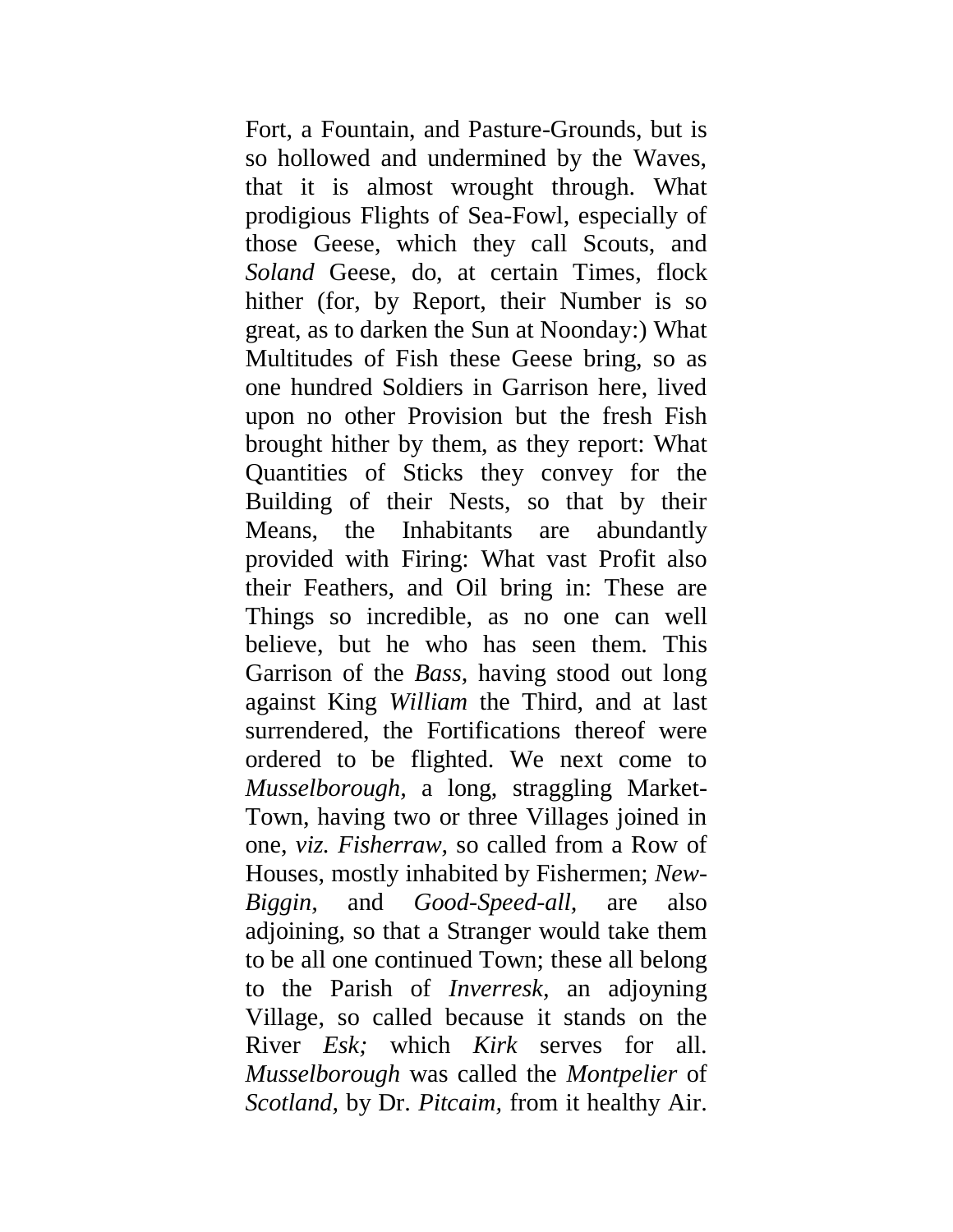Fort, a Fountain, and Pasture-Grounds, but is so hollowed and undermined by the Waves, that it is almost wrought through. What prodigious Flights of Sea-Fowl, especially of those Geese, which they call Scouts, and *Soland* Geese, do, at certain Times, flock hither (for, by Report, their Number is so great, as to darken the Sun at Noonday:) What Multitudes of Fish these Geese bring, so as one hundred Soldiers in Garrison here, lived upon no other Provision but the fresh Fish brought hither by them, as they report: What Quantities of Sticks they convey for the Building of their Nests, so that by their Means, the Inhabitants are abundantly provided with Firing: What vast Profit also their Feathers, and Oil bring in: These are Things so incredible, as no one can well believe, but he who has seen them. This Garrison of the *Bass*, having stood out long against King *William* the Third, and at last surrendered, the Fortifications thereof were ordered to be flighted. We next come to *Musselborough*, a long, straggling Market-Town, having two or three Villages joined in one, *viz. Fisherraw,* so called from a Row of Houses, mostly inhabited by Fishermen; *New-Biggin,* and *Good-Speed-all,* are also adjoining, so that a Stranger would take them to be all one continued Town; these all belong to the Parish of *Inverresk*, an adjoyning Village, so called because it stands on the River *Esk;* which *Kirk* serves for all. *Musselborough* was called the *Montpelier* of *Scotland,* by Dr. *Pitcaim,* from it healthy Air.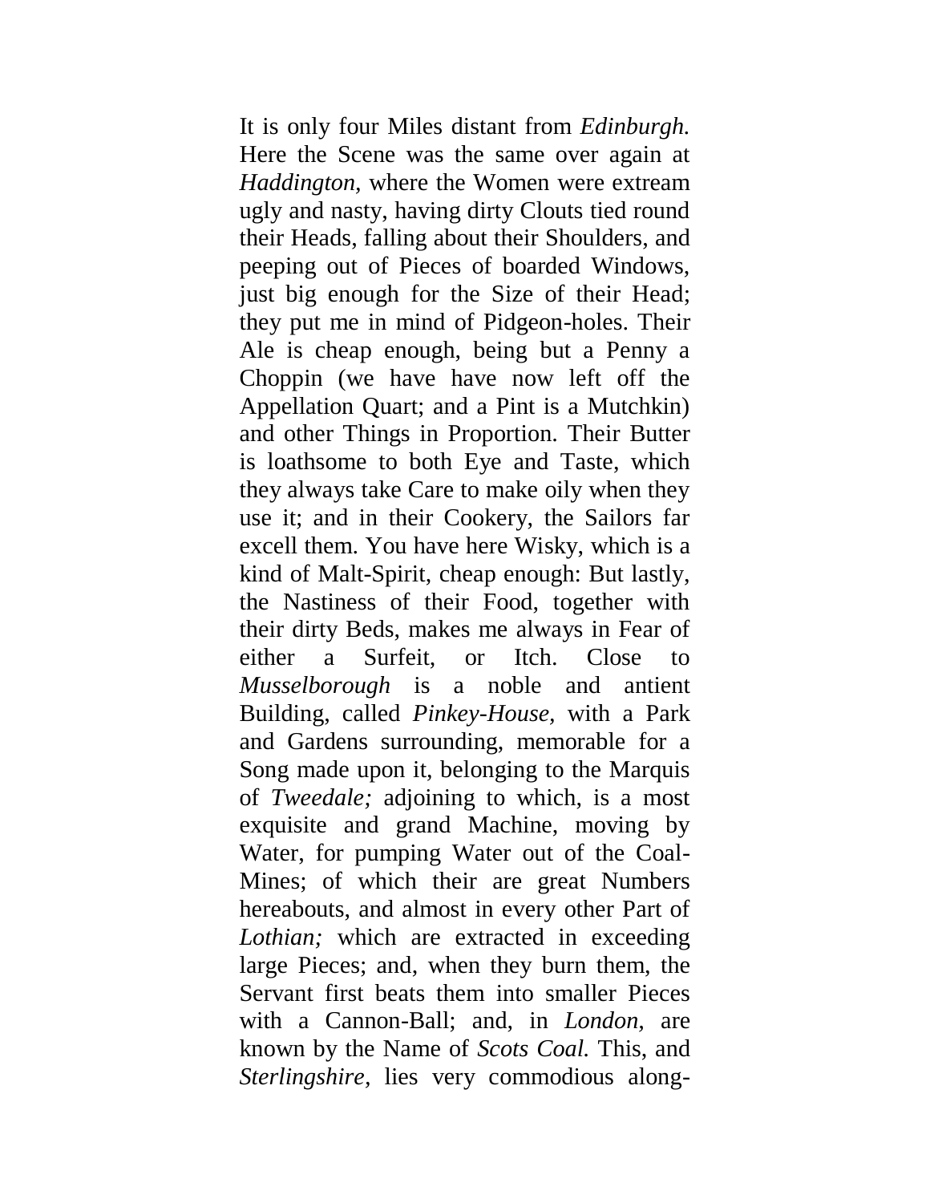It is only four Miles distant from *Edinburgh.* Here the Scene was the same over again at *Haddington,* where the Women were extream ugly and nasty, having dirty Clouts tied round their Heads, falling about their Shoulders, and peeping out of Pieces of boarded Windows, just big enough for the Size of their Head; they put me in mind of Pidgeon-holes. Their Ale is cheap enough, being but a Penny a Choppin (we have have now left off the Appellation Quart; and a Pint is a Mutchkin) and other Things in Proportion. Their Butter is loathsome to both Eye and Taste, which they always take Care to make oily when they use it; and in their Cookery, the Sailors far excell them. You have here Wisky, which is a kind of Malt-Spirit, cheap enough: But lastly, the Nastiness of their Food, together with their dirty Beds, makes me always in Fear of either a Surfeit, or Itch. Close to *Musselborough* is a noble and antient Building, called *Pinkey-House,* with a Park and Gardens surrounding, memorable for a Song made upon it, belonging to the Marquis of *Tweedale;* adjoining to which, is a most exquisite and grand Machine, moving by Water, for pumping Water out of the Coal-Mines; of which their are great Numbers hereabouts, and almost in every other Part of *Lothian;* which are extracted in exceeding large Pieces; and, when they burn them, the Servant first beats them into smaller Pieces with a Cannon-Ball; and, in *London,* are known by the Name of *Scots Coal.* This, and *Sterlingshire,* lies very commodious along-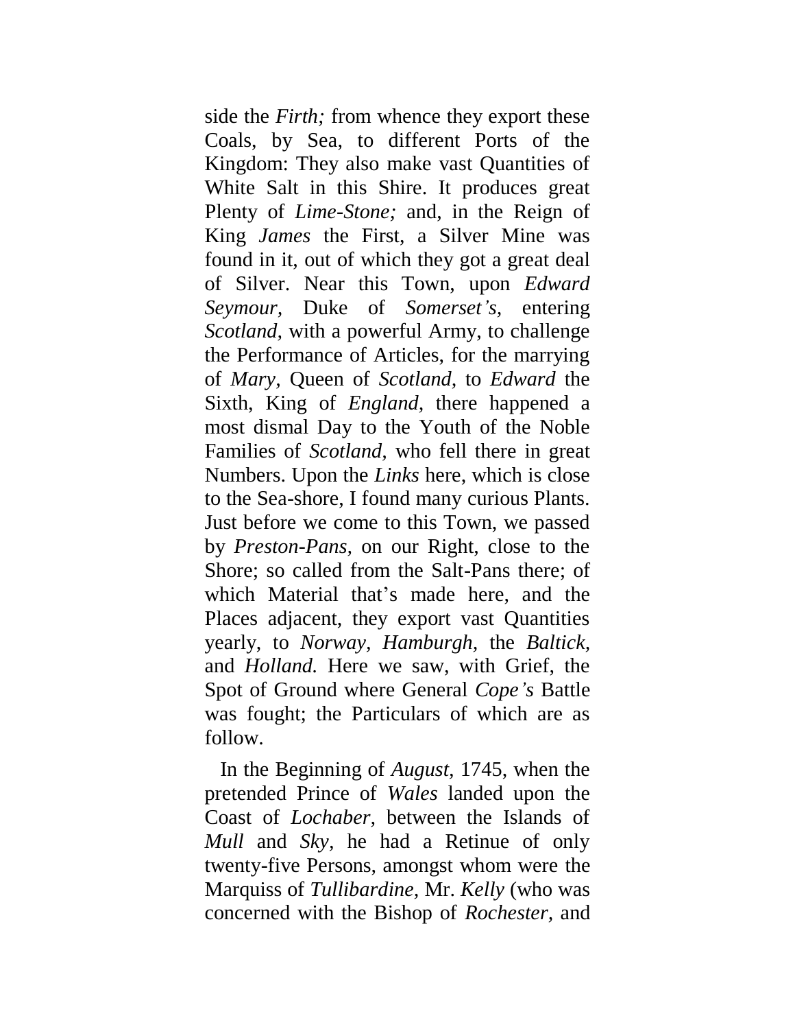side the *Firth;* from whence they export these Coals, by Sea, to different Ports of the Kingdom: They also make vast Quantities of White Salt in this Shire. It produces great Plenty of *Lime-Stone;* and, in the Reign of King *James* the First, a Silver Mine was found in it, out of which they got a great deal of Silver. Near this Town, upon *Edward Seymour*, Duke of *Somerset's*, entering *Scotland*, with a powerful Army, to challenge the Performance of Articles, for the marrying of *Mary*, Queen of *Scotland*, to *Edward* the Sixth, King of *England*, there happened a most dismal Day to the Youth of the Noble Families of *Scotland*, who fell there in great Numbers. Upon the *Links* here, which is close to the Sea-shore, I found many curious Plants. Just before we come to this Town, we passed by *Preston-Pans*, on our Right, close to the Shore; so called from the Salt-Pans there; of which Material that's made here, and the Places adjacent, they export vast Quantities yearly, to *Norway, Hamburgh*, the *Baltick*, and *Holland*. Here we saw, with Grief, the Spot of Ground where General *Cope's* Battle was fought; the Particulars of which are as follow.

In the Beginning of *August*, 1745, when the pretended Prince of *Wales* landed upon the Coast of *Lochaber*, between the Islands of *Mull* and *Sky*, he had a Retinue of only twenty-five Persons, amongst whom were the Marquiss of *Tullibardine*, Mr. *Kelly* (who was concerned with the Bishop of *Rochester*, and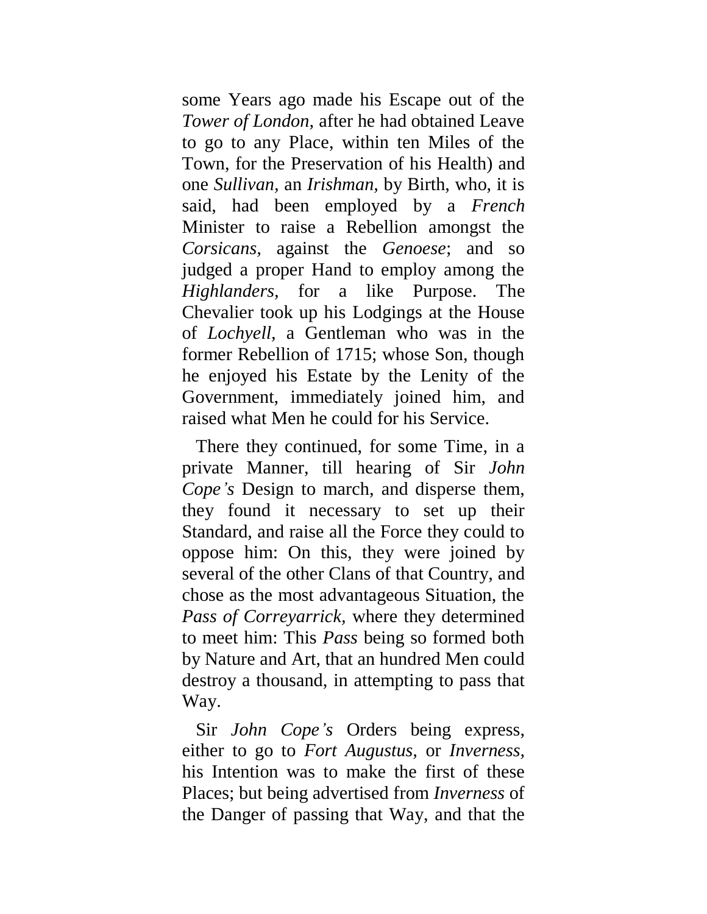some Years ago made his Escape out of the *Tower of London,* after he had obtained Leave to go to any Place, within ten Miles of the Town, for the Preservation of his Health) and one *Sullivan,* an *Irishman,* by Birth, who, it is said, had been employed by a *French* Minister to raise a Rebellion amongst the *Corsicans,* against the *Genoese*; and so judged a proper Hand to employ among the *Highlanders,* for a like Purpose. The Chevalier took up his Lodgings at the House of *Lochyell,* a Gentleman who was in the former Rebellion of 1715; whose Son, though he enjoyed his Estate by the Lenity of the Government, immediately joined him, and raised what Men he could for his Service.

There they continued, for some Time, in a private Manner, till hearing of Sir *John Cope's* Design to march, and disperse them, they found it necessary to set up their Standard, and raise all the Force they could to oppose him: On this, they were joined by several of the other Clans of that Country, and chose as the most advantageous Situation, the *Pass of Correyarrick,* where they determined to meet him: This *Pass* being so formed both by Nature and Art, that an hundred Men could destroy a thousand, in attempting to pass that Way.

Sir *John Cope's* Orders being express, either to go to *Fort Augustus,* or *Inverness,* his Intention was to make the first of these Places; but being advertised from *Inverness* of the Danger of passing that Way, and that the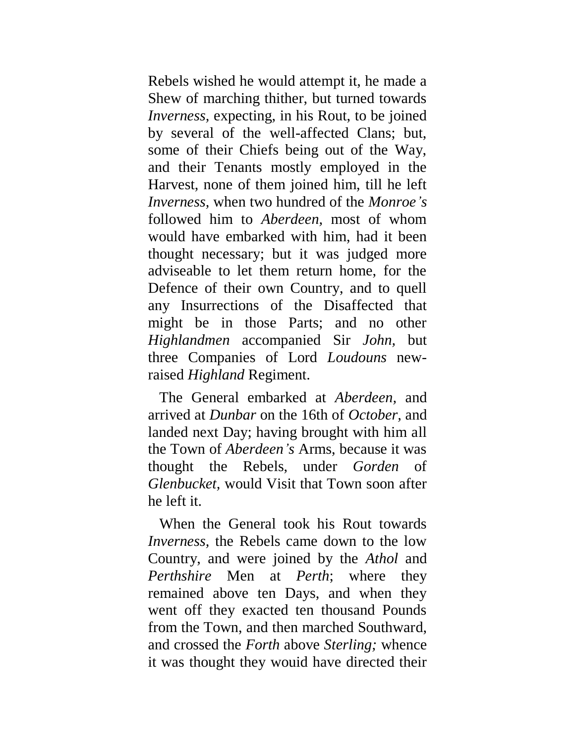Rebels wished he would attempt it, he made a Shew of marching thither, but turned towards *Inverness,* expecting, in his Rout, to be joined by several of the well-affected Clans; but, some of their Chiefs being out of the Way, and their Tenants mostly employed in the Harvest, none of them joined him, till he left *Inverness*, when two hundred of the *Monroe's* followed him to *Aberdeen*, most of whom would have embarked with him, had it been thought necessary; but it was judged more adviseable to let them return home, for the Defence of their own Country, and to quell any Insurrections of the Disaffected that might be in those Parts; and no other *Highlandmen* accompanied Sir *John*, but three Companies of Lord *Loudouns* new-raised *Highland* Regiment.

The General embarked at *Aberdeen*, and arrived at *Dunbar* on the 16th of *October*, and landed next Day; having brought with him all the Town of *Aberdeen's* Arms, because it was thought the Rebels, under *Gorden* of *Glenbucket,* would Visit that Town soon after he left it.

When the General took his Rout towards *Inverness,* the Rebels came down to the low Country, and were joined by the *Athol* and *Perthshire* Men at *Perth*; where they remained above ten Days, and when they went off they exacted ten thousand Pounds from the Town, and then marched Southward, and crossed the *Forth* above *Sterling;* whence it was thought they wouid have directed their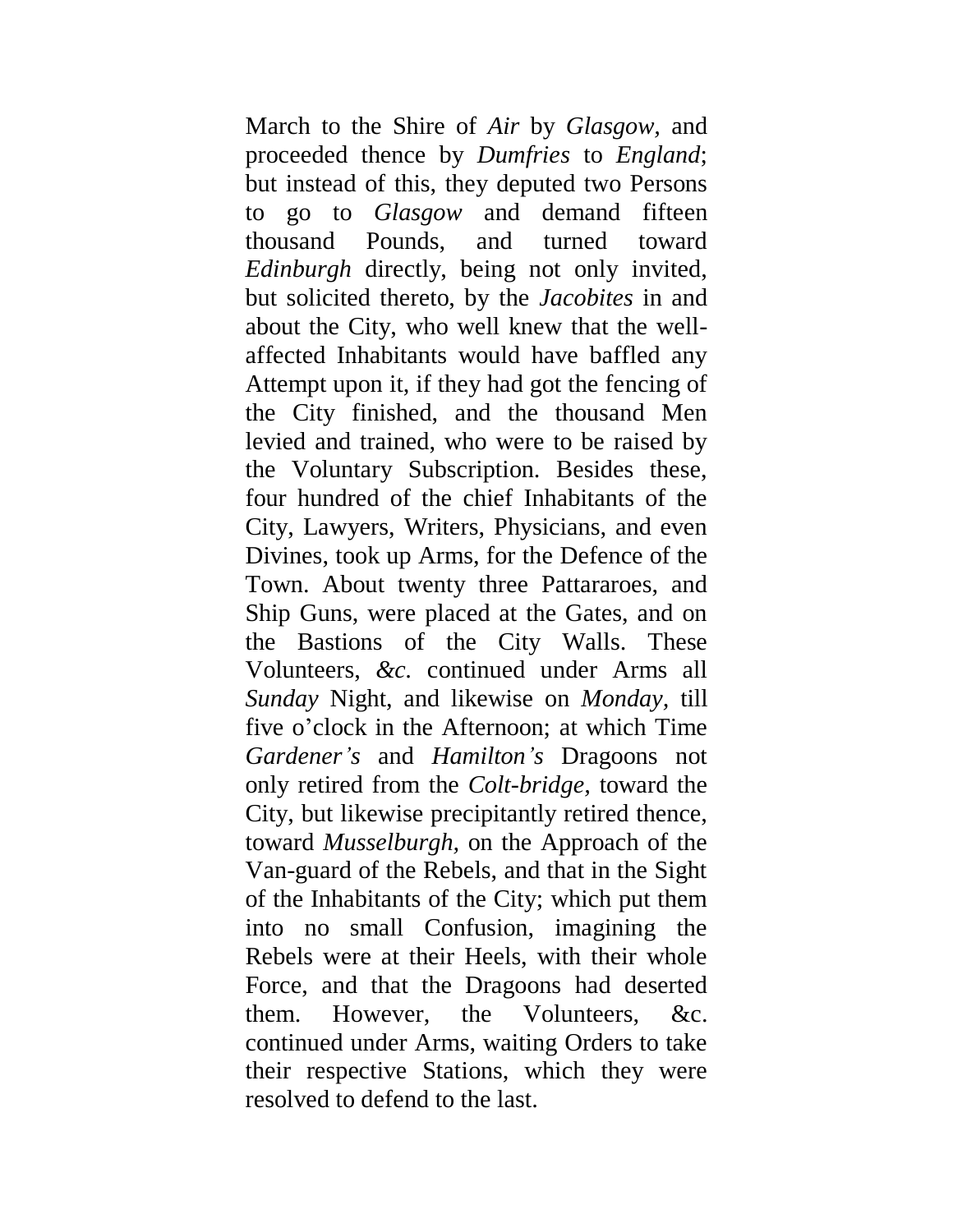March to the Shire of *Air* by *Glasgow*, and proceeded thence by *Dumfries* to *England*; but instead of this, they deputed two Persons to go to *Glasgow* and demand fifteen thousand Pounds, and turned toward *Edinburgh* directly, being not only invited, but solicited thereto, by the *Jacobites* in and about the City, who well knew that the well-affected Inhabitants would have baffled any Attempt upon it, if they had got the fencing of the City finished, and the thousand Men levied and trained, who were to be raised by the Voluntary Subscription. Besides these, four hundred of the chief Inhabitants of the City, Lawyers, Writers, Physicians, and even Divines, took up Arms, for the Defence of the Town. About twenty three Pattararoes, and Ship Guns, were placed at the Gates, and on the Bastions of the City Walls. These Volunteers, *&c.* continued under Arms all *Sunday* Night, and likewise on *Monday*, till five o'clock in the Afternoon; at which Time *Gardener's* and *Hamilton's* Dragoons not only retired from the *Colt-bridge*, toward the City, but likewise precipitantly retired thence, toward *Musselburgh*, on the Approach of the Van-guard of the Rebels, and that in the Sight of the Inhabitants of the City; which put them into no small Confusion, imagining the Rebels were at their Heels, with their whole Force, and that the Dragoons had deserted them. However, the Volunteers, &c. continued under Arms, waiting Orders to take their respective Stations, which they were resolved to defend to the last.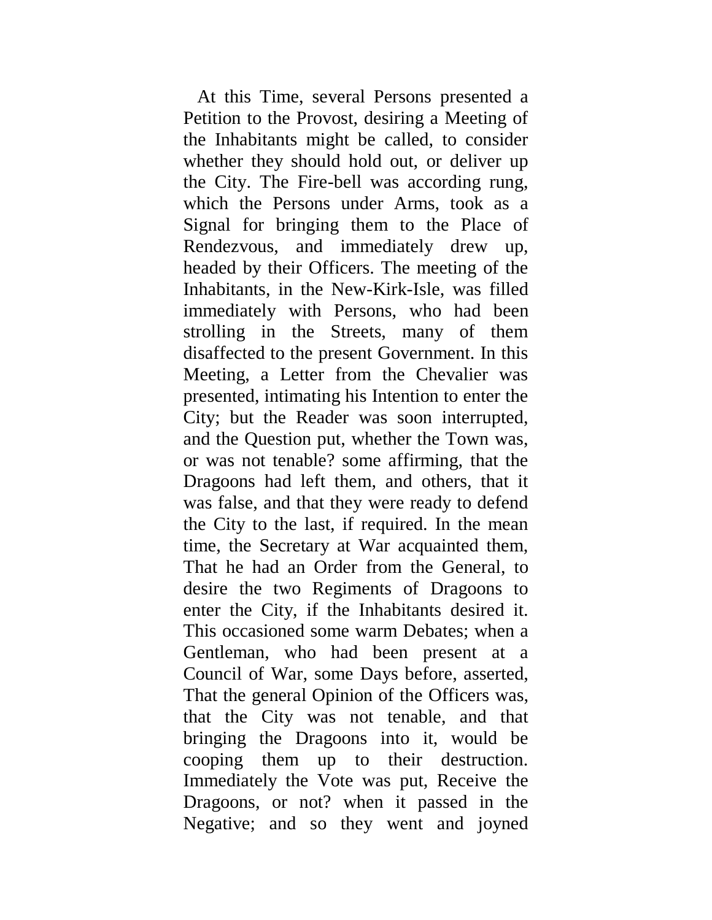At this Time, several Persons presented a Petition to the Provost, desiring a Meeting of the Inhabitants might be called, to consider whether they should hold out, or deliver up the City. The Fire-bell was according rung, which the Persons under Arms, took as a Signal for bringing them to the Place of Rendezvous, and immediately drew up, headed by their Officers. The meeting of the Inhabitants, in the New-Kirk-Isle, was filled immediately with Persons, who had been strolling in the Streets, many of them disaffected to the present Government. In this Meeting, a Letter from the Chevalier was presented, intimating his Intention to enter the City; but the Reader was soon interrupted, and the Question put, whether the Town was, or was not tenable? some affirming, that the Dragoons had left them, and others, that it was false, and that they were ready to defend the City to the last, if required. In the mean time, the Secretary at War acquainted them, That he had an Order from the General, to desire the two Regiments of Dragoons to enter the City, if the Inhabitants desired it. This occasioned some warm Debates; when a Gentleman, who had been present at a Council of War, some Days before, asserted, That the general Opinion of the Officers was, that the City was not tenable, and that bringing the Dragoons into it, would be cooping them up to their destruction. Immediately the Vote was put, Receive the Dragoons, or not? when it passed in the Negative; and so they went and joyned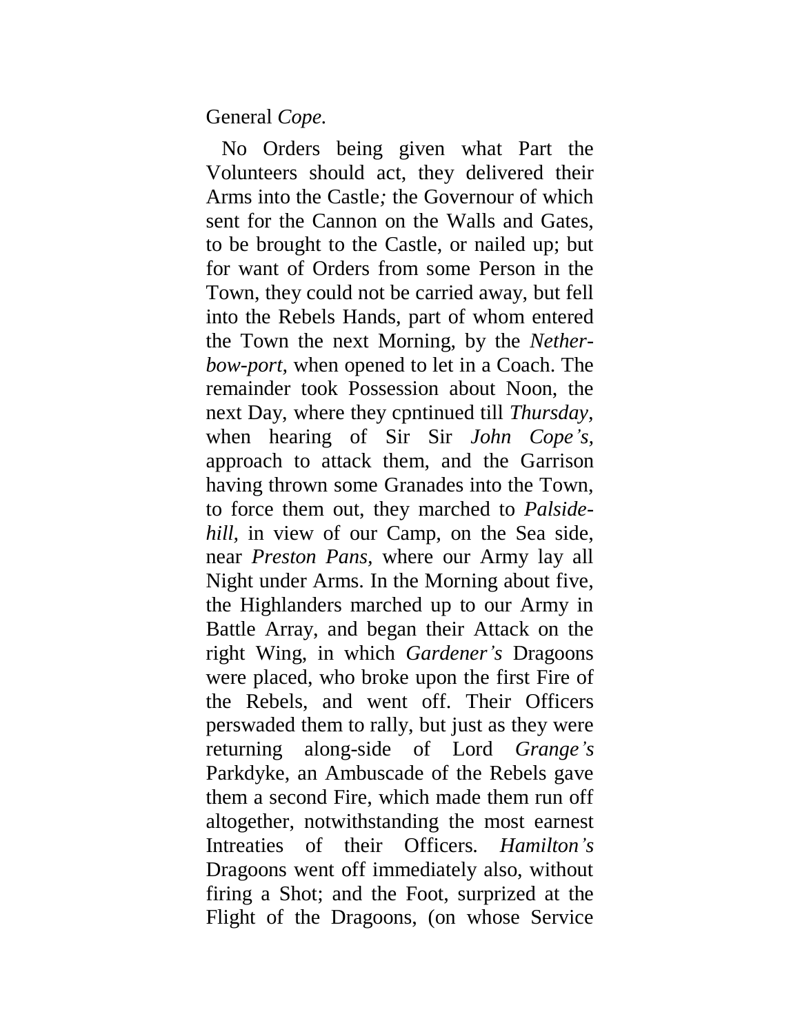General *Cope.*

No Orders being given what Part the Volunteers should act, they delivered their Arms into the Castle*;* the Governour of which sent for the Cannon on the Walls and Gates, to be brought to the Castle, or nailed up; but for want of Orders from some Person in the Town, they could not be carried away, but fell into the Rebels Hands, part of whom entered the Town the next Morning, by the *Nether-bow-port*, when opened to let in a Coach. The remainder took Possession about Noon, the next Day, where they cpntinued till *Thursday,* when hearing of Sir Sir *John Cope's,* approach to attack them, and the Garrison having thrown some Granades into the Town, to force them out, they marched to *Palside-hill,* in view of our Camp, on the Sea side, near *Preston Pans,* where our Army lay all Night under Arms. In the Morning about five, the Highlanders marched up to our Army in Battle Array, and began their Attack on the right Wing, in which *Gardener's* Dragoons were placed, who broke upon the first Fire of the Rebels, and went off. Their Officers perswaded them to rally, but just as they were returning along-side of Lord *Grange's* Parkdyke, an Ambuscade of the Rebels gave them a second Fire, which made them run off altogether, notwithstanding the most earnest Intreaties of their Officers. *Hamilton's* Dragoons went off immediately also, without firing a Shot; and the Foot, surprized at the Flight of the Dragoons, (on whose Service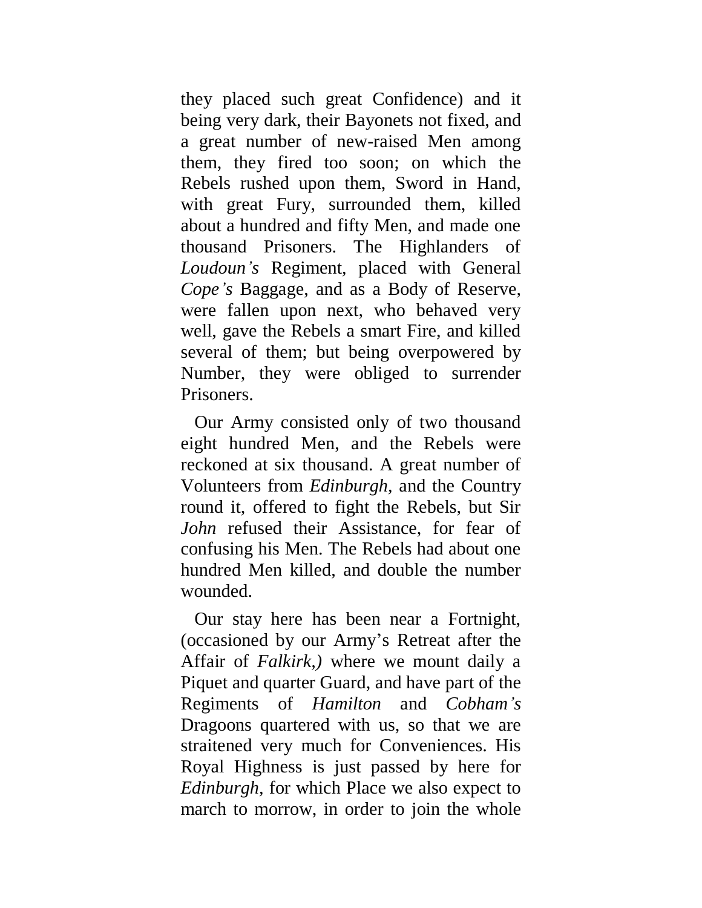they placed such great Confidence) and it being very dark, their Bayonets not fixed, and a great number of new-raised Men among them, they fired too soon; on which the Rebels rushed upon them, Sword in Hand, with great Fury, surrounded them, killed about a hundred and fifty Men, and made one thousand Prisoners. The Highlanders of *Loudoun’s* Regiment, placed with General *Cope’s* Baggage, and as a Body of Reserve, were fallen upon next, who behaved very well, gave the Rebels a smart Fire, and killed several of them; but being overpowered by Number, they were obliged to surrender Prisoners.

Our Army consisted only of two thousand eight hundred Men, and the Rebels were reckoned at six thousand. A great number of Volunteers from *Edinburgh*, and the Country round it, offered to fight the Rebels, but Sir *John* refused their Assistance, for fear of confusing his Men. The Rebels had about one hundred Men killed, and double the number wounded.

Our stay here has been near a Fortnight, (occasioned by our Army’s Retreat after the Affair of *Falkirk,)* where we mount daily a Piquet and quarter Guard, and have part of the Regiments of *Hamilton* and *Cobham’s* Dragoons quartered with us, so that we are straitened very much for Conveniences. His Royal Highness is just passed by here for *Edinburgh*, for which Place we also expect to march to morrow, in order to join the whole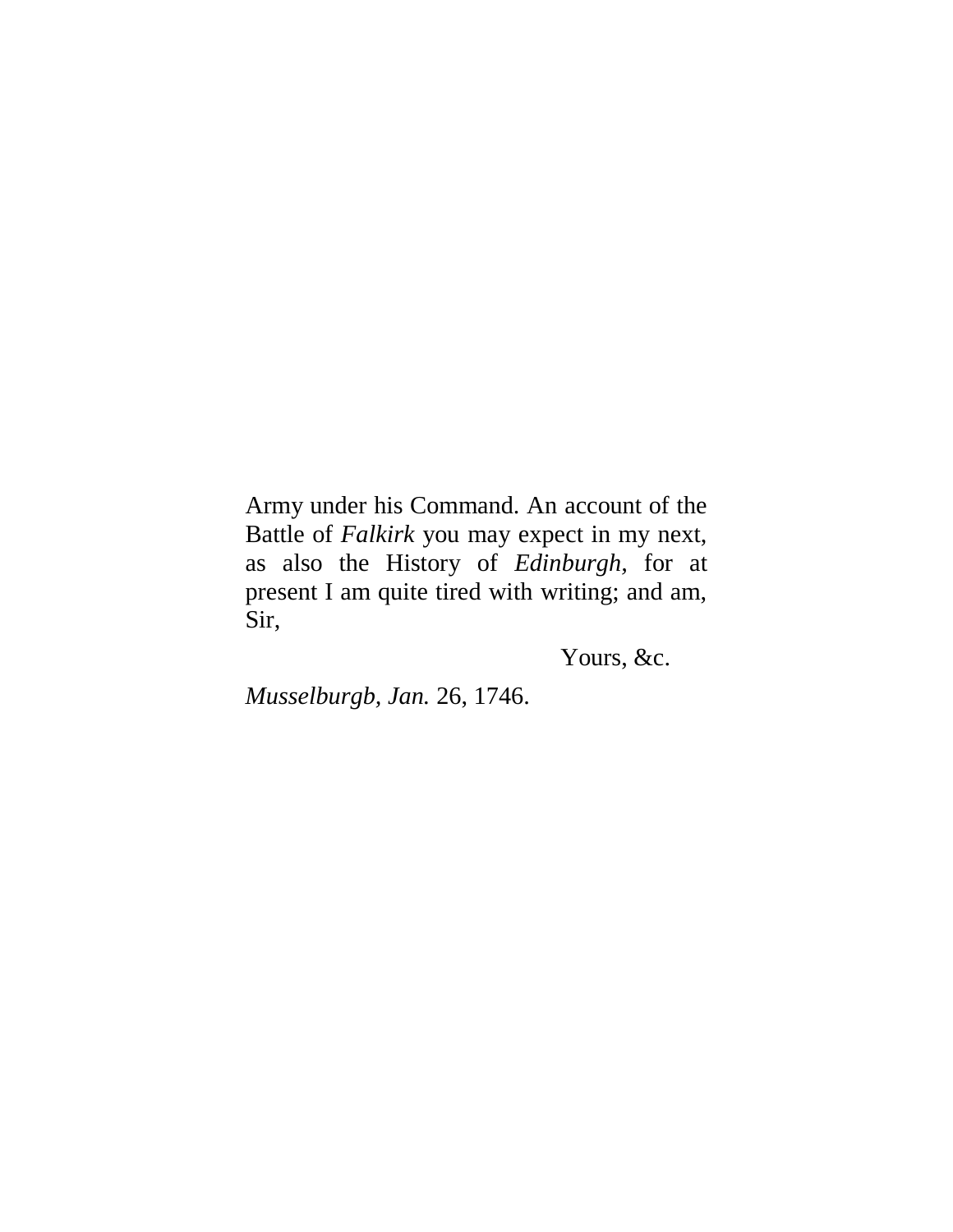Army under his Command. An account of the Battle of *Falkirk* you may expect in my next, as also the History of *Edinburgh*, for at present I am quite tired with writing; and am, Sir,

Yours, &c.

*Musselburgb, Jan.* 26, 1746.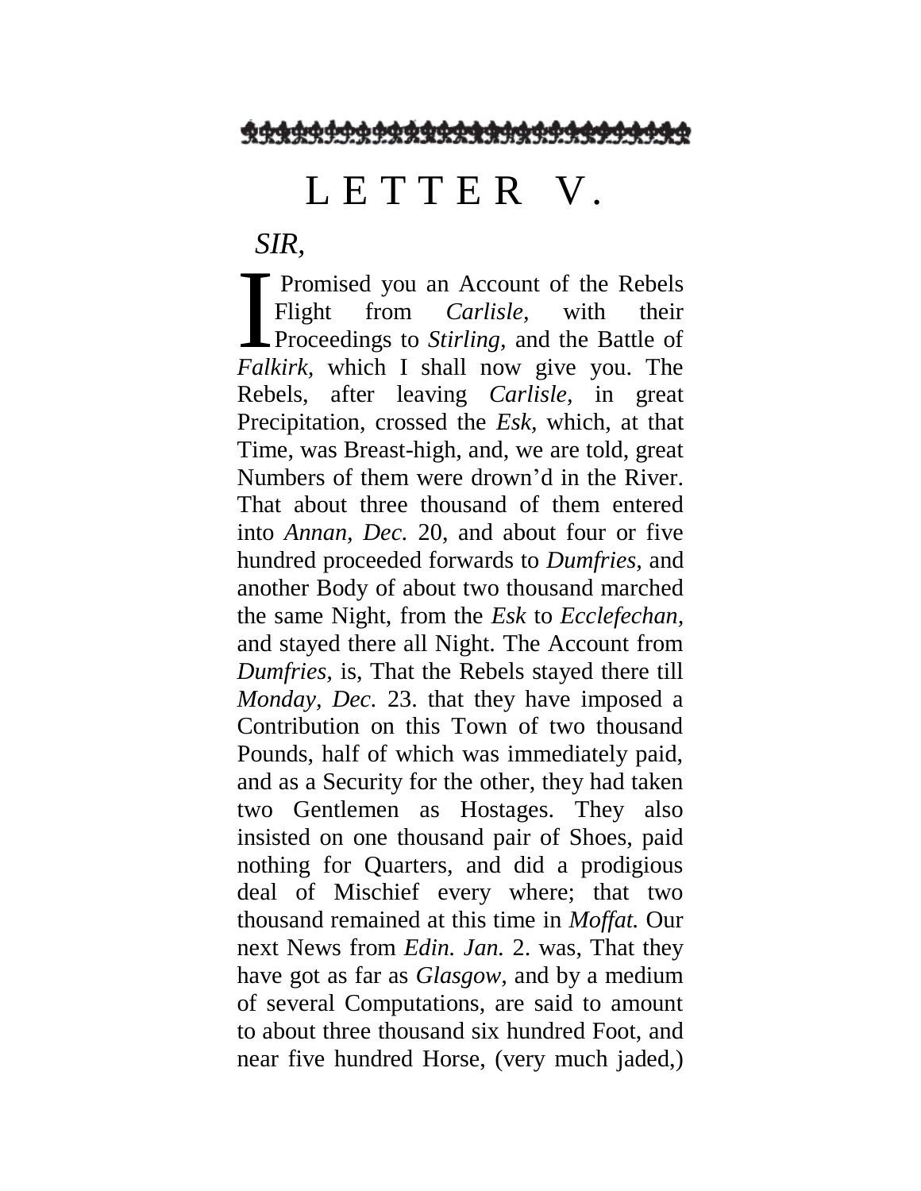# LETTER V.

*SIR*,

I Promised you an Account of the Rebels Flight from *Carlisle,* with their Proceedings to *Stirling,* and the Battle of *Falkirk,* which I shall now give you. The Rebels, after leaving *Carlisle,* in great Precipitation, crossed the *Esk,* which, at that Time, was Breast-high, and, we are told, great Numbers of them were drown'd in the River. That about three thousand of them entered into *Annan, Dec.* 20, and about four or five hundred proceeded forwards to *Dumfries,* and another Body of about two thousand marched the same Night, from the *Esk* to *Ecclefechan,* and stayed there all Night. The Account from *Dumfries,* is, That the Rebels stayed there till *Monday, Dec.* 23. that they have imposed a Contribution on this Town of two thousand Pounds, half of which was immediately paid, and as a Security for the other, they had taken two Gentlemen as Hostages. They also insisted on one thousand pair of Shoes, paid nothing for Quarters, and did a prodigious deal of Mischief every where; that two thousand remained at this time in *Moffat.* Our next News from *Edin. Jan.* 2. was, That they have got as far as *Glasgow,* and by a medium of several Computations, are said to amount to about three thousand six hundred Foot, and near five hundred Horse, (very much jaded,)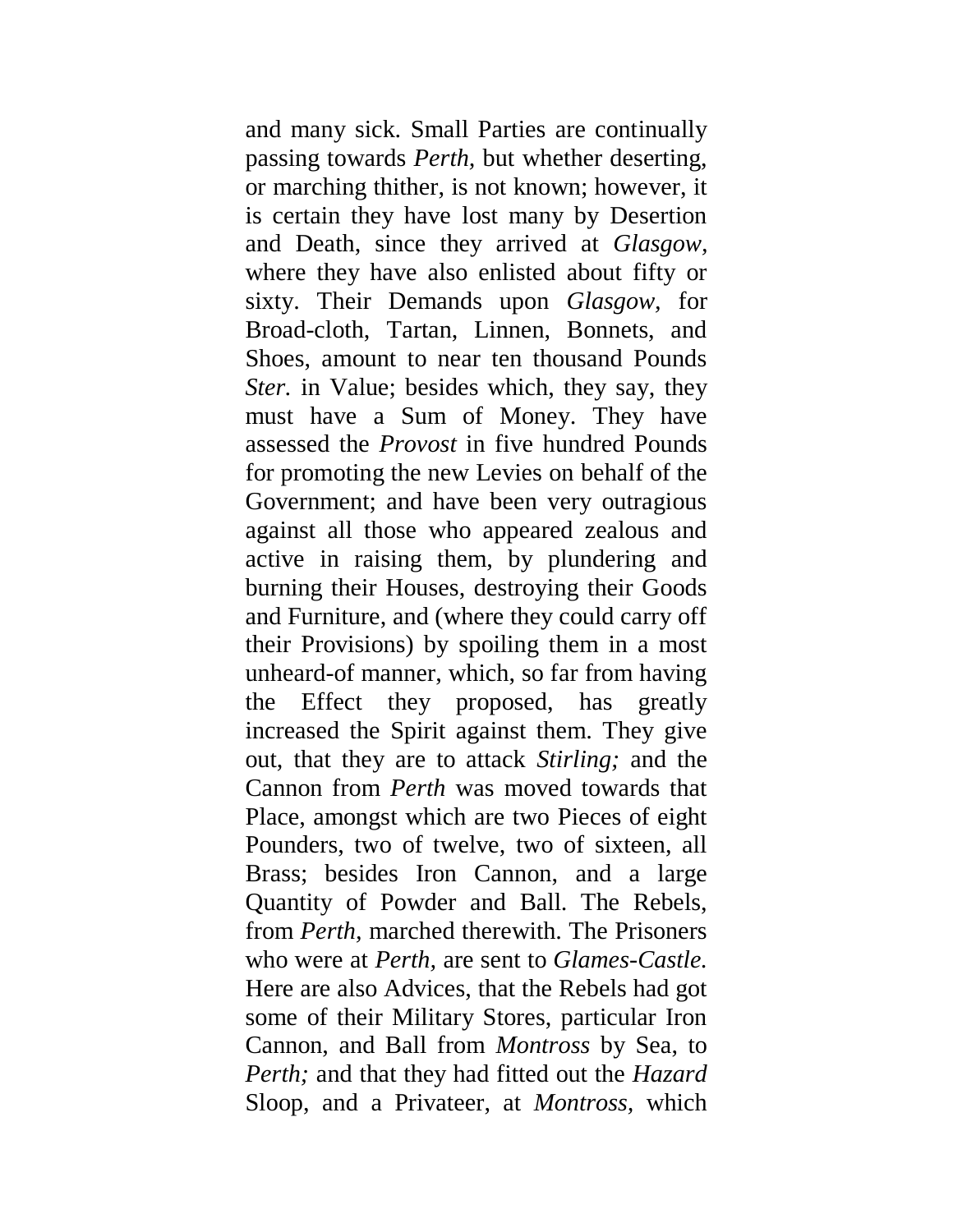and many sick. Small Parties are continually passing towards *Perth,* but whether deserting, or marching thither, is not known; however, it is certain they have lost many by Desertion and Death, since they arrived at *Glasgow,* where they have also enlisted about fifty or sixty. Their Demands upon *Glasgow,* for Broad-cloth, Tartan, Linnen, Bonnets, and Shoes, amount to near ten thousand Pounds *Ster.* in Value; besides which, they say, they must have a Sum of Money. They have assessed the *Provost* in five hundred Pounds for promoting the new Levies on behalf of the Government; and have been very outragious against all those who appeared zealous and active in raising them, by plundering and burning their Houses, destroying their Goods and Furniture, and (where they could carry off their Provisions) by spoiling them in a most unheard-of manner, which, so far from having the Effect they proposed, has greatly increased the Spirit against them. They give out, that they are to attack *Stirling;* and the Cannon from *Perth* was moved towards that Place, amongst which are two Pieces of eight Pounders, two of twelve, two of sixteen, all Brass; besides Iron Cannon, and a large Quantity of Powder and Ball. The Rebels, from *Perth,* marched therewith. The Prisoners who were at *Perth,* are sent to *Glames-Castle.* Here are also Advices, that the Rebels had got some of their Military Stores, particular Iron Cannon, and Ball from *Montross* by Sea, to *Perth;* and that they had fitted out the *Hazard* Sloop, and a Privateer, at *Montross,* which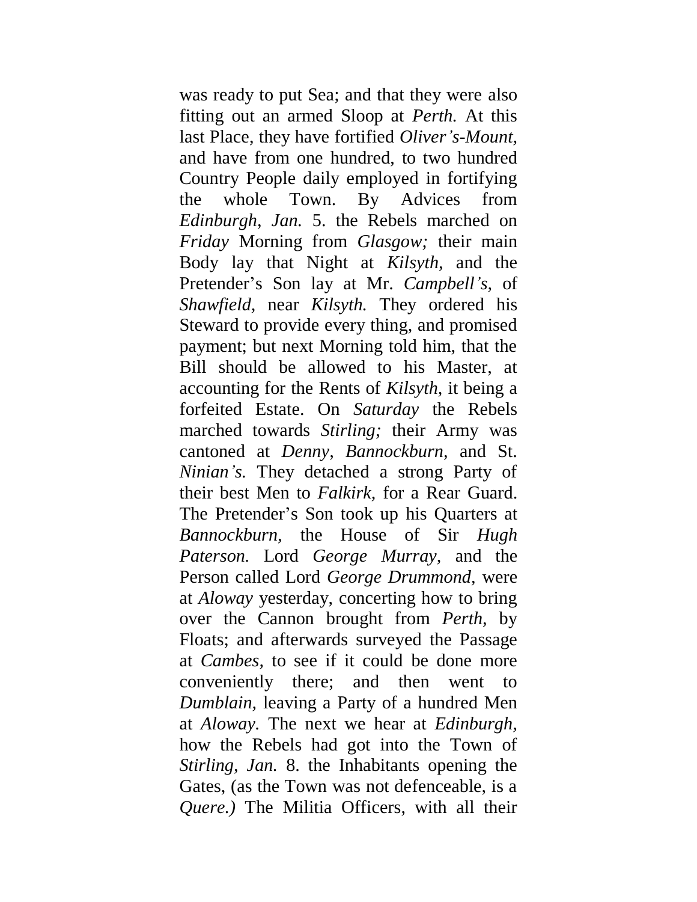was ready to put Sea; and that they were also fitting out an armed Sloop at *Perth.* At this last Place, they have fortified *Oliver's-Mount,* and have from one hundred, to two hundred Country People daily employed in fortifying the whole Town. By Advices from *Edinburgh, Jan.* 5. the Rebels marched on *Friday* Morning from *Glasgow;* their main Body lay that Night at *Kilsyth,* and the Pretender's Son lay at Mr. *Campbell's,* of *Shawfield,* near *Kilsyth.* They ordered his Steward to provide every thing, and promised payment; but next Morning told him, that the Bill should be allowed to his Master, at accounting for the Rents of *Kilsyth,* it being a forfeited Estate. On *Saturday* the Rebels marched towards *Stirling;* their Army was cantoned at *Denny, Bannockburn,* and St. *Ninian's.* They detached a strong Party of their best Men to *Falkirk,* for a Rear Guard. The Pretender's Son took up his Quarters at *Bannockburn,* the House of Sir *Hugh Paterson.* Lord *George Murray,* and the Person called Lord *George Drummond,* were at *Aloway* yesterday, concerting how to bring over the Cannon brought from *Perth,* by Floats; and afterwards surveyed the Passage at *Cambes,* to see if it could be done more conveniently there; and then went to *Dumblain,* leaving a Party of a hundred Men at *Aloway.* The next we hear at *Edinburgh,* how the Rebels had got into the Town of *Stirling, Jan.* 8. the Inhabitants opening the Gates, (as the Town was not defenceable, is a *Quere.)* The Militia Officers, with all their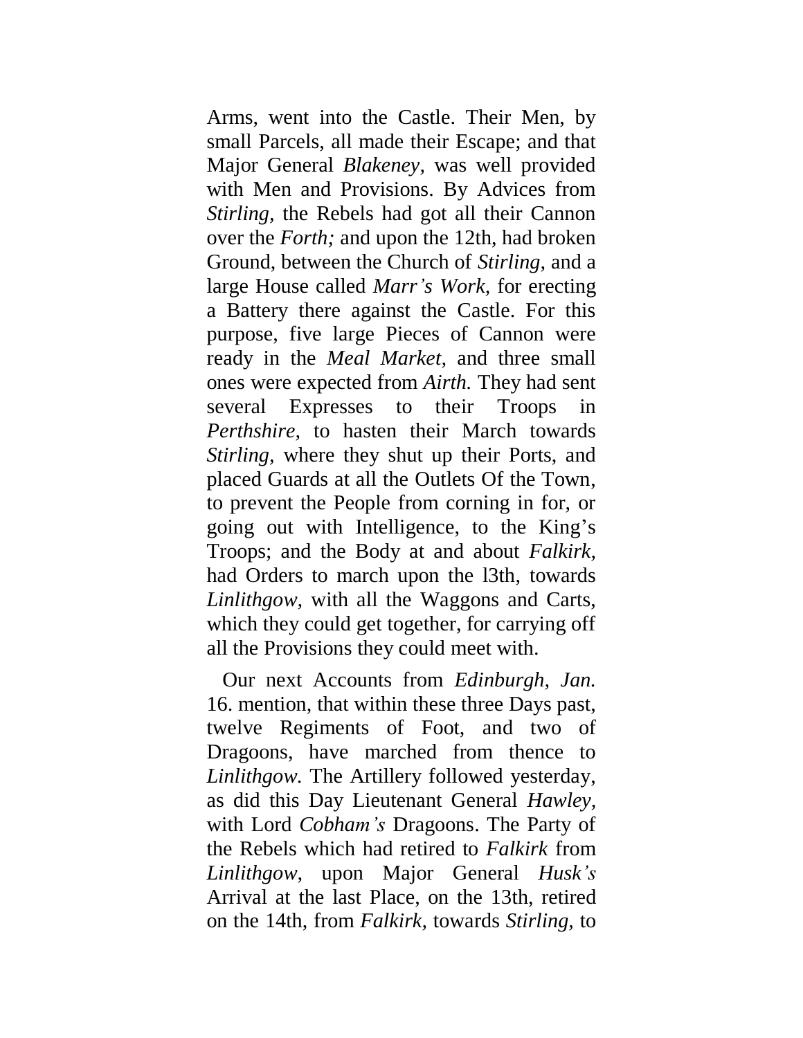Arms, went into the Castle. Their Men, by small Parcels, all made their Escape; and that Major General *Blakeney*, was well provided with Men and Provisions. By Advices from *Stirling*, the Rebels had got all their Cannon over the *Forth;* and upon the 12th, had broken Ground, between the Church of *Stirling*, and a large House called *Marr's Work*, for erecting a Battery there against the Castle. For this purpose, five large Pieces of Cannon were ready in the *Meal Market*, and three small ones were expected from *Airth.* They had sent several Expresses to their Troops in *Perthshire*, to hasten their March towards *Stirling*, where they shut up their Ports, and placed Guards at all the Outlets Of the Town, to prevent the People from corning in for, or going out with Intelligence, to the King's Troops; and the Body at and about *Falkirk*, had Orders to march upon the l3th, towards *Linlithgow*, with all the Waggons and Carts, which they could get together, for carrying off all the Provisions they could meet with.

Our next Accounts from *Edinburgh*, *Jan.* 16. mention, that within these three Days past, twelve Regiments of Foot, and two of Dragoons, have marched from thence to *Linlithgow*. The Artillery followed yesterday, as did this Day Lieutenant General *Hawley*, with Lord *Cobham's* Dragoons. The Party of the Rebels which had retired to *Falkirk* from *Linlithgow*, upon Major General *Husk's* Arrival at the last Place, on the 13th, retired on the 14th, from *Falkirk*, towards *Stirling*, to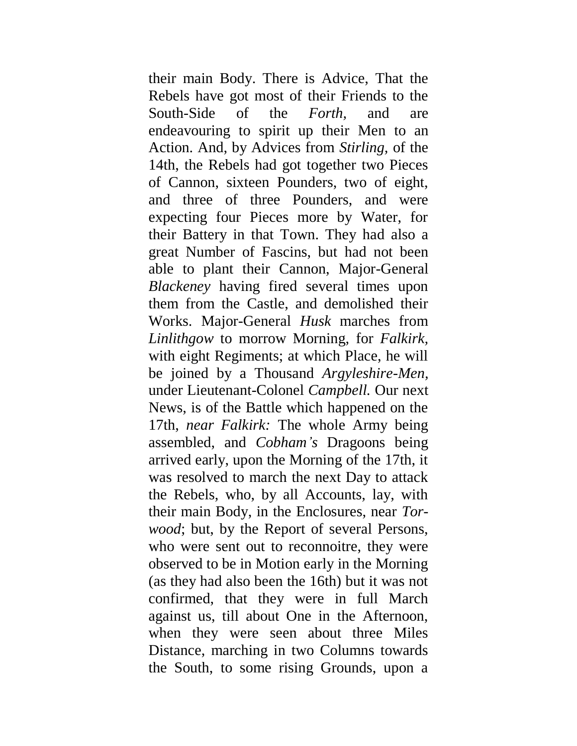their main Body. There is Advice, That the Rebels have got most of their Friends to the South-Side of the *Forth,* and are endeavouring to spirit up their Men to an Action. And, by Advices from *Stirling,* of the 14th, the Rebels had got together two Pieces of Cannon, sixteen Pounders, two of eight, and three of three Pounders, and were expecting four Pieces more by Water, for their Battery in that Town. They had also a great Number of Fascins, but had not been able to plant their Cannon, Major-General *Blackeney* having fired several times upon them from the Castle, and demolished their Works. Major-General *Husk* marches from *Linlithgow* to morrow Morning, for *Falkirk*, with eight Regiments; at which Place, he will be joined by a Thousand *Argyleshire-Men*, under Lieutenant-Colonel *Campbell.* Our next News, is of the Battle which happened on the 17th, *near Falkirk:* The whole Army being assembled, and *Cobham's* Dragoons being arrived early, upon the Morning of the 17th, it was resolved to march the next Day to attack the Rebels, who, by all Accounts, lay, with their main Body, in the Enclosures, near *Torwood*; but, by the Report of several Persons, who were sent out to reconnoitre, they were observed to be in Motion early in the Morning (as they had also been the 16th) but it was not confirmed, that they were in full March against us, till about One in the Afternoon, when they were seen about three Miles Distance, marching in two Columns towards the South, to some rising Grounds, upon a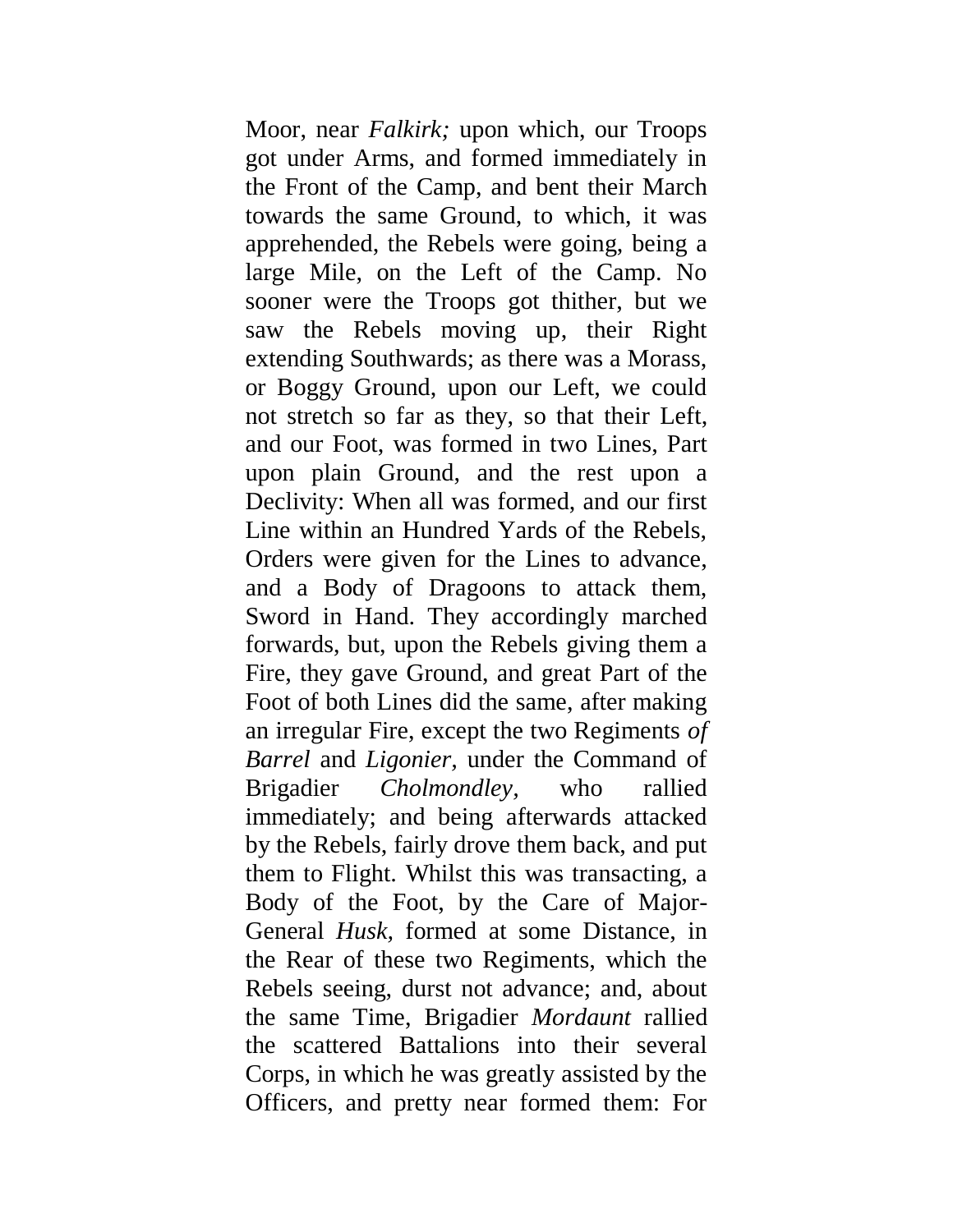Moor, near *Falkirk;* upon which, our Troops got under Arms, and formed immediately in the Front of the Camp, and bent their March towards the same Ground, to which, it was apprehended, the Rebels were going, being a large Mile, on the Left of the Camp. No sooner were the Troops got thither, but we saw the Rebels moving up, their Right extending Southwards; as there was a Morass, or Boggy Ground, upon our Left, we could not stretch so far as they, so that their Left, and our Foot, was formed in two Lines, Part upon plain Ground, and the rest upon a Declivity: When all was formed, and our first Line within an Hundred Yards of the Rebels, Orders were given for the Lines to advance, and a Body of Dragoons to attack them, Sword in Hand. They accordingly marched forwards, but, upon the Rebels giving them a Fire, they gave Ground, and great Part of the Foot of both Lines did the same, after making an irregular Fire, except the two Regiments *of Barrel* and *Ligonier,* under the Command of Brigadier *Cholmondley,* who rallied immediately; and being afterwards attacked by the Rebels, fairly drove them back, and put them to Flight. Whilst this was transacting, a Body of the Foot, by the Care of Major-General *Husk,* formed at some Distance, in the Rear of these two Regiments, which the Rebels seeing, durst not advance; and, about the same Time, Brigadier *Mordaunt* rallied the scattered Battalions into their several Corps, in which he was greatly assisted by the Officers, and pretty near formed them: For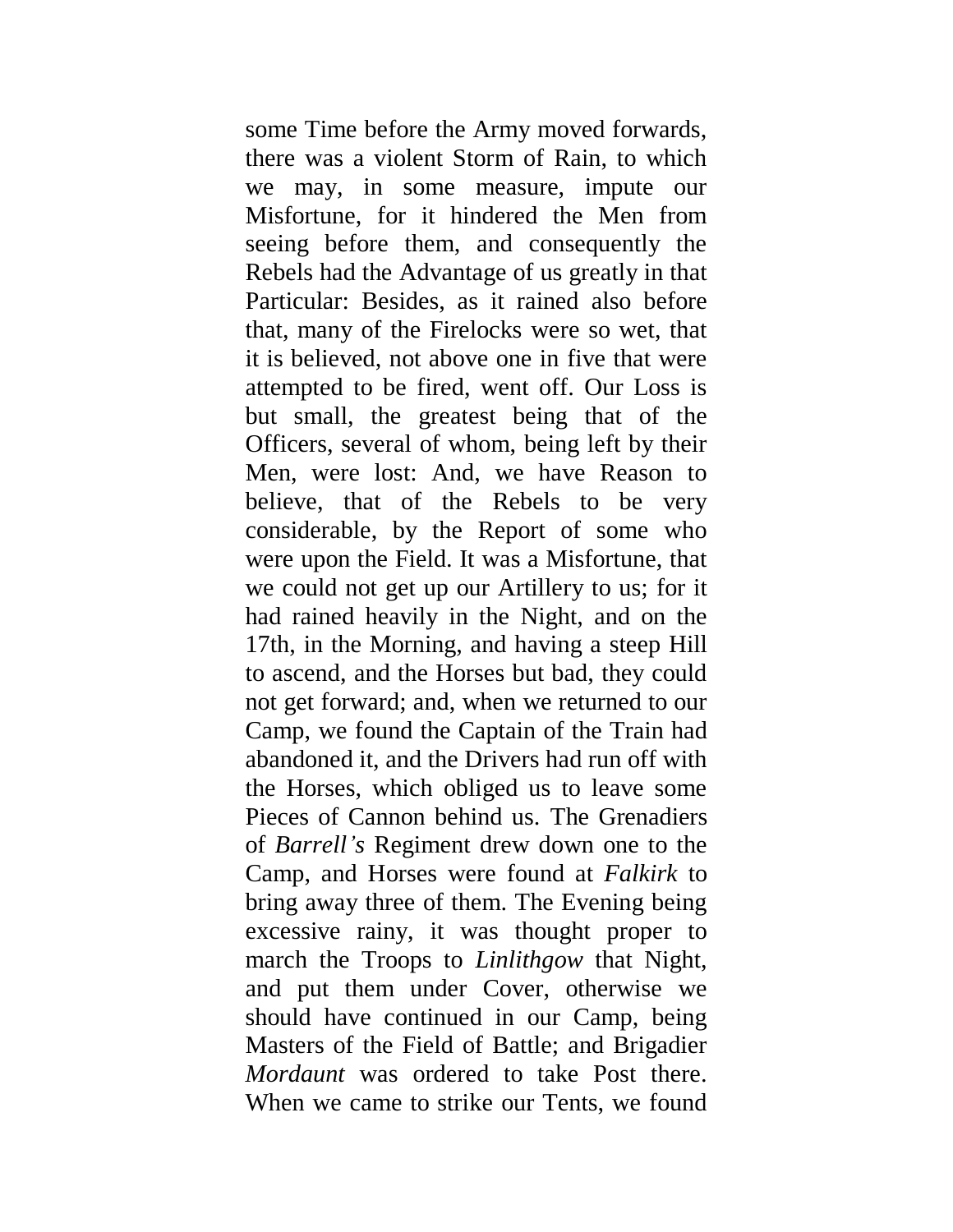some Time before the Army moved forwards, there was a violent Storm of Rain, to which we may, in some measure, impute our Misfortune, for it hindered the Men from seeing before them, and consequently the Rebels had the Advantage of us greatly in that Particular: Besides, as it rained also before that, many of the Firelocks were so wet, that it is believed, not above one in five that were attempted to be fired, went off. Our Loss is but small, the greatest being that of the Officers, several of whom, being left by their Men, were lost: And, we have Reason to believe, that of the Rebels to be very considerable, by the Report of some who were upon the Field. It was a Misfortune, that we could not get up our Artillery to us; for it had rained heavily in the Night, and on the 17th, in the Morning, and having a steep Hill to ascend, and the Horses but bad, they could not get forward; and, when we returned to our Camp, we found the Captain of the Train had abandoned it, and the Drivers had run off with the Horses, which obliged us to leave some Pieces of Cannon behind us. The Grenadiers of *Barrell's* Regiment drew down one to the Camp, and Horses were found at *Falkirk* to bring away three of them. The Evening being excessive rainy, it was thought proper to march the Troops to *Linlithgow* that Night, and put them under Cover, otherwise we should have continued in our Camp, being Masters of the Field of Battle; and Brigadier *Mordaunt* was ordered to take Post there. When we came to strike our Tents, we found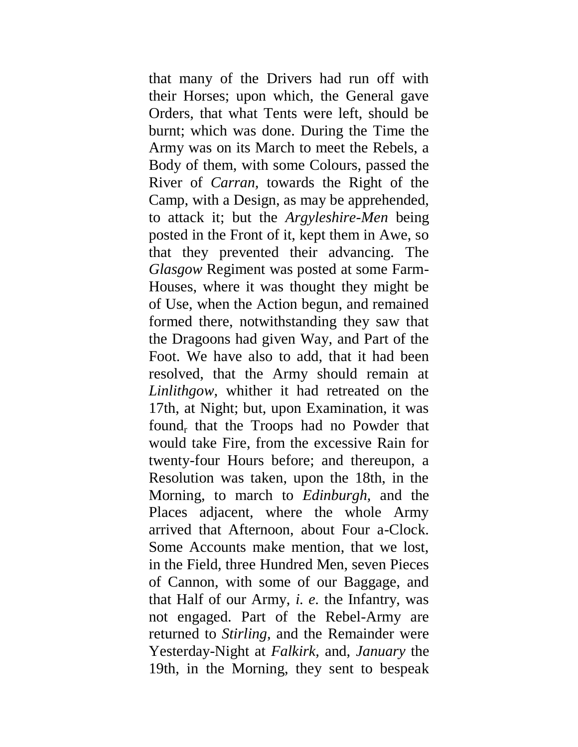that many of the Drivers had run off with their Horses; upon which, the General gave Orders, that what Tents were left, should be burnt; which was done. During the Time the Army was on its March to meet the Rebels, a Body of them, with some Colours, passed the River of *Carran*, towards the Right of the Camp, with a Design, as may be apprehended, to attack it; but the *Argyleshire-Men* being posted in the Front of it, kept them in Awe, so that they prevented their advancing. The *Glasgow* Regiment was posted at some Farm-Houses, where it was thought they might be of Use, when the Action begun, and remained formed there, notwithstanding they saw that the Dragoons had given Way, and Part of the Foot. We have also to add, that it had been resolved, that the Army should remain at *Linlithgow*, whither it had retreated on the 17th, at Night; but, upon Examination, it was found, that the Troops had no Powder that would take Fire, from the excessive Rain for twenty-four Hours before; and thereupon, a Resolution was taken, upon the 18th, in the Morning, to march to *Edinburgh*, and the Places adjacent, where the whole Army arrived that Afternoon, about Four a-Clock. Some Accounts make mention, that we lost, in the Field, three Hundred Men, seven Pieces of Cannon, with some of our Baggage, and that Half of our Army, *i. e.* the Infantry, was not engaged. Part of the Rebel-Army are returned to *Stirling*, and the Remainder were Yesterday-Night at *Falkirk*, and, *January* the 19th, in the Morning, they sent to bespeak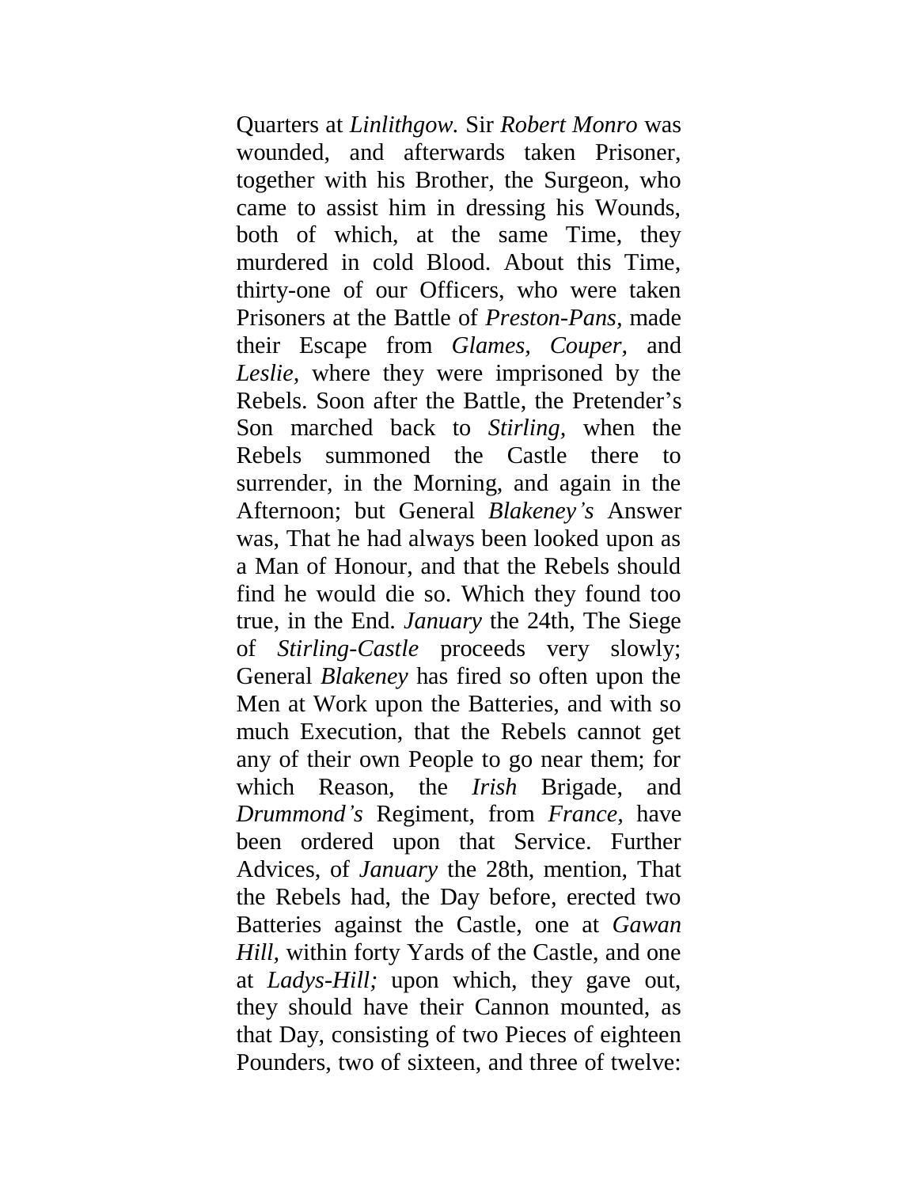Quarters at *Linlithgow.* Sir *Robert Monro* was wounded, and afterwards taken Prisoner, together with his Brother, the Surgeon, who came to assist him in dressing his Wounds, both of which, at the same Time, they murdered in cold Blood. About this Time, thirty-one of our Officers, who were taken Prisoners at the Battle of *Preston-Pans,* made their Escape from *Glames, Couper,* and *Leslie,* where they were imprisoned by the Rebels. Soon after the Battle, the Pretender's Son marched back to *Stirling,* when the Rebels summoned the Castle there to surrender, in the Morning, and again in the Afternoon; but General *Blakeney's* Answer was, That he had always been looked upon as a Man of Honour, and that the Rebels should find he would die so. Which they found too true, in the End. *January* the 24th, The Siege of *Stirling-Castle* proceeds very slowly; General *Blakeney* has fired so often upon the Men at Work upon the Batteries, and with so much Execution, that the Rebels cannot get any of their own People to go near them; for which Reason, the *Irish* Brigade, and *Drummond's* Regiment, from *France,* have been ordered upon that Service. Further Advices, of *January* the 28th, mention, That the Rebels had, the Day before, erected two Batteries against the Castle, one at *Gawan Hill,* within forty Yards of the Castle, and one at *Ladys-Hill;* upon which, they gave out, they should have their Cannon mounted, as that Day, consisting of two Pieces of eighteen Pounders, two of sixteen, and three of twelve: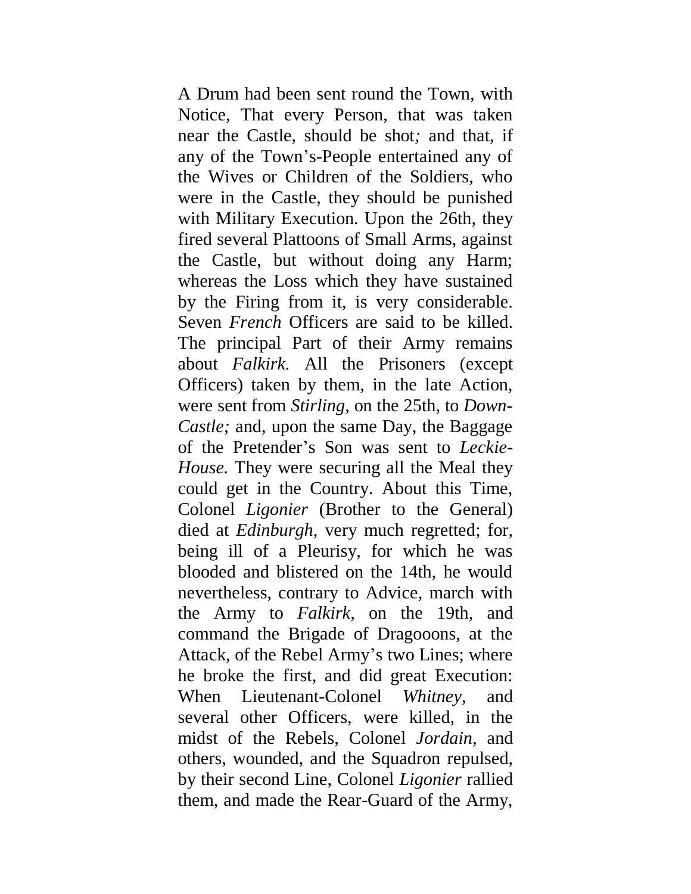A Drum had been sent round the Town, with Notice, That every Person, that was taken near the Castle, should be shot*;* and that, if any of the Town's-People entertained any of the Wives or Children of the Soldiers, who were in the Castle, they should be punished with Military Execution. Upon the 26th, they fired several Plattoons of Small Arms, against the Castle, but without doing any Harm; whereas the Loss which they have sustained by the Firing from it, is very considerable. Seven *French* Officers are said to be killed. The principal Part of their Army remains about *Falkirk.* All the Prisoners (except Officers) taken by them, in the late Action, were sent from *Stirling,* on the 25th, to *Down-Castle;* and, upon the same Day, the Baggage of the Pretender's Son was sent to *Leckie-House.* They were securing all the Meal they could get in the Country. About this Time, Colonel *Ligonier* (Brother to the General) died at *Edinburgh,* very much regretted; for, being ill of a Pleurisy, for which he was blooded and blistered on the 14th, he would nevertheless, contrary to Advice, march with the Army to *Falkirk,* on the 19th, and command the Brigade of Dragooons, at the Attack, of the Rebel Army's two Lines; where he broke the first, and did great Execution: When Lieutenant-Colonel *Whitney,* and several other Officers, were killed, in the midst of the Rebels, Colonel *Jordain,* and others, wounded, and the Squadron repulsed, by their second Line, Colonel *Ligonier* rallied them, and made the Rear-Guard of the Army,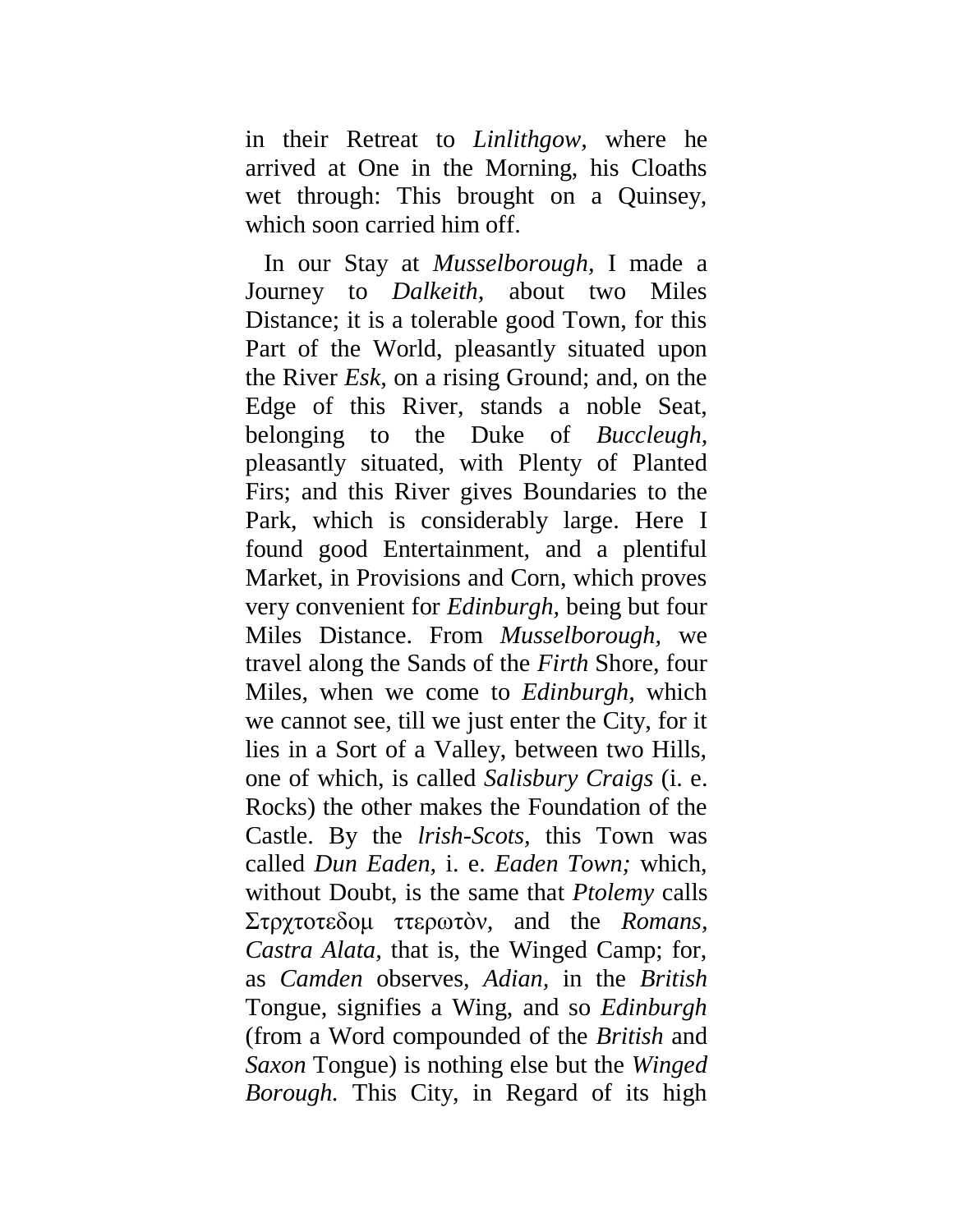in their Retreat to *Linlithgow,* where he arrived at One in the Morning, his Cloaths wet through: This brought on a Quinsey, which soon carried him off.

In our Stay at *Musselborough,* I made a Journey to *Dalkeith,* about two Miles Distance; it is a tolerable good Town, for this Part of the World, pleasantly situated upon the River *Esk,* on a rising Ground; and, on the Edge of this River, stands a noble Seat, belonging to the Duke of *Buccleugh,* pleasantly situated, with Plenty of Planted Firs; and this River gives Boundaries to the Park, which is considerably large. Here I found good Entertainment, and a plentiful Market, in Provisions and Corn, which proves very convenient for *Edinburgh,* being but four Miles Distance. From *Musselborough,* we travel along the Sands of the *Firth* Shore, four Miles, when we come to *Edinburgh,* which we cannot see, till we just enter the City, for it lies in a Sort of a Valley, between two Hills, one of which, is called *Salisbury Craigs* (i. e. Rocks) the other makes the Foundation of the Castle. By the *lrish-Scots,* this Town was called *Dun Eaden,* i. e. *Eaden Town;* which, without Doubt, is the same that *Ptolemy* calls Στρχτοτεδομ ττερωτὸν, and the *Romans, Castra Alata,* that is, the Winged Camp; for, as *Camden* observes, *Adian,* in the *British* Tongue, signifies a Wing, and so *Edinburgh* (from a Word compounded of the *British* and *Saxon* Tongue) is nothing else but the *Winged Borough.* This City, in Regard of its high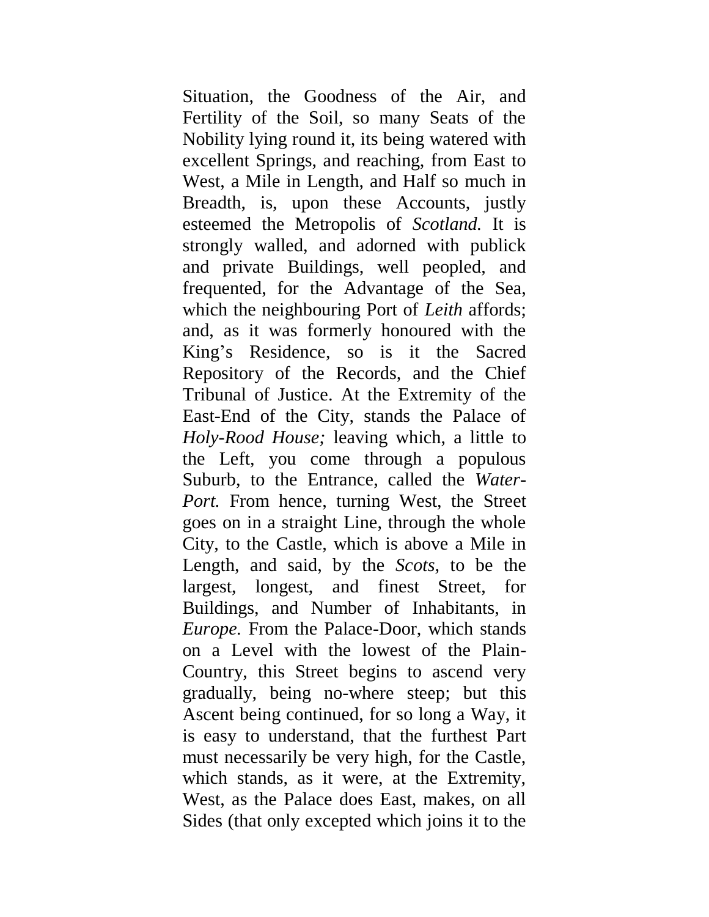Situation, the Goodness of the Air, and Fertility of the Soil, so many Seats of the Nobility lying round it, its being watered with excellent Springs, and reaching, from East to West, a Mile in Length, and Half so much in Breadth, is, upon these Accounts, justly esteemed the Metropolis of *Scotland.* It is strongly walled, and adorned with publick and private Buildings, well peopled, and frequented, for the Advantage of the Sea, which the neighbouring Port of *Leith* affords; and, as it was formerly honoured with the King's Residence, so is it the Sacred Repository of the Records, and the Chief Tribunal of Justice. At the Extremity of the East-End of the City, stands the Palace of *Holy-Rood House;* leaving which, a little to the Left, you come through a populous Suburb, to the Entrance, called the *Water-Port.* From hence, turning West, the Street goes on in a straight Line, through the whole City, to the Castle, which is above a Mile in Length, and said, by the *Scots,* to be the largest, longest, and finest Street, for Buildings, and Number of Inhabitants, in *Europe.* From the Palace-Door, which stands on a Level with the lowest of the Plain-Country, this Street begins to ascend very gradually, being no-where steep; but this Ascent being continued, for so long a Way, it is easy to understand, that the furthest Part must necessarily be very high, for the Castle, which stands, as it were, at the Extremity, West, as the Palace does East, makes, on all Sides (that only excepted which joins it to the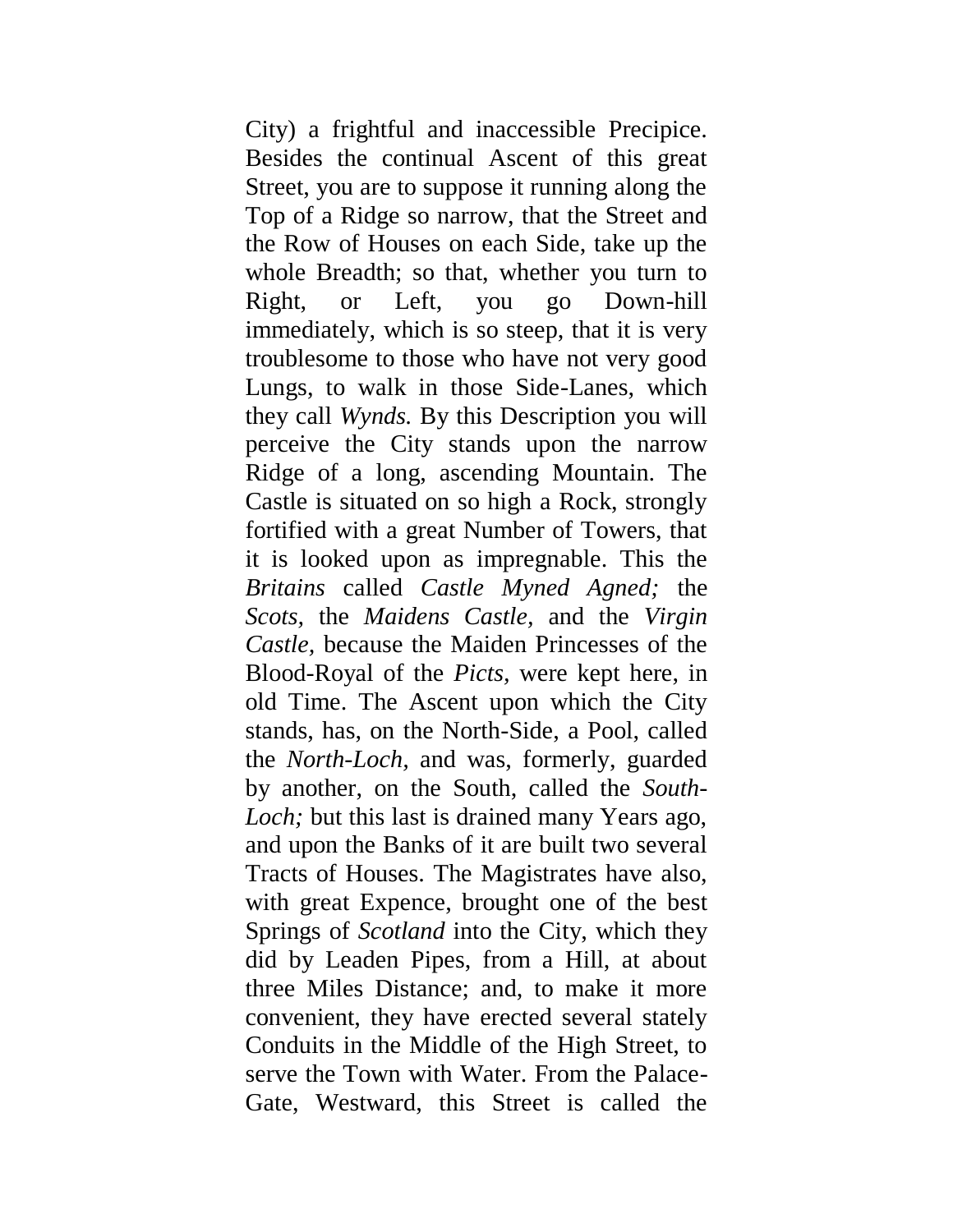City) a frightful and inaccessible Precipice. Besides the continual Ascent of this great Street, you are to suppose it running along the Top of a Ridge so narrow, that the Street and the Row of Houses on each Side, take up the whole Breadth; so that, whether you turn to Right, or Left, you go Down-hill immediately, which is so steep, that it is very troublesome to those who have not very good Lungs, to walk in those Side-Lanes, which they call *Wynds.* By this Description you will perceive the City stands upon the narrow Ridge of a long, ascending Mountain. The Castle is situated on so high a Rock, strongly fortified with a great Number of Towers, that it is looked upon as impregnable. This the *Britains* called *Castle Myned Agned;* the *Scots*, the *Maidens Castle*, and the *Virgin Castle*, because the Maiden Princesses of the Blood-Royal of the *Picts*, were kept here, in old Time. The Ascent upon which the City stands, has, on the North-Side, a Pool, called the *North-Loch*, and was, formerly, guarded by another, on the South, called the *South-Loch;* but this last is drained many Years ago, and upon the Banks of it are built two several Tracts of Houses. The Magistrates have also, with great Expence, brought one of the best Springs of *Scotland* into the City, which they did by Leaden Pipes, from a Hill, at about three Miles Distance; and, to make it more convenient, they have erected several stately Conduits in the Middle of the High Street, to serve the Town with Water. From the Palace-Gate, Westward, this Street is called the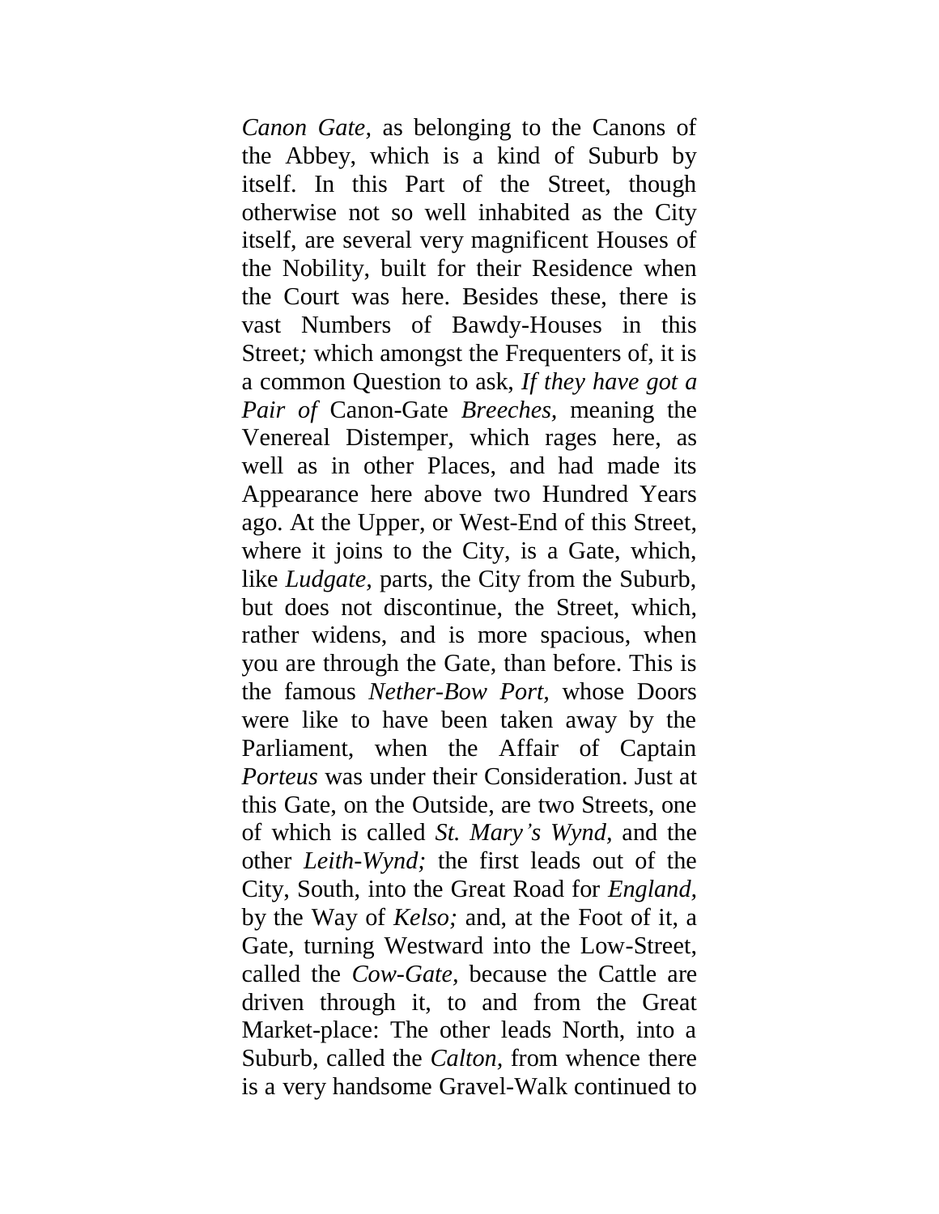*Canon Gate*, as belonging to the Canons of the Abbey, which is a kind of Suburb by itself. In this Part of the Street, though otherwise not so well inhabited as the City itself, are several very magnificent Houses of the Nobility, built for their Residence when the Court was here. Besides these, there is vast Numbers of Bawdy-Houses in this Street*;* which amongst the Frequenters of, it is a common Question to ask, *If they have got a Pair of* Canon-Gate *Breeches*, meaning the Venereal Distemper, which rages here, as well as in other Places, and had made its Appearance here above two Hundred Years ago. At the Upper, or West-End of this Street, where it joins to the City, is a Gate, which, like *Ludgate*, parts, the City from the Suburb, but does not discontinue, the Street, which, rather widens, and is more spacious, when you are through the Gate, than before. This is the famous *Nether-Bow Port*, whose Doors were like to have been taken away by the Parliament, when the Affair of Captain *Porteus* was under their Consideration. Just at this Gate, on the Outside, are two Streets, one of which is called *St. Mary's Wynd*, and the other *Leith-Wynd;* the first leads out of the City, South, into the Great Road for *England*, by the Way of *Kelso;* and, at the Foot of it, a Gate, turning Westward into the Low-Street, called the *Cow-Gate*, because the Cattle are driven through it, to and from the Great Market-place: The other leads North, into a Suburb, called the *Calton*, from whence there is a very handsome Gravel-Walk continued to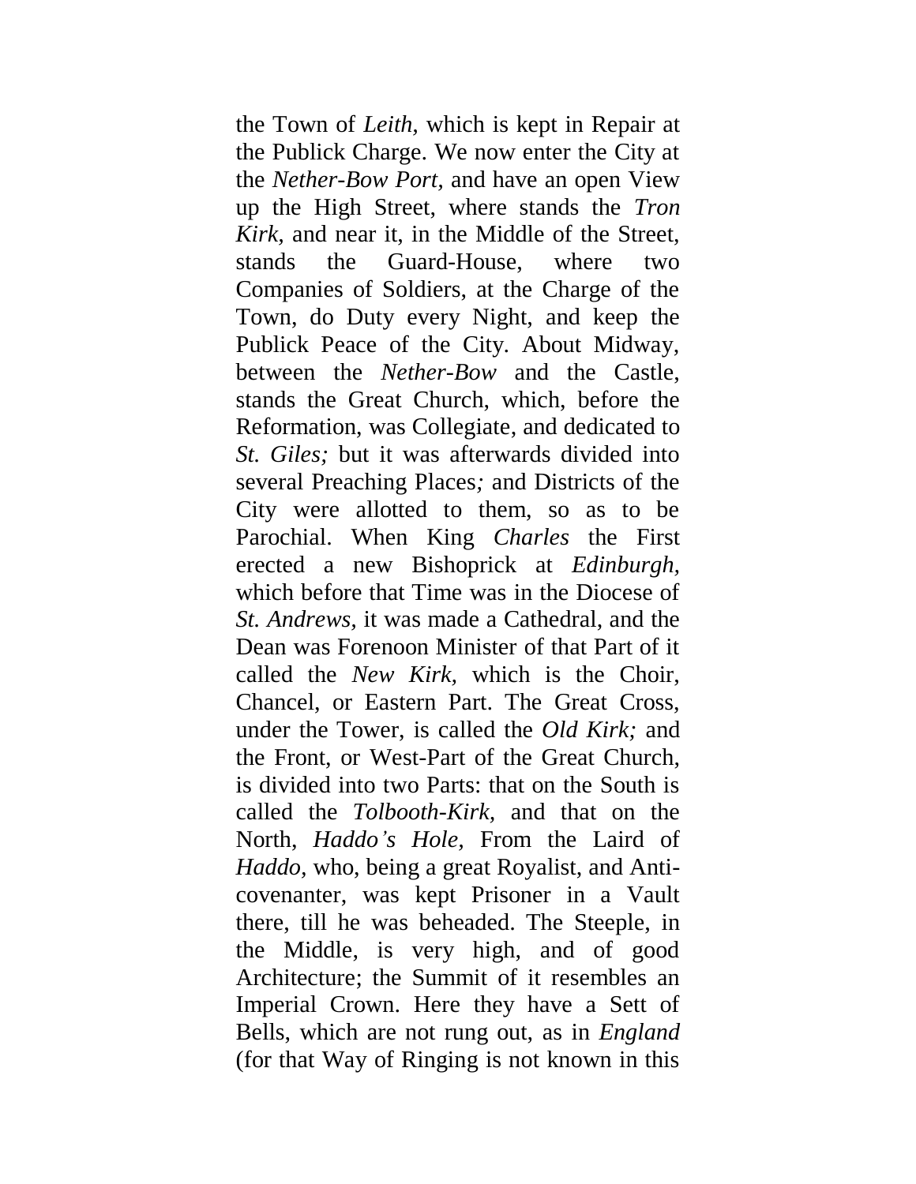the Town of *Leith,* which is kept in Repair at the Publick Charge. We now enter the City at the *Nether-Bow Port,* and have an open View up the High Street, where stands the *Tron Kirk,* and near it, in the Middle of the Street, stands the Guard-House, where two Companies of Soldiers, at the Charge of the Town, do Duty every Night, and keep the Publick Peace of the City. About Midway, between the *Nether-Bow* and the Castle, stands the Great Church, which, before the Reformation, was Collegiate, and dedicated to *St. Giles;* but it was afterwards divided into several Preaching Places*;* and Districts of the City were allotted to them, so as to be Parochial. When King *Charles* the First erected a new Bishoprick at *Edinburgh,* which before that Time was in the Diocese of *St. Andrews,* it was made a Cathedral, and the Dean was Forenoon Minister of that Part of it called the *New Kirk*, which is the Choir, Chancel, or Eastern Part. The Great Cross, under the Tower, is called the *Old Kirk;* and the Front, or West-Part of the Great Church, is divided into two Parts: that on the South is called the *Tolbooth-Kirk,* and that on the North, *Haddo's Hole,* From the Laird of *Haddo,* who, being a great Royalist, and Anti-covenanter, was kept Prisoner in a Vault there, till he was beheaded. The Steeple, in the Middle, is very high, and of good Architecture; the Summit of it resembles an Imperial Crown. Here they have a Sett of Bells, which are not rung out, as in *England* (for that Way of Ringing is not known in this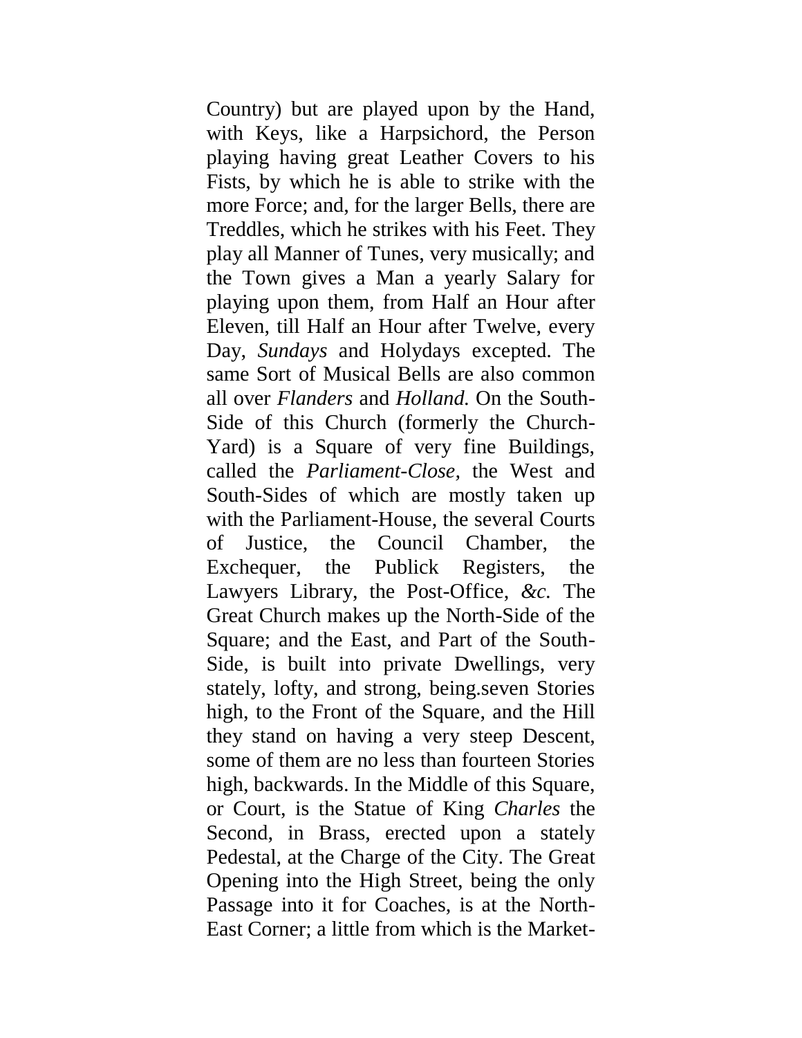Country) but are played upon by the Hand, with Keys, like a Harpsichord, the Person playing having great Leather Covers to his Fists, by which he is able to strike with the more Force; and, for the larger Bells, there are Treddles, which he strikes with his Feet. They play all Manner of Tunes, very musically; and the Town gives a Man a yearly Salary for playing upon them, from Half an Hour after Eleven, till Half an Hour after Twelve, every Day, *Sundays* and Holydays excepted. The same Sort of Musical Bells are also common all over *Flanders* and *Holland.* On the South-Side of this Church (formerly the Church-Yard) is a Square of very fine Buildings, called the *Parliament-Close,* the West and South-Sides of which are mostly taken up with the Parliament-House, the several Courts of Justice, the Council Chamber, the Exchequer, the Publick Registers, the Lawyers Library, the Post-Office, *&c.* The Great Church makes up the North-Side of the Square; and the East, and Part of the South-Side, is built into private Dwellings, very stately, lofty, and strong, being.seven Stories high, to the Front of the Square, and the Hill they stand on having a very steep Descent, some of them are no less than fourteen Stories high, backwards. In the Middle of this Square, or Court, is the Statue of King *Charles* the Second, in Brass, erected upon a stately Pedestal, at the Charge of the City. The Great Opening into the High Street, being the only Passage into it for Coaches, is at the North-East Corner; a little from which is the Market-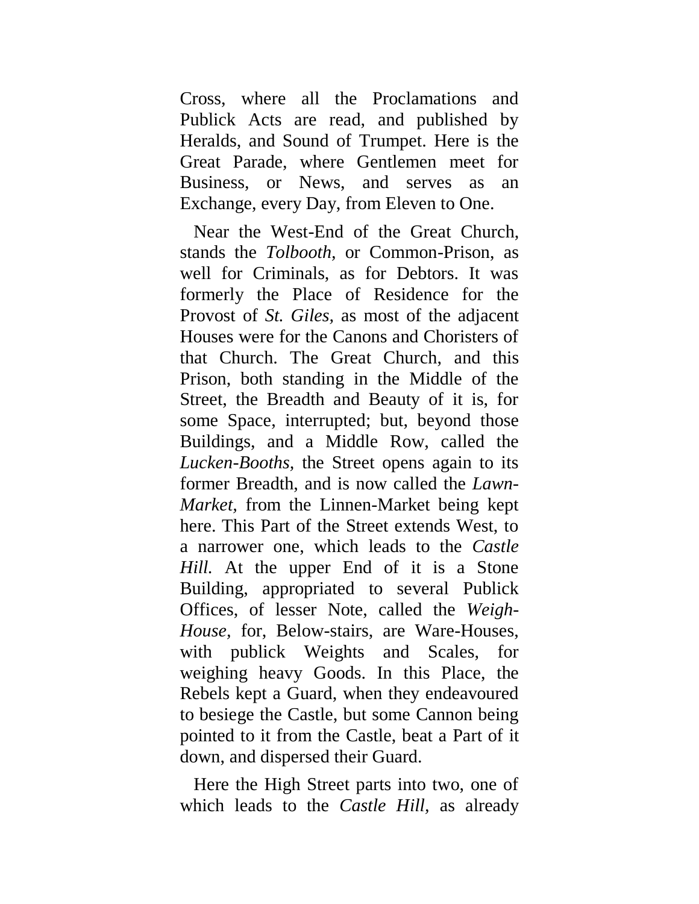Cross, where all the Proclamations and Publick Acts are read, and published by Heralds, and Sound of Trumpet. Here is the Great Parade, where Gentlemen meet for Business, or News, and serves as an Exchange, every Day, from Eleven to One.

Near the West-End of the Great Church, stands the *Tolbooth,* or Common-Prison, as well for Criminals, as for Debtors. It was formerly the Place of Residence for the Provost of *St. Giles,* as most of the adjacent Houses were for the Canons and Choristers of that Church. The Great Church, and this Prison, both standing in the Middle of the Street, the Breadth and Beauty of it is, for some Space, interrupted; but, beyond those Buildings, and a Middle Row, called the *Lucken-Booths,* the Street opens again to its former Breadth, and is now called the *Lawn-Market,* from the Linnen-Market being kept here. This Part of the Street extends West, to a narrower one, which leads to the *Castle Hill.* At the upper End of it is a Stone Building, appropriated to several Publick Offices, of lesser Note, called the *Weigh-House,* for, Below-stairs, are Ware-Houses, with publick Weights and Scales, for weighing heavy Goods. In this Place, the Rebels kept a Guard, when they endeavoured to besiege the Castle, but some Cannon being pointed to it from the Castle, beat a Part of it down, and dispersed their Guard.

Here the High Street parts into two, one of which leads to the *Castle Hill,* as already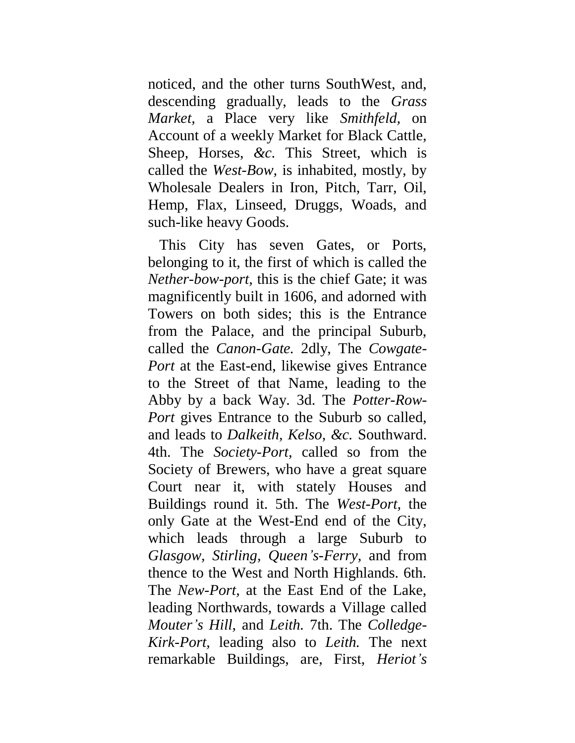noticed, and the other turns SouthWest, and, descending gradually, leads to the *Grass Market,* a Place very like *Smithfeld,* on Account of a weekly Market for Black Cattle, Sheep, Horses, *&c.* This Street, which is called the *West-Bow,* is inhabited, mostly, by Wholesale Dealers in Iron, Pitch, Tarr, Oil, Hemp, Flax, Linseed, Druggs, Woads, and such-like heavy Goods.

This City has seven Gates, or Ports, belonging to it, the first of which is called the *Nether-bow-port*, this is the chief Gate; it was magnificently built in 1606, and adorned with Towers on both sides; this is the Entrance from the Palace, and the principal Suburb, called the *Canon-Gate.* 2dly, The *Cowgate-Port* at the East-end, likewise gives Entrance to the Street of that Name, leading to the Abby by a back Way. 3d. The *Potter-Row-Port* gives Entrance to the Suburb so called, and leads to *Dalkeith, Kelso, &c.* Southward. 4th. The *Society-Port*, called so from the Society of Brewers, who have a great square Court near it, with stately Houses and Buildings round it. 5th. The *West-Port,* the only Gate at the West-End end of the City, which leads through a large Suburb to *Glasgow, Stirling, Queen's-Ferry,* and from thence to the West and North Highlands. 6th. The *New-Port*, at the East End of the Lake, leading Northwards, towards a Village called *Mouter's Hill,* and *Leith.* 7th. The *Colledge-Kirk-Port,* leading also to *Leith.* The next remarkable Buildings, are, First, *Heriot's*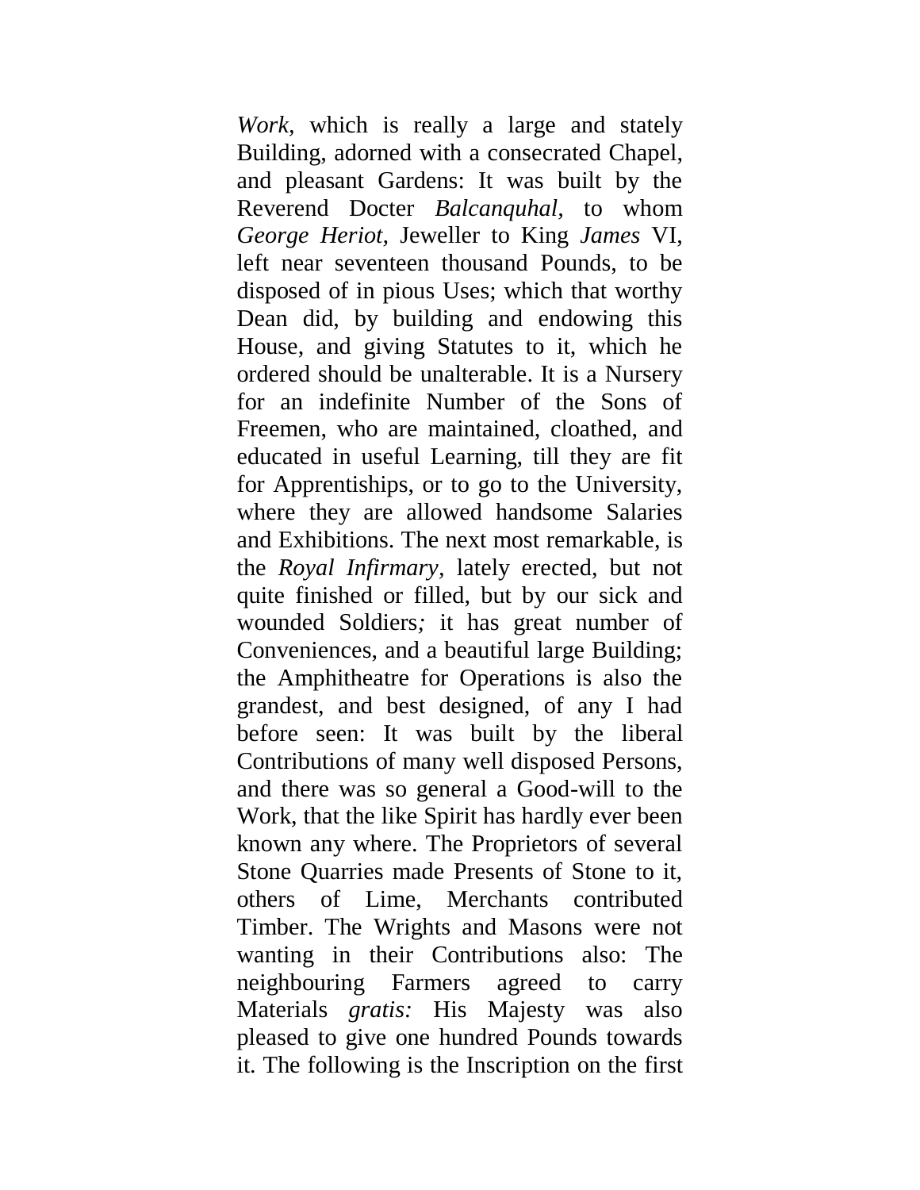*Work*, which is really a large and stately Building, adorned with a consecrated Chapel, and pleasant Gardens: It was built by the Reverend Docter *Balcanquhal*, to whom *George Heriot*, Jeweller to King *James* VI, left near seventeen thousand Pounds, to be disposed of in pious Uses; which that worthy Dean did, by building and endowing this House, and giving Statutes to it, which he ordered should be unalterable. It is a Nursery for an indefinite Number of the Sons of Freemen, who are maintained, cloathed, and educated in useful Learning, till they are fit for Apprentiships, or to go to the University, where they are allowed handsome Salaries and Exhibitions. The next most remarkable, is the *Royal Infirmary*, lately erected, but not quite finished or filled, but by our sick and wounded Soldiers*;* it has great number of Conveniences, and a beautiful large Building; the Amphitheatre for Operations is also the grandest, and best designed, of any I had before seen: It was built by the liberal Contributions of many well disposed Persons, and there was so general a Good-will to the Work, that the like Spirit has hardly ever been known any where. The Proprietors of several Stone Quarries made Presents of Stone to it, others of Lime, Merchants contributed Timber. The Wrights and Masons were not wanting in their Contributions also: The neighbouring Farmers agreed to carry Materials *gratis:* His Majesty was also pleased to give one hundred Pounds towards it. The following is the Inscription on the first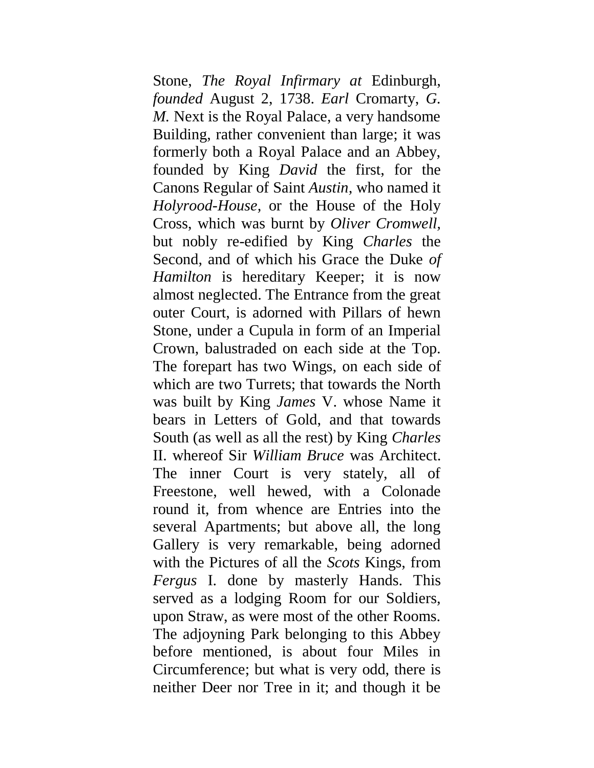Stone, *The Royal Infirmary at* Edinburgh, *founded* August 2, 1738. *Earl* Cromarty, *G. M.* Next is the Royal Palace, a very handsome Building, rather convenient than large; it was formerly both a Royal Palace and an Abbey, founded by King *David* the first, for the Canons Regular of Saint *Austin*, who named it *Holyrood-House*, or the House of the Holy Cross, which was burnt by *Oliver Cromwell*, but nobly re-edified by King *Charles* the Second, and of which his Grace the Duke *of Hamilton* is hereditary Keeper; it is now almost neglected. The Entrance from the great outer Court, is adorned with Pillars of hewn Stone, under a Cupula in form of an Imperial Crown, balustraded on each side at the Top. The forepart has two Wings, on each side of which are two Turrets; that towards the North was built by King *James* V. whose Name it bears in Letters of Gold, and that towards South (as well as all the rest) by King *Charles* II. whereof Sir *William Bruce* was Architect. The inner Court is very stately, all of Freestone, well hewed, with a Colonade round it, from whence are Entries into the several Apartments; but above all, the long Gallery is very remarkable, being adorned with the Pictures of all the *Scots* Kings, from *Fergus* I. done by masterly Hands. This served as a lodging Room for our Soldiers, upon Straw, as were most of the other Rooms. The adjoyning Park belonging to this Abbey before mentioned, is about four Miles in Circumference; but what is very odd, there is neither Deer nor Tree in it; and though it be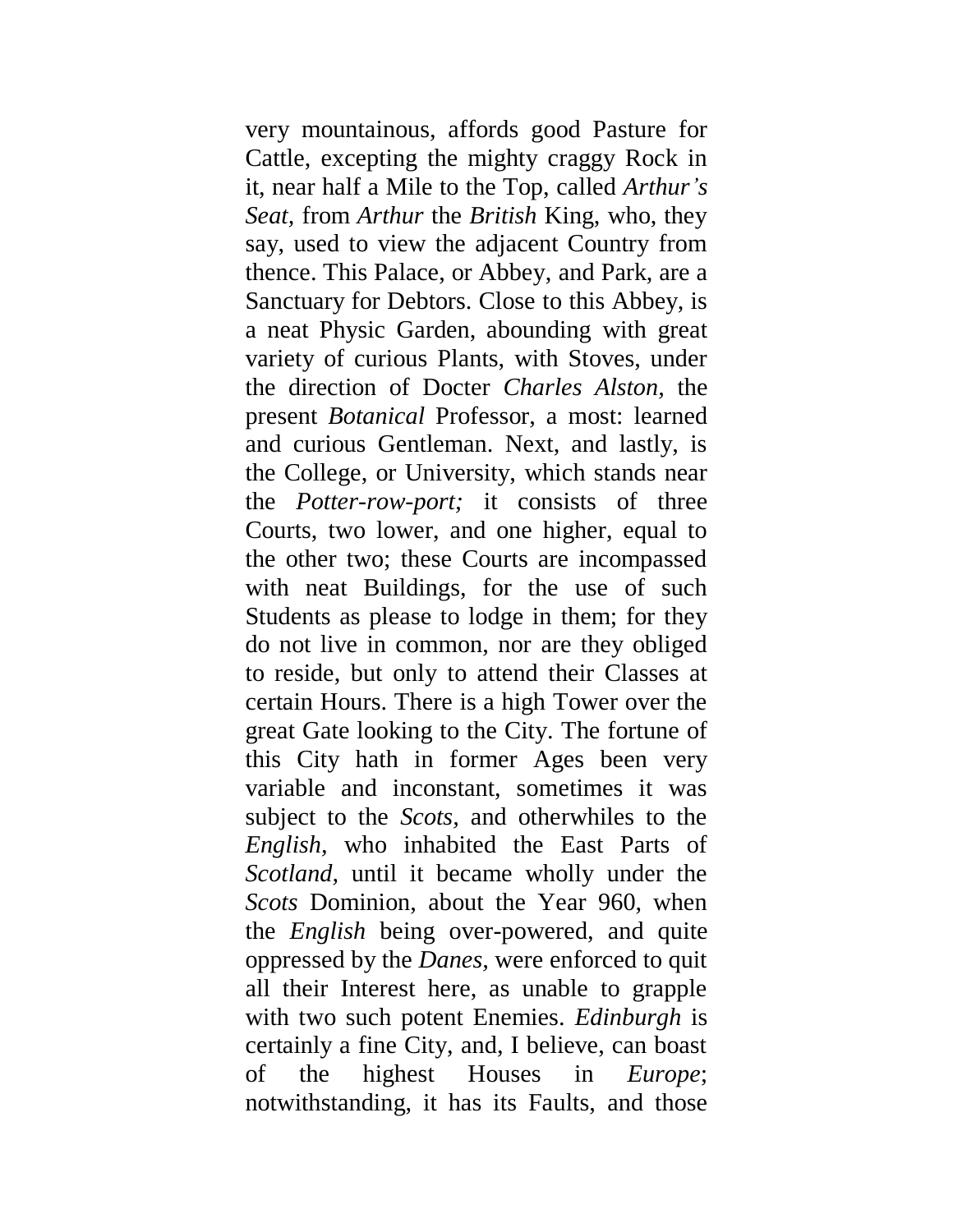very mountainous, affords good Pasture for Cattle, excepting the mighty craggy Rock in it, near half a Mile to the Top, called *Arthur's Seat*, from *Arthur* the *British* King, who, they say, used to view the adjacent Country from thence. This Palace, or Abbey, and Park, are a Sanctuary for Debtors. Close to this Abbey, is a neat Physic Garden, abounding with great variety of curious Plants, with Stoves, under the direction of Docter *Charles Alston,* the present *Botanical* Professor, a most: learned and curious Gentleman. Next, and lastly, is the College, or University, which stands near the *Potter-row-port;* it consists of three Courts, two lower, and one higher, equal to the other two; these Courts are incompassed with neat Buildings, for the use of such Students as please to lodge in them; for they do not live in common, nor are they obliged to reside, but only to attend their Classes at certain Hours. There is a high Tower over the great Gate looking to the City. The fortune of this City hath in former Ages been very variable and inconstant, sometimes it was subject to the *Scots,* and otherwhiles to the *English,* who inhabited the East Parts of *Scotland,* until it became wholly under the *Scots* Dominion, about the Year 960, when the *English* being over-powered, and quite oppressed by the *Danes,* were enforced to quit all their Interest here, as unable to grapple with two such potent Enemies. *Edinburgh* is certainly a fine City, and, I believe, can boast of the highest Houses in *Europe*; notwithstanding, it has its Faults, and those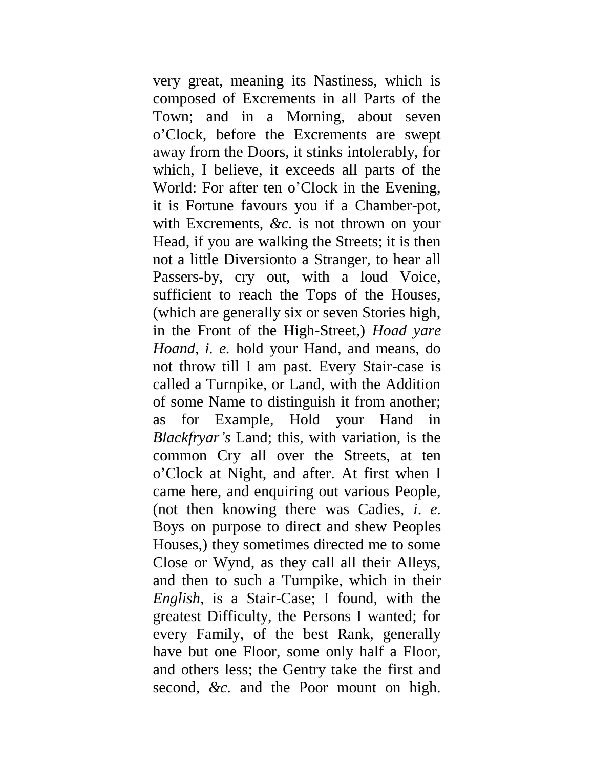very great, meaning its Nastiness, which is composed of Excrements in all Parts of the Town; and in a Morning, about seven o'Clock, before the Excrements are swept away from the Doors, it stinks intolerably, for which, I believe, it exceeds all parts of the World: For after ten o'Clock in the Evening, it is Fortune favours you if a Chamber-pot, with Excrements, *&c.* is not thrown on your Head, if you are walking the Streets; it is then not a little Diversionto a Stranger, to hear all Passers-by, cry out, with a loud Voice, sufficient to reach the Tops of the Houses, (which are generally six or seven Stories high, in the Front of the High-Street,) *Hoad yare Hoand, i. e.* hold your Hand, and means, do not throw till I am past. Every Stair-case is called a Turnpike, or Land, with the Addition of some Name to distinguish it from another; as for Example, Hold your Hand in *Blackfryar's* Land; this, with variation, is the common Cry all over the Streets, at ten o'Clock at Night, and after. At first when I came here, and enquiring out various People, (not then knowing there was Cadies, *i. e.* Boys on purpose to direct and shew Peoples Houses,) they sometimes directed me to some Close or Wynd, as they call all their Alleys, and then to such a Turnpike, which in their *English,* is a Stair-Case; I found, with the greatest Difficulty, the Persons I wanted; for every Family, of the best Rank, generally have but one Floor, some only half a Floor, and others less; the Gentry take the first and second, *&c.* and the Poor mount on high.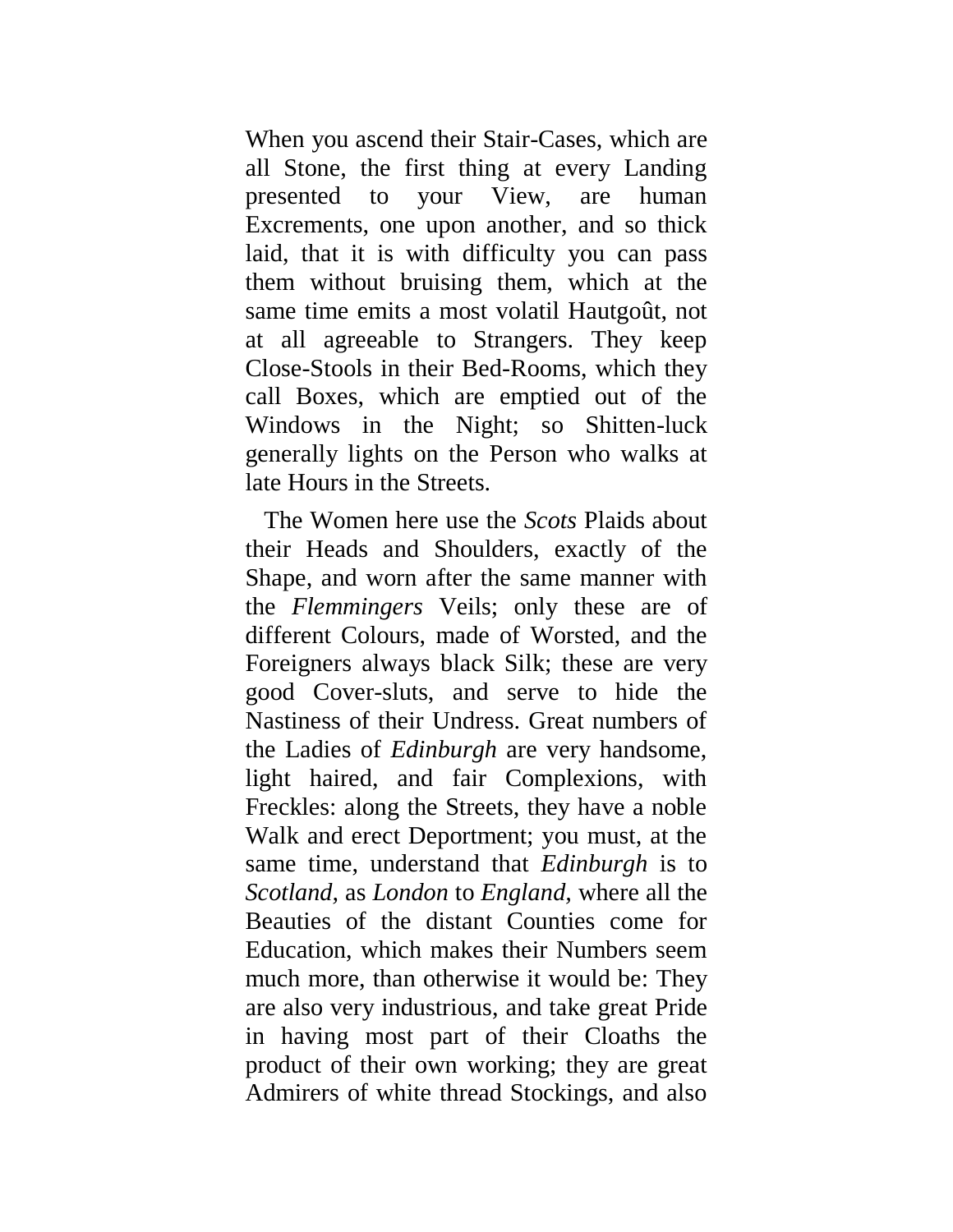When you ascend their Stair-Cases, which are all Stone, the first thing at every Landing presented to your View, are human Excrements, one upon another, and so thick laid, that it is with difficulty you can pass them without bruising them, which at the same time emits a most volatil Hautgoût, not at all agreeable to Strangers. They keep Close-Stools in their Bed-Rooms, which they call Boxes, which are emptied out of the Windows in the Night; so Shitten-luck generally lights on the Person who walks at late Hours in the Streets.

The Women here use the *Scots* Plaids about their Heads and Shoulders, exactly of the Shape, and worn after the same manner with the *Flemmingers* Veils; only these are of different Colours, made of Worsted, and the Foreigners always black Silk; these are very good Cover-sluts, and serve to hide the Nastiness of their Undress. Great numbers of the Ladies of *Edinburgh* are very handsome, light haired, and fair Complexions, with Freckles: along the Streets, they have a noble Walk and erect Deportment; you must, at the same time, understand that *Edinburgh* is to *Scotland,* as *London* to *England,* where all the Beauties of the distant Counties come for Education, which makes their Numbers seem much more, than otherwise it would be: They are also very industrious, and take great Pride in having most part of their Cloaths the product of their own working; they are great Admirers of white thread Stockings, and also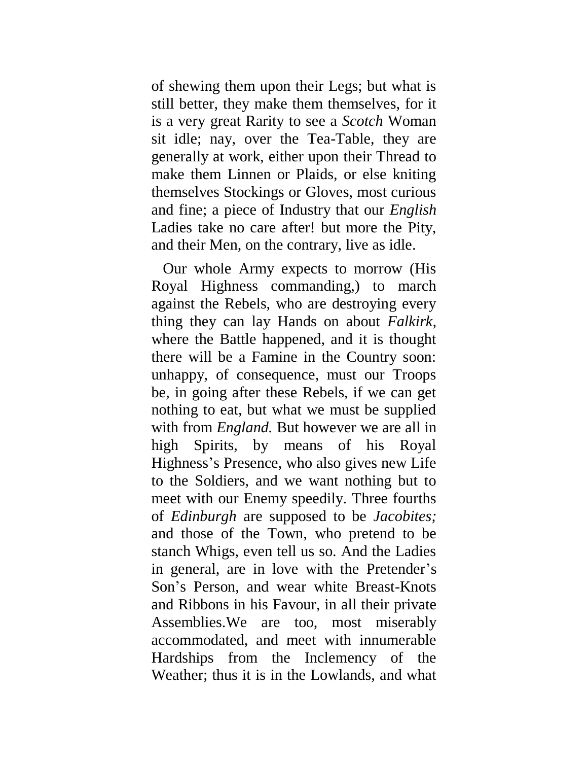of shewing them upon their Legs; but what is still better, they make them themselves, for it is a very great Rarity to see a *Scotch* Woman sit idle; nay, over the Tea-Table, they are generally at work, either upon their Thread to make them Linnen or Plaids, or else kniting themselves Stockings or Gloves, most curious and fine; a piece of Industry that our *English* Ladies take no care after! but more the Pity, and their Men, on the contrary, live as idle.

Our whole Army expects to morrow (His Royal Highness commanding,) to march against the Rebels, who are destroying every thing they can lay Hands on about *Falkirk*, where the Battle happened, and it is thought there will be a Famine in the Country soon: unhappy, of consequence, must our Troops be, in going after these Rebels, if we can get nothing to eat, but what we must be supplied with from *England.* But however we are all in high Spirits, by means of his Royal Highness's Presence, who also gives new Life to the Soldiers, and we want nothing but to meet with our Enemy speedily. Three fourths of *Edinburgh* are supposed to be *Jacobites;* and those of the Town, who pretend to be stanch Whigs, even tell us so. And the Ladies in general, are in love with the Pretender's Son's Person, and wear white Breast-Knots and Ribbons in his Favour, in all their private Assemblies.We are too, most miserably accommodated, and meet with innumerable Hardships from the Inclemency of the Weather; thus it is in the Lowlands, and what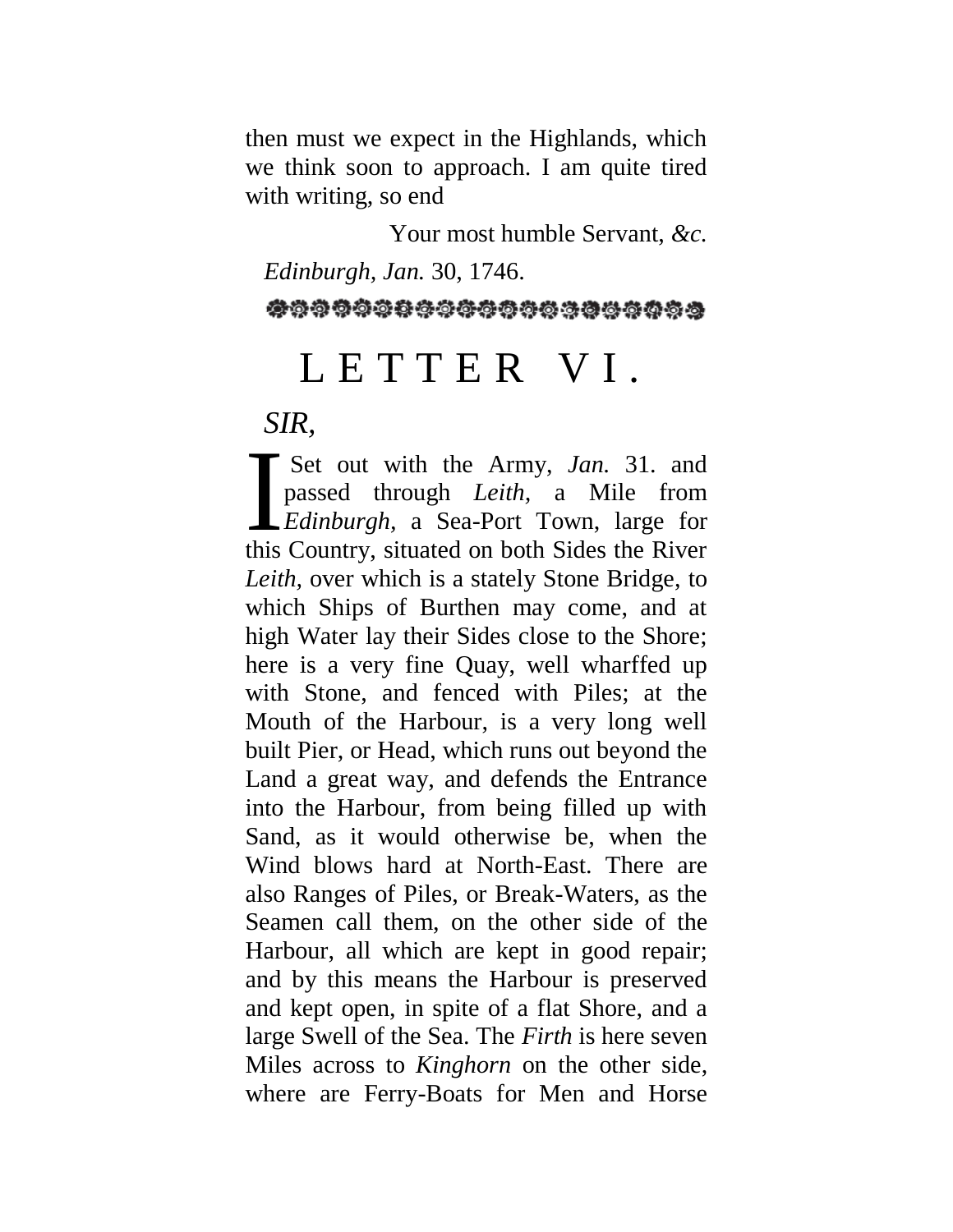then must we expect in the Highlands, which we think soon to approach. I am quite tired with writing, so end

Your most humble Servant, *&c.*

*Edinburgh, Jan.* 30, 1746.

# LETTER VI.

*SIR,*

I Set out with the Army, *Jan.* 31. and passed through *Leith,* a Mile from *Edinburgh,* a Sea-Port Town, large for this Country, situated on both Sides the River *Leith,* over which is a stately Stone Bridge, to which Ships of Burthen may come, and at high Water lay their Sides close to the Shore; here is a very fine Quay, well wharffed up with Stone, and fenced with Piles; at the Mouth of the Harbour, is a very long well built Pier, or Head, which runs out beyond the Land a great way, and defends the Entrance into the Harbour, from being filled up with Sand, as it would otherwise be, when the Wind blows hard at North-East. There are also Ranges of Piles, or Break-Waters, as the Seamen call them, on the other side of the Harbour, all which are kept in good repair; and by this means the Harbour is preserved and kept open, in spite of a flat Shore, and a large Swell of the Sea. The *Firth* is here seven Miles across to *Kinghorn* on the other side, where are Ferry-Boats for Men and Horse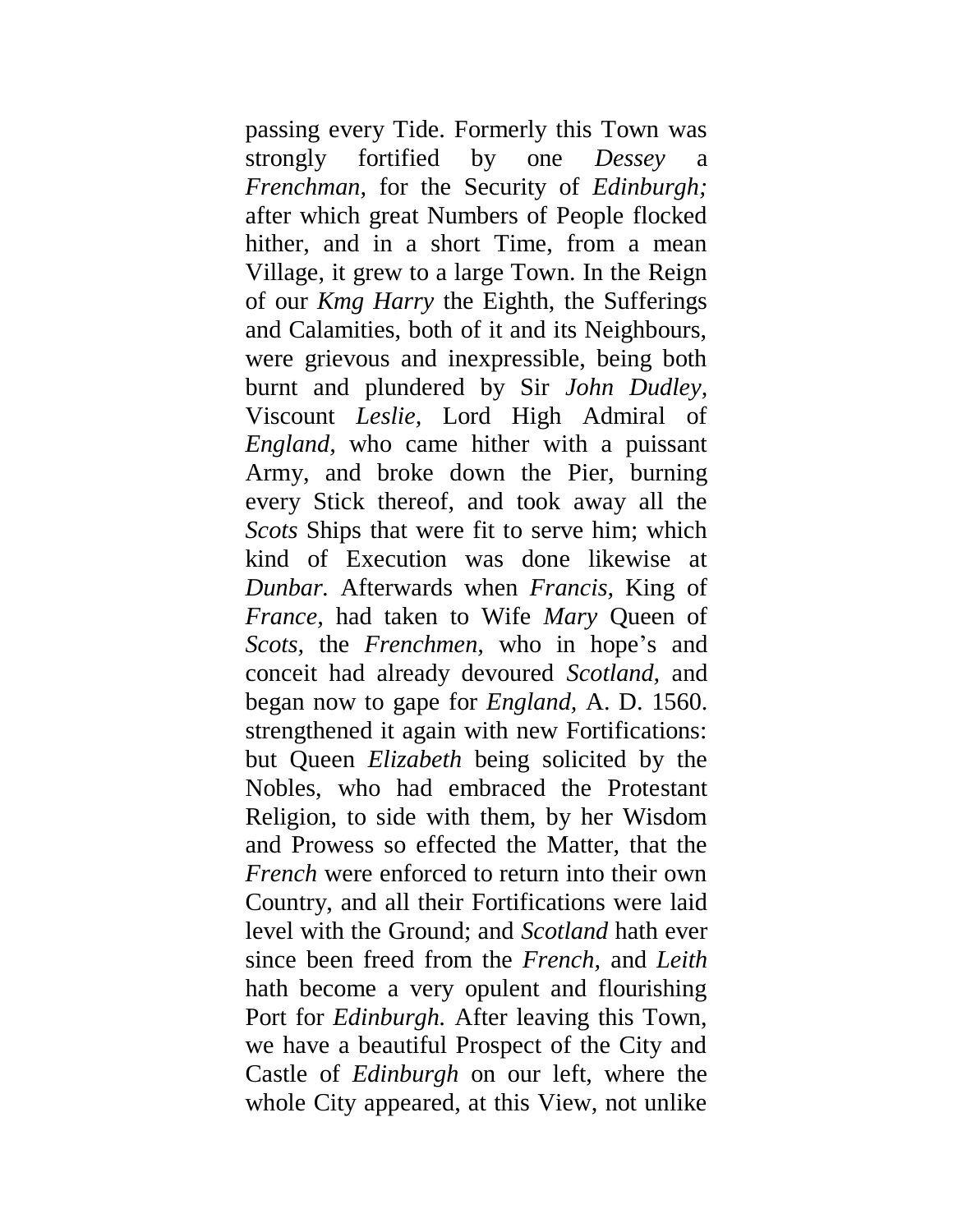passing every Tide. Formerly this Town was strongly fortified by one *Dessey* a *Frenchman,* for the Security of *Edinburgh;* after which great Numbers of People flocked hither, and in a short Time, from a mean Village, it grew to a large Town. In the Reign of our *Kmg Harry* the Eighth, the Sufferings and Calamities, both of it and its Neighbours, were grievous and inexpressible, being both burnt and plundered by Sir *John Dudley,* Viscount *Leslie,* Lord High Admiral of *England,* who came hither with a puissant Army, and broke down the Pier, burning every Stick thereof, and took away all the *Scots* Ships that were fit to serve him; which kind of Execution was done likewise at *Dunbar.* Afterwards when *Francis,* King of *France,* had taken to Wife *Mary* Queen of *Scots,* the *Frenchmen,* who in hope's and conceit had already devoured *Scotland,* and began now to gape for *England,* A. D. 1560. strengthened it again with new Fortifications: but Queen *Elizabeth* being solicited by the Nobles, who had embraced the Protestant Religion, to side with them, by her Wisdom and Prowess so effected the Matter, that the *French* were enforced to return into their own Country, and all their Fortifications were laid level with the Ground; and *Scotland* hath ever since been freed from the *French,* and *Leith* hath become a very opulent and flourishing Port for *Edinburgh.* After leaving this Town, we have a beautiful Prospect of the City and Castle of *Edinburgh* on our left, where the whole City appeared, at this View, not unlike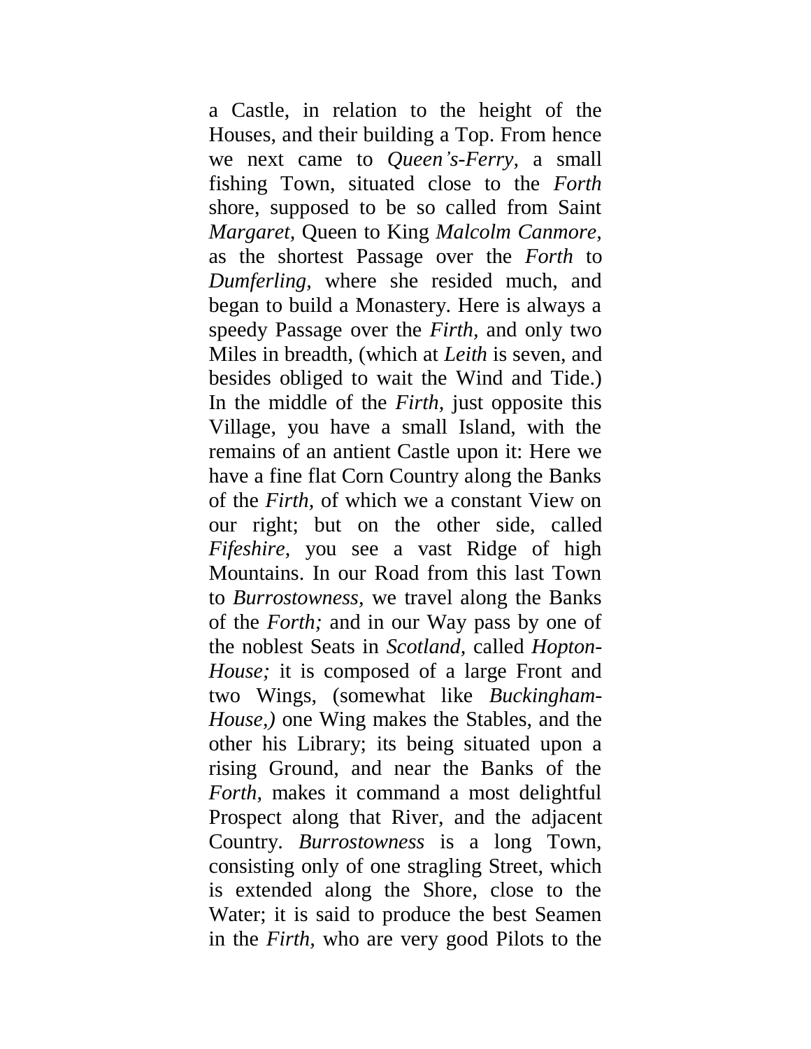a Castle, in relation to the height of the Houses, and their building a Top. From hence we next came to *Queen's-Ferry,* a small fishing Town, situated close to the *Forth* shore, supposed to be so called from Saint *Margaret,* Queen to King *Malcolm Canmore,* as the shortest Passage over the *Forth* to *Dumferling,* where she resided much, and began to build a Monastery. Here is always a speedy Passage over the *Firth,* and only two Miles in breadth, (which at *Leith* is seven, and besides obliged to wait the Wind and Tide.) In the middle of the *Firth,* just opposite this Village, you have a small Island, with the remains of an antient Castle upon it: Here we have a fine flat Corn Country along the Banks of the *Firth,* of which we a constant View on our right; but on the other side, called *Fifeshire,* you see a vast Ridge of high Mountains. In our Road from this last Town to *Burrostowness,* we travel along the Banks of the *Forth;* and in our Way pass by one of the noblest Seats in *Scotland,* called *Hopton-House;* it is composed of a large Front and two Wings, (somewhat like *Buckingham-House,)* one Wing makes the Stables, and the other his Library; its being situated upon a rising Ground, and near the Banks of the *Forth,* makes it command a most delightful Prospect along that River, and the adjacent Country. *Burrostowness* is a long Town, consisting only of one stragling Street, which is extended along the Shore, close to the Water; it is said to produce the best Seamen in the *Firth,* who are very good Pilots to the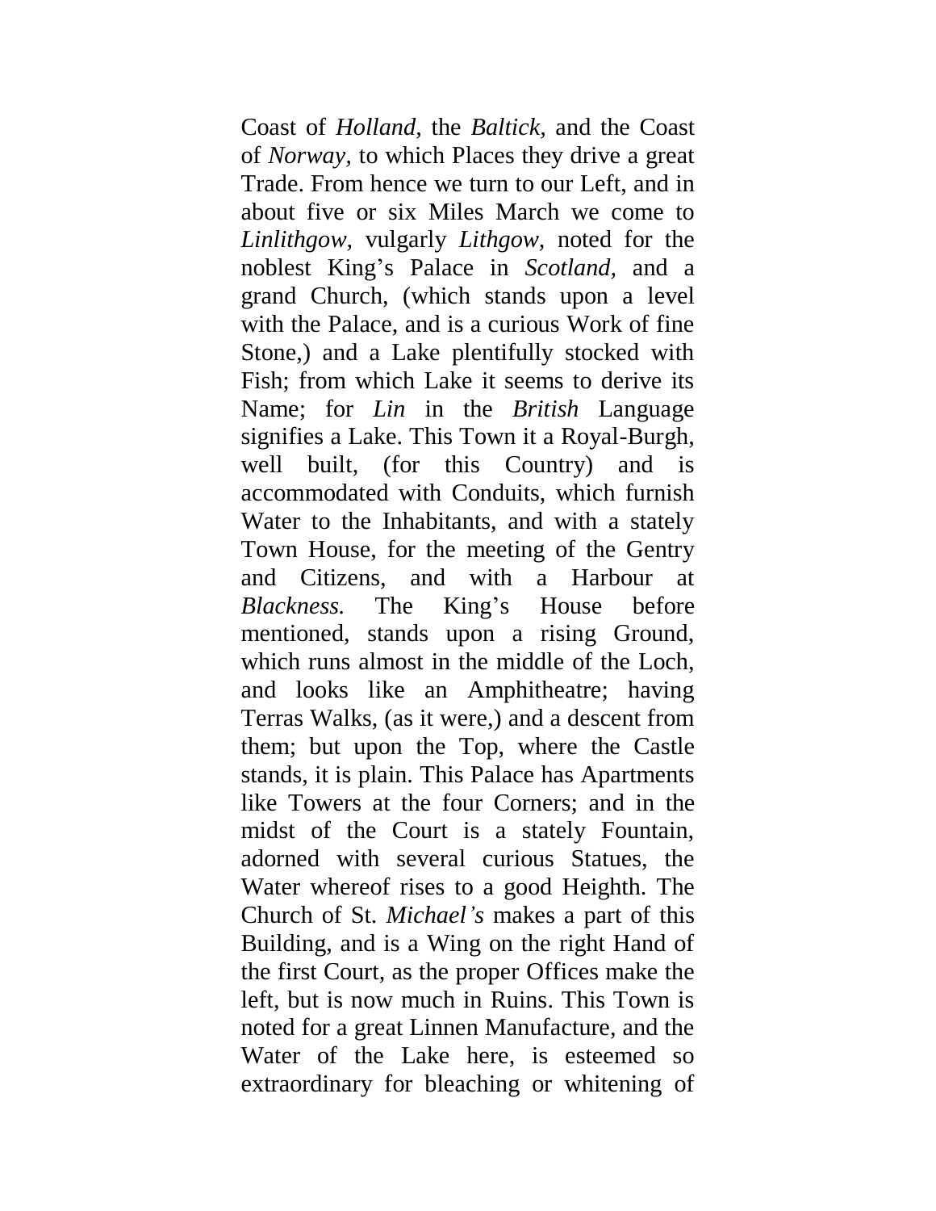Coast of *Holland*, the *Baltick*, and the Coast of *Norway,* to which Places they drive a great Trade. From hence we turn to our Left, and in about five or six Miles March we come to *Linlithgow,* vulgarly *Lithgow,* noted for the noblest King's Palace in *Scotland,* and a grand Church, (which stands upon a level with the Palace, and is a curious Work of fine Stone,) and a Lake plentifully stocked with Fish; from which Lake it seems to derive its Name; for *Lin* in the *British* Language signifies a Lake. This Town it a Royal-Burgh, well built, (for this Country) and is accommodated with Conduits, which furnish Water to the Inhabitants, and with a stately Town House, for the meeting of the Gentry and Citizens, and with a Harbour at *Blackness.* The King's House before mentioned, stands upon a rising Ground, which runs almost in the middle of the Loch, and looks like an Amphitheatre; having Terras Walks, (as it were,) and a descent from them; but upon the Top, where the Castle stands, it is plain. This Palace has Apartments like Towers at the four Corners; and in the midst of the Court is a stately Fountain, adorned with several curious Statues, the Water whereof rises to a good Heighth. The Church of St. *Michael's* makes a part of this Building, and is a Wing on the right Hand of the first Court, as the proper Offices make the left, but is now much in Ruins. This Town is noted for a great Linnen Manufacture, and the Water of the Lake here, is esteemed so extraordinary for bleaching or whitening of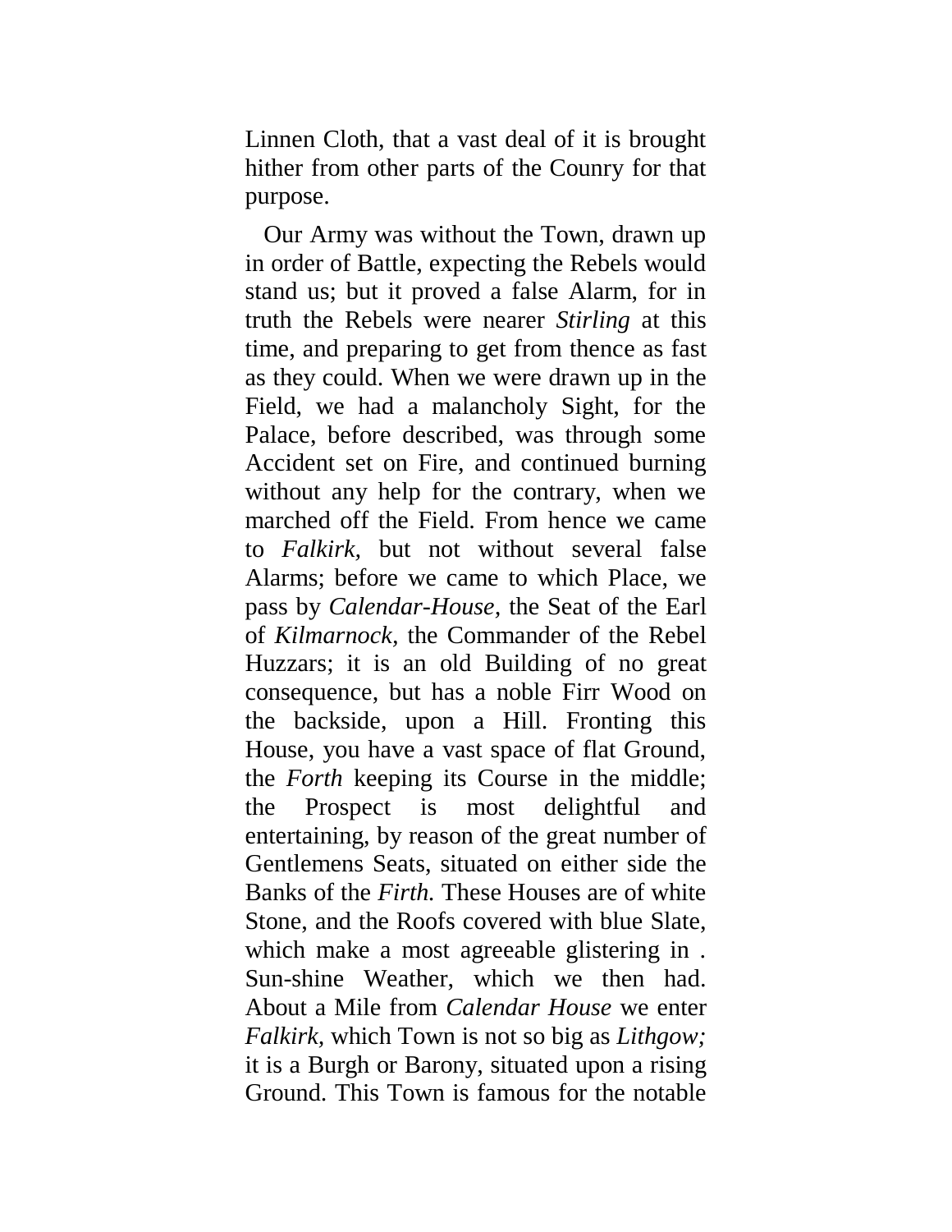Linnen Cloth, that a vast deal of it is brought hither from other parts of the Counry for that purpose.

Our Army was without the Town, drawn up in order of Battle, expecting the Rebels would stand us; but it proved a false Alarm, for in truth the Rebels were nearer *Stirling* at this time, and preparing to get from thence as fast as they could. When we were drawn up in the Field, we had a malancholy Sight, for the Palace, before described, was through some Accident set on Fire, and continued burning without any help for the contrary, when we marched off the Field. From hence we came to *Falkirk*, but not without several false Alarms; before we came to which Place, we pass by *Calendar-House*, the Seat of the Earl of *Kilmarnock*, the Commander of the Rebel Huzzars; it is an old Building of no great consequence, but has a noble Firr Wood on the backside, upon a Hill. Fronting this House, you have a vast space of flat Ground, the *Forth* keeping its Course in the middle; the Prospect is most delightful and entertaining, by reason of the great number of Gentlemens Seats, situated on either side the Banks of the *Firth.* These Houses are of white Stone, and the Roofs covered with blue Slate, which make a most agreeable glistering in . Sun-shine Weather, which we then had. About a Mile from *Calendar House* we enter *Falkirk*, which Town is not so big as *Lithgow;* it is a Burgh or Barony, situated upon a rising Ground. This Town is famous for the notable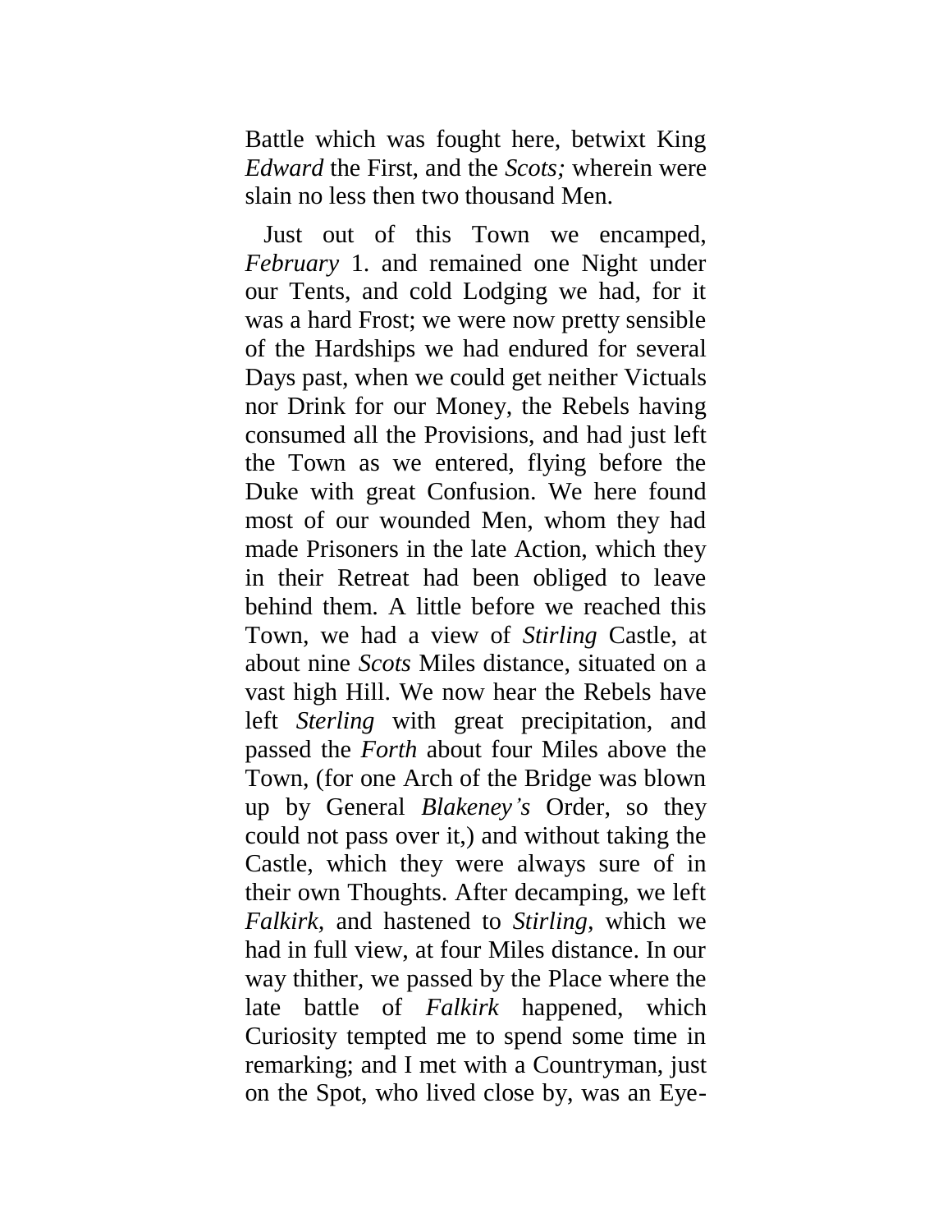Battle which was fought here, betwixt King *Edward* the First, and the *Scots;* wherein were slain no less then two thousand Men.

Just out of this Town we encamped, *February* 1. and remained one Night under our Tents, and cold Lodging we had, for it was a hard Frost; we were now pretty sensible of the Hardships we had endured for several Days past, when we could get neither Victuals nor Drink for our Money, the Rebels having consumed all the Provisions, and had just left the Town as we entered, flying before the Duke with great Confusion. We here found most of our wounded Men, whom they had made Prisoners in the late Action, which they in their Retreat had been obliged to leave behind them. A little before we reached this Town, we had a view of *Stirling* Castle, at about nine *Scots* Miles distance, situated on a vast high Hill. We now hear the Rebels have left *Sterling* with great precipitation, and passed the *Forth* about four Miles above the Town, (for one Arch of the Bridge was blown up by General *Blakeney's* Order, so they could not pass over it,) and without taking the Castle, which they were always sure of in their own Thoughts. After decamping, we left *Falkirk,* and hastened to *Stirling,* which we had in full view, at four Miles distance. In our way thither, we passed by the Place where the late battle of *Falkirk* happened, which Curiosity tempted me to spend some time in remarking; and I met with a Countryman, just on the Spot, who lived close by, was an Eye-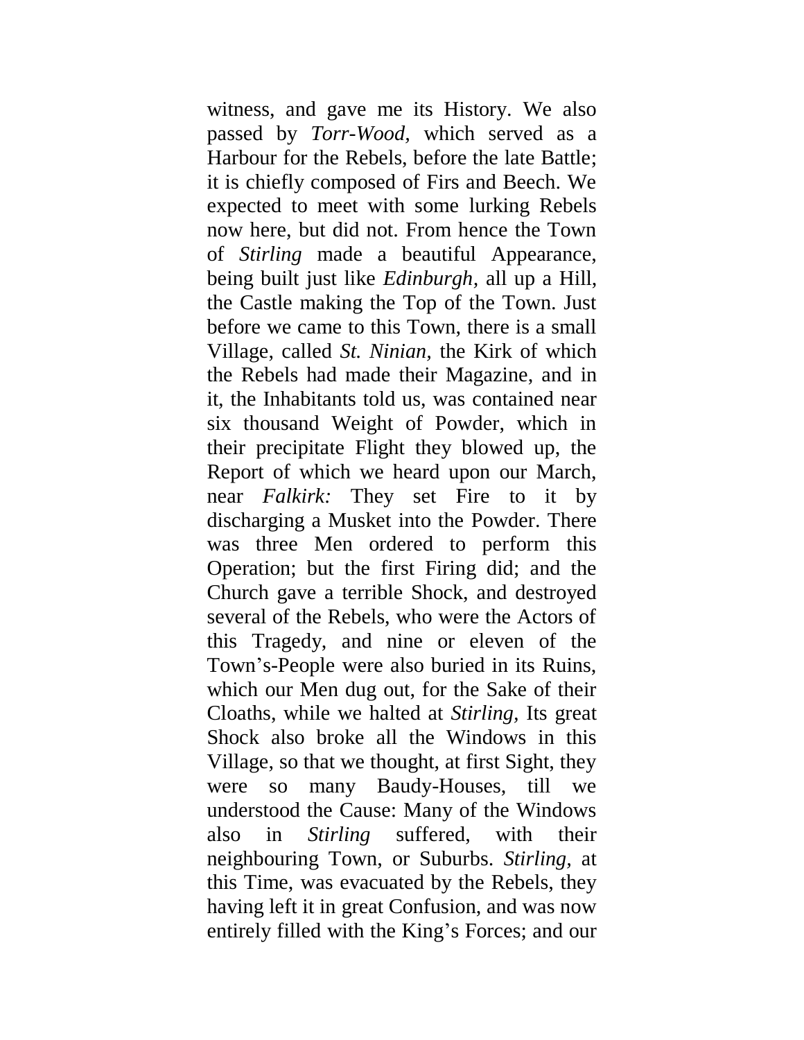witness, and gave me its History. We also passed by *Torr-Wood*, which served as a Harbour for the Rebels, before the late Battle; it is chiefly composed of Firs and Beech. We expected to meet with some lurking Rebels now here, but did not. From hence the Town of *Stirling* made a beautiful Appearance, being built just like *Edinburgh*, all up a Hill, the Castle making the Top of the Town. Just before we came to this Town, there is a small Village, called *St. Ninian*, the Kirk of which the Rebels had made their Magazine, and in it, the Inhabitants told us, was contained near six thousand Weight of Powder, which in their precipitate Flight they blowed up, the Report of which we heard upon our March, near *Falkirk:* They set Fire to it by discharging a Musket into the Powder. There was three Men ordered to perform this Operation; but the first Firing did; and the Church gave a terrible Shock, and destroyed several of the Rebels, who were the Actors of this Tragedy, and nine or eleven of the Town's-People were also buried in its Ruins, which our Men dug out, for the Sake of their Cloaths, while we halted at *Stirling*, Its great Shock also broke all the Windows in this Village, so that we thought, at first Sight, they were so many Baudy-Houses, till we understood the Cause: Many of the Windows also in *Stirling* suffered, with their neighbouring Town, or Suburbs. *Stirling*, at this Time, was evacuated by the Rebels, they having left it in great Confusion, and was now entirely filled with the King's Forces; and our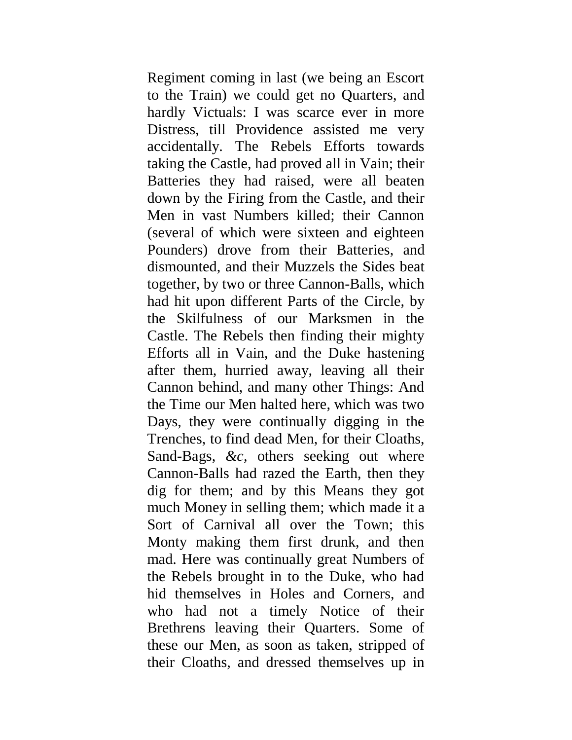Regiment coming in last (we being an Escort to the Train) we could get no Quarters, and hardly Victuals: I was scarce ever in more Distress, till Providence assisted me very accidentally. The Rebels Efforts towards taking the Castle, had proved all in Vain; their Batteries they had raised, were all beaten down by the Firing from the Castle, and their Men in vast Numbers killed; their Cannon (several of which were sixteen and eighteen Pounders) drove from their Batteries, and dismounted, and their Muzzels the Sides beat together, by two or three Cannon-Balls, which had hit upon different Parts of the Circle, by the Skilfulness of our Marksmen in the Castle. The Rebels then finding their mighty Efforts all in Vain, and the Duke hastening after them, hurried away, leaving all their Cannon behind, and many other Things: And the Time our Men halted here, which was two Days, they were continually digging in the Trenches, to find dead Men, for their Cloaths, Sand-Bags, *&c*, others seeking out where Cannon-Balls had razed the Earth, then they dig for them; and by this Means they got much Money in selling them; which made it a Sort of Carnival all over the Town; this Monty making them first drunk, and then mad. Here was continually great Numbers of the Rebels brought in to the Duke, who had hid themselves in Holes and Corners, and who had not a timely Notice of their Brethrens leaving their Quarters. Some of these our Men, as soon as taken, stripped of their Cloaths, and dressed themselves up in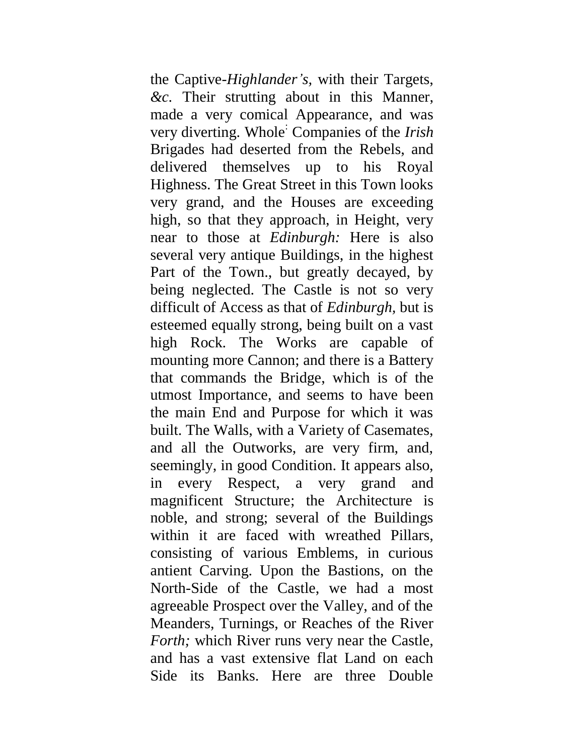the Captive-*Highlander's*, with their Targets, *&c*. Their strutting about in this Manner, made a very comical Appearance, and was very diverting. Whole Companies of the *Irish* Brigades had deserted from the Rebels, and delivered themselves up to his Royal Highness. The Great Street in this Town looks very grand, and the Houses are exceeding high, so that they approach, in Height, very near to those at *Edinburgh:* Here is also several very antique Buildings, in the highest Part of the Town., but greatly decayed, by being neglected. The Castle is not so very difficult of Access as that of *Edinburgh,* but is esteemed equally strong, being built on a vast high Rock. The Works are capable of mounting more Cannon; and there is a Battery that commands the Bridge, which is of the utmost Importance, and seems to have been the main End and Purpose for which it was built. The Walls, with a Variety of Casemates, and all the Outworks, are very firm, and, seemingly, in good Condition. It appears also, in every Respect, a very grand and magnificent Structure; the Architecture is noble, and strong; several of the Buildings within it are faced with wreathed Pillars, consisting of various Emblems, in curious antient Carving. Upon the Bastions, on the North-Side of the Castle, we had a most agreeable Prospect over the Valley, and of the Meanders, Turnings, or Reaches of the River *Forth;* which River runs very near the Castle, and has a vast extensive flat Land on each Side its Banks. Here are three Double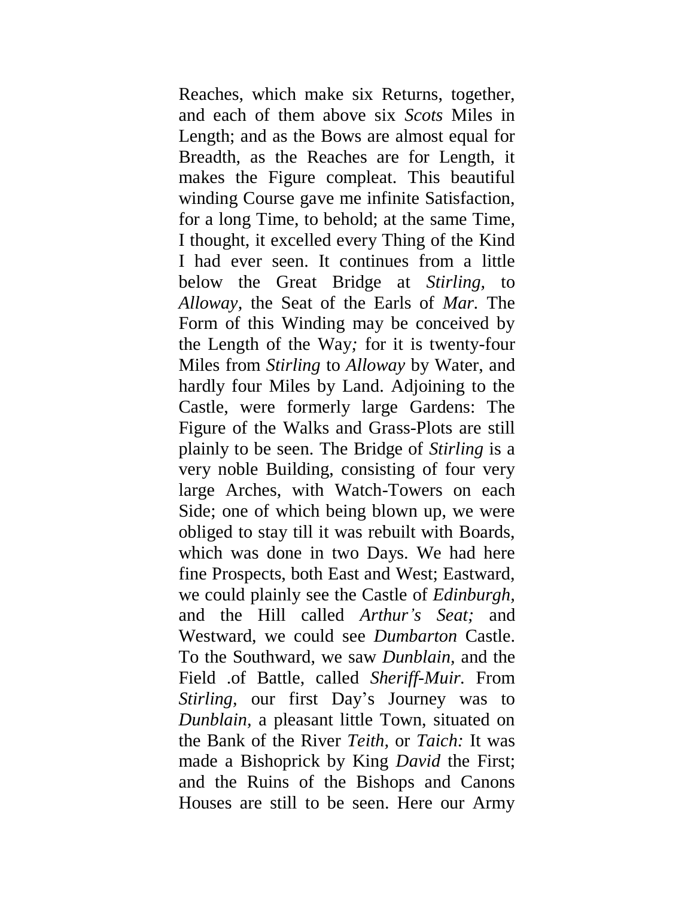Reaches, which make six Returns, together, and each of them above six *Scots* Miles in Length; and as the Bows are almost equal for Breadth, as the Reaches are for Length, it makes the Figure compleat. This beautiful winding Course gave me infinite Satisfaction, for a long Time, to behold; at the same Time, I thought, it excelled every Thing of the Kind I had ever seen. It continues from a little below the Great Bridge at *Stirling*, to *Alloway*, the Seat of the Earls of *Mar*. The Form of this Winding may be conceived by the Length of the Way*;* for it is twenty-four Miles from *Stirling* to *Alloway* by Water, and hardly four Miles by Land. Adjoining to the Castle, were formerly large Gardens: The Figure of the Walks and Grass-Plots are still plainly to be seen. The Bridge of *Stirling* is a very noble Building, consisting of four very large Arches, with Watch-Towers on each Side; one of which being blown up, we were obliged to stay till it was rebuilt with Boards, which was done in two Days. We had here fine Prospects, both East and West; Eastward, we could plainly see the Castle of *Edinburgh*, and the Hill called *Arthur's Seat;* and Westward, we could see *Dumbarton* Castle. To the Southward, we saw *Dunblain*, and the Field .of Battle, called *Sheriff-Muir*. From *Stirling*, our first Day's Journey was to *Dunblain*, a pleasant little Town, situated on the Bank of the River *Teith*, or *Taich:* It was made a Bishoprick by King *David* the First; and the Ruins of the Bishops and Canons Houses are still to be seen. Here our Army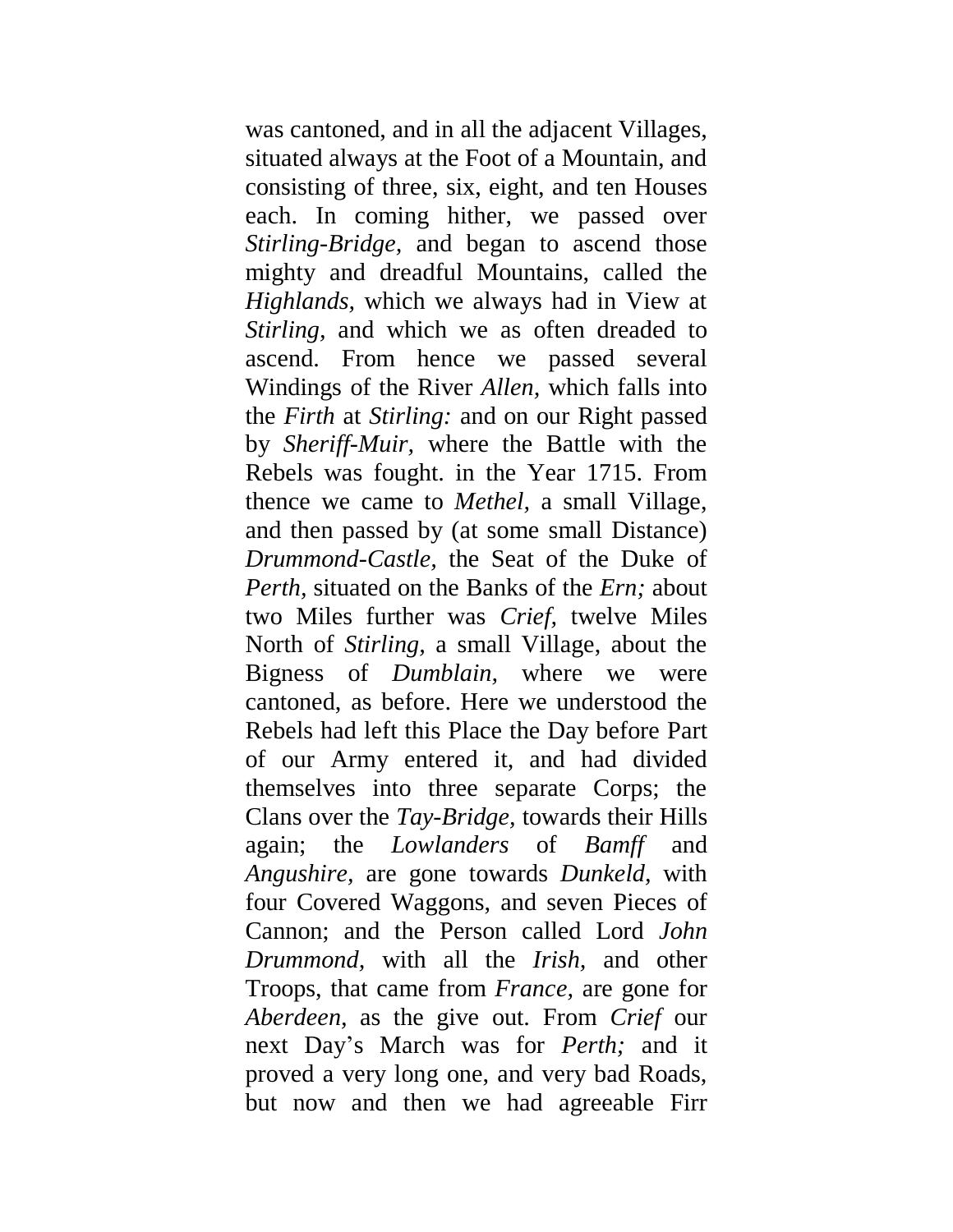was cantoned, and in all the adjacent Villages, situated always at the Foot of a Mountain, and consisting of three, six, eight, and ten Houses each. In coming hither, we passed over *Stirling-Bridge,* and began to ascend those mighty and dreadful Mountains, called the *Highlands,* which we always had in View at *Stirling,* and which we as often dreaded to ascend. From hence we passed several Windings of the River *Allen,* which falls into the *Firth* at *Stirling:* and on our Right passed by *Sheriff-Muir,* where the Battle with the Rebels was fought. in the Year 1715. From thence we came to *Methel,* a small Village, and then passed by (at some small Distance) *Drummond-Castle,* the Seat of the Duke of *Perth,* situated on the Banks of the *Ern;* about two Miles further was *Crief,* twelve Miles North of *Stirling,* a small Village, about the Bigness of *Dumblain,* where we were cantoned, as before. Here we understood the Rebels had left this Place the Day before Part of our Army entered it, and had divided themselves into three separate Corps; the Clans over the *Tay-Bridge,* towards their Hills again; the *Lowlanders* of *Bamff* and *Angushire,* are gone towards *Dunkeld,* with four Covered Waggons, and seven Pieces of Cannon; and the Person called Lord *John Drummond,* with all the *Irish,* and other Troops, that came from *France,* are gone for *Aberdeen,* as the give out. From *Crief* our next Day's March was for *Perth;* and it proved a very long one, and very bad Roads, but now and then we had agreeable Firr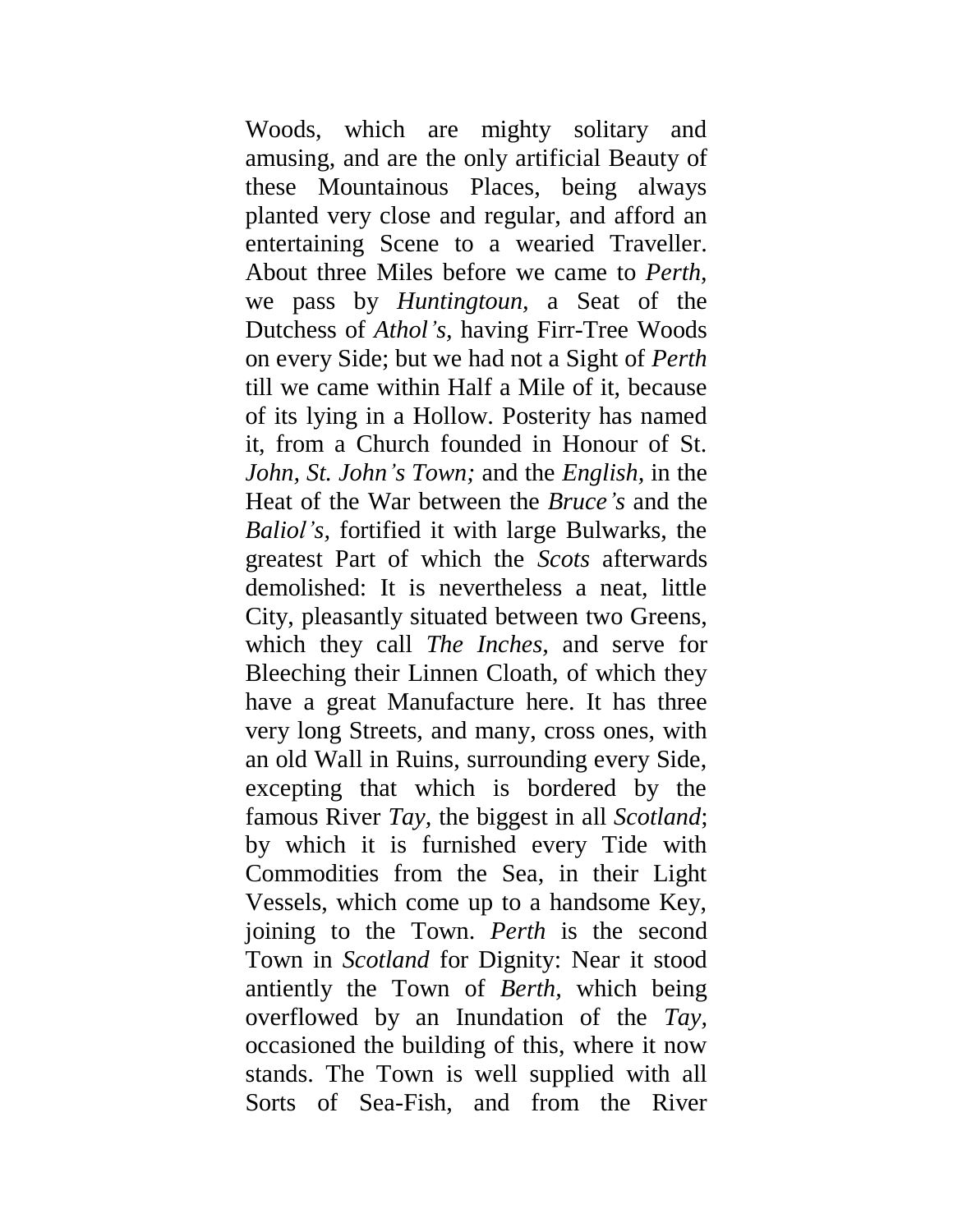Woods, which are mighty solitary and amusing, and are the only artificial Beauty of these Mountainous Places, being always planted very close and regular, and afford an entertaining Scene to a wearied Traveller. About three Miles before we came to *Perth*, we pass by *Huntingtoun*, a Seat of the Dutchess of *Athol's*, having Firr-Tree Woods on every Side; but we had not a Sight of *Perth* till we came within Half a Mile of it, because of its lying in a Hollow. Posterity has named it, from a Church founded in Honour of St. *John*, *St. John's Town;* and the *English*, in the Heat of the War between the *Bruce's* and the *Baliol's*, fortified it with large Bulwarks, the greatest Part of which the *Scots* afterwards demolished: It is nevertheless a neat, little City, pleasantly situated between two Greens, which they call *The Inches*, and serve for Bleeching their Linnen Cloath, of which they have a great Manufacture here. It has three very long Streets, and many, cross ones, with an old Wall in Ruins, surrounding every Side, excepting that which is bordered by the famous River *Tay*, the biggest in all *Scotland*; by which it is furnished every Tide with Commodities from the Sea, in their Light Vessels, which come up to a handsome Key, joining to the Town. *Perth* is the second Town in *Scotland* for Dignity: Near it stood antiently the Town of *Berth*, which being overflowed by an Inundation of the *Tay*, occasioned the building of this, where it now stands. The Town is well supplied with all Sorts of Sea-Fish, and from the River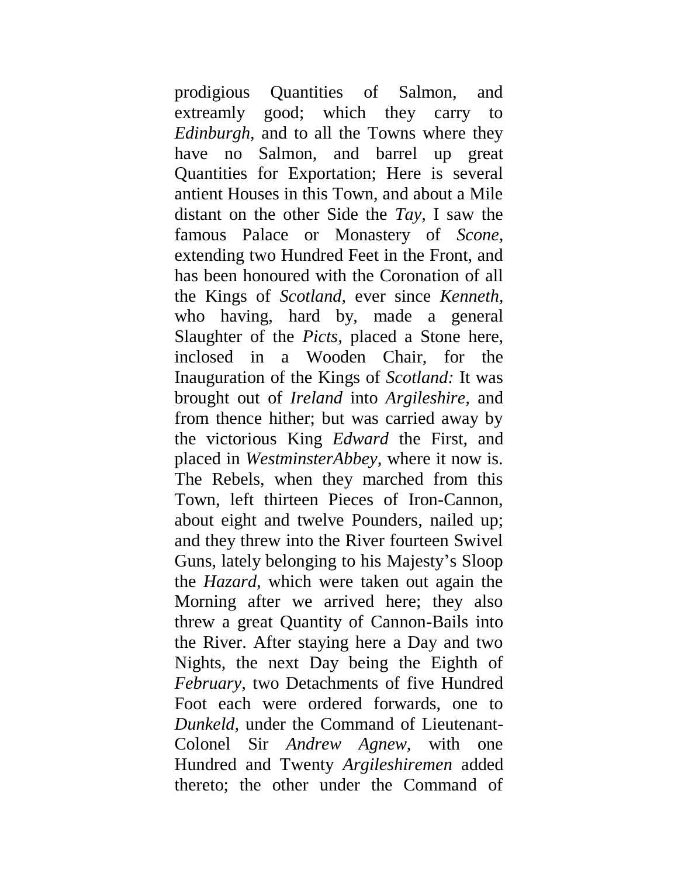prodigious Quantities of Salmon, and extreamly good; which they carry to *Edinburgh*, and to all the Towns where they have no Salmon, and barrel up great Quantities for Exportation; Here is several antient Houses in this Town, and about a Mile distant on the other Side the *Tay*, I saw the famous Palace or Monastery of *Scone*, extending two Hundred Feet in the Front, and has been honoured with the Coronation of all the Kings of *Scotland*, ever since *Kenneth*, who having, hard by, made a general Slaughter of the *Picts*, placed a Stone here, inclosed in a Wooden Chair, for the Inauguration of the Kings of *Scotland:* It was brought out of *Ireland* into *Argileshire*, and from thence hither; but was carried away by the victorious King *Edward* the First, and placed in *WestminsterAbbey*, where it now is. The Rebels, when they marched from this Town, left thirteen Pieces of Iron-Cannon, about eight and twelve Pounders, nailed up; and they threw into the River fourteen Swivel Guns, lately belonging to his Majesty's Sloop the *Hazard*, which were taken out again the Morning after we arrived here; they also threw a great Quantity of Cannon-Bails into the River. After staying here a Day and two Nights, the next Day being the Eighth of *February*, two Detachments of five Hundred Foot each were ordered forwards, one to *Dunkeld*, under the Command of Lieutenant-Colonel Sir *Andrew Agnew*, with one Hundred and Twenty *Argileshiremen* added thereto; the other under the Command of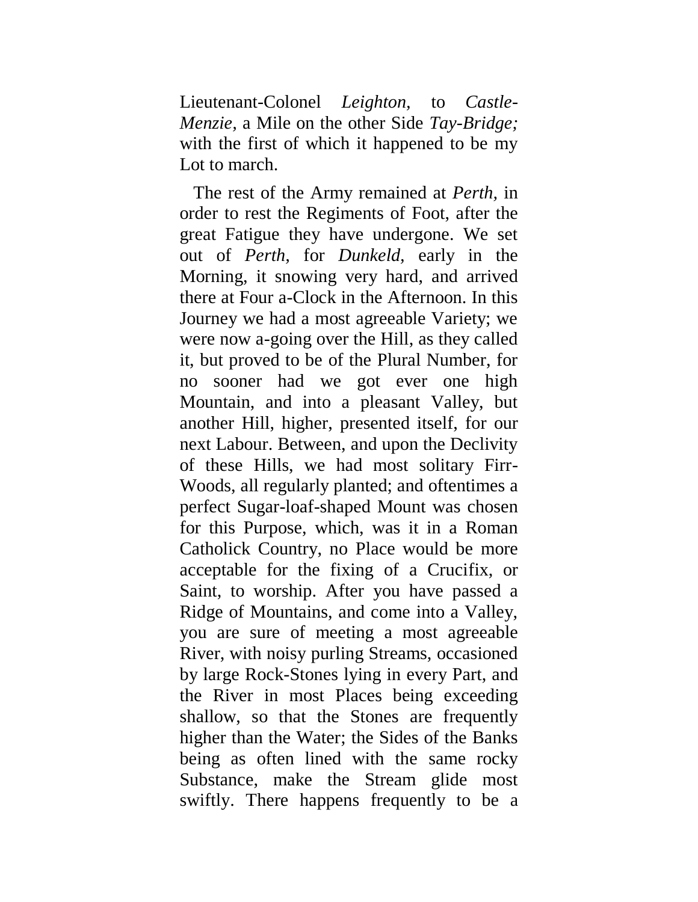Lieutenant-Colonel *Leighton,* to *Castle-Menzie,* a Mile on the other Side *Tay-Bridge;* with the first of which it happened to be my Lot to march.

The rest of the Army remained at *Perth,* in order to rest the Regiments of Foot, after the great Fatigue they have undergone. We set out of *Perth,* for *Dunkeld,* early in the Morning, it snowing very hard, and arrived there at Four a-Clock in the Afternoon. In this Journey we had a most agreeable Variety; we were now a-going over the Hill, as they called it, but proved to be of the Plural Number, for no sooner had we got ever one high Mountain, and into a pleasant Valley, but another Hill, higher, presented itself, for our next Labour. Between, and upon the Declivity of these Hills, we had most solitary Firr-Woods, all regularly planted; and oftentimes a perfect Sugar-loaf-shaped Mount was chosen for this Purpose, which, was it in a Roman Catholick Country, no Place would be more acceptable for the fixing of a Crucifix, or Saint, to worship. After you have passed a Ridge of Mountains, and come into a Valley, you are sure of meeting a most agreeable River, with noisy purling Streams, occasioned by large Rock-Stones lying in every Part, and the River in most Places being exceeding shallow, so that the Stones are frequently higher than the Water; the Sides of the Banks being as often lined with the same rocky Substance, make the Stream glide most swiftly. There happens frequently to be a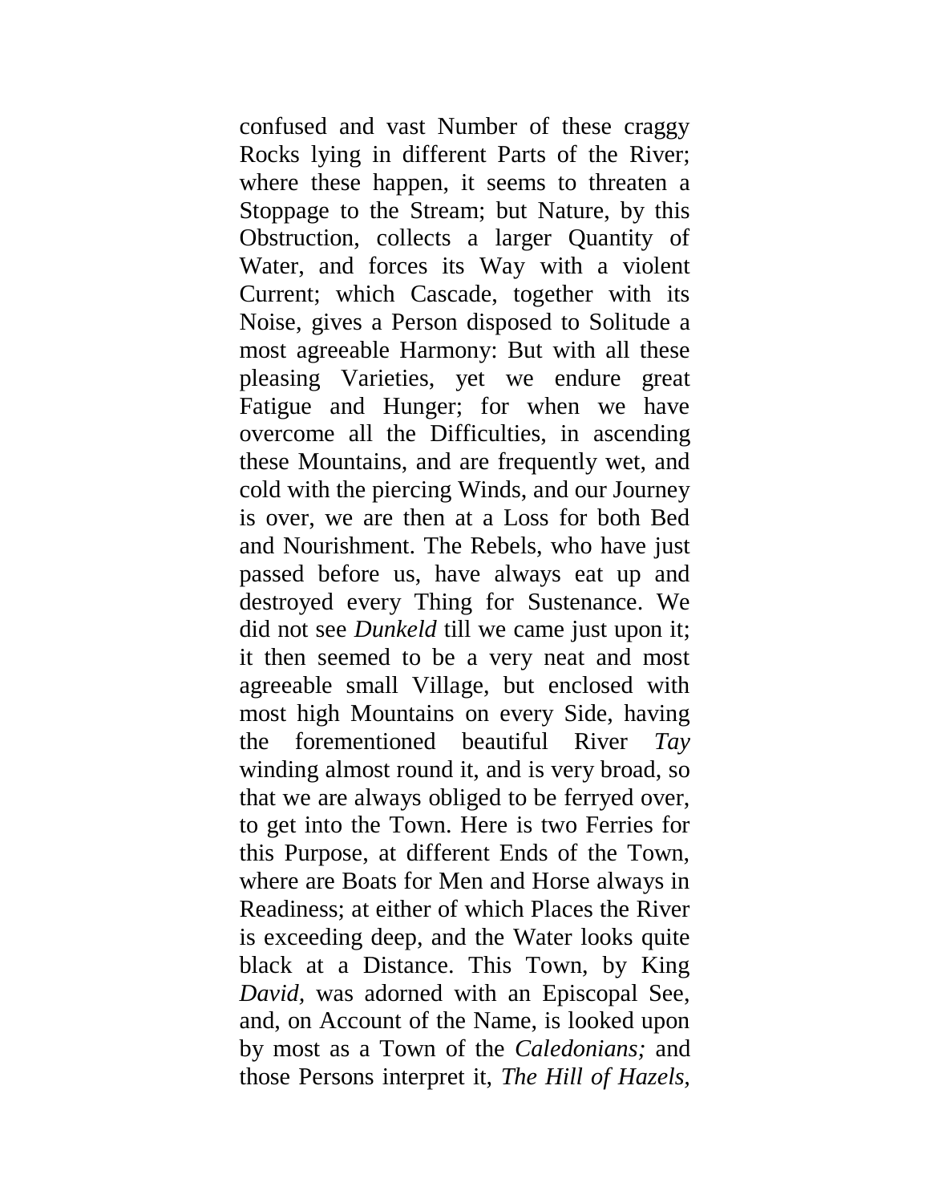confused and vast Number of these craggy Rocks lying in different Parts of the River; where these happen, it seems to threaten a Stoppage to the Stream; but Nature, by this Obstruction, collects a larger Quantity of Water, and forces its Way with a violent Current; which Cascade, together with its Noise, gives a Person disposed to Solitude a most agreeable Harmony: But with all these pleasing Varieties, yet we endure great Fatigue and Hunger; for when we have overcome all the Difficulties, in ascending these Mountains, and are frequently wet, and cold with the piercing Winds, and our Journey is over, we are then at a Loss for both Bed and Nourishment. The Rebels, who have just passed before us, have always eat up and destroyed every Thing for Sustenance. We did not see *Dunkeld* till we came just upon it; it then seemed to be a very neat and most agreeable small Village, but enclosed with most high Mountains on every Side, having the forementioned beautiful River *Tay* winding almost round it, and is very broad, so that we are always obliged to be ferryed over, to get into the Town. Here is two Ferries for this Purpose, at different Ends of the Town, where are Boats for Men and Horse always in Readiness; at either of which Places the River is exceeding deep, and the Water looks quite black at a Distance. This Town, by King *David*, was adorned with an Episcopal See, and, on Account of the Name, is looked upon by most as a Town of the *Caledonians;* and those Persons interpret it, *The Hill of Hazels,*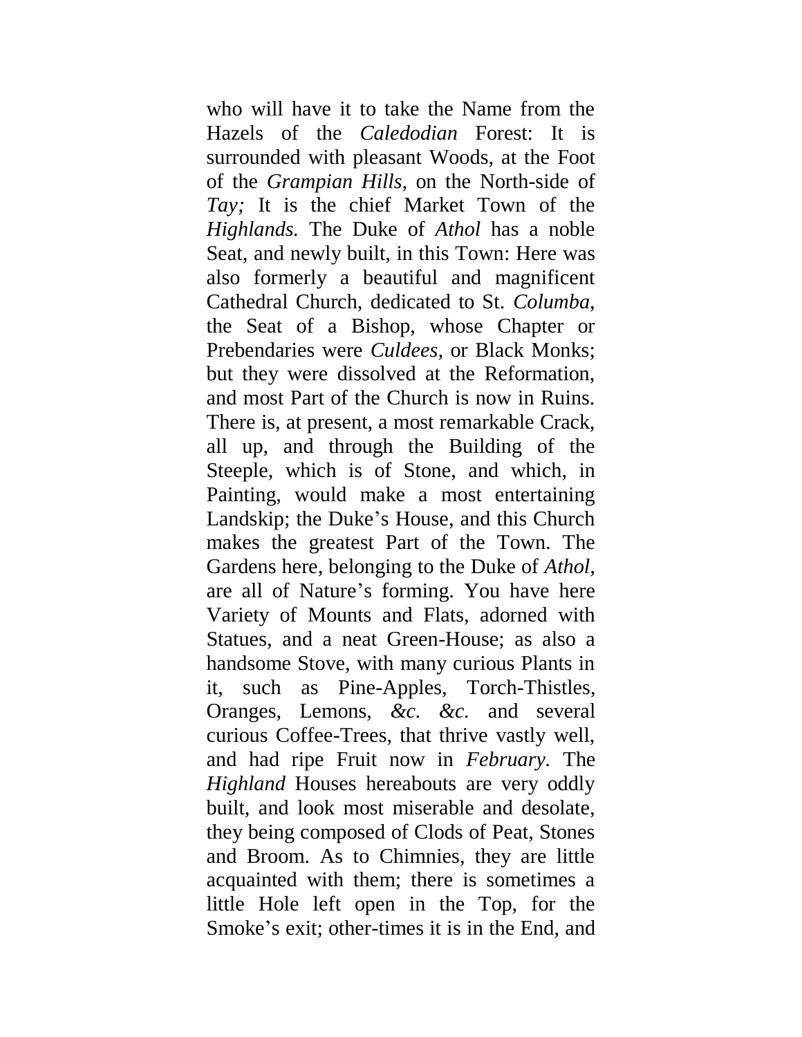who will have it to take the Name from the Hazels of the *Caledodian* Forest: It is surrounded with pleasant Woods, at the Foot of the *Grampian Hills*, on the North-side of *Tay;* It is the chief Market Town of the *Highlands.* The Duke of *Athol* has a noble Seat, and newly built, in this Town: Here was also formerly a beautiful and magnificent Cathedral Church, dedicated to St. *Columba*, the Seat of a Bishop, whose Chapter or Prebendaries were *Culdees*, or Black Monks; but they were dissolved at the Reformation, and most Part of the Church is now in Ruins. There is, at present, a most remarkable Crack, all up, and through the Building of the Steeple, which is of Stone, and which, in Painting, would make a most entertaining Landskip; the Duke's House, and this Church makes the greatest Part of the Town. The Gardens here, belonging to the Duke of *Athol*, are all of Nature's forming. You have here Variety of Mounts and Flats, adorned with Statues, and a neat Green-House; as also a handsome Stove, with many curious Plants in it, such as Pine-Apples, Torch-Thistles, Oranges, Lemons, *&c. &c.* and several curious Coffee-Trees, that thrive vastly well, and had ripe Fruit now in *February.* The *Highland* Houses hereabouts are very oddly built, and look most miserable and desolate, they being composed of Clods of Peat, Stones and Broom. As to Chimnies, they are little acquainted with them; there is sometimes a little Hole left open in the Top, for the Smoke's exit; other-times it is in the End, and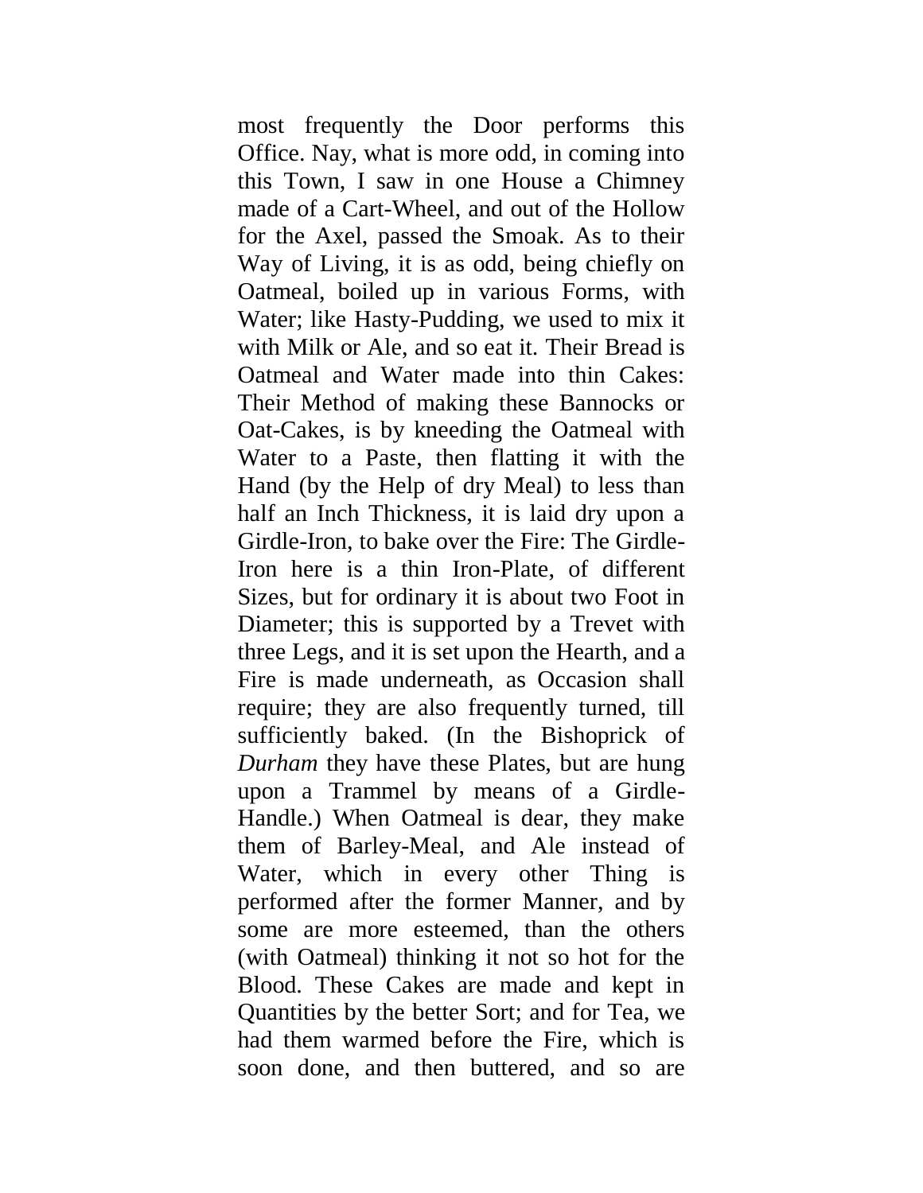most frequently the Door performs this Office. Nay, what is more odd, in coming into this Town, I saw in one House a Chimney made of a Cart-Wheel, and out of the Hollow for the Axel, passed the Smoak. As to their Way of Living, it is as odd, being chiefly on Oatmeal, boiled up in various Forms, with Water; like Hasty-Pudding, we used to mix it with Milk or Ale, and so eat it. Their Bread is Oatmeal and Water made into thin Cakes: Their Method of making these Bannocks or Oat-Cakes, is by kneeding the Oatmeal with Water to a Paste, then flatting it with the Hand (by the Help of dry Meal) to less than half an Inch Thickness, it is laid dry upon a Girdle-Iron, to bake over the Fire: The Girdle-Iron here is a thin Iron-Plate, of different Sizes, but for ordinary it is about two Foot in Diameter; this is supported by a Trevet with three Legs, and it is set upon the Hearth, and a Fire is made underneath, as Occasion shall require; they are also frequently turned, till sufficiently baked. (In the Bishoprick of *Durham* they have these Plates, but are hung upon a Trammel by means of a Girdle-Handle.) When Oatmeal is dear, they make them of Barley-Meal, and Ale instead of Water, which in every other Thing is performed after the former Manner, and by some are more esteemed, than the others (with Oatmeal) thinking it not so hot for the Blood. These Cakes are made and kept in Quantities by the better Sort; and for Tea, we had them warmed before the Fire, which is soon done, and then buttered, and so are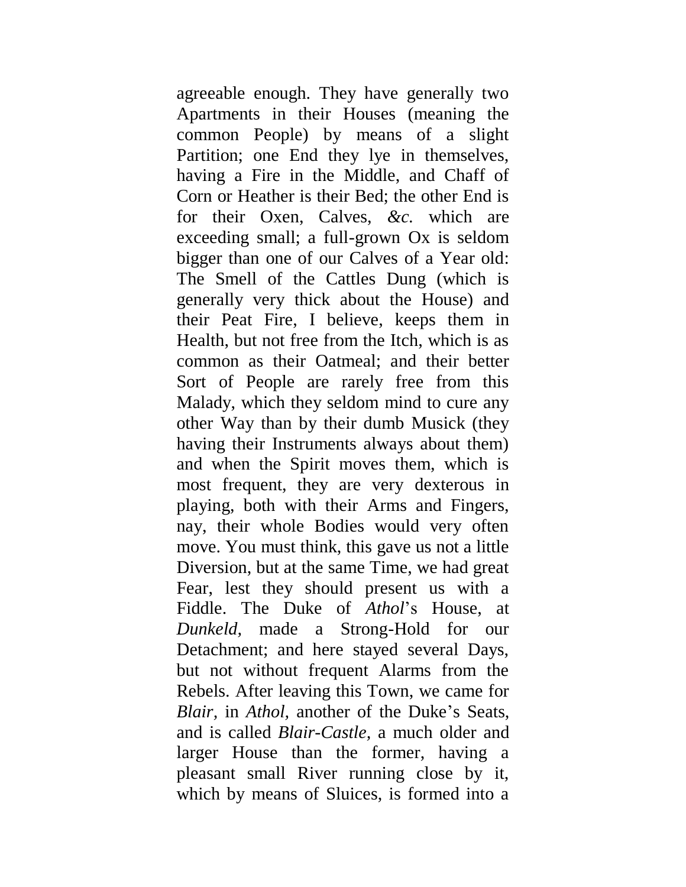agreeable enough. They have generally two Apartments in their Houses (meaning the common People) by means of a slight Partition; one End they lye in themselves, having a Fire in the Middle, and Chaff of Corn or Heather is their Bed; the other End is for their Oxen, Calves, *&c.* which are exceeding small; a full-grown Ox is seldom bigger than one of our Calves of a Year old: The Smell of the Cattles Dung (which is generally very thick about the House) and their Peat Fire, I believe, keeps them in Health, but not free from the Itch, which is as common as their Oatmeal; and their better Sort of People are rarely free from this Malady, which they seldom mind to cure any other Way than by their dumb Musick (they having their Instruments always about them) and when the Spirit moves them, which is most frequent, they are very dexterous in playing, both with their Arms and Fingers, nay, their whole Bodies would very often move. You must think, this gave us not a little Diversion, but at the same Time, we had great Fear, lest they should present us with a Fiddle. The Duke of *Athol*'s House, at *Dunkeld*, made a Strong-Hold for our Detachment; and here stayed several Days, but not without frequent Alarms from the Rebels. After leaving this Town, we came for *Blair*, in *Athol*, another of the Duke's Seats, and is called *Blair-Castle*, a much older and larger House than the former, having a pleasant small River running close by it, which by means of Sluices, is formed into a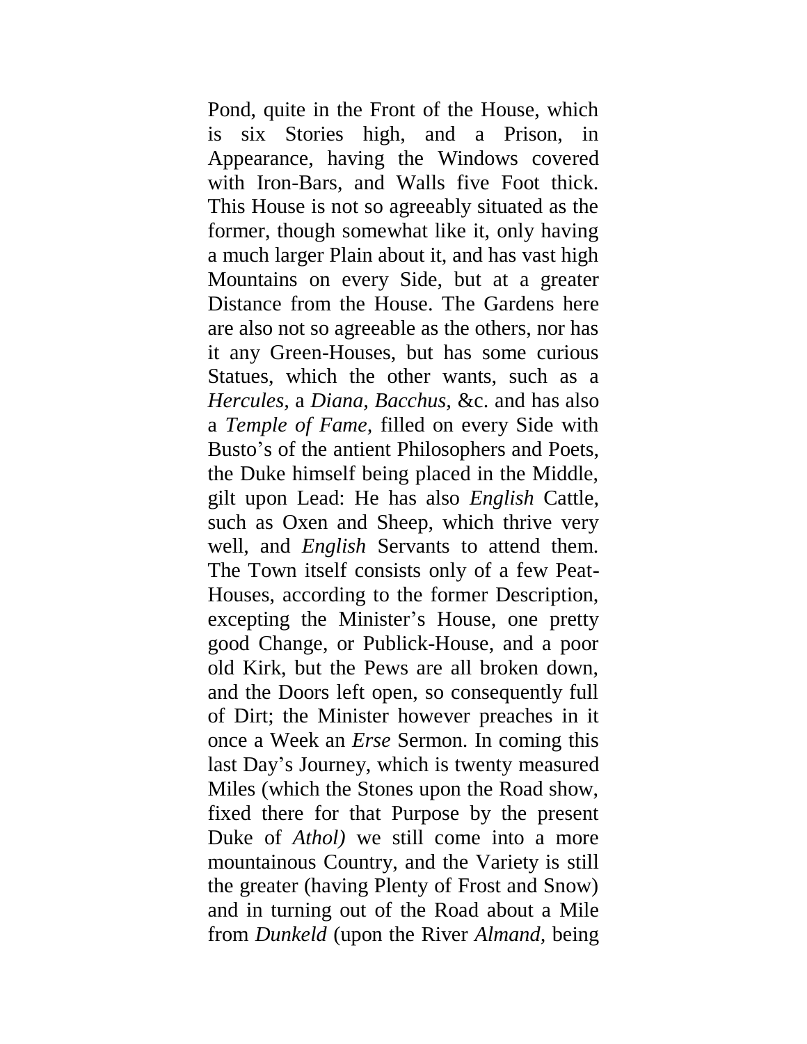Pond, quite in the Front of the House, which is six Stories high, and a Prison, in Appearance, having the Windows covered with Iron-Bars, and Walls five Foot thick. This House is not so agreeably situated as the former, though somewhat like it, only having a much larger Plain about it, and has vast high Mountains on every Side, but at a greater Distance from the House. The Gardens here are also not so agreeable as the others, nor has it any Green-Houses, but has some curious Statues, which the other wants, such as a *Hercules*, a *Diana*, *Bacchus*, &c. and has also a *Temple of Fame*, filled on every Side with Busto's of the antient Philosophers and Poets, the Duke himself being placed in the Middle, gilt upon Lead: He has also *English* Cattle, such as Oxen and Sheep, which thrive very well, and *English* Servants to attend them. The Town itself consists only of a few Peat-Houses, according to the former Description, excepting the Minister's House, one pretty good Change, or Publick-House, and a poor old Kirk, but the Pews are all broken down, and the Doors left open, so consequently full of Dirt; the Minister however preaches in it once a Week an *Erse* Sermon. In coming this last Day's Journey, which is twenty measured Miles (which the Stones upon the Road show, fixed there for that Purpose by the present Duke of *Athol)* we still come into a more mountainous Country, and the Variety is still the greater (having Plenty of Frost and Snow) and in turning out of the Road about a Mile from *Dunkeld* (upon the River *Almand*, being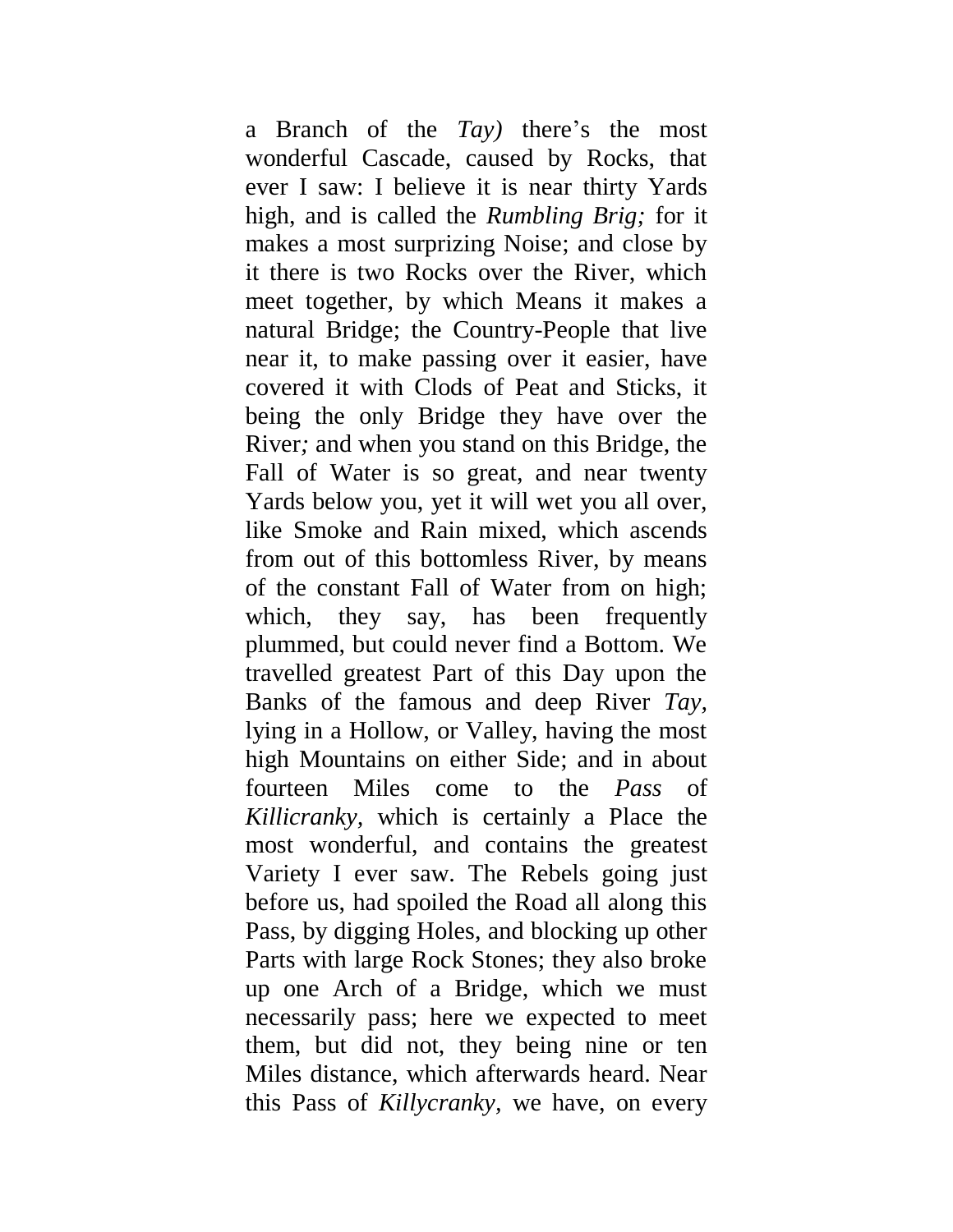a Branch of the *Tay)* there's the most wonderful Cascade, caused by Rocks, that ever I saw: I believe it is near thirty Yards high, and is called the *Rumbling Brig;* for it makes a most surprizing Noise; and close by it there is two Rocks over the River, which meet together, by which Means it makes a natural Bridge; the Country-People that live near it, to make passing over it easier, have covered it with Clods of Peat and Sticks, it being the only Bridge they have over the River*;* and when you stand on this Bridge, the Fall of Water is so great, and near twenty Yards below you, yet it will wet you all over, like Smoke and Rain mixed, which ascends from out of this bottomless River, by means of the constant Fall of Water from on high; which, they say, has been frequently plummed, but could never find a Bottom. We travelled greatest Part of this Day upon the Banks of the famous and deep River *Tay,* lying in a Hollow, or Valley, having the most high Mountains on either Side; and in about fourteen Miles come to the *Pass* of *Killicranky,* which is certainly a Place the most wonderful, and contains the greatest Variety I ever saw. The Rebels going just before us, had spoiled the Road all along this Pass, by digging Holes, and blocking up other Parts with large Rock Stones; they also broke up one Arch of a Bridge, which we must necessarily pass; here we expected to meet them, but did not, they being nine or ten Miles distance, which afterwards heard. Near this Pass of *Killycranky,* we have, on every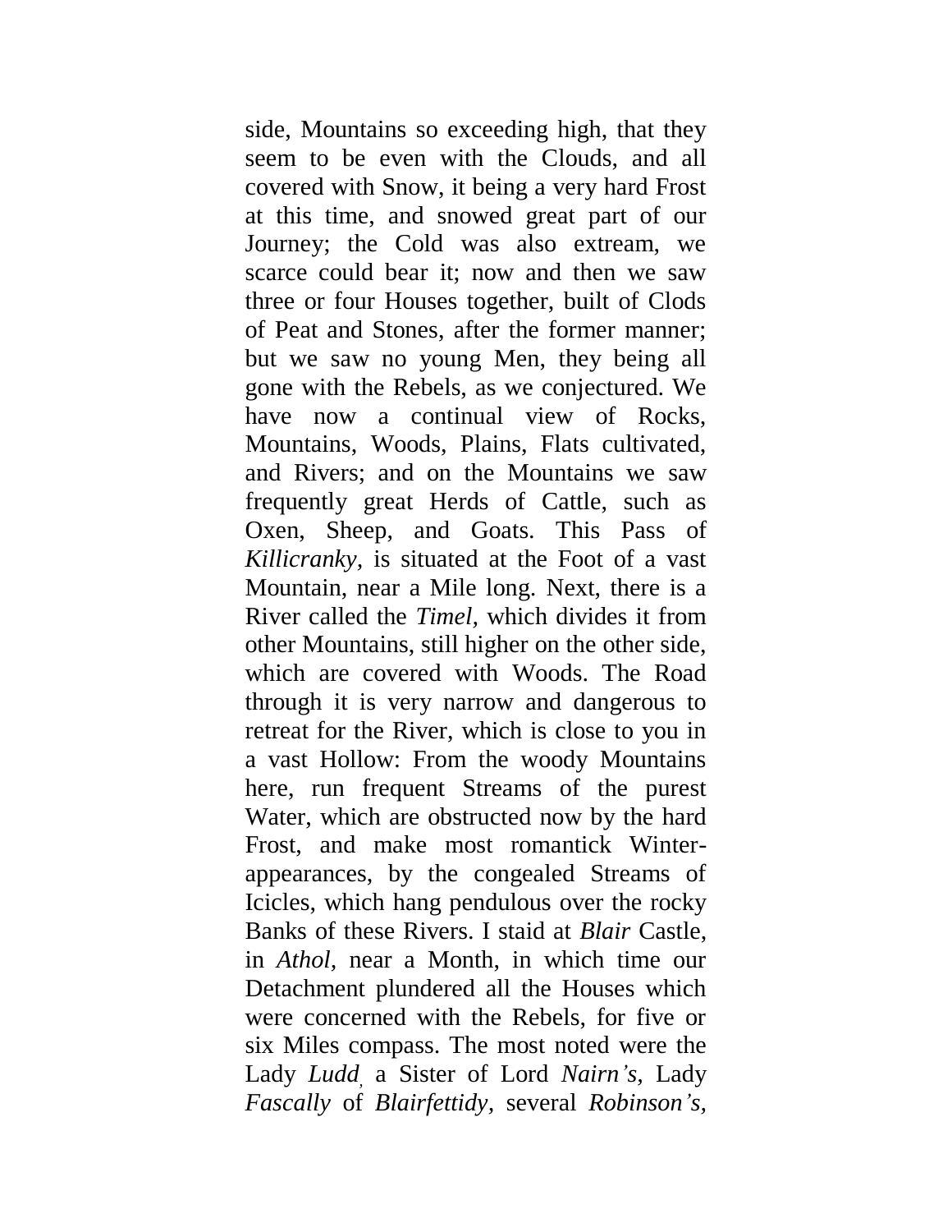side, Mountains so exceeding high, that they seem to be even with the Clouds, and all covered with Snow, it being a very hard Frost at this time, and snowed great part of our Journey; the Cold was also extream, we scarce could bear it; now and then we saw three or four Houses together, built of Clods of Peat and Stones, after the former manner; but we saw no young Men, they being all gone with the Rebels, as we conjectured. We have now a continual view of Rocks, Mountains, Woods, Plains, Flats cultivated, and Rivers; and on the Mountains we saw frequently great Herds of Cattle, such as Oxen, Sheep, and Goats. This Pass of *Killicranky*, is situated at the Foot of a vast Mountain, near a Mile long. Next, there is a River called the *Timel*, which divides it from other Mountains, still higher on the other side, which are covered with Woods. The Road through it is very narrow and dangerous to retreat for the River, which is close to you in a vast Hollow: From the woody Mountains here, run frequent Streams of the purest Water, which are obstructed now by the hard Frost, and make most romantick Winter-appearances, by the congealed Streams of Icicles, which hang pendulous over the rocky Banks of these Rivers. I staid at *Blair* Castle, in *Athol*, near a Month, in which time our Detachment plundered all the Houses which were concerned with the Rebels, for five or six Miles compass. The most noted were the Lady *Ludd*, a Sister of Lord *Nairn's*, Lady *Fascally* of *Blairfettidy*, several *Robinson's*,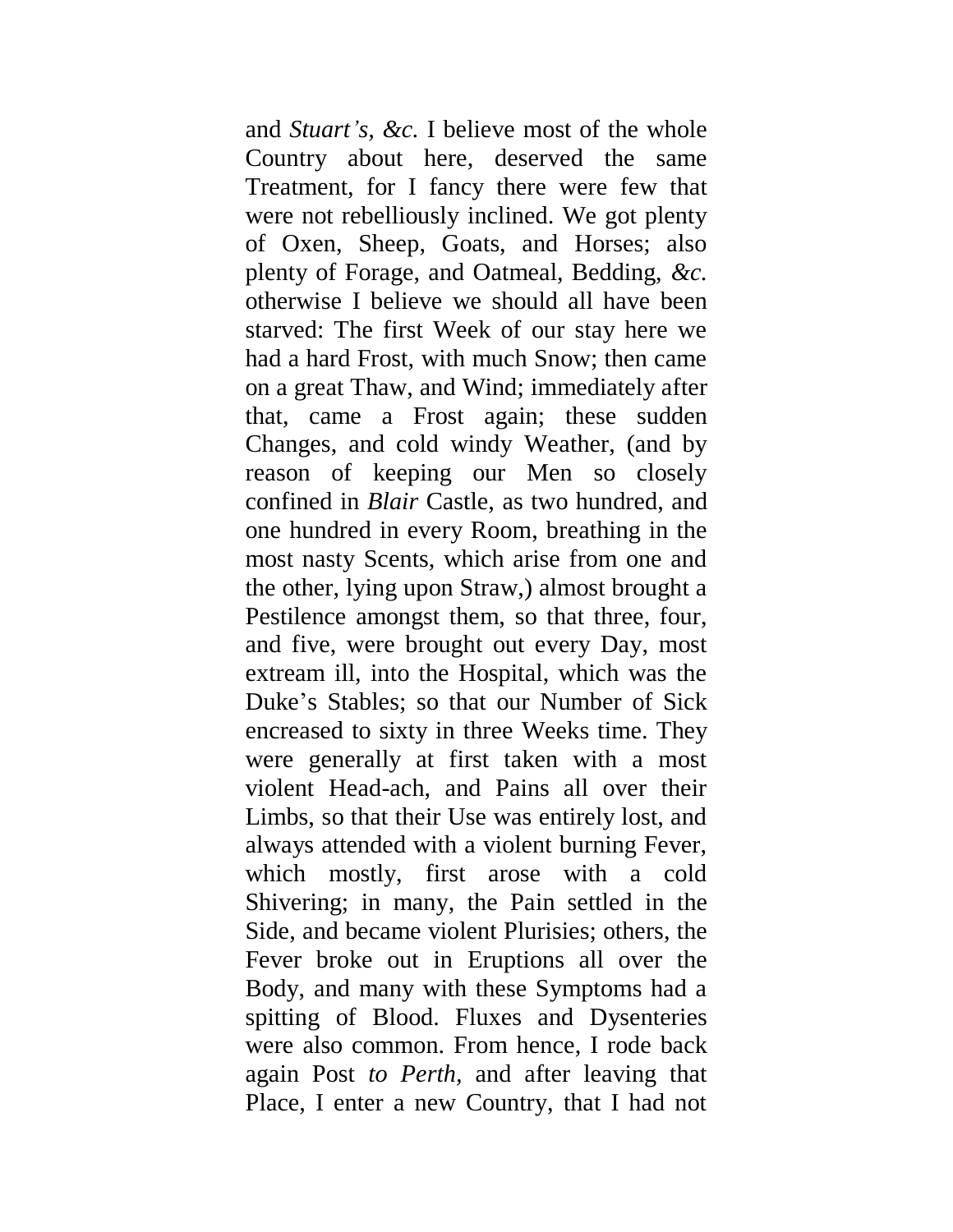and *Stuart's, &c.* I believe most of the whole Country about here, deserved the same Treatment, for I fancy there were few that were not rebelliously inclined. We got plenty of Oxen, Sheep, Goats, and Horses; also plenty of Forage, and Oatmeal, Bedding, *&c.* otherwise I believe we should all have been starved: The first Week of our stay here we had a hard Frost, with much Snow; then came on a great Thaw, and Wind; immediately after that, came a Frost again; these sudden Changes, and cold windy Weather, (and by reason of keeping our Men so closely confined in *Blair* Castle, as two hundred, and one hundred in every Room, breathing in the most nasty Scents, which arise from one and the other, lying upon Straw,) almost brought a Pestilence amongst them, so that three, four, and five, were brought out every Day, most extream ill, into the Hospital, which was the Duke's Stables; so that our Number of Sick encreased to sixty in three Weeks time. They were generally at first taken with a most violent Head-ach, and Pains all over their Limbs, so that their Use was entirely lost, and always attended with a violent burning Fever, which mostly, first arose with a cold Shivering; in many, the Pain settled in the Side, and became violent Plurisies; others, the Fever broke out in Eruptions all over the Body, and many with these Symptoms had a spitting of Blood. Fluxes and Dysenteries were also common. From hence, I rode back again Post *to Perth,* and after leaving that Place, I enter a new Country, that I had not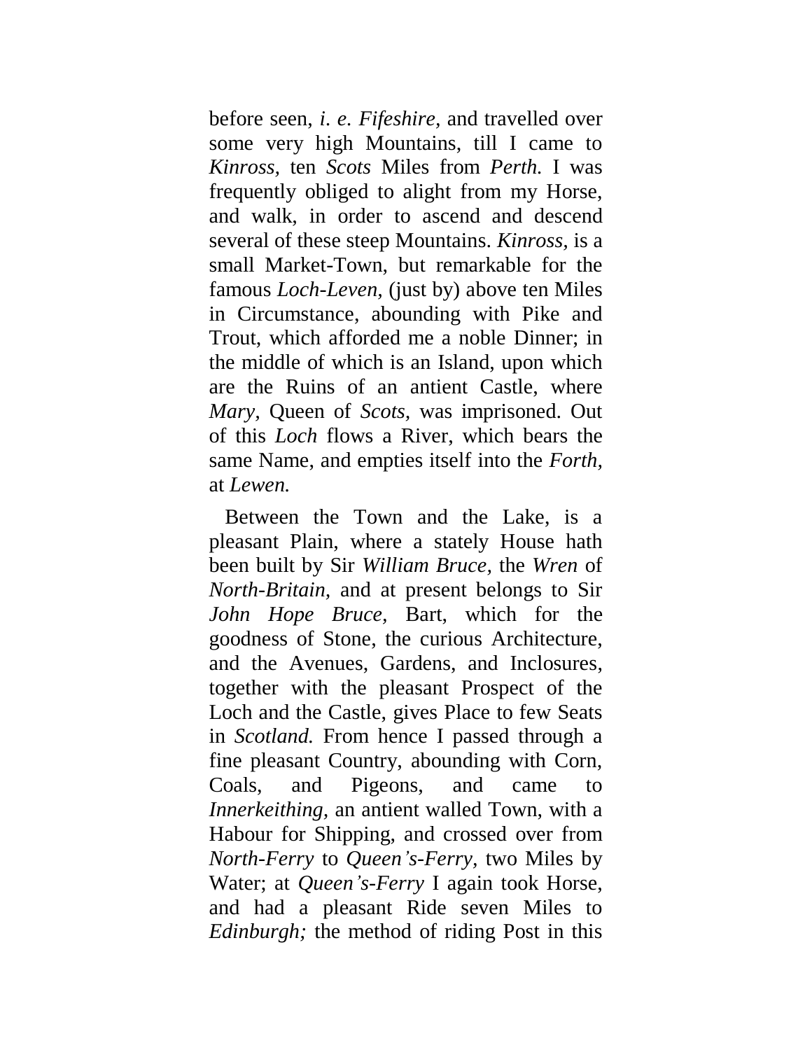before seen, *i. e. Fifeshire,* and travelled over some very high Mountains, till I came to *Kinross,* ten *Scots* Miles from *Perth.* I was frequently obliged to alight from my Horse, and walk, in order to ascend and descend several of these steep Mountains. *Kinross,* is a small Market-Town, but remarkable for the famous *Loch-Leven,* (just by) above ten Miles in Circumstance, abounding with Pike and Trout, which afforded me a noble Dinner; in the middle of which is an Island, upon which are the Ruins of an antient Castle, where *Mary,* Queen of *Scots,* was imprisoned. Out of this *Loch* flows a River, which bears the same Name, and empties itself into the *Forth,* at *Lewen.*

Between the Town and the Lake, is a pleasant Plain, where a stately House hath been built by Sir *William Bruce,* the *Wren* of *North-Britain,* and at present belongs to Sir *John Hope Bruce,* Bart, which for the goodness of Stone, the curious Architecture, and the Avenues, Gardens, and Inclosures, together with the pleasant Prospect of the Loch and the Castle, gives Place to few Seats in *Scotland.* From hence I passed through a fine pleasant Country, abounding with Corn, Coals, and Pigeons, and came to *Innerkeithing,* an antient walled Town, with a Habour for Shipping, and crossed over from *North-Ferry* to *Queen's-Ferry,* two Miles by Water; at *Queen's-Ferry* I again took Horse, and had a pleasant Ride seven Miles to *Edinburgh;* the method of riding Post in this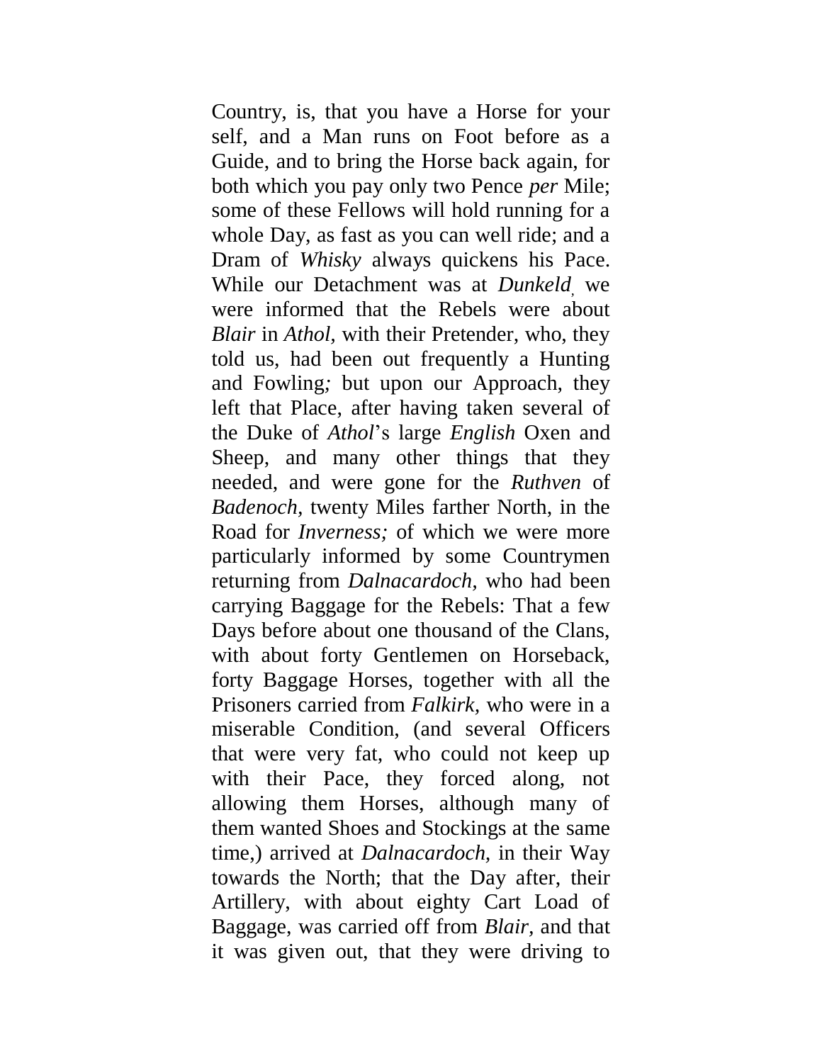Country, is, that you have a Horse for your self, and a Man runs on Foot before as a Guide, and to bring the Horse back again, for both which you pay only two Pence *per* Mile; some of these Fellows will hold running for a whole Day, as fast as you can well ride; and a Dram of *Whisky* always quickens his Pace. While our Detachment was at *Dunkeld*, we were informed that the Rebels were about *Blair* in *Athol*, with their Pretender, who, they told us, had been out frequently a Hunting and Fowling*;* but upon our Approach, they left that Place, after having taken several of the Duke of *Athol*'s large *English* Oxen and Sheep, and many other things that they needed, and were gone for the *Ruthven* of *Badenoch*, twenty Miles farther North, in the Road for *Inverness;* of which we were more particularly informed by some Countrymen returning from *Dalnacardoch*, who had been carrying Baggage for the Rebels: That a few Days before about one thousand of the Clans, with about forty Gentlemen on Horseback, forty Baggage Horses, together with all the Prisoners carried from *Falkirk*, who were in a miserable Condition, (and several Officers that were very fat, who could not keep up with their Pace, they forced along, not allowing them Horses, although many of them wanted Shoes and Stockings at the same time,) arrived at *Dalnacardoch*, in their Way towards the North; that the Day after, their Artillery, with about eighty Cart Load of Baggage, was carried off from *Blair*, and that it was given out, that they were driving to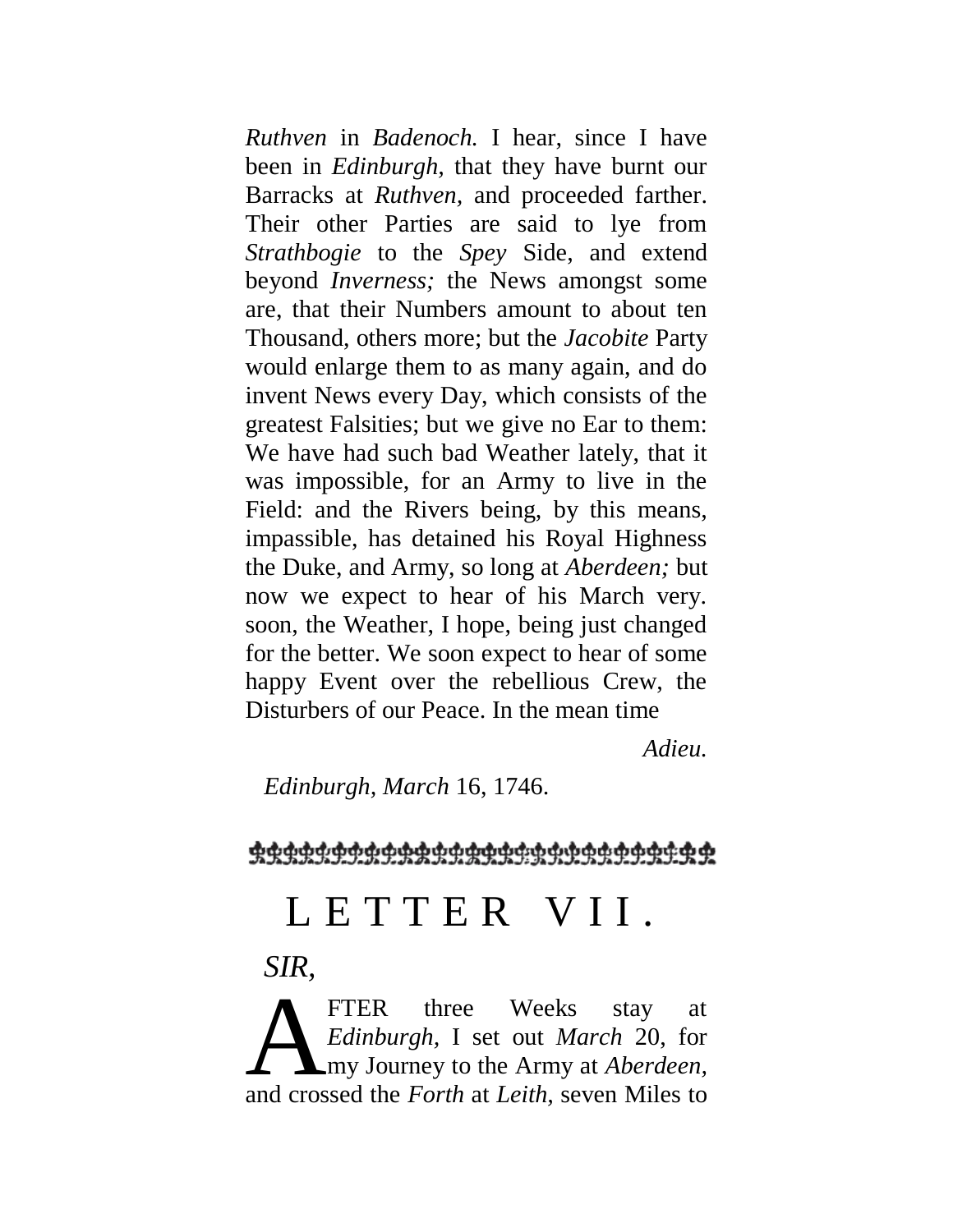*Ruthven* in *Badenoch.* I hear, since I have been in *Edinburgh,* that they have burnt our Barracks at *Ruthven,* and proceeded farther. Their other Parties are said to lye from *Strathbogie* to the *Spey* Side, and extend beyond *Inverness;* the News amongst some are, that their Numbers amount to about ten Thousand, others more; but the *Jacobite* Party would enlarge them to as many again, and do invent News every Day, which consists of the greatest Falsities; but we give no Ear to them: We have had such bad Weather lately, that it was impossible, for an Army to live in the Field: and the Rivers being, by this means, impassible, has detained his Royal Highness the Duke, and Army, so long at *Aberdeen;* but now we expect to hear of his March very. soon, the Weather, I hope, being just changed for the better. We soon expect to hear of some happy Event over the rebellious Crew, the Disturbers of our Peace. In the mean time

*Adieu.*

*Edinburgh, March* 16, 1746.

## LETTER VII.

*SIR,*

AFTER three Weeks stay at *Edinburgh*, I set out *March* 20, for my Journey to the Army at *Aberdeen*, and crossed the *Forth* at *Leith*, seven Miles to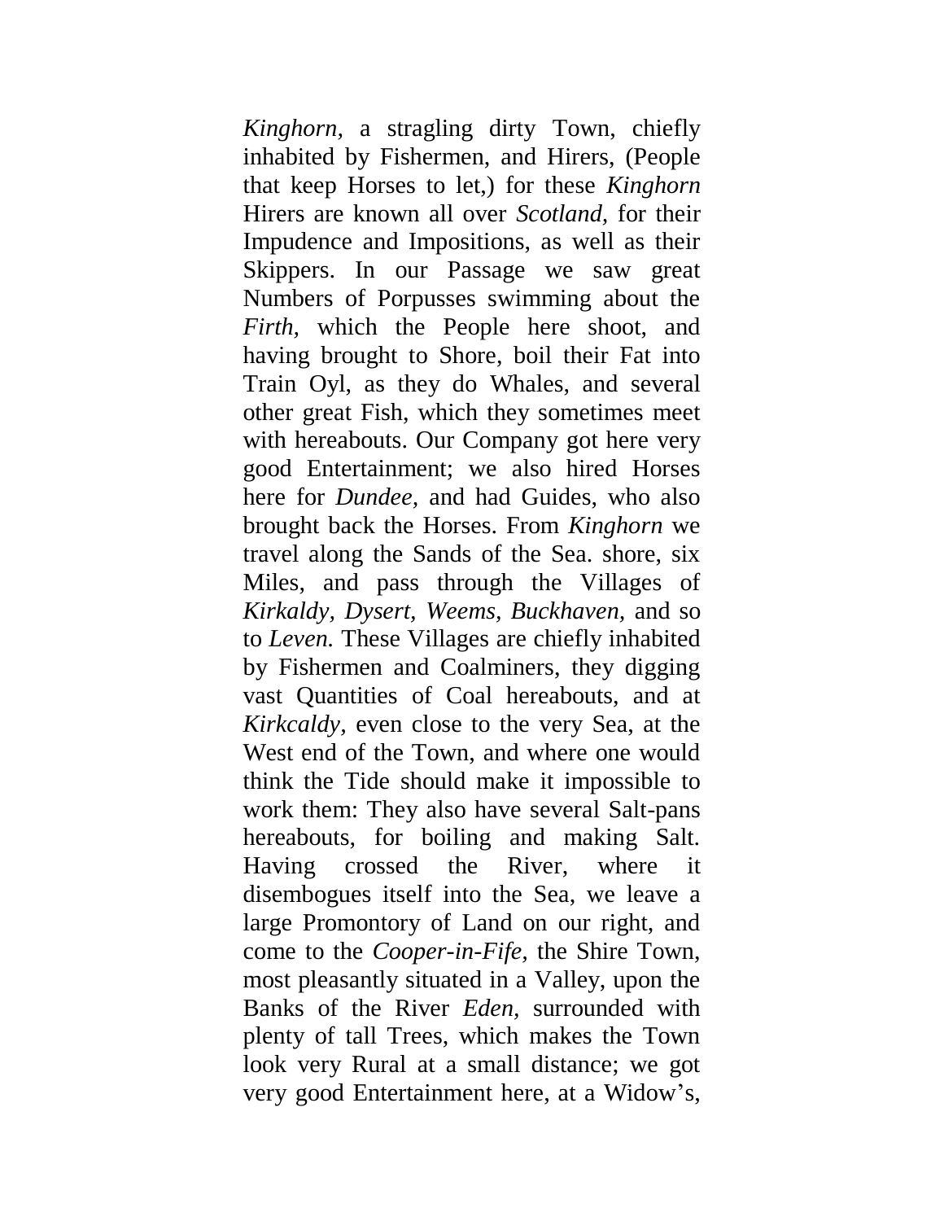*Kinghorn*, a stragling dirty Town, chiefly inhabited by Fishermen, and Hirers, (People that keep Horses to let,) for these *Kinghorn* Hirers are known all over *Scotland*, for their Impudence and Impositions, as well as their Skippers. In our Passage we saw great Numbers of Porpusses swimming about the *Firth*, which the People here shoot, and having brought to Shore, boil their Fat into Train Oyl, as they do Whales, and several other great Fish, which they sometimes meet with hereabouts. Our Company got here very good Entertainment; we also hired Horses here for *Dundee*, and had Guides, who also brought back the Horses. From *Kinghorn* we travel along the Sands of the Sea. shore, six Miles, and pass through the Villages of *Kirkaldy, Dysert, Weems, Buckhaven,* and so to *Leven.* These Villages are chiefly inhabited by Fishermen and Coalminers, they digging vast Quantities of Coal hereabouts, and at *Kirkcaldy*, even close to the very Sea, at the West end of the Town, and where one would think the Tide should make it impossible to work them: They also have several Salt-pans hereabouts, for boiling and making Salt. Having crossed the River, where it disembogues itself into the Sea, we leave a large Promontory of Land on our right, and come to the *Cooper-in-Fife*, the Shire Town, most pleasantly situated in a Valley, upon the Banks of the River *Eden*, surrounded with plenty of tall Trees, which makes the Town look very Rural at a small distance; we got very good Entertainment here, at a Widow's,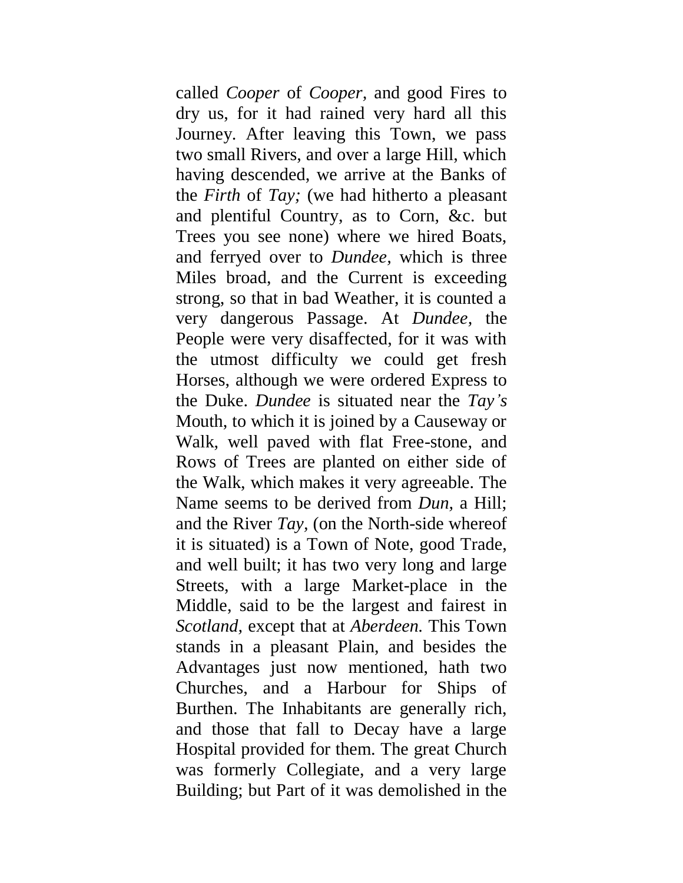called *Cooper* of *Cooper*, and good Fires to dry us, for it had rained very hard all this Journey. After leaving this Town, we pass two small Rivers, and over a large Hill, which having descended, we arrive at the Banks of the *Firth* of *Tay;* (we had hitherto a pleasant and plentiful Country, as to Corn, &c. but Trees you see none) where we hired Boats, and ferryed over to *Dundee*, which is three Miles broad, and the Current is exceeding strong, so that in bad Weather, it is counted a very dangerous Passage. At *Dundee*, the People were very disaffected, for it was with the utmost difficulty we could get fresh Horses, although we were ordered Express to the Duke. *Dundee* is situated near the *Tay's* Mouth, to which it is joined by a Causeway or Walk, well paved with flat Free-stone, and Rows of Trees are planted on either side of the Walk, which makes it very agreeable. The Name seems to be derived from *Dun*, a Hill; and the River *Tay*, (on the North-side whereof it is situated) is a Town of Note, good Trade, and well built; it has two very long and large Streets, with a large Market-place in the Middle, said to be the largest and fairest in *Scotland*, except that at *Aberdeen.* This Town stands in a pleasant Plain, and besides the Advantages just now mentioned, hath two Churches, and a Harbour for Ships of Burthen. The Inhabitants are generally rich, and those that fall to Decay have a large Hospital provided for them. The great Church was formerly Collegiate, and a very large Building; but Part of it was demolished in the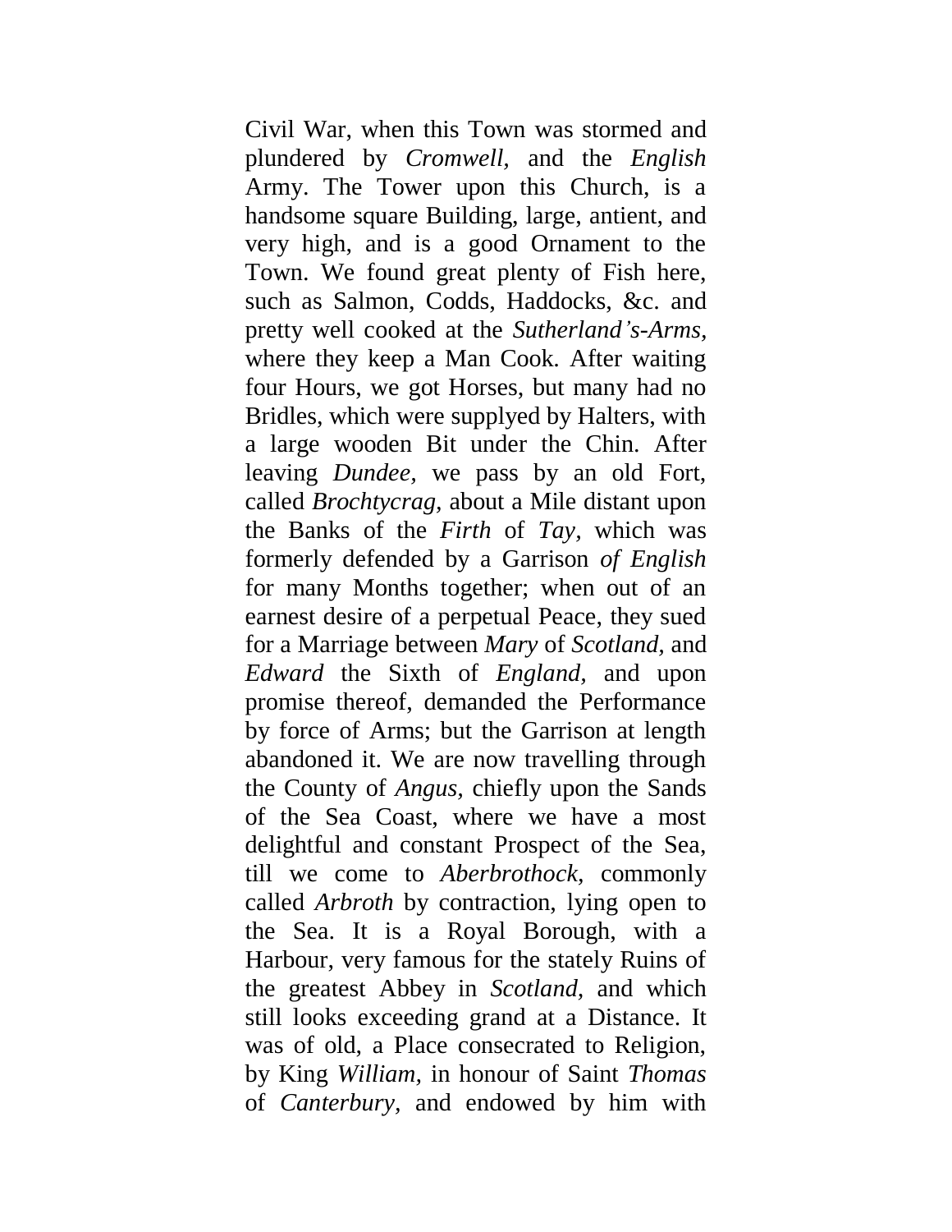Civil War, when this Town was stormed and plundered by *Cromwell*, and the *English* Army. The Tower upon this Church, is a handsome square Building, large, antient, and very high, and is a good Ornament to the Town. We found great plenty of Fish here, such as Salmon, Codds, Haddocks, &c. and pretty well cooked at the *Sutherland's-Arms*, where they keep a Man Cook. After waiting four Hours, we got Horses, but many had no Bridles, which were supplyed by Halters, with a large wooden Bit under the Chin. After leaving *Dundee*, we pass by an old Fort, called *Brochtycrag*, about a Mile distant upon the Banks of the *Firth* of *Tay*, which was formerly defended by a Garrison *of English* for many Months together; when out of an earnest desire of a perpetual Peace, they sued for a Marriage between *Mary* of *Scotland*, and *Edward* the Sixth of *England*, and upon promise thereof, demanded the Performance by force of Arms; but the Garrison at length abandoned it. We are now travelling through the County of *Angus*, chiefly upon the Sands of the Sea Coast, where we have a most delightful and constant Prospect of the Sea, till we come to *Aberbrothock*, commonly called *Arbroth* by contraction, lying open to the Sea. It is a Royal Borough, with a Harbour, very famous for the stately Ruins of the greatest Abbey in *Scotland*, and which still looks exceeding grand at a Distance. It was of old, a Place consecrated to Religion, by King *William*, in honour of Saint *Thomas* of *Canterbury*, and endowed by him with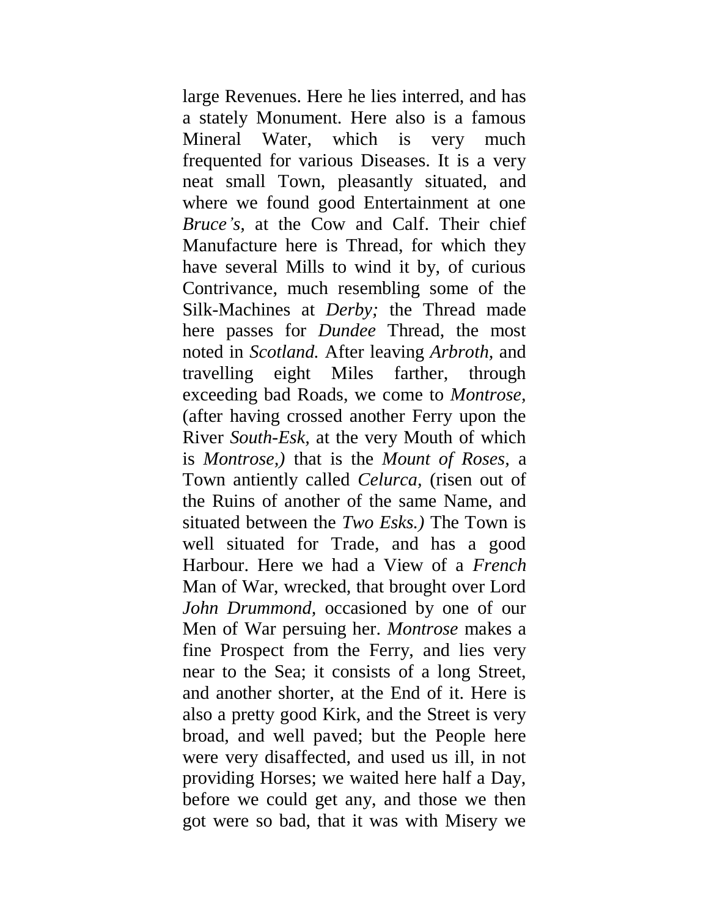large Revenues. Here he lies interred, and has a stately Monument. Here also is a famous Mineral Water, which is very much frequented for various Diseases. It is a very neat small Town, pleasantly situated, and where we found good Entertainment at one *Bruce's*, at the Cow and Calf. Their chief Manufacture here is Thread, for which they have several Mills to wind it by, of curious Contrivance, much resembling some of the Silk-Machines at *Derby;* the Thread made here passes for *Dundee* Thread, the most noted in *Scotland.* After leaving *Arbroth*, and travelling eight Miles farther, through exceeding bad Roads, we come to *Montrose,* (after having crossed another Ferry upon the River *South-Esk,* at the very Mouth of which is *Montrose,)* that is the *Mount of Roses,* a Town antiently called *Celurca*, (risen out of the Ruins of another of the same Name, and situated between the *Two Esks.)* The Town is well situated for Trade, and has a good Harbour. Here we had a View of a *French* Man of War, wrecked, that brought over Lord *John Drummond,* occasioned by one of our Men of War persuing her. *Montrose* makes a fine Prospect from the Ferry, and lies very near to the Sea; it consists of a long Street, and another shorter, at the End of it. Here is also a pretty good Kirk, and the Street is very broad, and well paved; but the People here were very disaffected, and used us ill, in not providing Horses; we waited here half a Day, before we could get any, and those we then got were so bad, that it was with Misery we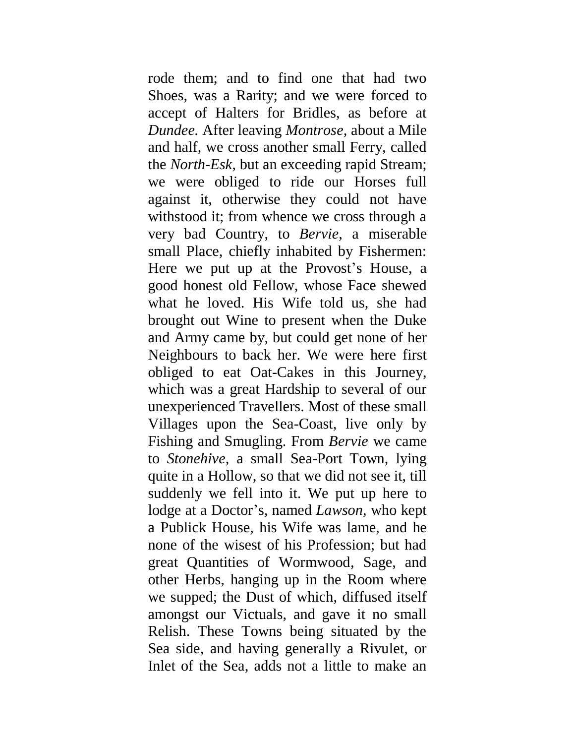rode them; and to find one that had two Shoes, was a Rarity; and we were forced to accept of Halters for Bridles, as before at *Dundee.* After leaving *Montrose,* about a Mile and half, we cross another small Ferry, called the *North-Esk,* but an exceeding rapid Stream; we were obliged to ride our Horses full against it, otherwise they could not have withstood it; from whence we cross through a very bad Country, to *Bervie*, a miserable small Place, chiefly inhabited by Fishermen: Here we put up at the Provost's House, a good honest old Fellow, whose Face shewed what he loved. His Wife told us, she had brought out Wine to present when the Duke and Army came by, but could get none of her Neighbours to back her. We were here first obliged to eat Oat-Cakes in this Journey, which was a great Hardship to several of our unexperienced Travellers. Most of these small Villages upon the Sea-Coast, live only by Fishing and Smugling. From *Bervie* we came to *Stonehive,* a small Sea-Port Town, lying quite in a Hollow, so that we did not see it, till suddenly we fell into it. We put up here to lodge at a Doctor's, named *Lawson,* who kept a Publick House, his Wife was lame, and he none of the wisest of his Profession; but had great Quantities of Wormwood, Sage, and other Herbs, hanging up in the Room where we supped; the Dust of which, diffused itself amongst our Victuals, and gave it no small Relish. These Towns being situated by the Sea side, and having generally a Rivulet, or Inlet of the Sea, adds not a little to make an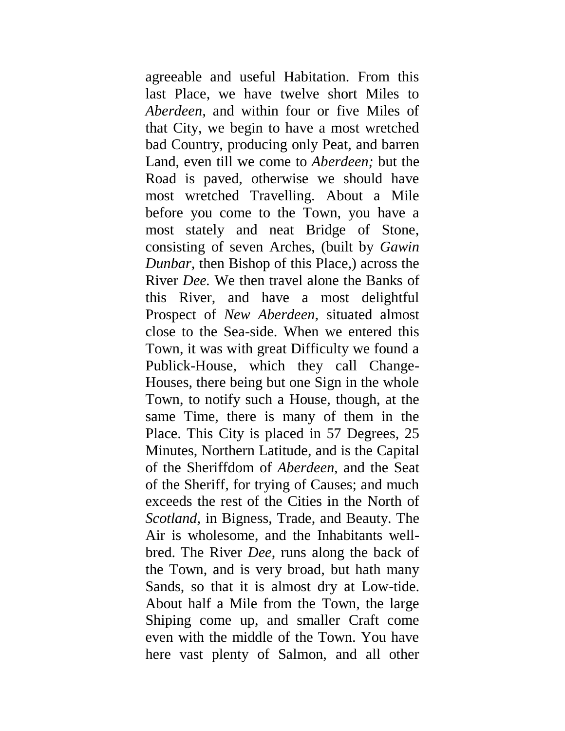agreeable and useful Habitation. From this last Place, we have twelve short Miles to *Aberdeen*, and within four or five Miles of that City, we begin to have a most wretched bad Country, producing only Peat, and barren Land, even till we come to *Aberdeen;* but the Road is paved, otherwise we should have most wretched Travelling. About a Mile before you come to the Town, you have a most stately and neat Bridge of Stone, consisting of seven Arches, (built by *Gawin Dunbar*, then Bishop of this Place,) across the River *Dee.* We then travel alone the Banks of this River, and have a most delightful Prospect of *New Aberdeen*, situated almost close to the Sea-side. When we entered this Town, it was with great Difficulty we found a Publick-House, which they call Change-Houses, there being but one Sign in the whole Town, to notify such a House, though, at the same Time, there is many of them in the Place. This City is placed in 57 Degrees, 25 Minutes, Northern Latitude, and is the Capital of the Sheriffdom of *Aberdeen*, and the Seat of the Sheriff, for trying of Causes; and much exceeds the rest of the Cities in the North of *Scotland*, in Bigness, Trade, and Beauty. The Air is wholesome, and the Inhabitants well-bred. The River *Dee*, runs along the back of the Town, and is very broad, but hath many Sands, so that it is almost dry at Low-tide. About half a Mile from the Town, the large Shiping come up, and smaller Craft come even with the middle of the Town. You have here vast plenty of Salmon, and all other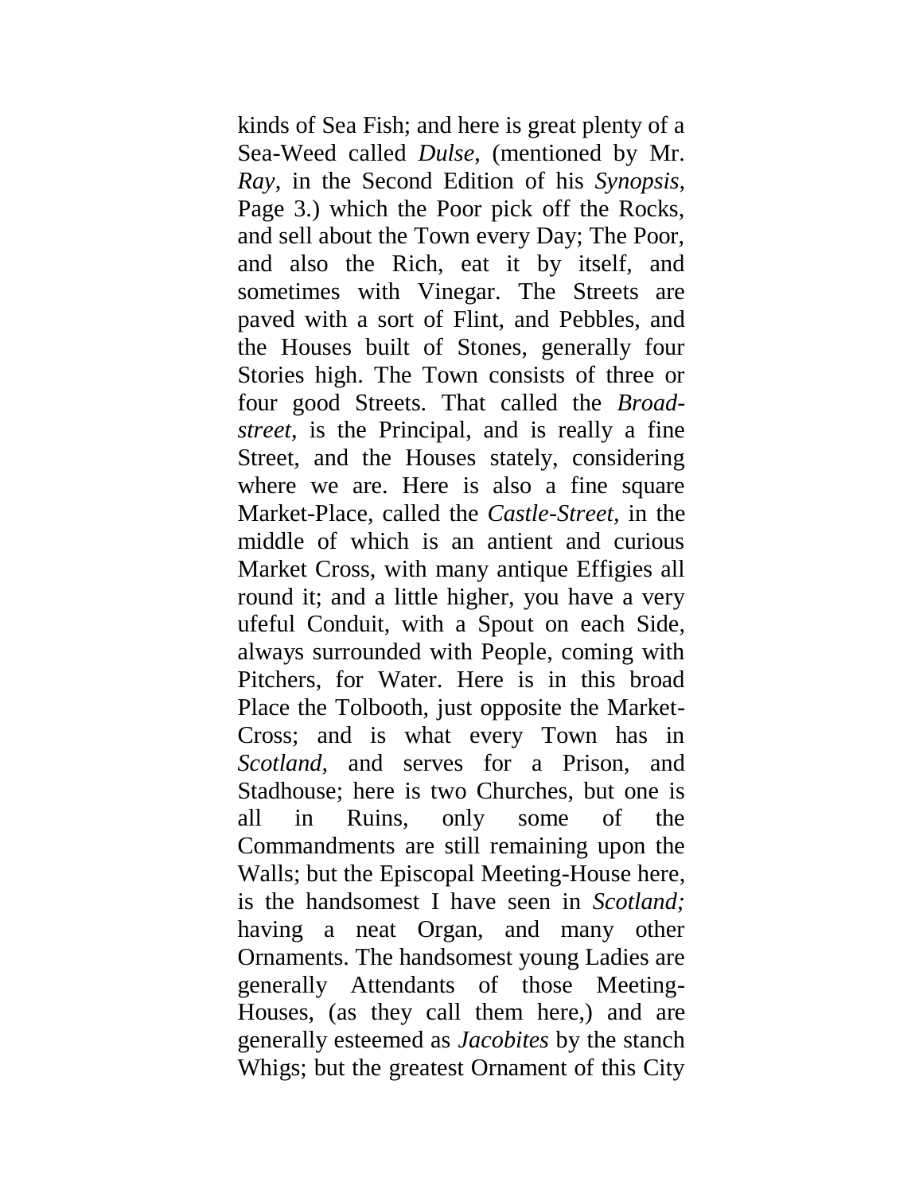kinds of Sea Fish; and here is great plenty of a Sea-Weed called *Dulse,* (mentioned by Mr. *Ray,* in the Second Edition of his *Synopsis,* Page 3.) which the Poor pick off the Rocks, and sell about the Town every Day; The Poor, and also the Rich, eat it by itself, and sometimes with Vinegar. The Streets are paved with a sort of Flint, and Pebbles, and the Houses built of Stones, generally four Stories high. The Town consists of three or four good Streets. That called the *Broad-street,* is the Principal, and is really a fine Street, and the Houses stately, considering where we are. Here is also a fine square Market-Place, called the *Castle-Street*, in the middle of which is an antient and curious Market Cross, with many antique Effigies all round it; and a little higher, you have a very ufeful Conduit, with a Spout on each Side, always surrounded with People, coming with Pitchers, for Water. Here is in this broad Place the Tolbooth, just opposite the Market-Cross; and is what every Town has in *Scotland,* and serves for a Prison, and Stadhouse; here is two Churches, but one is all in Ruins, only some of the Commandments are still remaining upon the Walls; but the Episcopal Meeting-House here, is the handsomest I have seen in *Scotland;* having a neat Organ, and many other Ornaments. The handsomest young Ladies are generally Attendants of those Meeting-Houses, (as they call them here,) and are generally esteemed as *Jacobites* by the stanch Whigs; but the greatest Ornament of this City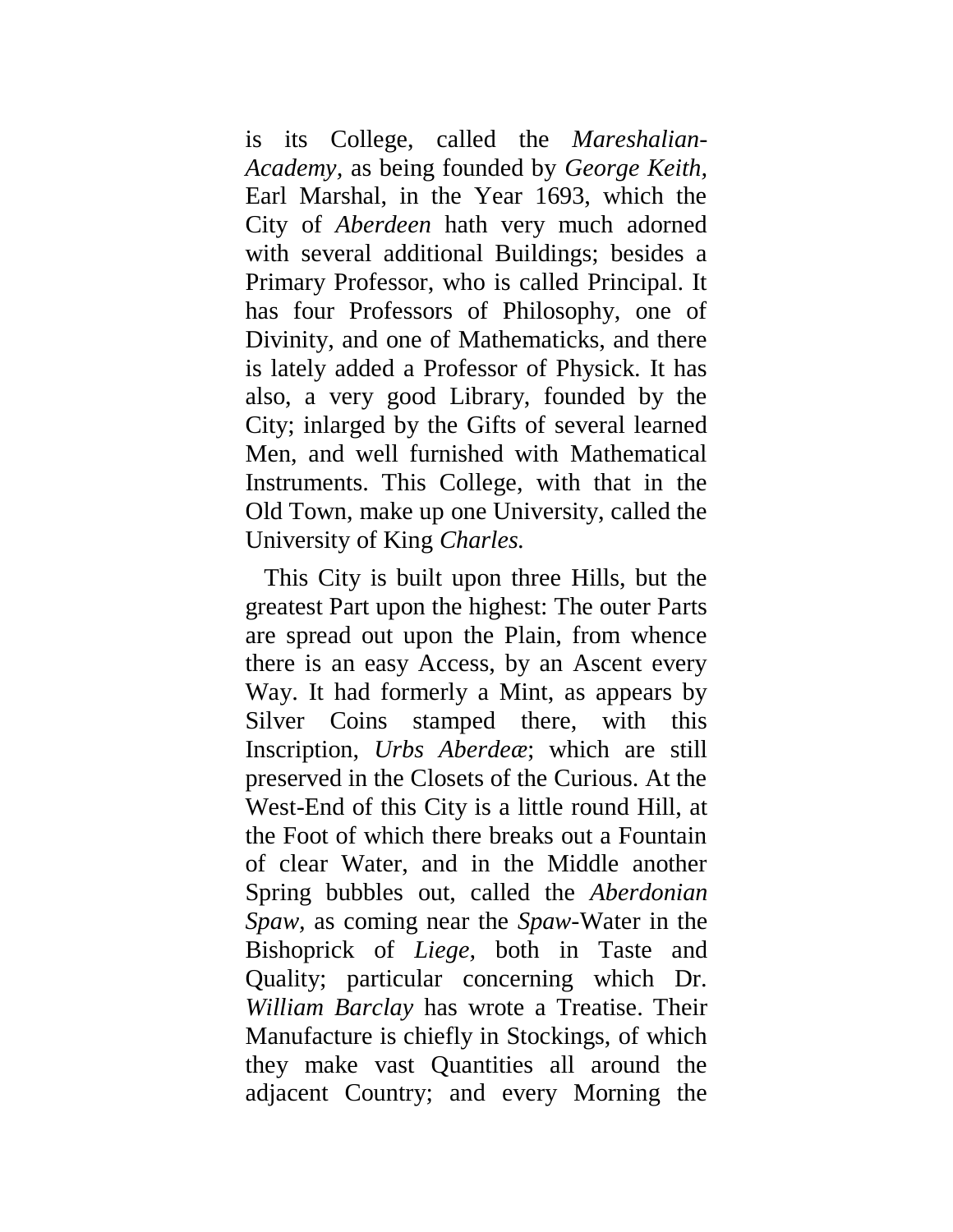is its College, called the *Mareshalian-Academy*, as being founded by *George Keith*, Earl Marshal, in the Year 1693, which the City of *Aberdeen* hath very much adorned with several additional Buildings; besides a Primary Professor, who is called Principal. It has four Professors of Philosophy, one of Divinity, and one of Mathematicks, and there is lately added a Professor of Physick. It has also, a very good Library, founded by the City; inlarged by the Gifts of several learned Men, and well furnished with Mathematical Instruments. This College, with that in the Old Town, make up one University, called the University of King *Charles.*

This City is built upon three Hills, but the greatest Part upon the highest: The outer Parts are spread out upon the Plain, from whence there is an easy Access, by an Ascent every Way. It had formerly a Mint, as appears by Silver Coins stamped there, with this Inscription, *Urbs Aberdeæ*; which are still preserved in the Closets of the Curious. At the West-End of this City is a little round Hill, at the Foot of which there breaks out a Fountain of clear Water, and in the Middle another Spring bubbles out, called the *Aberdonian Spaw*, as coming near the *Spaw*-Water in the Bishoprick of *Liege*, both in Taste and Quality; particular concerning which Dr. *William Barclay* has wrote a Treatise. Their Manufacture is chiefly in Stockings, of which they make vast Quantities all around the adjacent Country; and every Morning the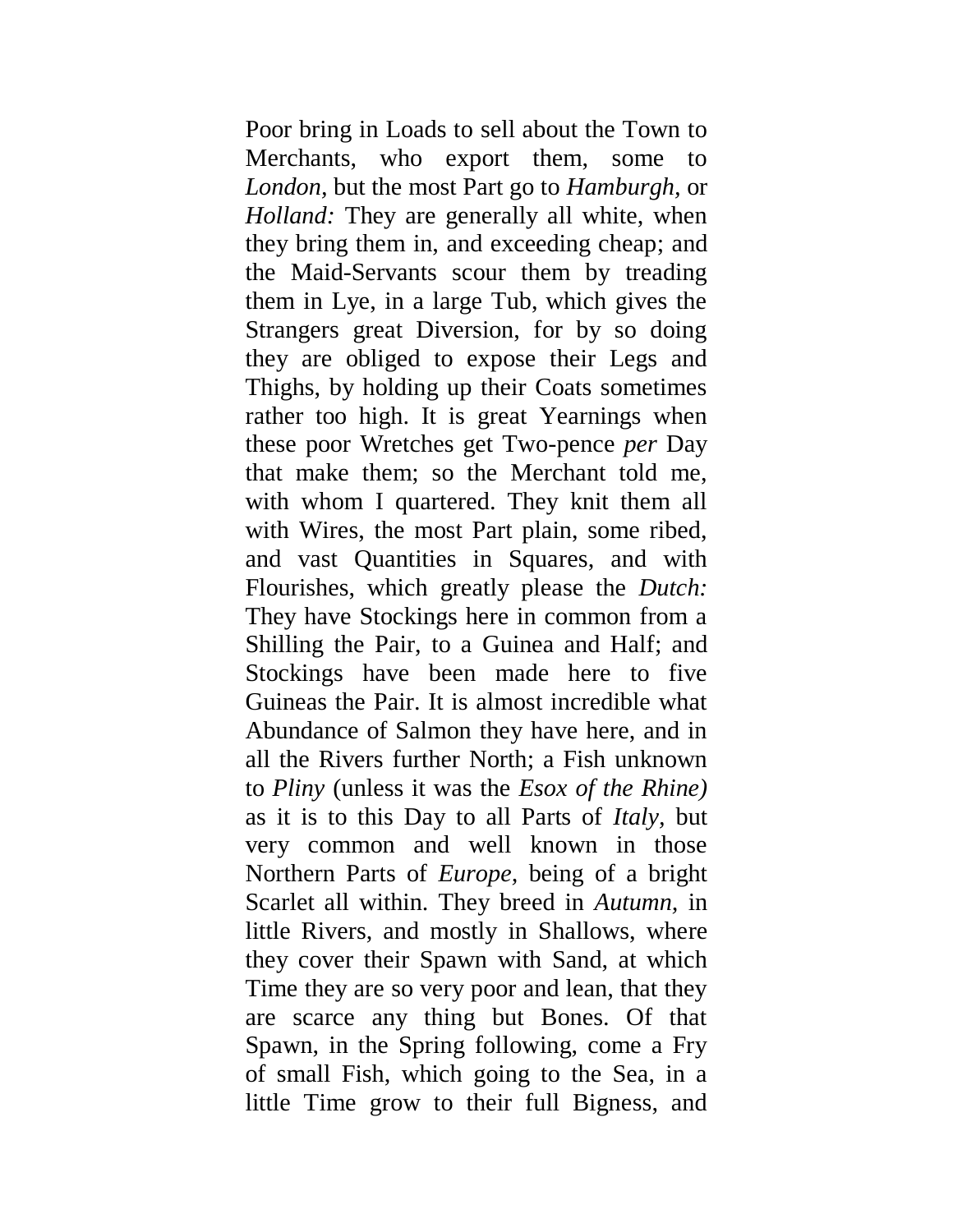Poor bring in Loads to sell about the Town to Merchants, who export them, some to *London*, but the most Part go to *Hamburgh*, or *Holland:* They are generally all white, when they bring them in, and exceeding cheap; and the Maid-Servants scour them by treading them in Lye, in a large Tub, which gives the Strangers great Diversion, for by so doing they are obliged to expose their Legs and Thighs, by holding up their Coats sometimes rather too high. It is great Yearnings when these poor Wretches get Two-pence *per* Day that make them; so the Merchant told me, with whom I quartered. They knit them all with Wires, the most Part plain, some ribed, and vast Quantities in Squares, and with Flourishes, which greatly please the *Dutch:* They have Stockings here in common from a Shilling the Pair, to a Guinea and Half; and Stockings have been made here to five Guineas the Pair. It is almost incredible what Abundance of Salmon they have here, and in all the Rivers further North; a Fish unknown to *Pliny* (unless it was the *Esox of the Rhine)* as it is to this Day to all Parts of *Italy*, but very common and well known in those Northern Parts of *Europe*, being of a bright Scarlet all within. They breed in *Autumn*, in little Rivers, and mostly in Shallows, where they cover their Spawn with Sand, at which Time they are so very poor and lean, that they are scarce any thing but Bones. Of that Spawn, in the Spring following, come a Fry of small Fish, which going to the Sea, in a little Time grow to their full Bigness, and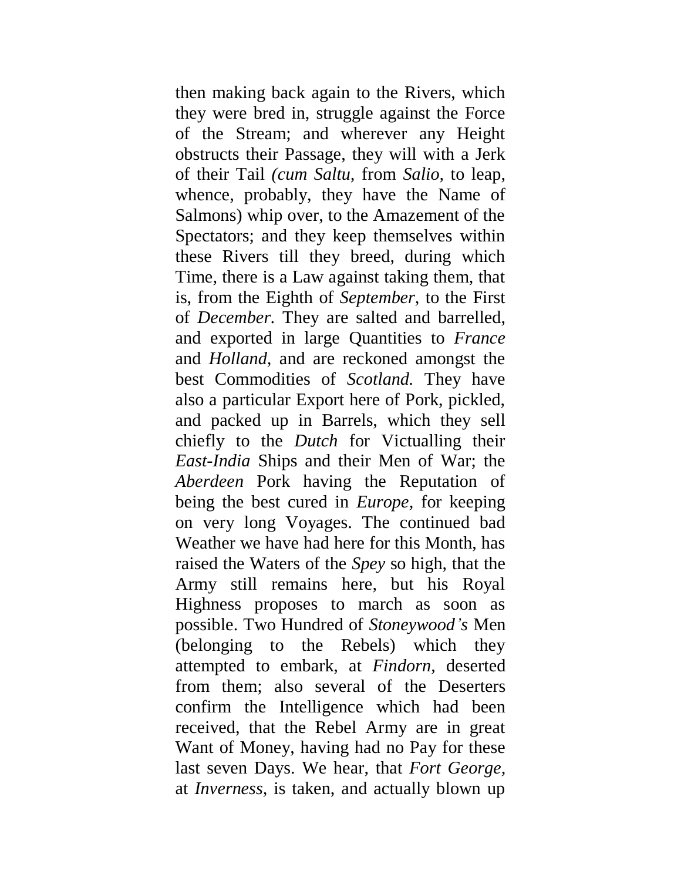then making back again to the Rivers, which they were bred in, struggle against the Force of the Stream; and wherever any Height obstructs their Passage, they will with a Jerk of their Tail *(cum Saltu,* from *Salio,* to leap, whence, probably, they have the Name of Salmons) whip over, to the Amazement of the Spectators; and they keep themselves within these Rivers till they breed, during which Time, there is a Law against taking them, that is, from the Eighth of *September,* to the First of *December.* They are salted and barrelled, and exported in large Quantities to *France* and *Holland,* and are reckoned amongst the best Commodities of *Scotland.* They have also a particular Export here of Pork, pickled, and packed up in Barrels, which they sell chiefly to the *Dutch* for Victualling their *East-India* Ships and their Men of War; the *Aberdeen* Pork having the Reputation of being the best cured in *Europe,* for keeping on very long Voyages. The continued bad Weather we have had here for this Month, has raised the Waters of the *Spey* so high, that the Army still remains here, but his Royal Highness proposes to march as soon as possible. Two Hundred of *Stoneywood's* Men (belonging to the Rebels) which they attempted to embark, at *Findorn,* deserted from them; also several of the Deserters confirm the Intelligence which had been received, that the Rebel Army are in great Want of Money, having had no Pay for these last seven Days. We hear, that *Fort George,* at *Inverness,* is taken, and actually blown up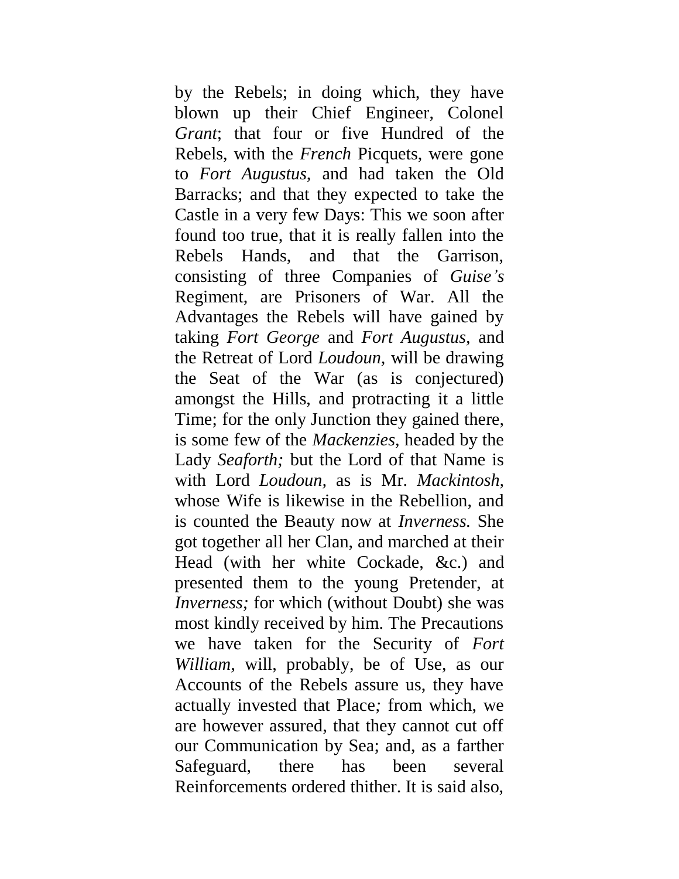by the Rebels; in doing which, they have blown up their Chief Engineer, Colonel *Grant*; that four or five Hundred of the Rebels, with the *French* Picquets, were gone to *Fort Augustus,* and had taken the Old Barracks; and that they expected to take the Castle in a very few Days: This we soon after found too true, that it is really fallen into the Rebels Hands, and that the Garrison, consisting of three Companies of *Guise's* Regiment, are Prisoners of War. All the Advantages the Rebels will have gained by taking *Fort George* and *Fort Augustus,* and the Retreat of Lord *Loudoun,* will be drawing the Seat of the War (as is conjectured) amongst the Hills, and protracting it a little Time; for the only Junction they gained there, is some few of the *Mackenzies,* headed by the Lady *Seaforth;* but the Lord of that Name is with Lord *Loudoun,* as is Mr. *Mackintosh,* whose Wife is likewise in the Rebellion, and is counted the Beauty now at *Inverness.* She got together all her Clan, and marched at their Head (with her white Cockade, &c.) and presented them to the young Pretender, at *Inverness;* for which (without Doubt) she was most kindly received by him. The Precautions we have taken for the Security of *Fort William,* will, probably, be of Use, as our Accounts of the Rebels assure us, they have actually invested that Place*;* from which, we are however assured, that they cannot cut off our Communication by Sea; and, as a farther Safeguard, there has been several Reinforcements ordered thither. It is said also,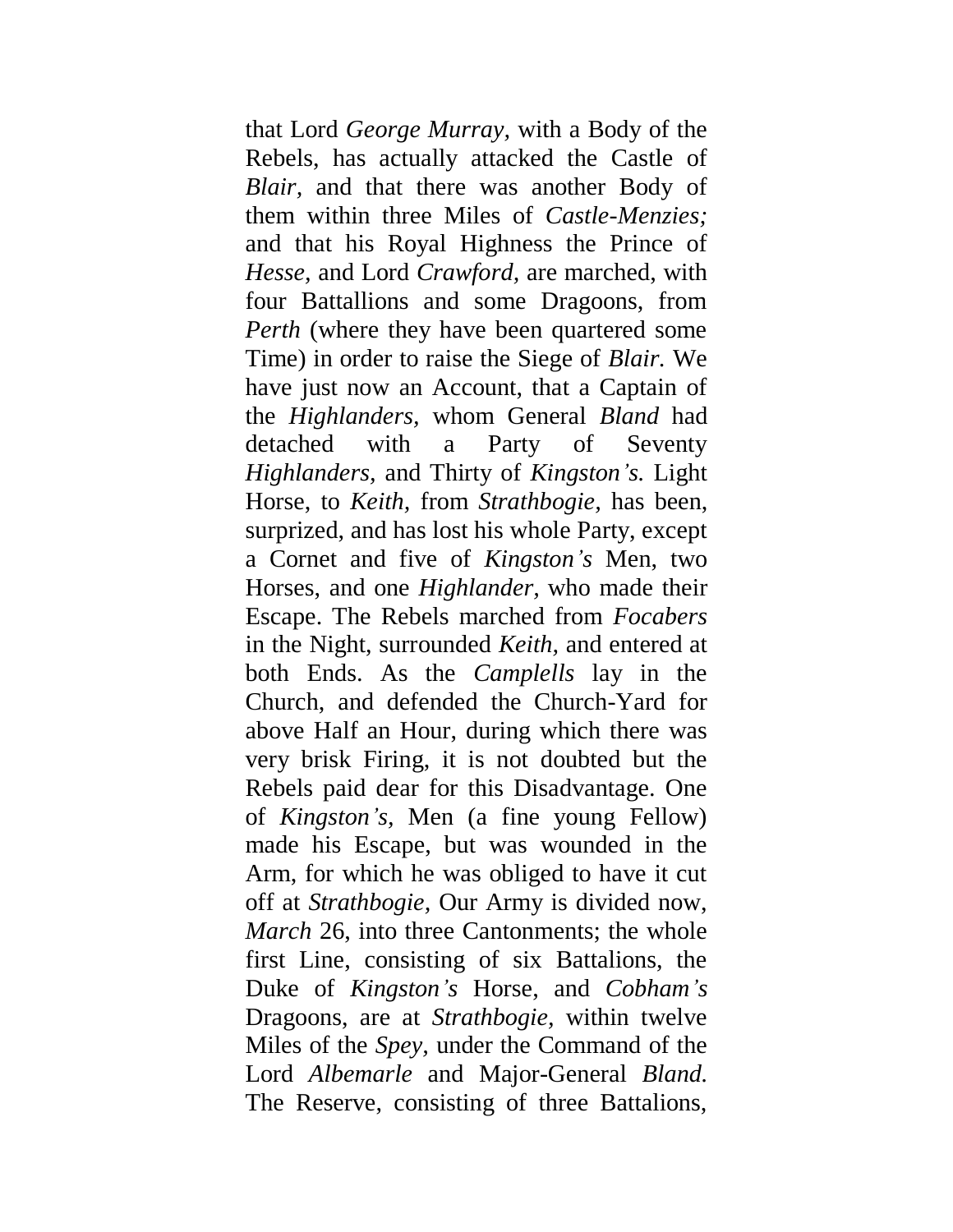that Lord *George Murray*, with a Body of the Rebels, has actually attacked the Castle of *Blair*, and that there was another Body of them within three Miles of *Castle-Menzies;* and that his Royal Highness the Prince of *Hesse,* and Lord *Crawford,* are marched, with four Battallions and some Dragoons, from *Perth* (where they have been quartered some Time) in order to raise the Siege of *Blair.* We have just now an Account, that a Captain of the *Highlanders,* whom General *Bland* had detached with a Party of Seventy *Highlanders*, and Thirty of *Kingston's.* Light Horse, to *Keith,* from *Strathbogie,* has been, surprized, and has lost his whole Party, except a Cornet and five of *Kingston's* Men, two Horses, and one *Highlander*, who made their Escape. The Rebels marched from *Focabers* in the Night, surrounded *Keith*, and entered at both Ends. As the *Camplells* lay in the Church, and defended the Church-Yard for above Half an Hour, during which there was very brisk Firing, it is not doubted but the Rebels paid dear for this Disadvantage. One of *Kingston's,* Men (a fine young Fellow) made his Escape, but was wounded in the Arm, for which he was obliged to have it cut off at *Strathbogie,* Our Army is divided now, *March* 26, into three Cantonments; the whole first Line, consisting of six Battalions, the Duke of *Kingston's* Horse, and *Cobham's* Dragoons, are at *Strathbogie,* within twelve Miles of the *Spey*, under the Command of the Lord *Albemarle* and Major-General *Bland.* The Reserve, consisting of three Battalions,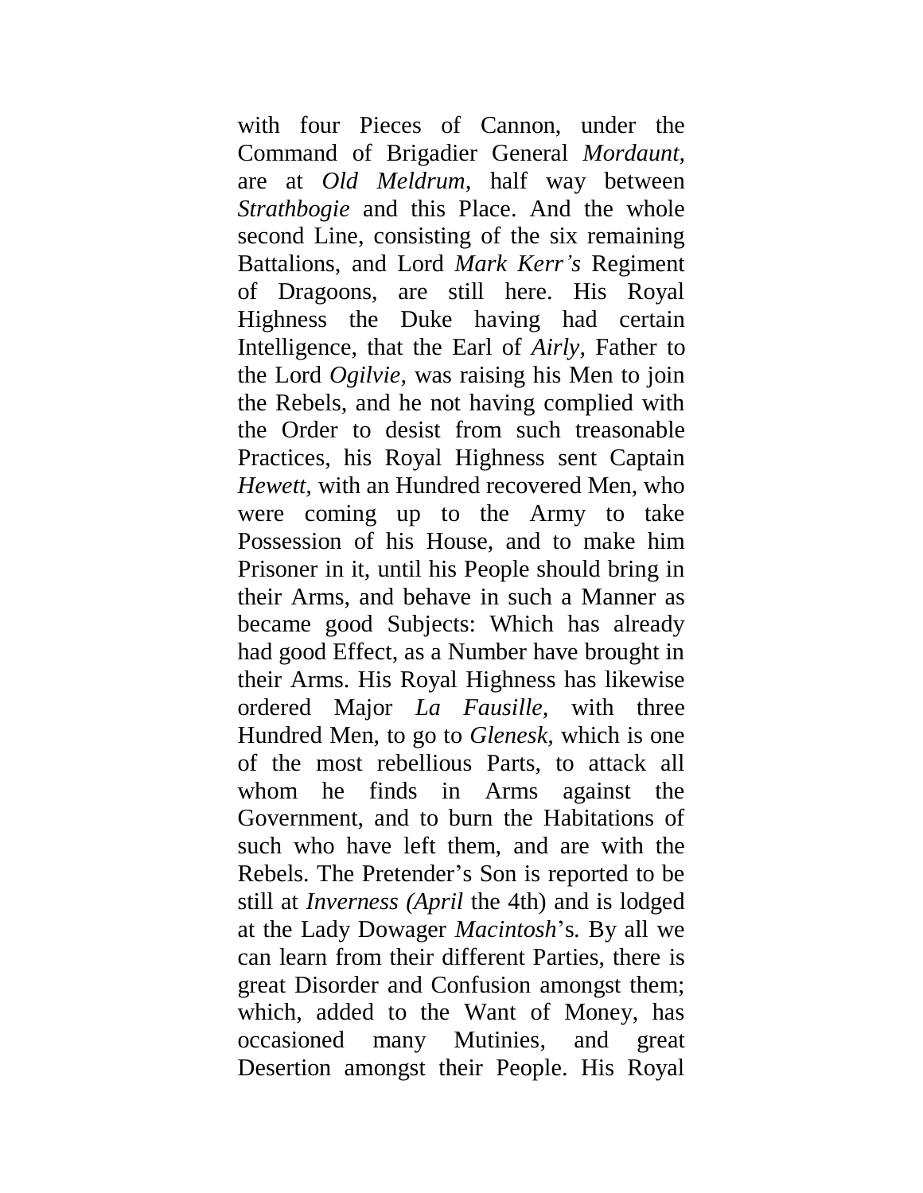with four Pieces of Cannon, under the Command of Brigadier General *Mordaunt*, are at *Old Meldrum*, half way between *Strathbogie* and this Place. And the whole second Line, consisting of the six remaining Battalions, and Lord *Mark Kerr's* Regiment of Dragoons, are still here. His Royal Highness the Duke having had certain Intelligence, that the Earl of *Airly*, Father to the Lord *Ogilvie*, was raising his Men to join the Rebels, and he not having complied with the Order to desist from such treasonable Practices, his Royal Highness sent Captain *Hewett*, with an Hundred recovered Men, who were coming up to the Army to take Possession of his House, and to make him Prisoner in it, until his People should bring in their Arms, and behave in such a Manner as became good Subjects: Which has already had good Effect, as a Number have brought in their Arms. His Royal Highness has likewise ordered Major *La Fausille*, with three Hundred Men, to go to *Glenesk*, which is one of the most rebellious Parts, to attack all whom he finds in Arms against the Government, and to burn the Habitations of such who have left them, and are with the Rebels. The Pretender's Son is reported to be still at *Inverness (April* the 4th) and is lodged at the Lady Dowager *Macintosh*'s. By all we can learn from their different Parties, there is great Disorder and Confusion amongst them; which, added to the Want of Money, has occasioned many Mutinies, and great Desertion amongst their People. His Royal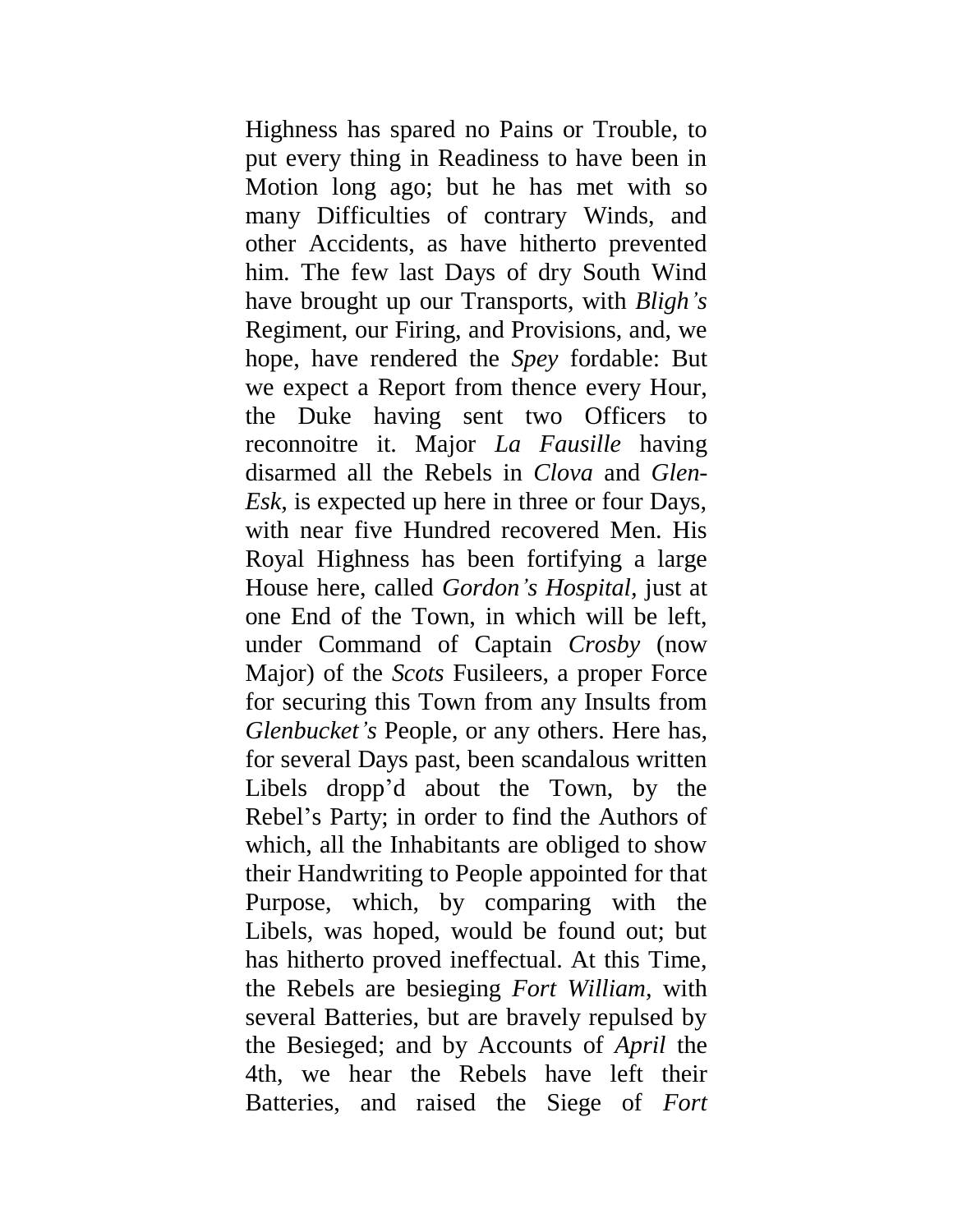Highness has spared no Pains or Trouble, to put every thing in Readiness to have been in Motion long ago; but he has met with so many Difficulties of contrary Winds, and other Accidents, as have hitherto prevented him. The few last Days of dry South Wind have brought up our Transports, with *Bligh's* Regiment, our Firing, and Provisions, and, we hope, have rendered the *Spey* fordable: But we expect a Report from thence every Hour, the Duke having sent two Officers to reconnoitre it. Major *La Fausille* having disarmed all the Rebels in *Clova* and *Glen-Esk,* is expected up here in three or four Days, with near five Hundred recovered Men. His Royal Highness has been fortifying a large House here, called *Gordon's Hospital*, just at one End of the Town, in which will be left, under Command of Captain *Crosby* (now Major) of the *Scots* Fusileers, a proper Force for securing this Town from any Insults from *Glenbucket's* People, or any others. Here has, for several Days past, been scandalous written Libels dropp'd about the Town, by the Rebel's Party; in order to find the Authors of which, all the Inhabitants are obliged to show their Handwriting to People appointed for that Purpose, which, by comparing with the Libels, was hoped, would be found out; but has hitherto proved ineffectual. At this Time, the Rebels are besieging *Fort William,* with several Batteries, but are bravely repulsed by the Besieged; and by Accounts of *April* the 4th, we hear the Rebels have left their Batteries, and raised the Siege of *Fort*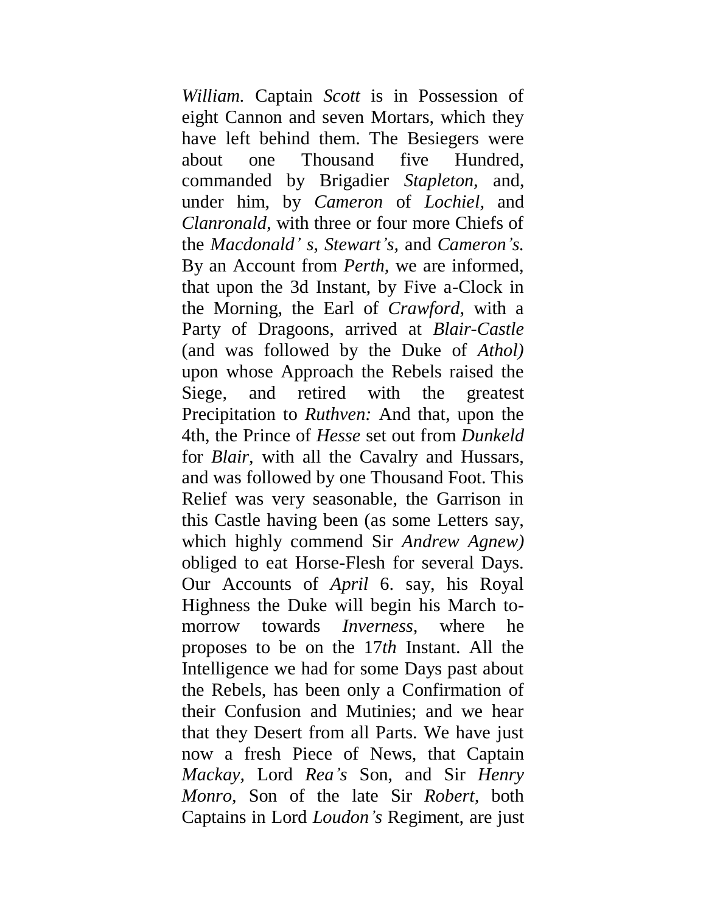*William.* Captain *Scott* is in Possession of eight Cannon and seven Mortars, which they have left behind them. The Besiegers were about one Thousand five Hundred, commanded by Brigadier *Stapleton,* and, under him, by *Cameron* of *Lochiel,* and *Clanronald,* with three or four more Chiefs of the *Macdonald' s, Stewart's,* and *Cameron's.* By an Account from *Perth,* we are informed, that upon the 3d Instant, by Five a-Clock in the Morning, the Earl of *Crawford,* with a Party of Dragoons, arrived at *Blair-Castle* (and was followed by the Duke of *Athol)* upon whose Approach the Rebels raised the Siege, and retired with the greatest Precipitation to *Ruthven:* And that, upon the 4th, the Prince of *Hesse* set out from *Dunkeld* for *Blair,* with all the Cavalry and Hussars, and was followed by one Thousand Foot. This Relief was very seasonable, the Garrison in this Castle having been (as some Letters say, which highly commend Sir *Andrew Agnew)* obliged to eat Horse-Flesh for several Days. Our Accounts of *April* 6. say, his Royal Highness the Duke will begin his March to-morrow towards *Inverness,* where he proposes to be on the 17*th* Instant. All the Intelligence we had for some Days past about the Rebels, has been only a Confirmation of their Confusion and Mutinies; and we hear that they Desert from all Parts. We have just now a fresh Piece of News, that Captain *Mackay,* Lord *Rea's* Son, and Sir *Henry Monro,* Son of the late Sir *Robert,* both Captains in Lord *Loudon's* Regiment, are just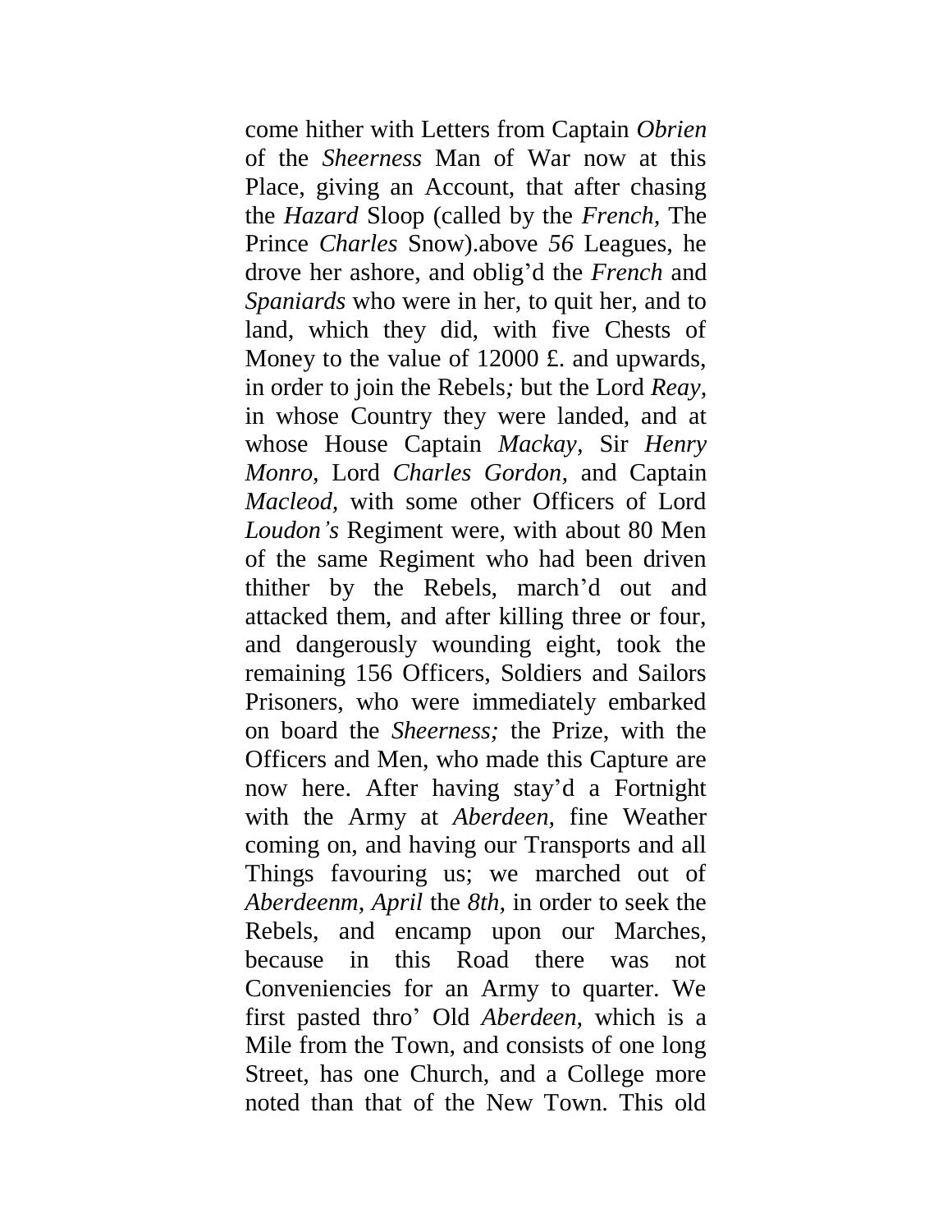come hither with Letters from Captain *Obrien* of the *Sheerness* Man of War now at this Place, giving an Account, that after chasing the *Hazard* Sloop (called by the *French*, The Prince *Charles* Snow).above *56* Leagues, he drove her ashore, and oblig'd the *French* and *Spaniards* who were in her, to quit her, and to land, which they did, with five Chests of Money to the value of 12000 £. and upwards, in order to join the Rebels*;* but the Lord *Reay,* in whose Country they were landed, and at whose House Captain *Mackay,* Sir *Henry Monro,* Lord *Charles Gordon*, and Captain *Macleod,* with some other Officers of Lord *Loudon's* Regiment were, with about 80 Men of the same Regiment who had been driven thither by the Rebels, march'd out and attacked them, and after killing three or four, and dangerously wounding eight, took the remaining 156 Officers, Soldiers and Sailors Prisoners, who were immediately embarked on board the *Sheerness;* the Prize, with the Officers and Men, who made this Capture are now here. After having stay'd a Fortnight with the Army at *Aberdeen,* fine Weather coming on, and having our Transports and all Things favouring us; we marched out of *Aberdeenm, April* the *8th,* in order to seek the Rebels, and encamp upon our Marches, because in this Road there was not Conveniencies for an Army to quarter. We first pasted thro' Old *Aberdeen,* which is a Mile from the Town, and consists of one long Street, has one Church, and a College more noted than that of the New Town. This old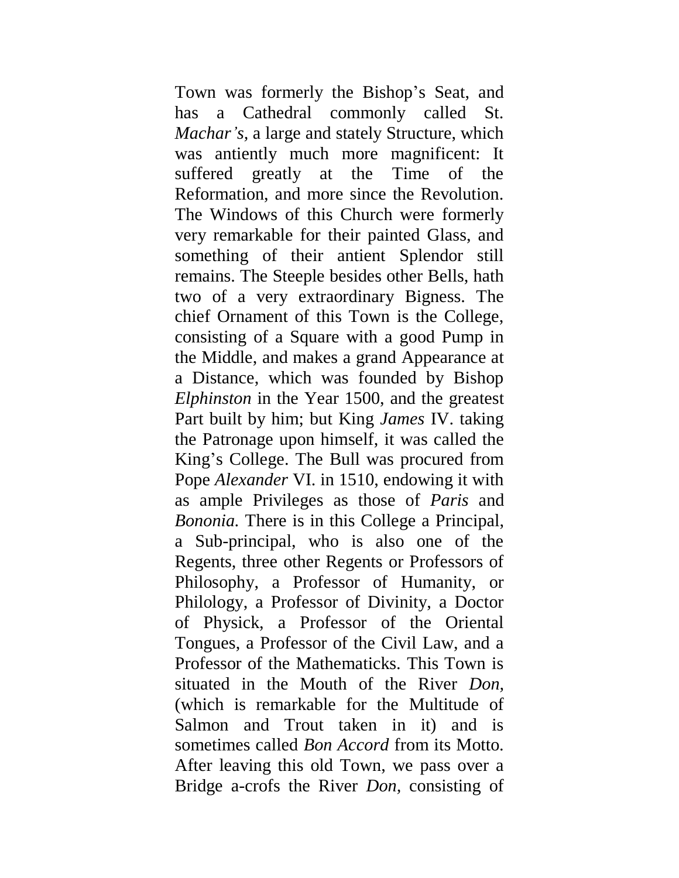Town was formerly the Bishop's Seat, and has a Cathedral commonly called St. *Machar's*, a large and stately Structure, which was antiently much more magnificent: It suffered greatly at the Time of the Reformation, and more since the Revolution. The Windows of this Church were formerly very remarkable for their painted Glass, and something of their antient Splendor still remains. The Steeple besides other Bells, hath two of a very extraordinary Bigness. The chief Ornament of this Town is the College, consisting of a Square with a good Pump in the Middle, and makes a grand Appearance at a Distance, which was founded by Bishop *Elphinston* in the Year 1500, and the greatest Part built by him; but King *James* IV. taking the Patronage upon himself, it was called the King's College. The Bull was procured from Pope *Alexander* VI. in 1510, endowing it with as ample Privileges as those of *Paris* and *Bononia.* There is in this College a Principal, a Sub-principal, who is also one of the Regents, three other Regents or Professors of Philosophy, a Professor of Humanity, or Philology, a Professor of Divinity, a Doctor of Physick, a Professor of the Oriental Tongues, a Professor of the Civil Law, and a Professor of the Mathematicks. This Town is situated in the Mouth of the River *Don,* (which is remarkable for the Multitude of Salmon and Trout taken in it) and is sometimes called *Bon Accord* from its Motto. After leaving this old Town, we pass over a Bridge a-crofs the River *Don,* consisting of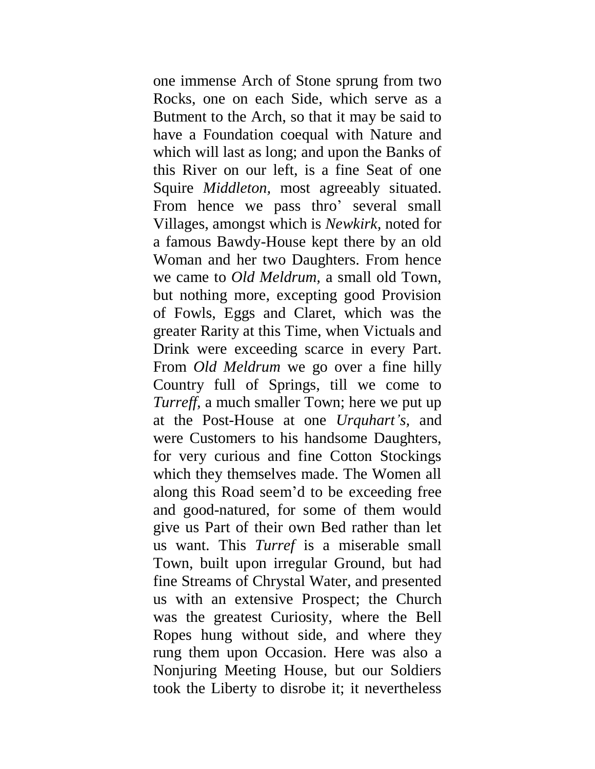one immense Arch of Stone sprung from two Rocks, one on each Side, which serve as a Butment to the Arch, so that it may be said to have a Foundation coequal with Nature and which will last as long; and upon the Banks of this River on our left, is a fine Seat of one Squire *Middleton*, most agreeably situated. From hence we pass thro' several small Villages, amongst which is *Newkirk*, noted for a famous Bawdy-House kept there by an old Woman and her two Daughters. From hence we came to *Old Meldrum*, a small old Town, but nothing more, excepting good Provision of Fowls, Eggs and Claret, which was the greater Rarity at this Time, when Victuals and Drink were exceeding scarce in every Part. From *Old Meldrum* we go over a fine hilly Country full of Springs, till we come to *Turreff*, a much smaller Town; here we put up at the Post-House at one *Urquhart's*, and were Customers to his handsome Daughters, for very curious and fine Cotton Stockings which they themselves made. The Women all along this Road seem'd to be exceeding free and good-natured, for some of them would give us Part of their own Bed rather than let us want. This *Turref* is a miserable small Town, built upon irregular Ground, but had fine Streams of Chrystal Water, and presented us with an extensive Prospect; the Church was the greatest Curiosity, where the Bell Ropes hung without side, and where they rung them upon Occasion. Here was also a Nonjuring Meeting House, but our Soldiers took the Liberty to disrobe it; it nevertheless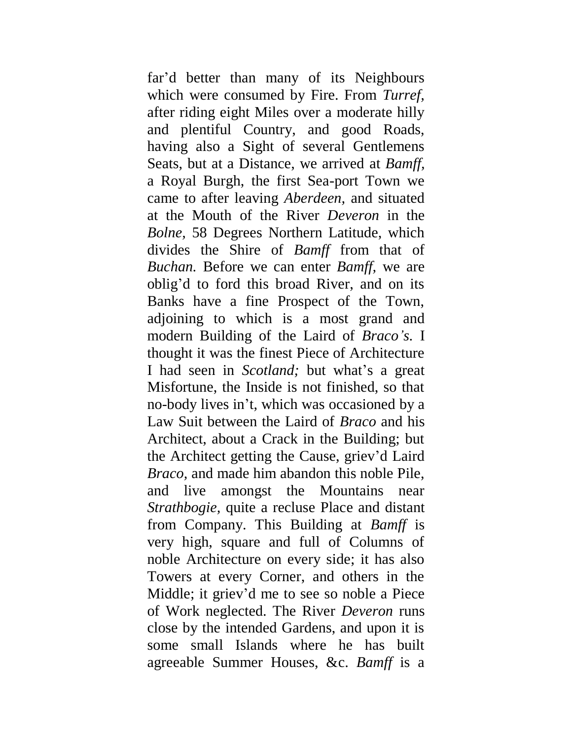far'd better than many of its Neighbours which were consumed by Fire. From *Turref,* after riding eight Miles over a moderate hilly and plentiful Country, and good Roads, having also a Sight of several Gentlemens Seats, but at a Distance, we arrived at *Bamff,* a Royal Burgh, the first Sea-port Town we came to after leaving *Aberdeen,* and situated at the Mouth of the River *Deveron* in the *Bolne,* 58 Degrees Northern Latitude, which divides the Shire of *Bamff* from that of *Buchan.* Before we can enter *Bamff,* we are oblig'd to ford this broad River, and on its Banks have a fine Prospect of the Town, adjoining to which is a most grand and modern Building of the Laird of *Braco's.* I thought it was the finest Piece of Architecture I had seen in *Scotland;* but what's a great Misfortune, the Inside is not finished, so that no-body lives in't, which was occasioned by a Law Suit between the Laird of *Braco* and his Architect, about a Crack in the Building; but the Architect getting the Cause, griev'd Laird *Braco,* and made him abandon this noble Pile, and live amongst the Mountains near *Strathbogie,* quite a recluse Place and distant from Company. This Building at *Bamff* is very high, square and full of Columns of noble Architecture on every side; it has also Towers at every Corner, and others in the Middle; it griev'd me to see so noble a Piece of Work neglected. The River *Deveron* runs close by the intended Gardens, and upon it is some small Islands where he has built agreeable Summer Houses, &c. *Bamff* is a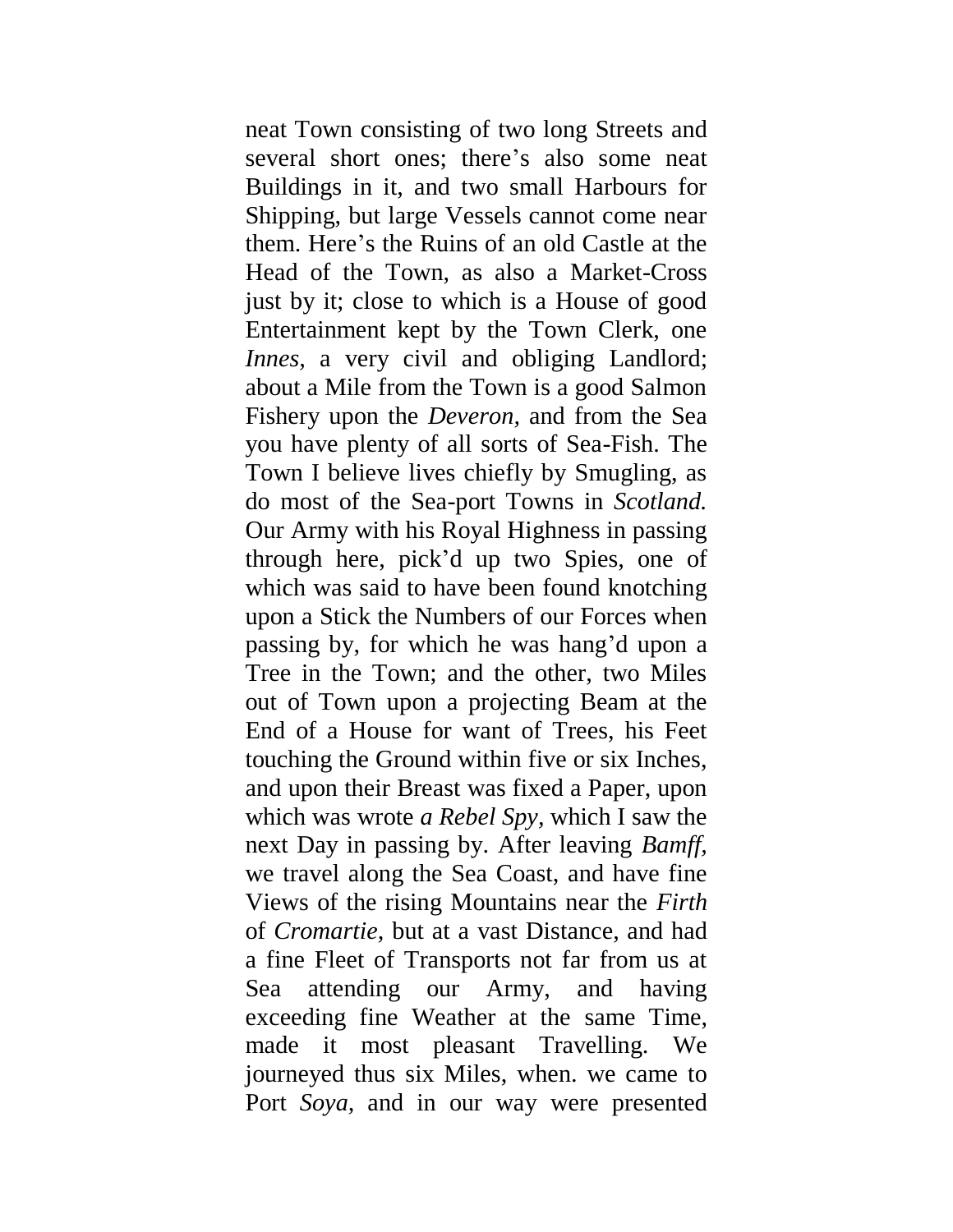neat Town consisting of two long Streets and several short ones; there's also some neat Buildings in it, and two small Harbours for Shipping, but large Vessels cannot come near them. Here's the Ruins of an old Castle at the Head of the Town, as also a Market-Cross just by it; close to which is a House of good Entertainment kept by the Town Clerk, one *Innes*, a very civil and obliging Landlord; about a Mile from the Town is a good Salmon Fishery upon the *Deveron*, and from the Sea you have plenty of all sorts of Sea-Fish. The Town I believe lives chiefly by Smugling, as do most of the Sea-port Towns in *Scotland.* Our Army with his Royal Highness in passing through here, pick'd up two Spies, one of which was said to have been found knotching upon a Stick the Numbers of our Forces when passing by, for which he was hang'd upon a Tree in the Town; and the other, two Miles out of Town upon a projecting Beam at the End of a House for want of Trees, his Feet touching the Ground within five or six Inches, and upon their Breast was fixed a Paper, upon which was wrote *a Rebel Spy*, which I saw the next Day in passing by. After leaving *Bamff*, we travel along the Sea Coast, and have fine Views of the rising Mountains near the *Firth* of *Cromartie*, but at a vast Distance, and had a fine Fleet of Transports not far from us at Sea attending our Army, and having exceeding fine Weather at the same Time, made it most pleasant Travelling. We journeyed thus six Miles, when. we came to Port *Soya*, and in our way were presented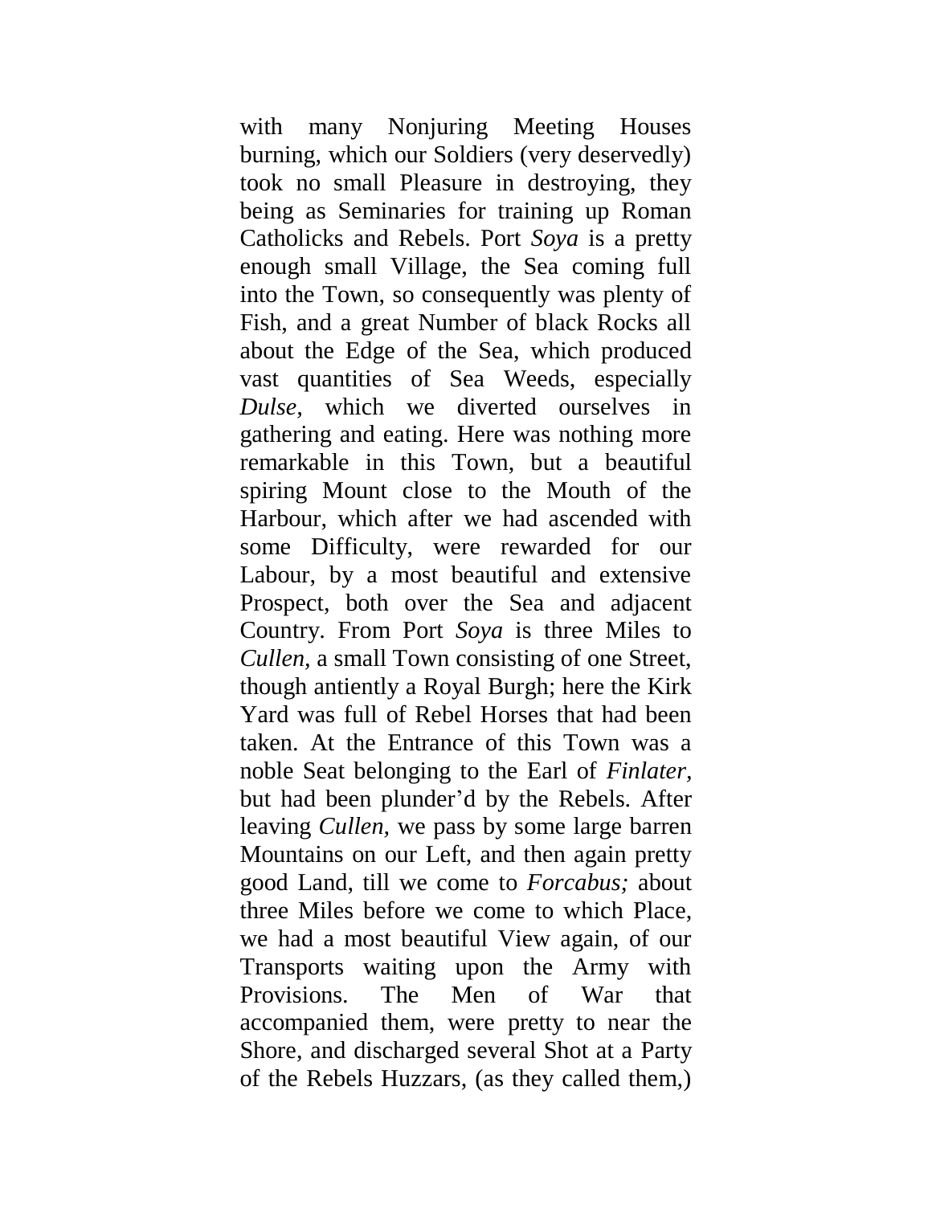with many Nonjuring Meeting Houses burning, which our Soldiers (very deservedly) took no small Pleasure in destroying, they being as Seminaries for training up Roman Catholicks and Rebels. Port *Soya* is a pretty enough small Village, the Sea coming full into the Town, so consequently was plenty of Fish, and a great Number of black Rocks all about the Edge of the Sea, which produced vast quantities of Sea Weeds, especially *Dulse,* which we diverted ourselves in gathering and eating. Here was nothing more remarkable in this Town, but a beautiful spiring Mount close to the Mouth of the Harbour, which after we had ascended with some Difficulty, were rewarded for our Labour, by a most beautiful and extensive Prospect, both over the Sea and adjacent Country. From Port *Soya* is three Miles to *Cullen,* a small Town consisting of one Street, though antiently a Royal Burgh; here the Kirk Yard was full of Rebel Horses that had been taken. At the Entrance of this Town was a noble Seat belonging to the Earl of *Finlater,* but had been plunder'd by the Rebels. After leaving *Cullen,* we pass by some large barren Mountains on our Left, and then again pretty good Land, till we come to *Forcabus;* about three Miles before we come to which Place, we had a most beautiful View again, of our Transports waiting upon the Army with Provisions. The Men of War that accompanied them, were pretty to near the Shore, and discharged several Shot at a Party of the Rebels Huzzars, (as they called them,)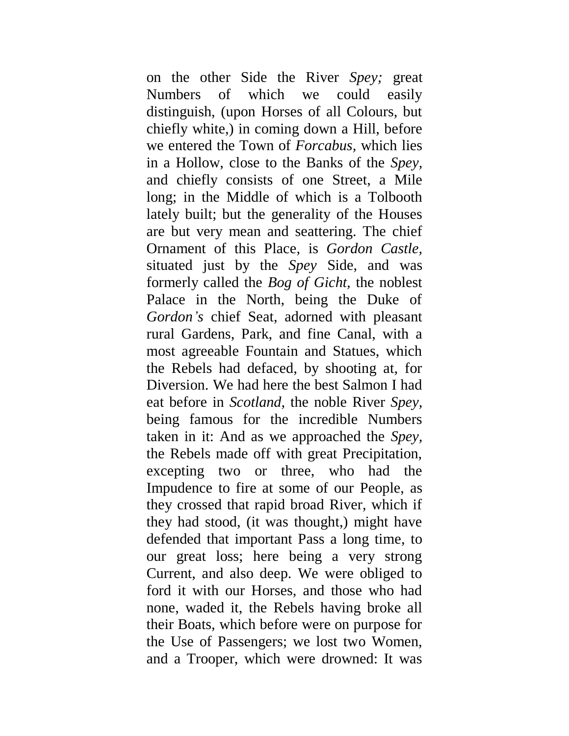on the other Side the River *Spey;* great Numbers of which we could easily distinguish, (upon Horses of all Colours, but chiefly white,) in coming down a Hill, before we entered the Town of *Forcabus*, which lies in a Hollow, close to the Banks of the *Spey*, and chiefly consists of one Street, a Mile long; in the Middle of which is a Tolbooth lately built; but the generality of the Houses are but very mean and seattering. The chief Ornament of this Place, is *Gordon Castle*, situated just by the *Spey* Side, and was formerly called the *Bog of Gicht*, the noblest Palace in the North, being the Duke of *Gordon's* chief Seat, adorned with pleasant rural Gardens, Park, and fine Canal, with a most agreeable Fountain and Statues, which the Rebels had defaced, by shooting at, for Diversion. We had here the best Salmon I had eat before in *Scotland*, the noble River *Spey*, being famous for the incredible Numbers taken in it: And as we approached the *Spey*, the Rebels made off with great Precipitation, excepting two or three, who had the Impudence to fire at some of our People, as they crossed that rapid broad River, which if they had stood, (it was thought,) might have defended that important Pass a long time, to our great loss; here being a very strong Current, and also deep. We were obliged to ford it with our Horses, and those who had none, waded it, the Rebels having broke all their Boats, which before were on purpose for the Use of Passengers; we lost two Women, and a Trooper, which were drowned: It was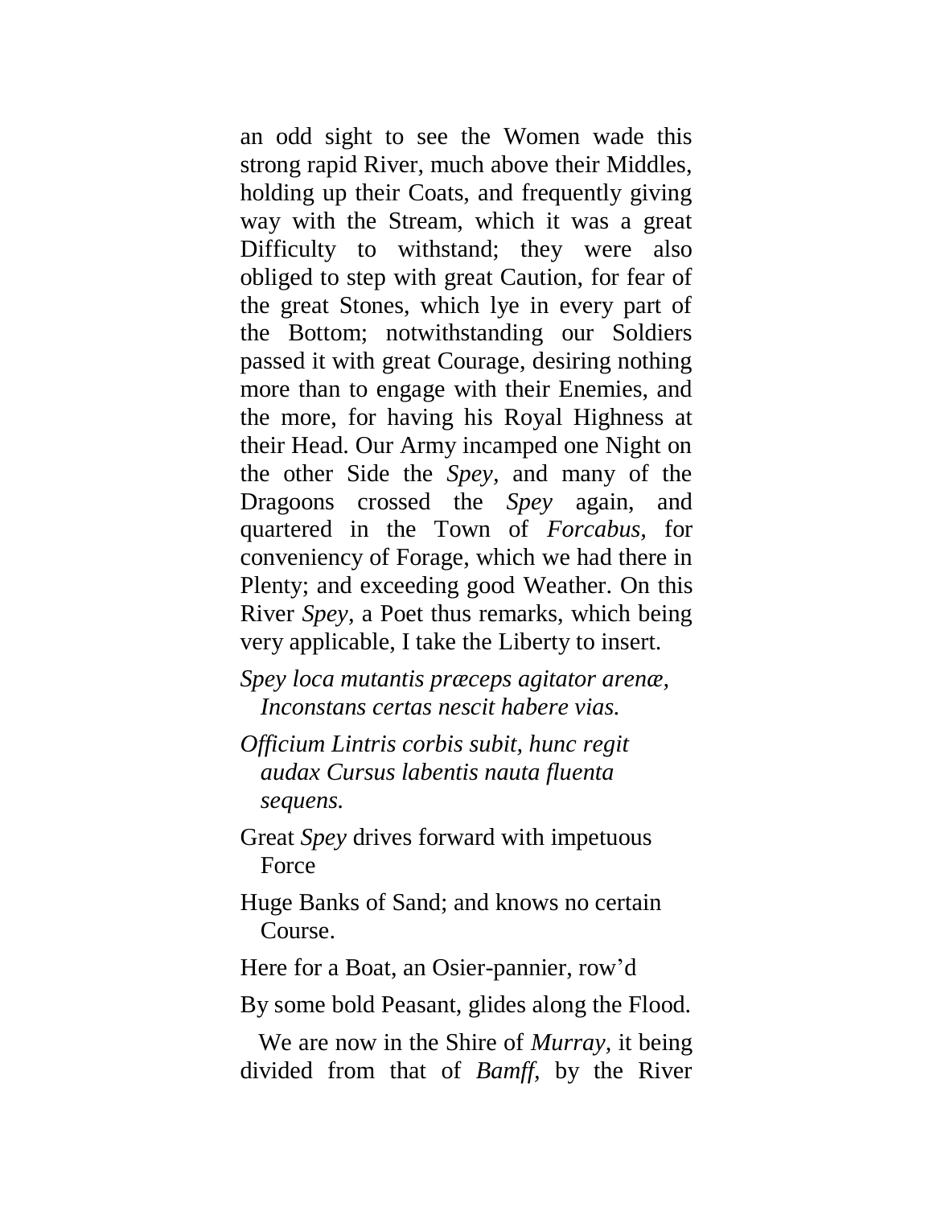an odd sight to see the Women wade this strong rapid River, much above their Middles, holding up their Coats, and frequently giving way with the Stream, which it was a great Difficulty to withstand; they were also obliged to step with great Caution, for fear of the great Stones, which lye in every part of the Bottom; notwithstanding our Soldiers passed it with great Courage, desiring nothing more than to engage with their Enemies, and the more, for having his Royal Highness at their Head. Our Army incamped one Night on the other Side the *Spey*, and many of the Dragoons crossed the *Spey* again, and quartered in the Town of *Forcabus*, for conveniency of Forage, which we had there in Plenty; and exceeding good Weather. On this River *Spey*, a Poet thus remarks, which being very applicable, I take the Liberty to insert.

*Spey loca mutantis præceps agitator arenæ,*
*Inconstans certas nescit habere vias.*

*Officium Lintris corbis subit, hunc regit audax Cursus labentis nauta fluenta sequens.*

Great *Spey* drives forward with impetuous Force

Huge Banks of Sand; and knows no certain Course.

Here for a Boat, an Osier-pannier, row'd

By some bold Peasant, glides along the Flood.

We are now in the Shire of *Murray*, it being divided from that of *Bamff*, by the River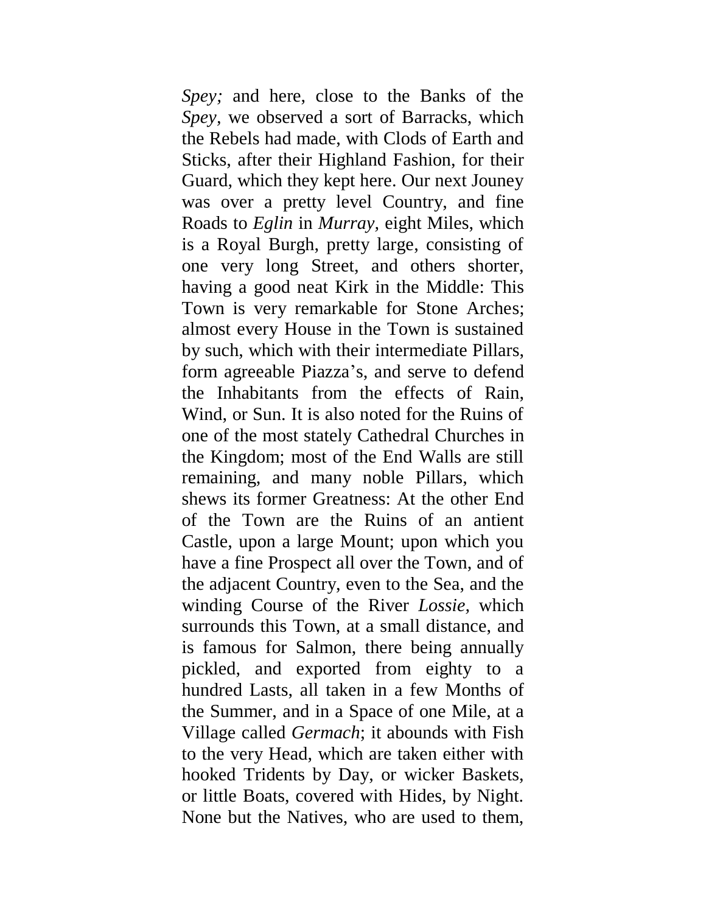*Spey;* and here, close to the Banks of the *Spey*, we observed a sort of Barracks, which the Rebels had made, with Clods of Earth and Sticks, after their Highland Fashion, for their Guard, which they kept here. Our next Jouney was over a pretty level Country, and fine Roads to *Eglin* in *Murray*, eight Miles, which is a Royal Burgh, pretty large, consisting of one very long Street, and others shorter, having a good neat Kirk in the Middle: This Town is very remarkable for Stone Arches; almost every House in the Town is sustained by such, which with their intermediate Pillars, form agreeable Piazza's, and serve to defend the Inhabitants from the effects of Rain, Wind, or Sun. It is also noted for the Ruins of one of the most stately Cathedral Churches in the Kingdom; most of the End Walls are still remaining, and many noble Pillars, which shews its former Greatness: At the other End of the Town are the Ruins of an antient Castle, upon a large Mount; upon which you have a fine Prospect all over the Town, and of the adjacent Country, even to the Sea, and the winding Course of the River *Lossie*, which surrounds this Town, at a small distance, and is famous for Salmon, there being annually pickled, and exported from eighty to a hundred Lasts, all taken in a few Months of the Summer, and in a Space of one Mile, at a Village called *Germach*; it abounds with Fish to the very Head, which are taken either with hooked Tridents by Day, or wicker Baskets, or little Boats, covered with Hides, by Night. None but the Natives, who are used to them,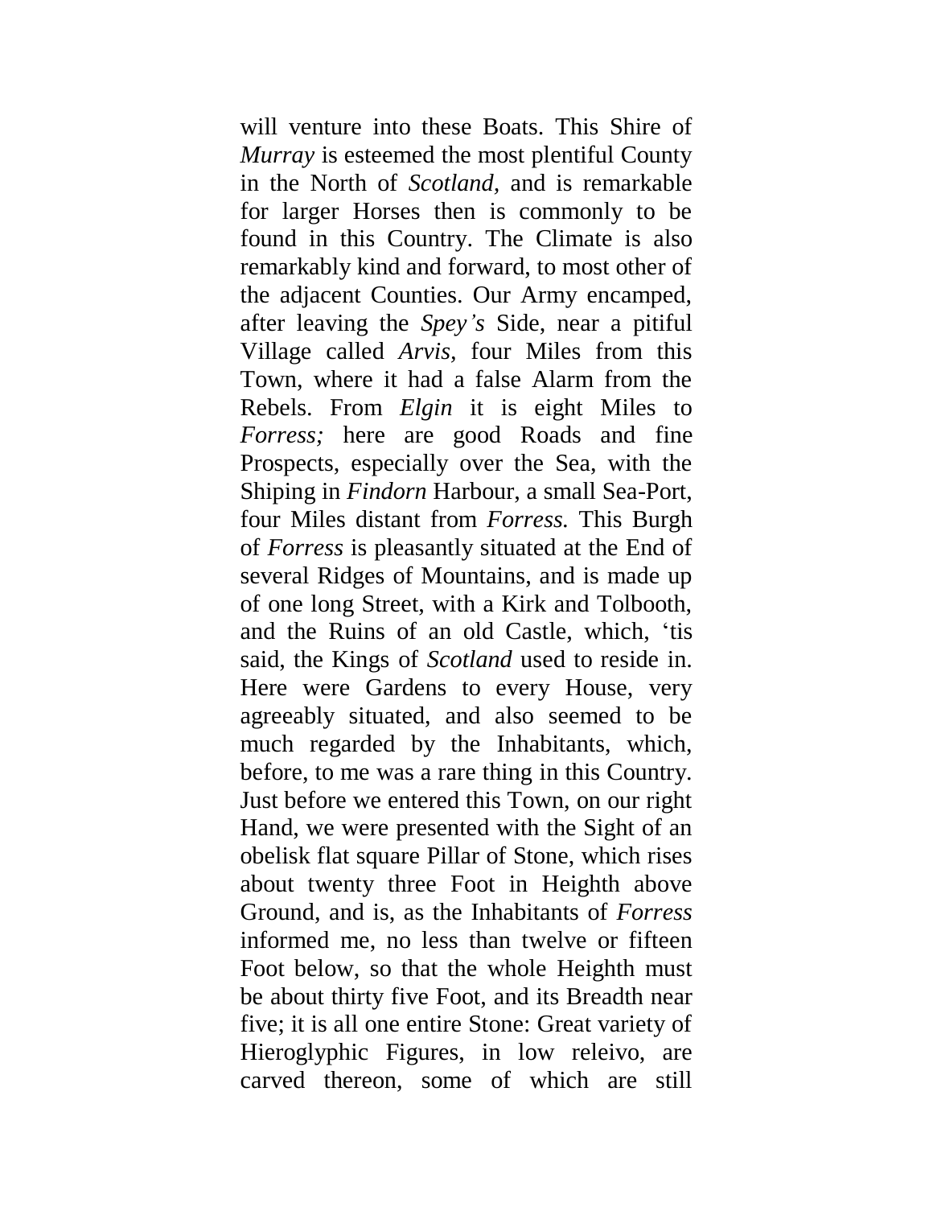will venture into these Boats. This Shire of *Murray* is esteemed the most plentiful County in the North of *Scotland*, and is remarkable for larger Horses then is commonly to be found in this Country. The Climate is also remarkably kind and forward, to most other of the adjacent Counties. Our Army encamped, after leaving the *Spey's* Side, near a pitiful Village called *Arvis*, four Miles from this Town, where it had a false Alarm from the Rebels. From *Elgin* it is eight Miles to *Forress;* here are good Roads and fine Prospects, especially over the Sea, with the Shiping in *Findorn* Harbour, a small Sea-Port, four Miles distant from *Forress.* This Burgh of *Forress* is pleasantly situated at the End of several Ridges of Mountains, and is made up of one long Street, with a Kirk and Tolbooth, and the Ruins of an old Castle, which, 'tis said, the Kings of *Scotland* used to reside in. Here were Gardens to every House, very agreeably situated, and also seemed to be much regarded by the Inhabitants, which, before, to me was a rare thing in this Country. Just before we entered this Town, on our right Hand, we were presented with the Sight of an obelisk flat square Pillar of Stone, which rises about twenty three Foot in Heighth above Ground, and is, as the Inhabitants of *Forress* informed me, no less than twelve or fifteen Foot below, so that the whole Heighth must be about thirty five Foot, and its Breadth near five; it is all one entire Stone: Great variety of Hieroglyphic Figures, in low releivo, are carved thereon, some of which are still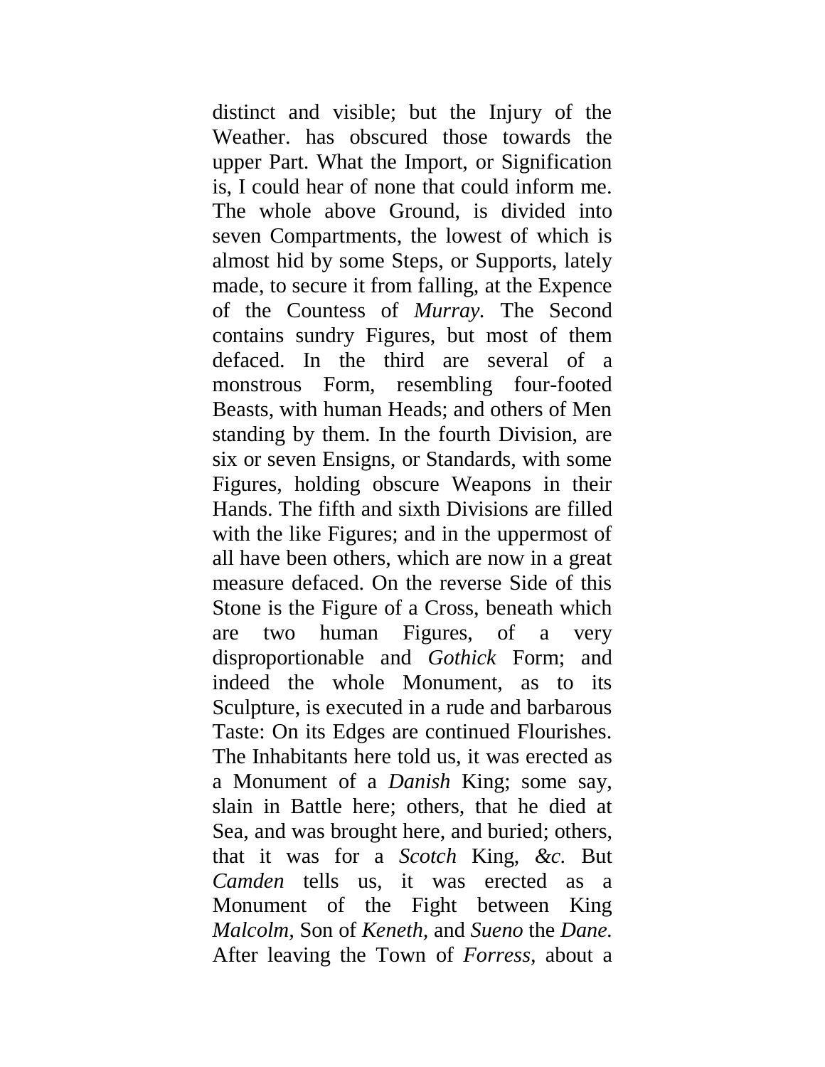distinct and visible; but the Injury of the Weather. has obscured those towards the upper Part. What the Import, or Signification is, I could hear of none that could inform me. The whole above Ground, is divided into seven Compartments, the lowest of which is almost hid by some Steps, or Supports, lately made, to secure it from falling, at the Expence of the Countess of *Murray*. The Second contains sundry Figures, but most of them defaced. In the third are several of a monstrous Form, resembling four-footed Beasts, with human Heads; and others of Men standing by them. In the fourth Division, are six or seven Ensigns, or Standards, with some Figures, holding obscure Weapons in their Hands. The fifth and sixth Divisions are filled with the like Figures; and in the uppermost of all have been others, which are now in a great measure defaced. On the reverse Side of this Stone is the Figure of a Cross, beneath which are two human Figures, of a very disproportionable and *Gothick* Form; and indeed the whole Monument, as to its Sculpture, is executed in a rude and barbarous Taste: On its Edges are continued Flourishes. The Inhabitants here told us, it was erected as a Monument of a *Danish* King; some say, slain in Battle here; others, that he died at Sea, and was brought here, and buried; others, that it was for a *Scotch* King, *&c.* But *Camden* tells us, it was erected as a Monument of the Fight between King *Malcolm*, Son of *Keneth*, and *Sueno* the *Dane.* After leaving the Town of *Forress*, about a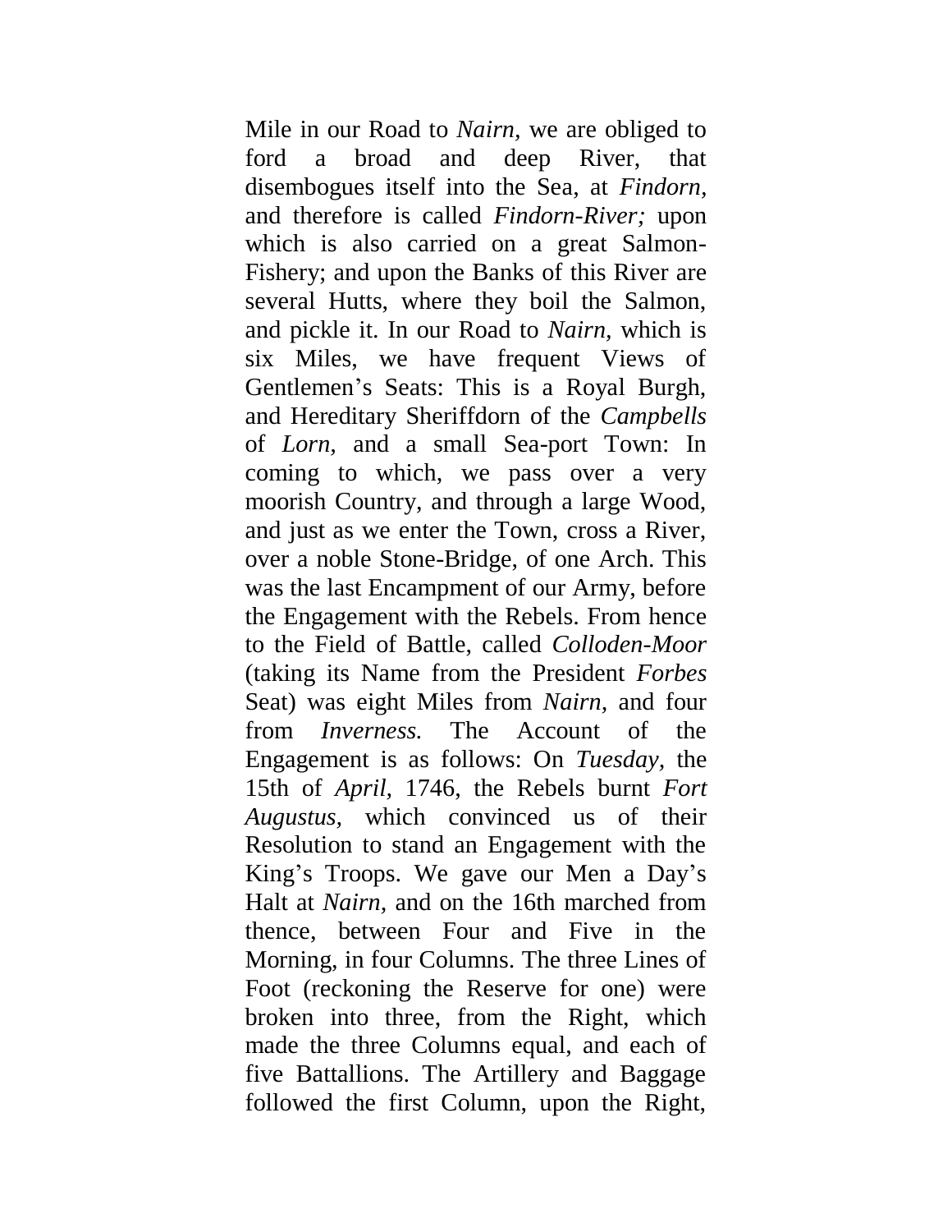Mile in our Road to *Nairn,* we are obliged to ford a broad and deep River, that disembogues itself into the Sea, at *Findorn,* and therefore is called *Findorn-River;* upon which is also carried on a great Salmon-Fishery; and upon the Banks of this River are several Hutts, where they boil the Salmon, and pickle it. In our Road to *Nairn,* which is six Miles, we have frequent Views of Gentlemen's Seats: This is a Royal Burgh, and Hereditary Sheriffdorn of the *Campbells* of *Lorn,* and a small Sea-port Town: In coming to which, we pass over a very moorish Country, and through a large Wood, and just as we enter the Town, cross a River, over a noble Stone-Bridge, of one Arch. This was the last Encampment of our Army, before the Engagement with the Rebels. From hence to the Field of Battle, called *Colloden-Moor* (taking its Name from the President *Forbes* Seat) was eight Miles from *Nairn,* and four from *Inverness.* The Account of the Engagement is as follows: On *Tuesday,* the 15th of *April,* 1746, the Rebels burnt *Fort Augustus,* which convinced us of their Resolution to stand an Engagement with the King's Troops. We gave our Men a Day's Halt at *Nairn,* and on the 16th marched from thence, between Four and Five in the Morning, in four Columns. The three Lines of Foot (reckoning the Reserve for one) were broken into three, from the Right, which made the three Columns equal, and each of five Battallions. The Artillery and Baggage followed the first Column, upon the Right,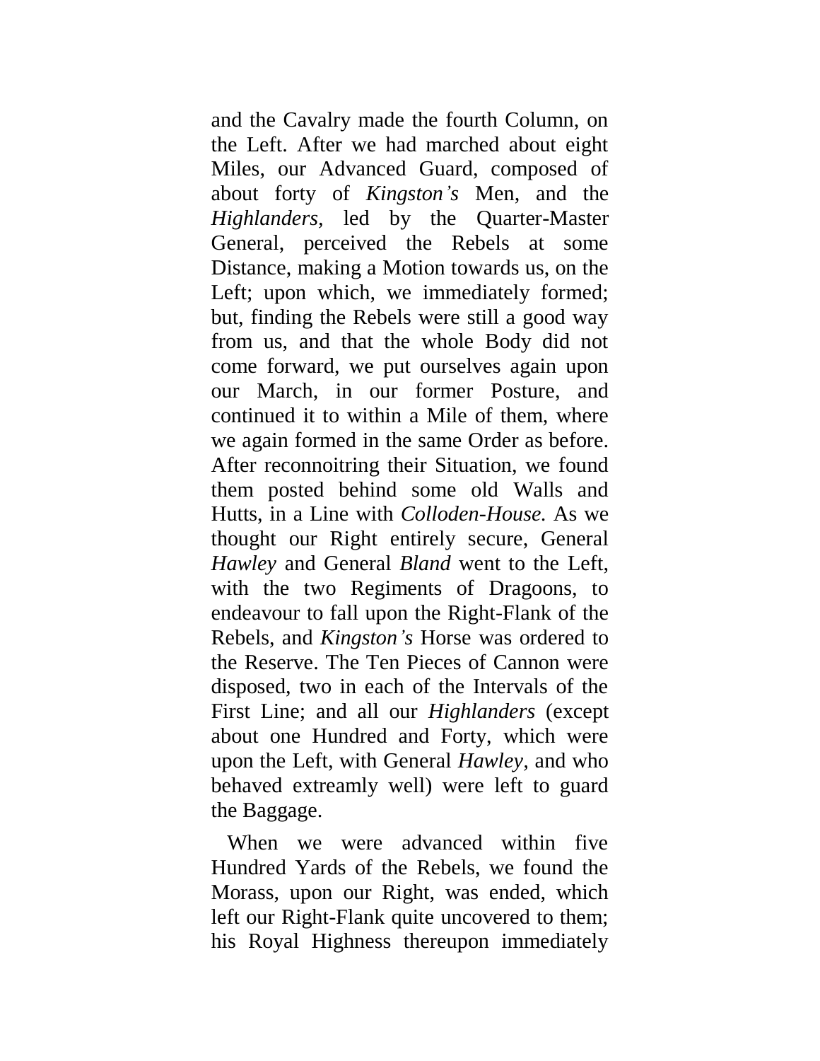and the Cavalry made the fourth Column, on the Left. After we had marched about eight Miles, our Advanced Guard, composed of about forty of *Kingston's* Men, and the *Highlanders,* led by the Quarter-Master General, perceived the Rebels at some Distance, making a Motion towards us, on the Left; upon which, we immediately formed; but, finding the Rebels were still a good way from us, and that the whole Body did not come forward, we put ourselves again upon our March, in our former Posture, and continued it to within a Mile of them, where we again formed in the same Order as before. After reconnoitring their Situation, we found them posted behind some old Walls and Hutts, in a Line with *Colloden-House.* As we thought our Right entirely secure, General *Hawley* and General *Bland* went to the Left, with the two Regiments of Dragoons, to endeavour to fall upon the Right-Flank of the Rebels, and *Kingston's* Horse was ordered to the Reserve. The Ten Pieces of Cannon were disposed, two in each of the Intervals of the First Line; and all our *Highlanders* (except about one Hundred and Forty, which were upon the Left, with General *Hawley,* and who behaved extreamly well) were left to guard the Baggage.

When we were advanced within five Hundred Yards of the Rebels, we found the Morass, upon our Right, was ended, which left our Right-Flank quite uncovered to them; his Royal Highness thereupon immediately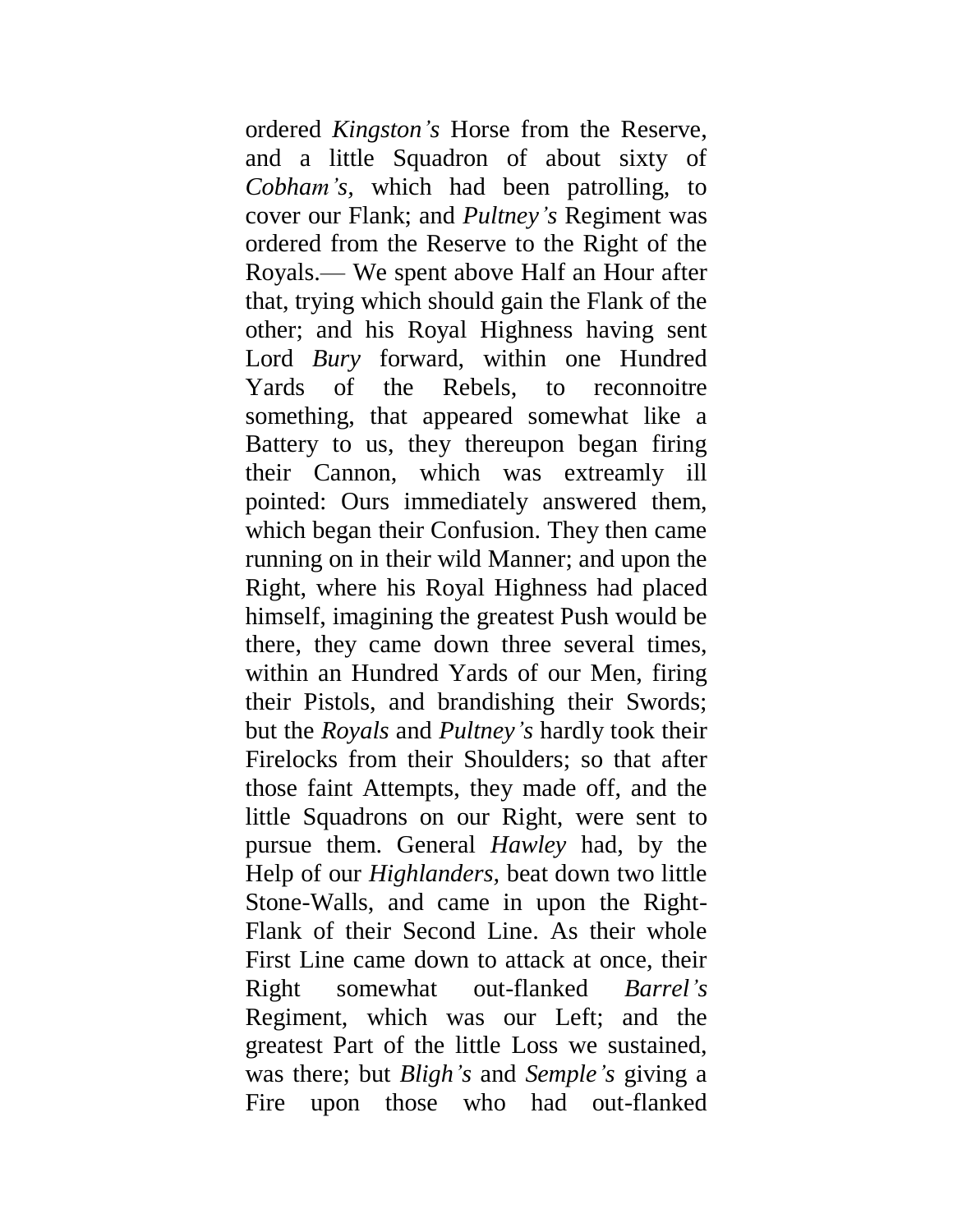ordered *Kingston's* Horse from the Reserve, and a little Squadron of about sixty of *Cobham's,* which had been patrolling, to cover our Flank; and *Pultney's* Regiment was ordered from the Reserve to the Right of the Royals.— We spent above Half an Hour after that, trying which should gain the Flank of the other; and his Royal Highness having sent Lord *Bury* forward, within one Hundred Yards of the Rebels, to reconnoitre something, that appeared somewhat like a Battery to us, they thereupon began firing their Cannon, which was extreamly ill pointed: Ours immediately answered them, which began their Confusion. They then came running on in their wild Manner; and upon the Right, where his Royal Highness had placed himself, imagining the greatest Push would be there, they came down three several times, within an Hundred Yards of our Men, firing their Pistols, and brandishing their Swords; but the *Royals* and *Pultney's* hardly took their Firelocks from their Shoulders; so that after those faint Attempts, they made off, and the little Squadrons on our Right, were sent to pursue them. General *Hawley* had, by the Help of our *Highlanders*, beat down two little Stone-Walls, and came in upon the Right-Flank of their Second Line. As their whole First Line came down to attack at once, their Right somewhat out-flanked *Barrel's* Regiment, which was our Left; and the greatest Part of the little Loss we sustained, was there; but *Bligh's* and *Semple's* giving a Fire upon those who had out-flanked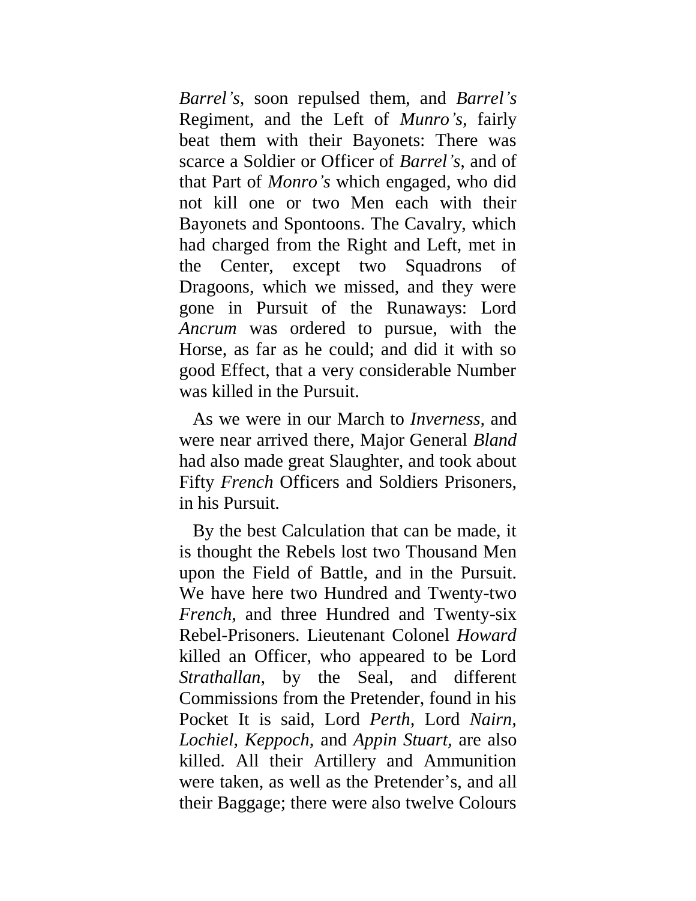*Barrel's,* soon repulsed them, and *Barrel's* Regiment, and the Left of *Munro's,* fairly beat them with their Bayonets: There was scarce a Soldier or Officer of *Barrel's*, and of that Part of *Monro's* which engaged, who did not kill one or two Men each with their Bayonets and Spontoons. The Cavalry, which had charged from the Right and Left, met in the Center, except two Squadrons of Dragoons, which we missed, and they were gone in Pursuit of the Runaways: Lord *Ancrum* was ordered to pursue, with the Horse, as far as he could; and did it with so good Effect, that a very considerable Number was killed in the Pursuit.

As we were in our March to *Inverness,* and were near arrived there, Major General *Bland* had also made great Slaughter, and took about Fifty *French* Officers and Soldiers Prisoners, in his Pursuit.

By the best Calculation that can be made, it is thought the Rebels lost two Thousand Men upon the Field of Battle, and in the Pursuit. We have here two Hundred and Twenty-two *French,* and three Hundred and Twenty-six Rebel-Prisoners. Lieutenant Colonel *Howard* killed an Officer, who appeared to be Lord *Strathallan,* by the Seal, and different Commissions from the Pretender, found in his Pocket It is said, Lord *Perth,* Lord *Nairn, Lochiel, Keppoch,* and *Appin Stuart,* are also killed. All their Artillery and Ammunition were taken, as well as the Pretender's, and all their Baggage; there were also twelve Colours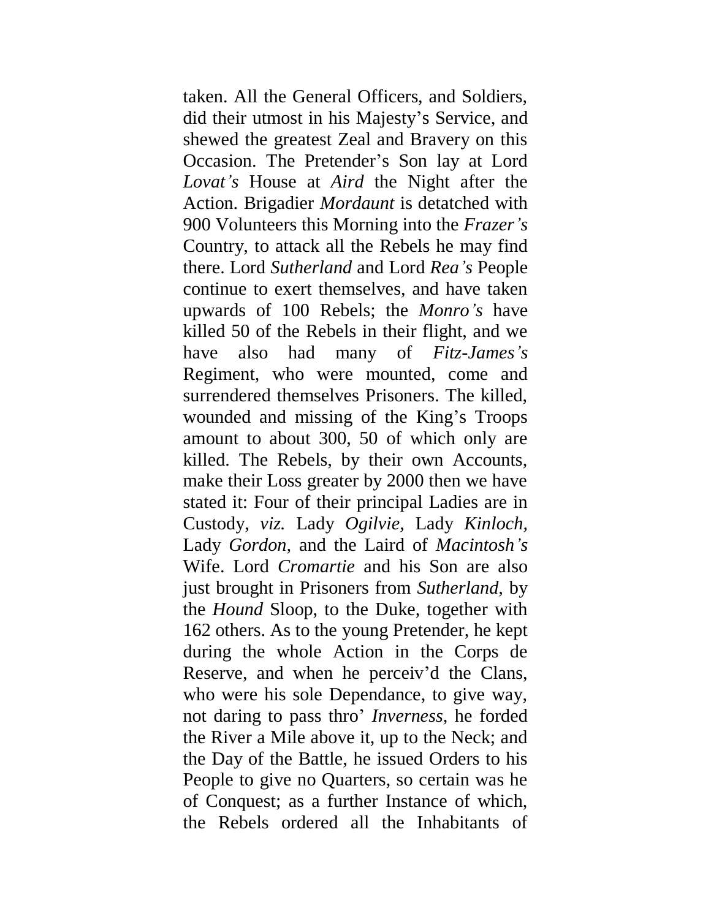taken. All the General Officers, and Soldiers, did their utmost in his Majesty's Service, and shewed the greatest Zeal and Bravery on this Occasion. The Pretender's Son lay at Lord *Lovat's* House at *Aird* the Night after the Action. Brigadier *Mordaunt* is detatched with 900 Volunteers this Morning into the *Frazer's* Country, to attack all the Rebels he may find there. Lord *Sutherland* and Lord *Rea's* People continue to exert themselves, and have taken upwards of 100 Rebels; the *Monro's* have killed 50 of the Rebels in their flight, and we have also had many of *Fitz-James's* Regiment, who were mounted, come and surrendered themselves Prisoners. The killed, wounded and missing of the King's Troops amount to about 300, 50 of which only are killed. The Rebels, by their own Accounts, make their Loss greater by 2000 then we have stated it: Four of their principal Ladies are in Custody, *viz.* Lady *Ogilvie,* Lady *Kinloch,* Lady *Gordon,* and the Laird of *Macintosh's* Wife. Lord *Cromartie* and his Son are also just brought in Prisoners from *Sutherland,* by the *Hound* Sloop, to the Duke, together with 162 others. As to the young Pretender, he kept during the whole Action in the Corps de Reserve, and when he perceiv'd the Clans, who were his sole Dependance, to give way, not daring to pass thro' *Inverness,* he forded the River a Mile above it, up to the Neck; and the Day of the Battle, he issued Orders to his People to give no Quarters, so certain was he of Conquest; as a further Instance of which, the Rebels ordered all the Inhabitants of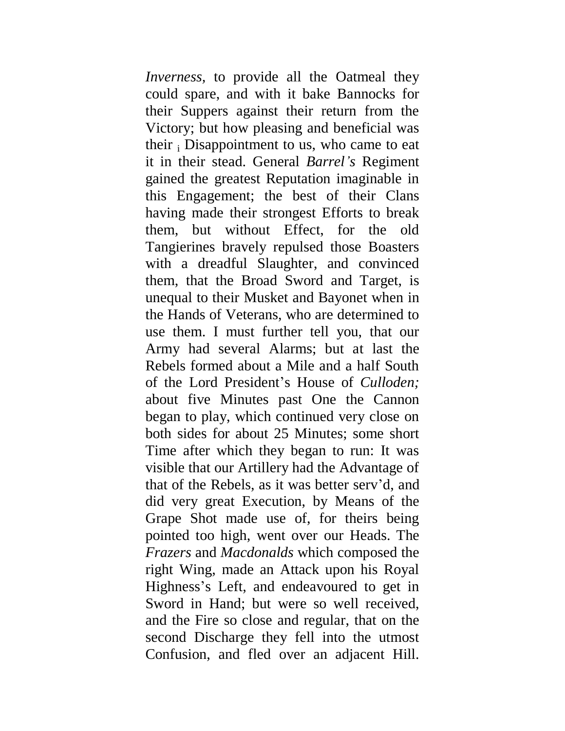*Inverness*, to provide all the Oatmeal they could spare, and with it bake Bannocks for their Suppers against their return from the Victory; but how pleasing and beneficial was their [i] Disappointment to us, who came to eat it in their stead. General *Barrel's* Regiment gained the greatest Reputation imaginable in this Engagement; the best of their Clans having made their strongest Efforts to break them, but without Effect, for the old Tangierines bravely repulsed those Boasters with a dreadful Slaughter, and convinced them, that the Broad Sword and Target, is unequal to their Musket and Bayonet when in the Hands of Veterans, who are determined to use them. I must further tell you, that our Army had several Alarms; but at last the Rebels formed about a Mile and a half South of the Lord President's House of *Culloden;* about five Minutes past One the Cannon began to play, which continued very close on both sides for about 25 Minutes; some short Time after which they began to run: It was visible that our Artillery had the Advantage of that of the Rebels, as it was better serv'd, and did very great Execution, by Means of the Grape Shot made use of, for theirs being pointed too high, went over our Heads. The *Frazers* and *Macdonalds* which composed the right Wing, made an Attack upon his Royal Highness's Left, and endeavoured to get in Sword in Hand; but were so well received, and the Fire so close and regular, that on the second Discharge they fell into the utmost Confusion, and fled over an adjacent Hill.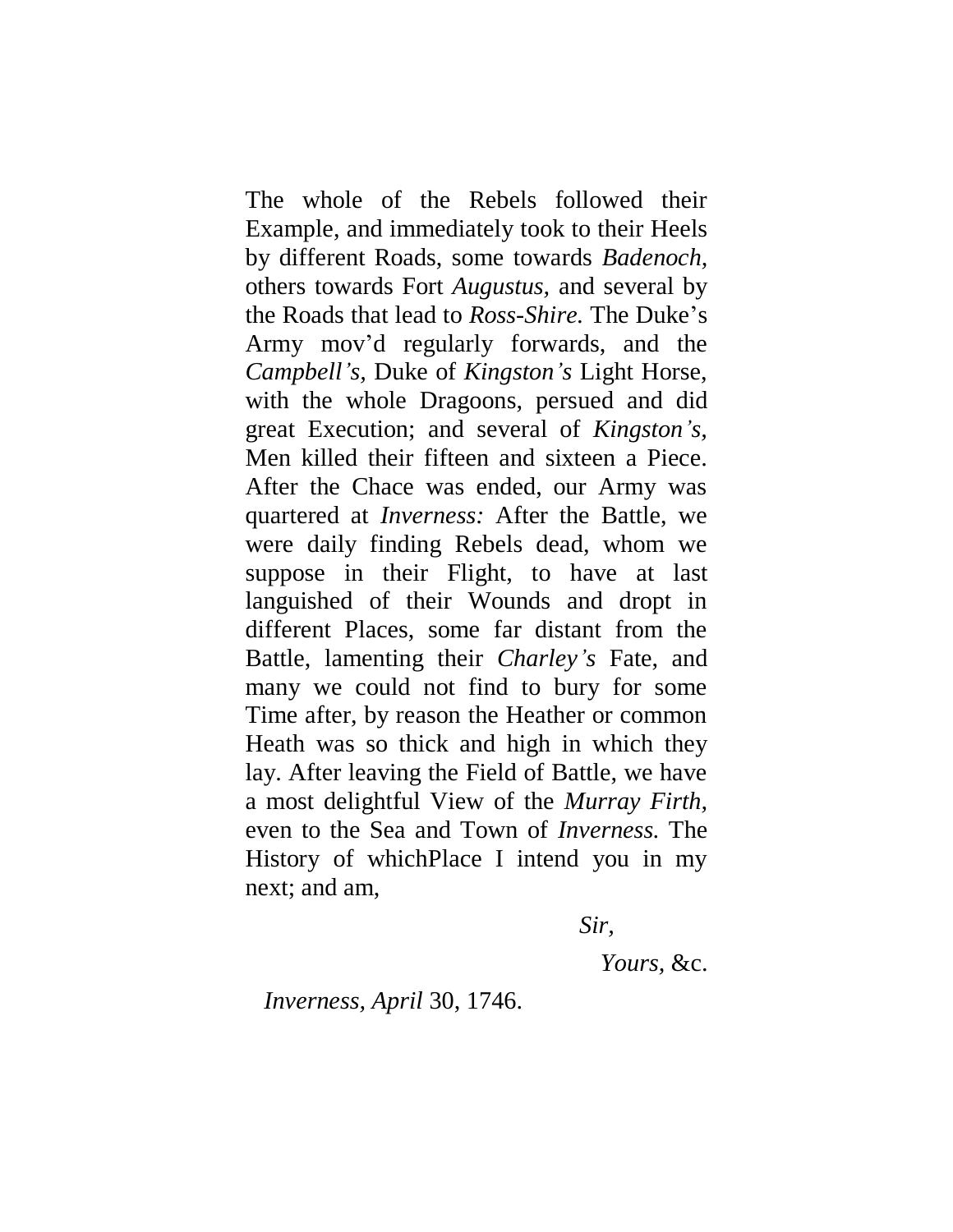The whole of the Rebels followed their Example, and immediately took to their Heels by different Roads, some towards *Badenoch*, others towards Fort *Augustus*, and several by the Roads that lead to *Ross-Shire.* The Duke's Army mov'd regularly forwards, and the *Campbell's,* Duke of *Kingston's* Light Horse, with the whole Dragoons, persued and did great Execution; and several of *Kingston's,* Men killed their fifteen and sixteen a Piece. After the Chace was ended, our Army was quartered at *Inverness:* After the Battle, we were daily finding Rebels dead, whom we suppose in their Flight, to have at last languished of their Wounds and dropt in different Places, some far distant from the Battle, lamenting their *Charley's* Fate, and many we could not find to bury for some Time after, by reason the Heather or common Heath was so thick and high in which they lay. After leaving the Field of Battle, we have a most delightful View of the *Murray Firth,* even to the Sea and Town of *Inverness.* The History of whichPlace I intend you in my next; and am,

*Sir,*

*Yours,* &c.

*Inverness, April* 30, 1746.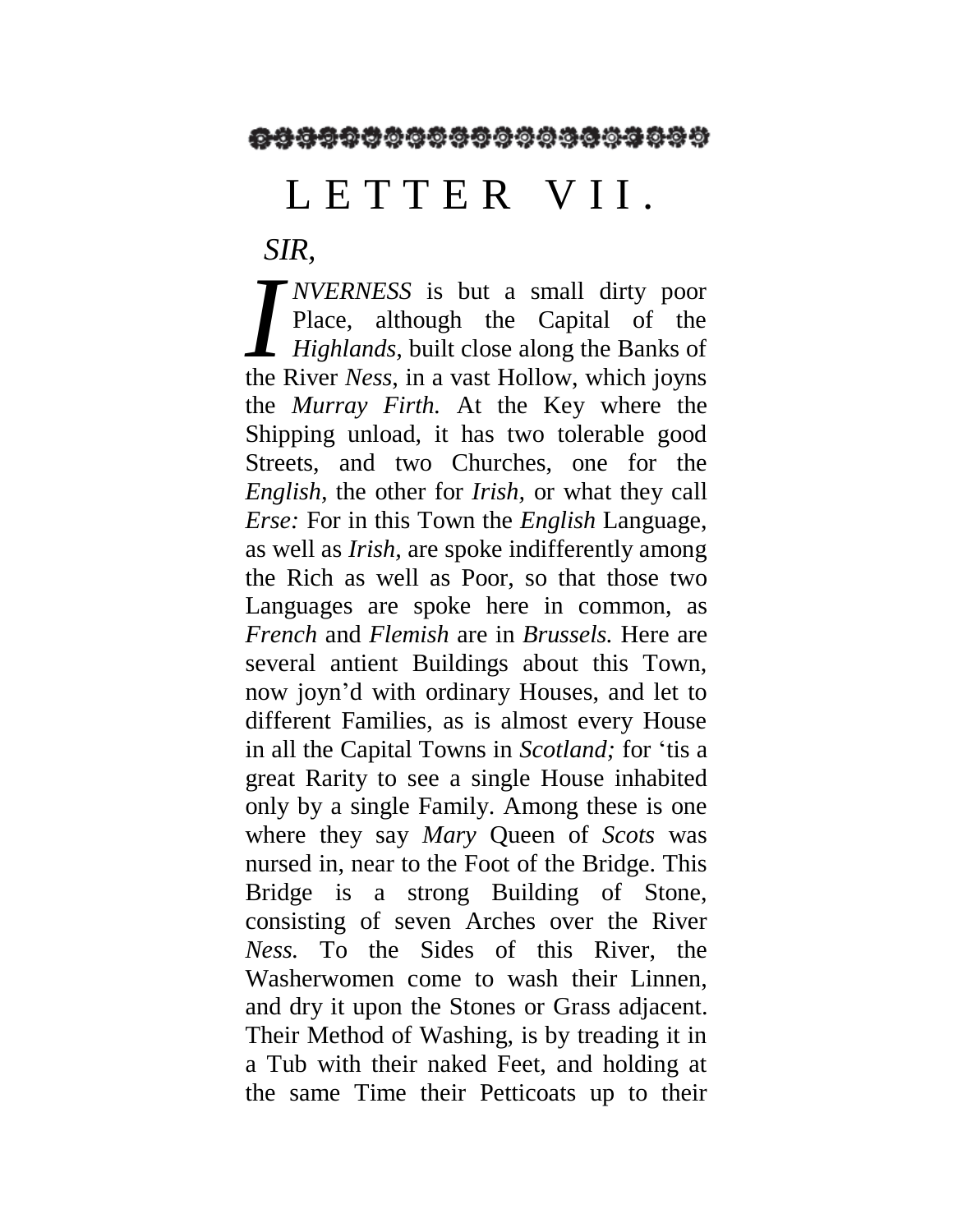# LETTER VII.

*SIR*,

*INVERNESS* is but a small dirty poor Place, although the Capital of the *Highlands*, built close along the Banks of the River *Ness*, in a vast Hollow, which joyns the *Murray Firth.* At the Key where the Shipping unload, it has two tolerable good Streets, and two Churches, one for the *English*, the other for *Irish*, or what they call *Erse:* For in this Town the *English* Language, as well as *Irish*, are spoke indifferently among the Rich as well as Poor, so that those two Languages are spoke here in common, as *French* and *Flemish* are in *Brussels.* Here are several antient Buildings about this Town, now joyn'd with ordinary Houses, and let to different Families, as is almost every House in all the Capital Towns in *Scotland;* for 'tis a great Rarity to see a single House inhabited only by a single Family. Among these is one where they say *Mary* Queen of *Scots* was nursed in, near to the Foot of the Bridge. This Bridge is a strong Building of Stone, consisting of seven Arches over the River *Ness.* To the Sides of this River, the Washerwomen come to wash their Linnen, and dry it upon the Stones or Grass adjacent. Their Method of Washing, is by treading it in a Tub with their naked Feet, and holding at the same Time their Petticoats up to their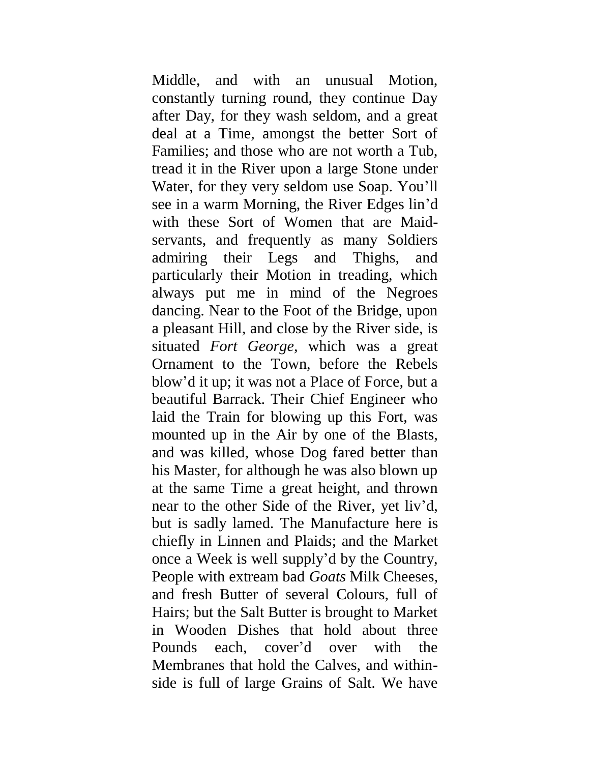Middle, and with an unusual Motion, constantly turning round, they continue Day after Day, for they wash seldom, and a great deal at a Time, amongst the better Sort of Families; and those who are not worth a Tub, tread it in the River upon a large Stone under Water, for they very seldom use Soap. You'll see in a warm Morning, the River Edges lin'd with these Sort of Women that are Maid-servants, and frequently as many Soldiers admiring their Legs and Thighs, and particularly their Motion in treading, which always put me in mind of the Negroes dancing. Near to the Foot of the Bridge, upon a pleasant Hill, and close by the River side, is situated *Fort George,* which was a great Ornament to the Town, before the Rebels blow'd it up; it was not a Place of Force, but a beautiful Barrack. Their Chief Engineer who laid the Train for blowing up this Fort, was mounted up in the Air by one of the Blasts, and was killed, whose Dog fared better than his Master, for although he was also blown up at the same Time a great height, and thrown near to the other Side of the River, yet liv'd, but is sadly lamed. The Manufacture here is chiefly in Linnen and Plaids; and the Market once a Week is well supply'd by the Country, People with extream bad *Goats* Milk Cheeses, and fresh Butter of several Colours, full of Hairs; but the Salt Butter is brought to Market in Wooden Dishes that hold about three Pounds each, cover'd over with the Membranes that hold the Calves, and within-side is full of large Grains of Salt. We have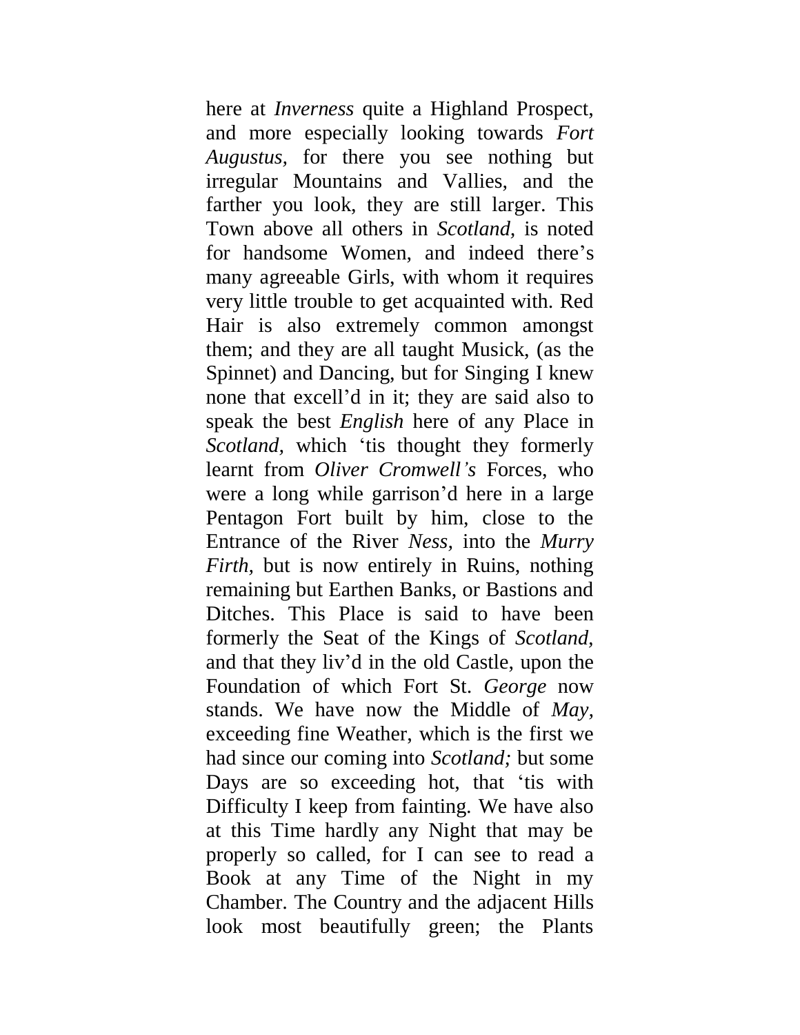here at *Inverness* quite a Highland Prospect, and more especially looking towards *Fort Augustus,* for there you see nothing but irregular Mountains and Vallies, and the farther you look, they are still larger. This Town above all others in *Scotland,* is noted for handsome Women, and indeed there's many agreeable Girls, with whom it requires very little trouble to get acquainted with. Red Hair is also extremely common amongst them; and they are all taught Musick, (as the Spinnet) and Dancing, but for Singing I knew none that excell'd in it; they are said also to speak the best *English* here of any Place in *Scotland,* which 'tis thought they formerly learnt from *Oliver Cromwell's* Forces, who were a long while garrison'd here in a large Pentagon Fort built by him, close to the Entrance of the River *Ness,* into the *Murry Firth,* but is now entirely in Ruins, nothing remaining but Earthen Banks, or Bastions and Ditches. This Place is said to have been formerly the Seat of the Kings of *Scotland,* and that they liv'd in the old Castle, upon the Foundation of which Fort St. *George* now stands. We have now the Middle of *May,* exceeding fine Weather, which is the first we had since our coming into *Scotland;* but some Days are so exceeding hot, that 'tis with Difficulty I keep from fainting. We have also at this Time hardly any Night that may be properly so called, for I can see to read a Book at any Time of the Night in my Chamber. The Country and the adjacent Hills look most beautifully green; the Plants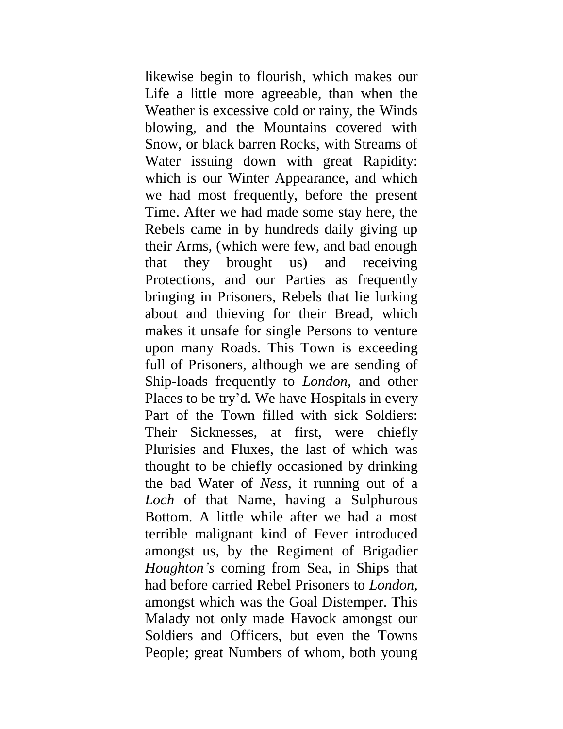likewise begin to flourish, which makes our Life a little more agreeable, than when the Weather is excessive cold or rainy, the Winds blowing, and the Mountains covered with Snow, or black barren Rocks, with Streams of Water issuing down with great Rapidity: which is our Winter Appearance, and which we had most frequently, before the present Time. After we had made some stay here, the Rebels came in by hundreds daily giving up their Arms, (which were few, and bad enough that they brought us) and receiving Protections, and our Parties as frequently bringing in Prisoners, Rebels that lie lurking about and thieving for their Bread, which makes it unsafe for single Persons to venture upon many Roads. This Town is exceeding full of Prisoners, although we are sending of Ship-loads frequently to *London,* and other Places to be try'd. We have Hospitals in every Part of the Town filled with sick Soldiers: Their Sicknesses, at first, were chiefly Plurisies and Fluxes, the last of which was thought to be chiefly occasioned by drinking the bad Water of *Ness*, it running out of a *Loch* of that Name, having a Sulphurous Bottom. A little while after we had a most terrible malignant kind of Fever introduced amongst us, by the Regiment of Brigadier *Houghton's* coming from Sea, in Ships that had before carried Rebel Prisoners to *London,* amongst which was the Goal Distemper. This Malady not only made Havock amongst our Soldiers and Officers, but even the Towns People; great Numbers of whom, both young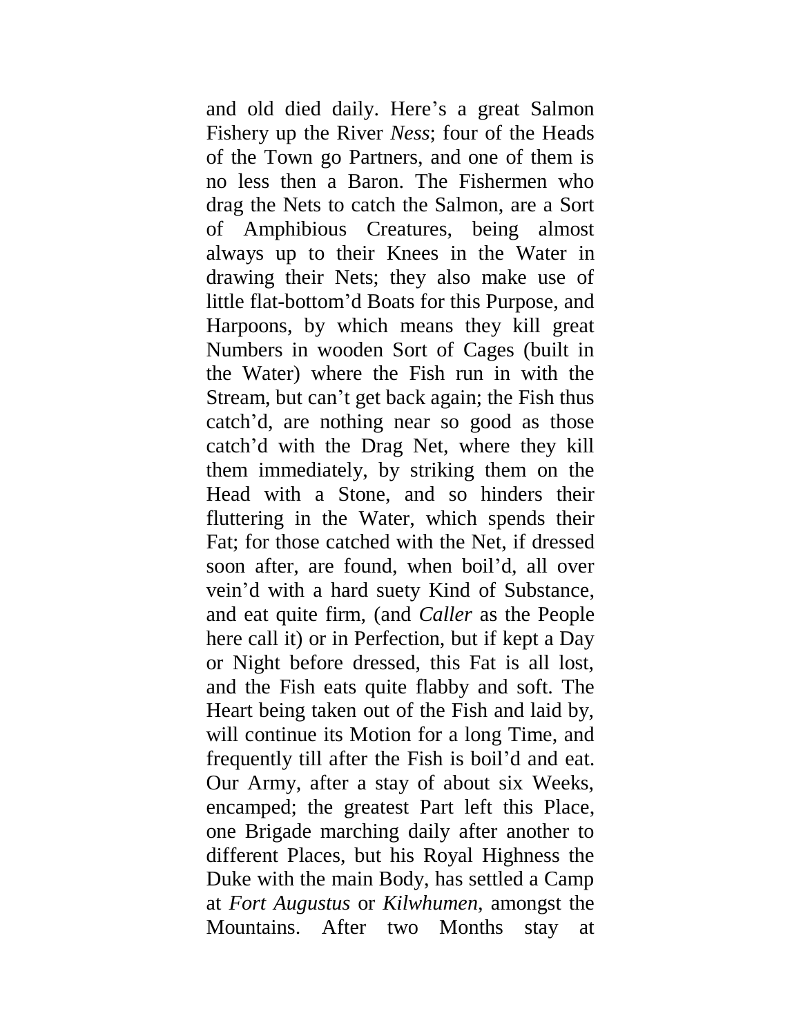and old died daily. Here's a great Salmon Fishery up the River *Ness*; four of the Heads of the Town go Partners, and one of them is no less then a Baron. The Fishermen who drag the Nets to catch the Salmon, are a Sort of Amphibious Creatures, being almost always up to their Knees in the Water in drawing their Nets; they also make use of little flat-bottom'd Boats for this Purpose, and Harpoons, by which means they kill great Numbers in wooden Sort of Cages (built in the Water) where the Fish run in with the Stream, but can't get back again; the Fish thus catch'd, are nothing near so good as those catch'd with the Drag Net, where they kill them immediately, by striking them on the Head with a Stone, and so hinders their fluttering in the Water, which spends their Fat; for those catched with the Net, if dressed soon after, are found, when boil'd, all over vein'd with a hard suety Kind of Substance, and eat quite firm, (and *Caller* as the People here call it) or in Perfection, but if kept a Day or Night before dressed, this Fat is all lost, and the Fish eats quite flabby and soft. The Heart being taken out of the Fish and laid by, will continue its Motion for a long Time, and frequently till after the Fish is boil'd and eat. Our Army, after a stay of about six Weeks, encamped; the greatest Part left this Place, one Brigade marching daily after another to different Places, but his Royal Highness the Duke with the main Body, has settled a Camp at *Fort Augustus* or *Kilwhumen,* amongst the Mountains. After two Months stay at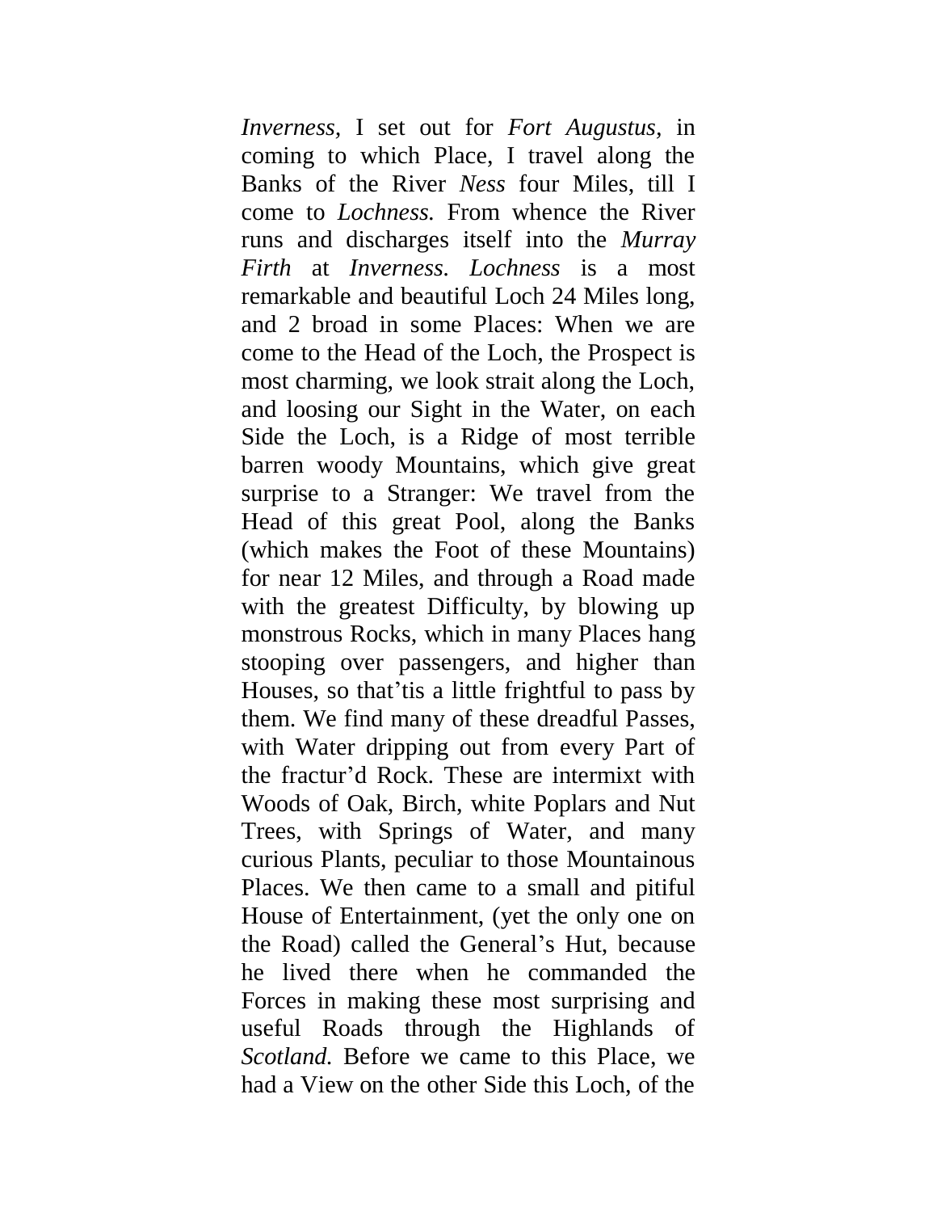*Inverness*, I set out for *Fort Augustus*, in coming to which Place, I travel along the Banks of the River *Ness* four Miles, till I come to *Lochness.* From whence the River runs and discharges itself into the *Murray Firth* at *Inverness. Lochness* is a most remarkable and beautiful Loch 24 Miles long, and 2 broad in some Places: When we are come to the Head of the Loch, the Prospect is most charming, we look strait along the Loch, and loosing our Sight in the Water, on each Side the Loch, is a Ridge of most terrible barren woody Mountains, which give great surprise to a Stranger: We travel from the Head of this great Pool, along the Banks (which makes the Foot of these Mountains) for near 12 Miles, and through a Road made with the greatest Difficulty, by blowing up monstrous Rocks, which in many Places hang stooping over passengers, and higher than Houses, so that'tis a little frightful to pass by them. We find many of these dreadful Passes, with Water dripping out from every Part of the fractur'd Rock. These are intermixt with Woods of Oak, Birch, white Poplars and Nut Trees, with Springs of Water, and many curious Plants, peculiar to those Mountainous Places. We then came to a small and pitiful House of Entertainment, (yet the only one on the Road) called the General's Hut, because he lived there when he commanded the Forces in making these most surprising and useful Roads through the Highlands of *Scotland.* Before we came to this Place, we had a View on the other Side this Loch, of the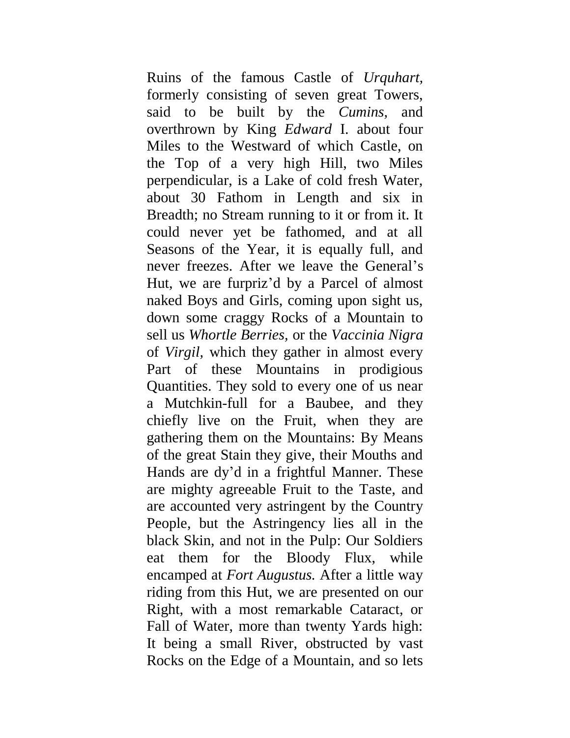Ruins of the famous Castle of *Urquhart*, formerly consisting of seven great Towers, said to be built by the *Cumins*, and overthrown by King *Edward* I. about four Miles to the Westward of which Castle, on the Top of a very high Hill, two Miles perpendicular, is a Lake of cold fresh Water, about 30 Fathom in Length and six in Breadth; no Stream running to it or from it. It could never yet be fathomed, and at all Seasons of the Year, it is equally full, and never freezes. After we leave the General's Hut, we are furpriz'd by a Parcel of almost naked Boys and Girls, coming upon sight us, down some craggy Rocks of a Mountain to sell us *Whortle Berries,* or the *Vaccinia Nigra* of *Virgil,* which they gather in almost every Part of these Mountains in prodigious Quantities. They sold to every one of us near a Mutchkin-full for a Baubee, and they chiefly live on the Fruit, when they are gathering them on the Mountains: By Means of the great Stain they give, their Mouths and Hands are dy'd in a frightful Manner. These are mighty agreeable Fruit to the Taste, and are accounted very astringent by the Country People, but the Astringency lies all in the black Skin, and not in the Pulp: Our Soldiers eat them for the Bloody Flux, while encamped at *Fort Augustus.* After a little way riding from this Hut, we are presented on our Right, with a most remarkable Cataract, or Fall of Water, more than twenty Yards high: It being a small River, obstructed by vast Rocks on the Edge of a Mountain, and so lets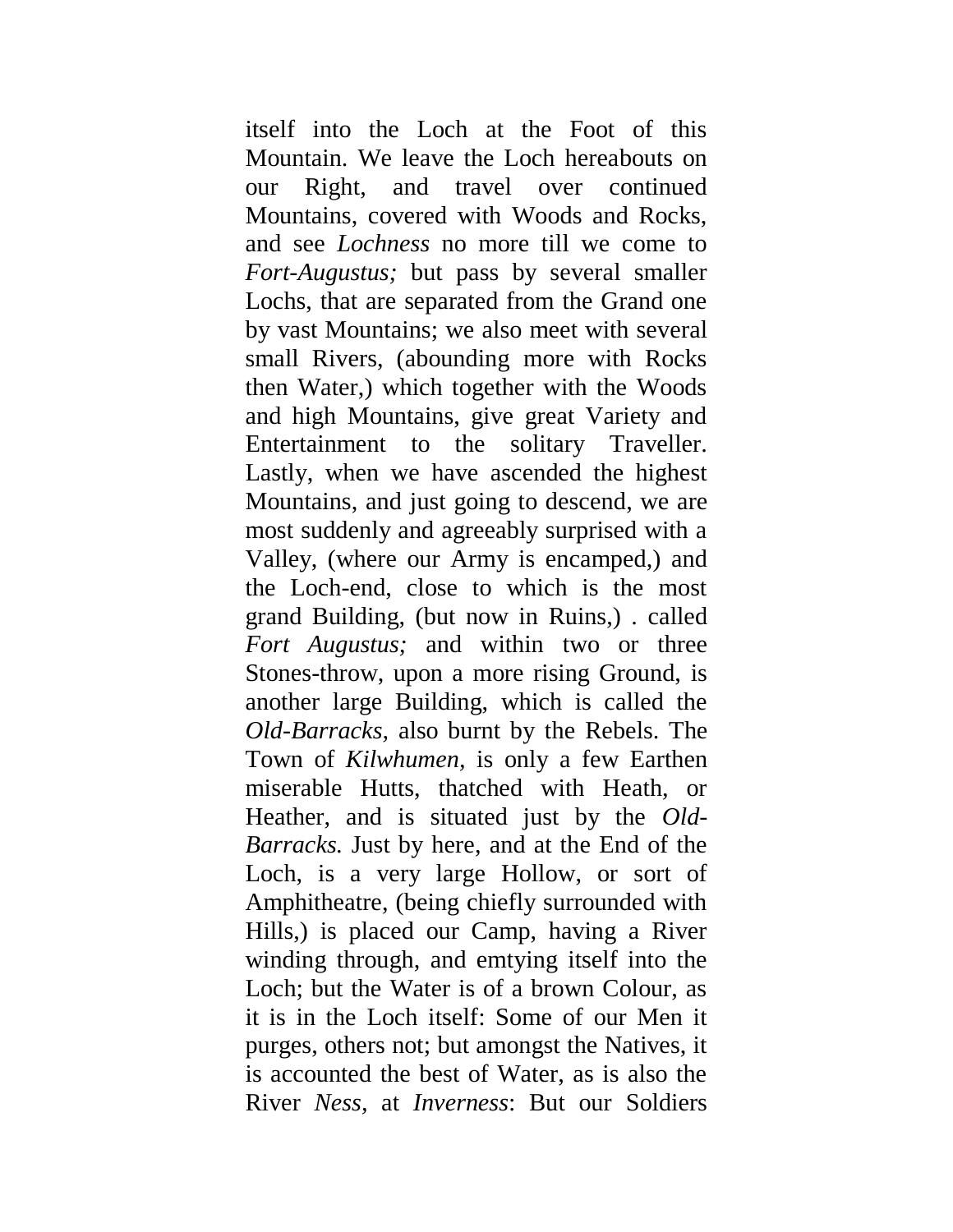itself into the Loch at the Foot of this Mountain. We leave the Loch hereabouts on our Right, and travel over continued Mountains, covered with Woods and Rocks, and see *Lochness* no more till we come to *Fort-Augustus;* but pass by several smaller Lochs, that are separated from the Grand one by vast Mountains; we also meet with several small Rivers, (abounding more with Rocks then Water,) which together with the Woods and high Mountains, give great Variety and Entertainment to the solitary Traveller. Lastly, when we have ascended the highest Mountains, and just going to descend, we are most suddenly and agreeably surprised with a Valley, (where our Army is encamped,) and the Loch-end, close to which is the most grand Building, (but now in Ruins,) . called *Fort Augustus;* and within two or three Stones-throw, upon a more rising Ground, is another large Building, which is called the *Old-Barracks,* also burnt by the Rebels. The Town of *Kilwhumen,* is only a few Earthen miserable Hutts, thatched with Heath, or Heather, and is situated just by the *Old-Barracks.* Just by here, and at the End of the Loch, is a very large Hollow, or sort of Amphitheatre, (being chiefly surrounded with Hills,) is placed our Camp, having a River winding through, and emtying itself into the Loch; but the Water is of a brown Colour, as it is in the Loch itself: Some of our Men it purges, others not; but amongst the Natives, it is accounted the best of Water, as is also the River *Ness,* at *Inverness*: But our Soldiers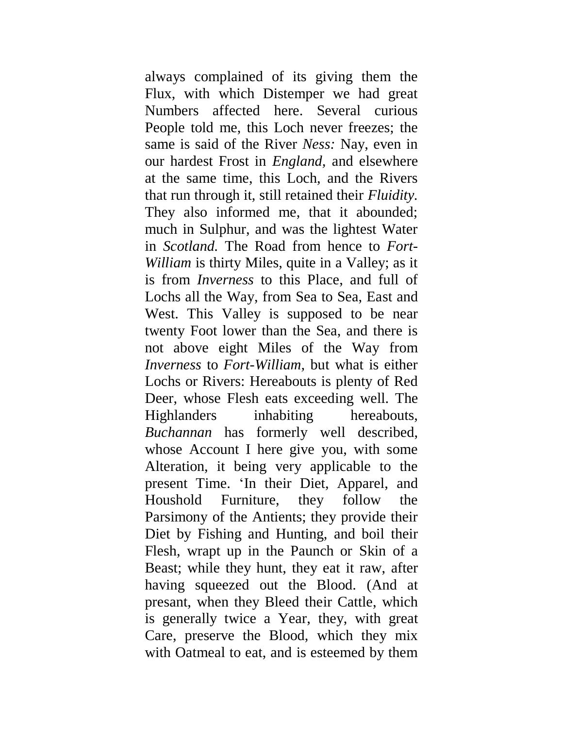always complained of its giving them the Flux, with which Distemper we had great Numbers affected here. Several curious People told me, this Loch never freezes; the same is said of the River *Ness:* Nay, even in our hardest Frost in *England,* and elsewhere at the same time, this Loch, and the Rivers that run through it, still retained their *Fluidity.* They also informed me, that it abounded; much in Sulphur, and was the lightest Water in *Scotland.* The Road from hence to *Fort-William* is thirty Miles, quite in a Valley; as it is from *Inverness* to this Place, and full of Lochs all the Way, from Sea to Sea, East and West. This Valley is supposed to be near twenty Foot lower than the Sea, and there is not above eight Miles of the Way from *Inverness* to *Fort-William,* but what is either Lochs or Rivers: Hereabouts is plenty of Red Deer, whose Flesh eats exceeding well. The Highlanders inhabiting hereabouts, *Buchannan* has formerly well described, whose Account I here give you, with some Alteration, it being very applicable to the present Time. 'In their Diet, Apparel, and Houshold Furniture, they follow the Parsimony of the Antients; they provide their Diet by Fishing and Hunting, and boil their Flesh, wrapt up in the Paunch or Skin of a Beast; while they hunt, they eat it raw, after having squeezed out the Blood. (And at presant, when they Bleed their Cattle, which is generally twice a Year, they, with great Care, preserve the Blood, which they mix with Oatmeal to eat, and is esteemed by them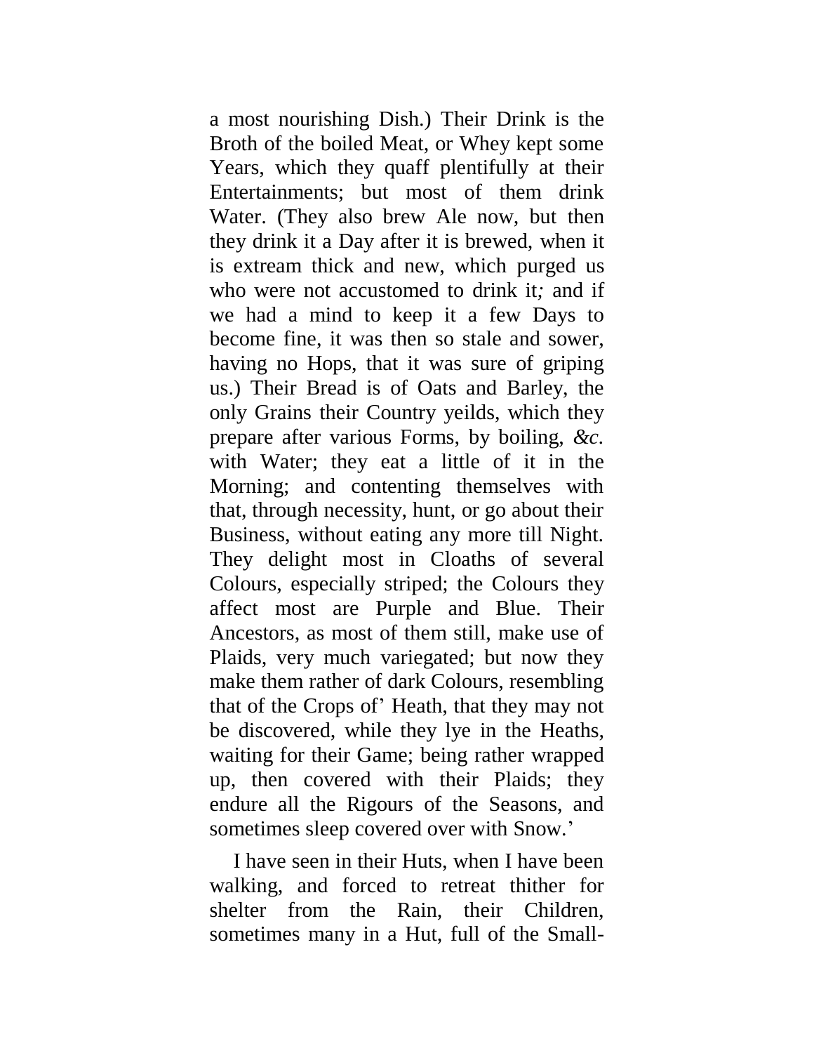a most nourishing Dish.) Their Drink is the Broth of the boiled Meat, or Whey kept some Years, which they quaff plentifully at their Entertainments; but most of them drink Water. (They also brew Ale now, but then they drink it a Day after it is brewed, when it is extream thick and new, which purged us who were not accustomed to drink it*;* and if we had a mind to keep it a few Days to become fine, it was then so stale and sower, having no Hops, that it was sure of griping us.) Their Bread is of Oats and Barley, the only Grains their Country yeilds, which they prepare after various Forms, by boiling, *&c.* with Water; they eat a little of it in the Morning; and contenting themselves with that, through necessity, hunt, or go about their Business, without eating any more till Night. They delight most in Cloaths of several Colours, especially striped; the Colours they affect most are Purple and Blue. Their Ancestors, as most of them still, make use of Plaids, very much variegated; but now they make them rather of dark Colours, resembling that of the Crops of' Heath, that they may not be discovered, while they lye in the Heaths, waiting for their Game; being rather wrapped up, then covered with their Plaids; they endure all the Rigours of the Seasons, and sometimes sleep covered over with Snow.'

I have seen in their Huts, when I have been walking, and forced to retreat thither for shelter from the Rain, their Children, sometimes many in a Hut, full of the Small-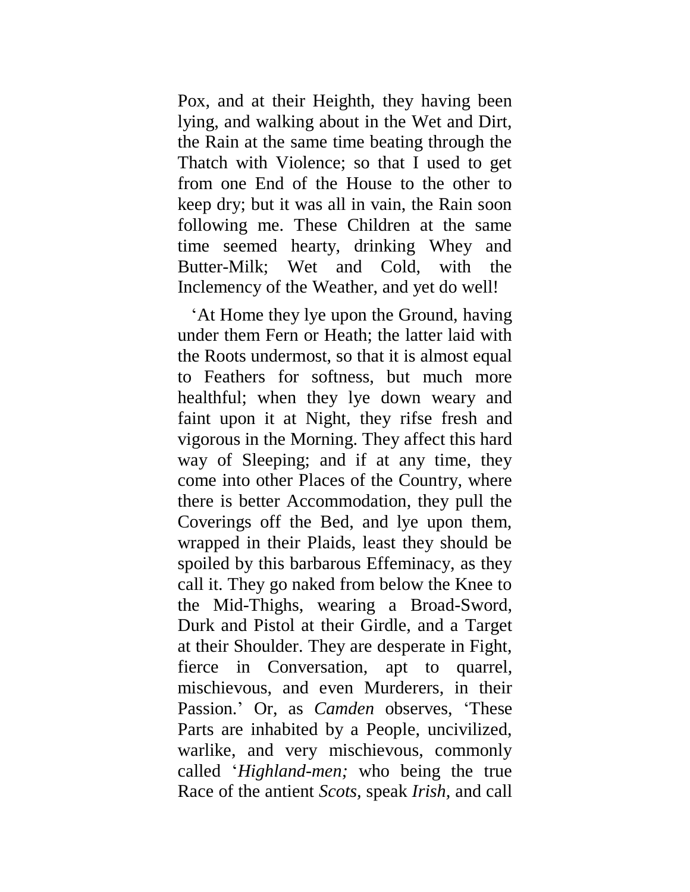Pox, and at their Heighth, they having been lying, and walking about in the Wet and Dirt, the Rain at the same time beating through the Thatch with Violence; so that I used to get from one End of the House to the other to keep dry; but it was all in vain, the Rain soon following me. These Children at the same time seemed hearty, drinking Whey and Butter-Milk; Wet and Cold, with the Inclemency of the Weather, and yet do well!

‘At Home they lye upon the Ground, having under them Fern or Heath; the latter laid with the Roots undermost, so that it is almost equal to Feathers for softness, but much more healthful; when they lye down weary and faint upon it at Night, they rifse fresh and vigorous in the Morning. They affect this hard way of Sleeping; and if at any time, they come into other Places of the Country, where there is better Accommodation, they pull the Coverings off the Bed, and lye upon them, wrapped in their Plaids, least they should be spoiled by this barbarous Effeminacy, as they call it. They go naked from below the Knee to the Mid-Thighs, wearing a Broad-Sword, Durk and Pistol at their Girdle, and a Target at their Shoulder. They are desperate in Fight, fierce in Conversation, apt to quarrel, mischievous, and even Murderers, in their Passion.’ Or, as *Camden* observes, ‘These Parts are inhabited by a People, uncivilized, warlike, and very mischievous, commonly called ‘*Highland-men;* who being the true Race of the antient *Scots*, speak *Irish*, and call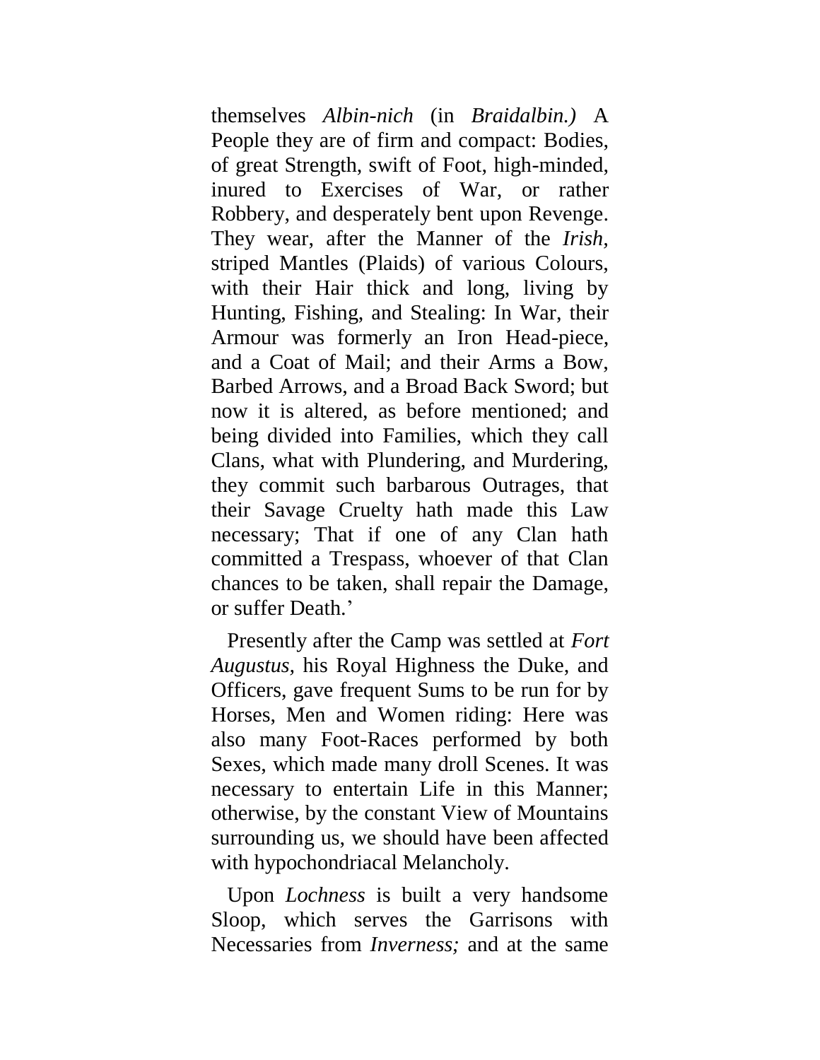themselves *Albin-nich* (in *Braidalbin.)* A People they are of firm and compact: Bodies, of great Strength, swift of Foot, high-minded, inured to Exercises of War, or rather Robbery, and desperately bent upon Revenge. They wear, after the Manner of the *Irish*, striped Mantles (Plaids) of various Colours, with their Hair thick and long, living by Hunting, Fishing, and Stealing: In War, their Armour was formerly an Iron Head-piece, and a Coat of Mail; and their Arms a Bow, Barbed Arrows, and a Broad Back Sword; but now it is altered, as before mentioned; and being divided into Families, which they call Clans, what with Plundering, and Murdering, they commit such barbarous Outrages, that their Savage Cruelty hath made this Law necessary; That if one of any Clan hath committed a Trespass, whoever of that Clan chances to be taken, shall repair the Damage, or suffer Death.'

Presently after the Camp was settled at *Fort Augustus*, his Royal Highness the Duke, and Officers, gave frequent Sums to be run for by Horses, Men and Women riding: Here was also many Foot-Races performed by both Sexes, which made many droll Scenes. It was necessary to entertain Life in this Manner; otherwise, by the constant View of Mountains surrounding us, we should have been affected with hypochondriacal Melancholy.

Upon *Lochness* is built a very handsome Sloop, which serves the Garrisons with Necessaries from *Inverness;* and at the same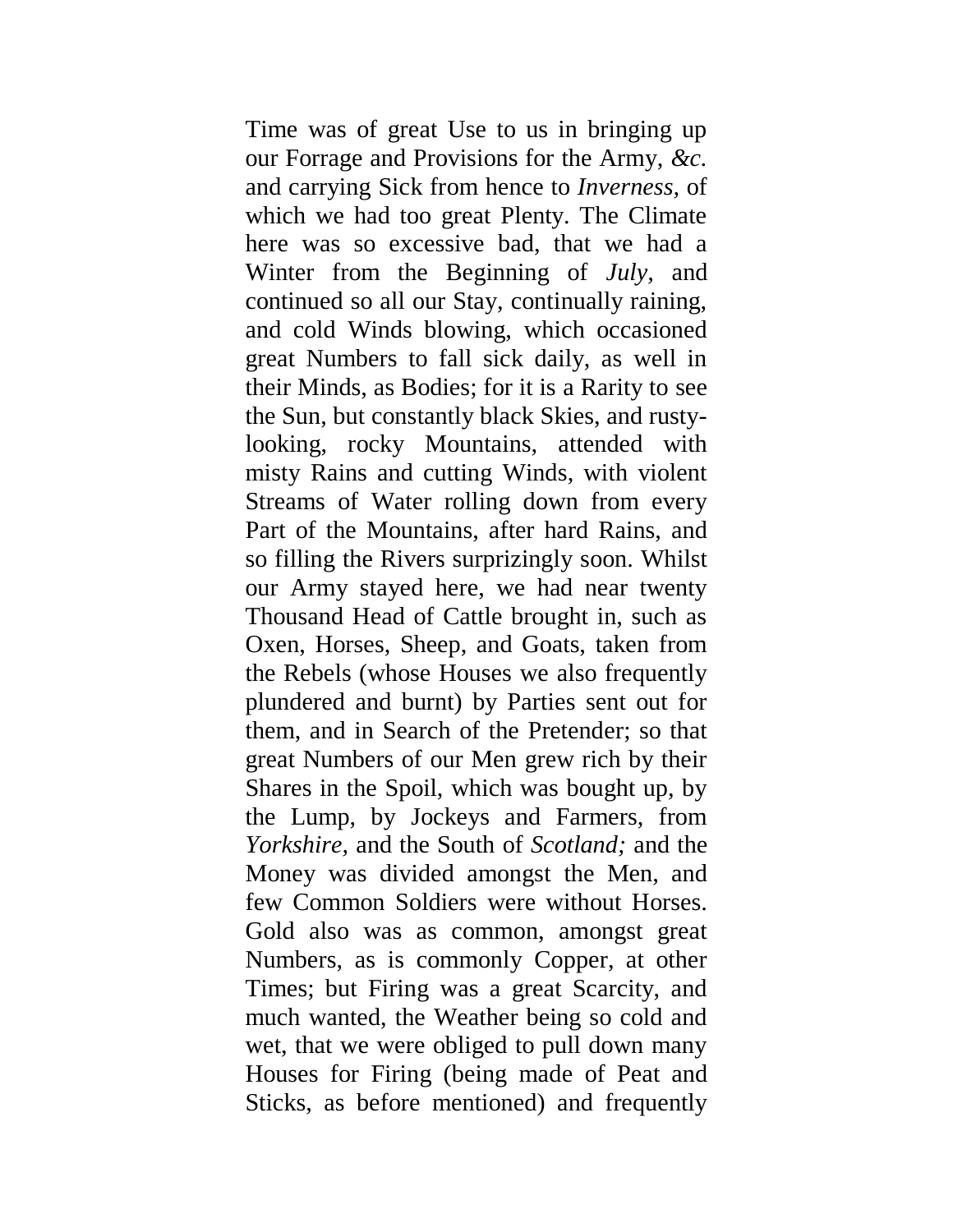Time was of great Use to us in bringing up our Forrage and Provisions for the Army, *&c.* and carrying Sick from hence to *Inverness,* of which we had too great Plenty. The Climate here was so excessive bad, that we had a Winter from the Beginning of *July,* and continued so all our Stay, continually raining, and cold Winds blowing, which occasioned great Numbers to fall sick daily, as well in their Minds, as Bodies; for it is a Rarity to see the Sun, but constantly black Skies, and rusty-looking, rocky Mountains, attended with misty Rains and cutting Winds, with violent Streams of Water rolling down from every Part of the Mountains, after hard Rains, and so filling the Rivers surprizingly soon. Whilst our Army stayed here, we had near twenty Thousand Head of Cattle brought in, such as Oxen, Horses, Sheep, and Goats, taken from the Rebels (whose Houses we also frequently plundered and burnt) by Parties sent out for them, and in Search of the Pretender; so that great Numbers of our Men grew rich by their Shares in the Spoil, which was bought up, by the Lump, by Jockeys and Farmers, from *Yorkshire,* and the South of *Scotland;* and the Money was divided amongst the Men, and few Common Soldiers were without Horses. Gold also was as common, amongst great Numbers, as is commonly Copper, at other Times; but Firing was a great Scarcity, and much wanted, the Weather being so cold and wet, that we were obliged to pull down many Houses for Firing (being made of Peat and Sticks, as before mentioned) and frequently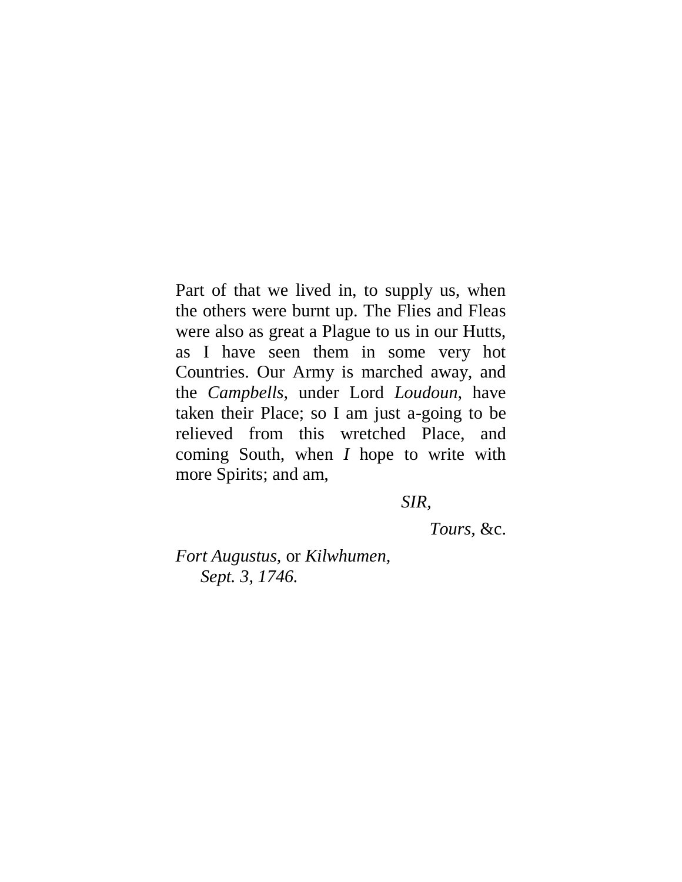Part of that we lived in, to supply us, when the others were burnt up. The Flies and Fleas were also as great a Plague to us in our Hutts, as I have seen them in some very hot Countries. Our Army is marched away, and the *Campbells,* under Lord *Loudoun*, have taken their Place; so I am just a-going to be relieved from this wretched Place, and coming South, when *I* hope to write with more Spirits; and am,

*SIR*,

*Tours*, &c.

*Fort Augustus,* or *Kilwhumen,*
*Sept. 3, 1746.*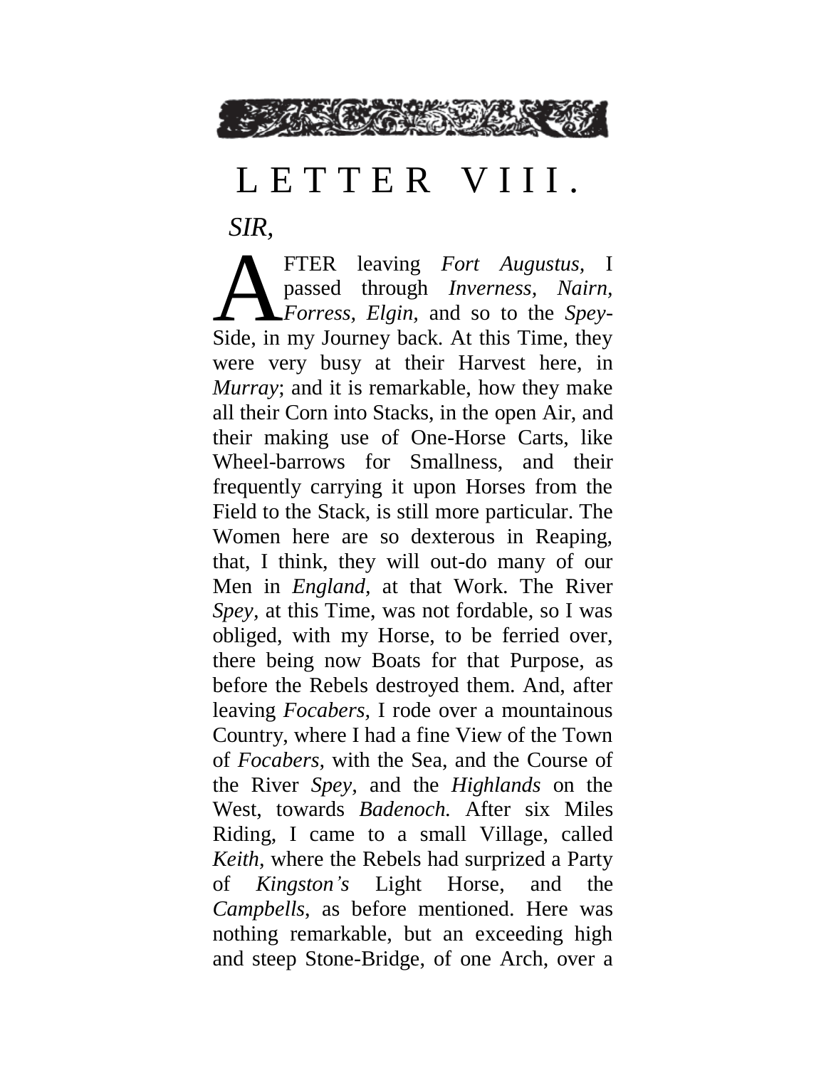# LETTER VIII.

*SIR,*

AFTER leaving *Fort Augustus,* I passed through *Inverness, Nairn, Forress, Elgin,* and so to the *Spey*-Side, in my Journey back. At this Time, they were very busy at their Harvest here, in *Murray*; and it is remarkable, how they make all their Corn into Stacks, in the open Air, and their making use of One-Horse Carts, like Wheel-barrows for Smallness, and their frequently carrying it upon Horses from the Field to the Stack, is still more particular. The Women here are so dexterous in Reaping, that, I think, they will out-do many of our Men in *England,* at that Work. The River *Spey,* at this Time, was not fordable, so I was obliged, with my Horse, to be ferried over, there being now Boats for that Purpose, as before the Rebels destroyed them. And, after leaving *Focabers,* I rode over a mountainous Country, where I had a fine View of the Town of *Focabers,* with the Sea, and the Course of the River *Spey,* and the *Highlands* on the West, towards *Badenoch.* After six Miles Riding, I came to a small Village, called *Keith,* where the Rebels had surprized a Party of *Kingston's* Light Horse, and the *Campbells,* as before mentioned. Here was nothing remarkable, but an exceeding high and steep Stone-Bridge, of one Arch, over a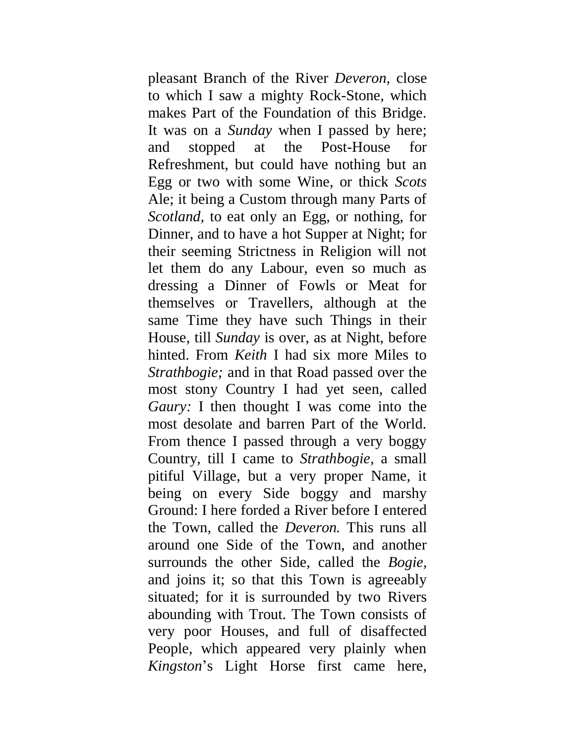pleasant Branch of the River *Deveron,* close to which I saw a mighty Rock-Stone, which makes Part of the Foundation of this Bridge. It was on a *Sunday* when I passed by here; and stopped at the Post-House for Refreshment, but could have nothing but an Egg or two with some Wine, or thick *Scots* Ale; it being a Custom through many Parts of *Scotland,* to eat only an Egg, or nothing, for Dinner, and to have a hot Supper at Night; for their seeming Strictness in Religion will not let them do any Labour, even so much as dressing a Dinner of Fowls or Meat for themselves or Travellers, although at the same Time they have such Things in their House, till *Sunday* is over, as at Night, before hinted. From *Keith* I had six more Miles to *Strathbogie;* and in that Road passed over the most stony Country I had yet seen, called *Gaury:* I then thought I was come into the most desolate and barren Part of the World. From thence I passed through a very boggy Country, till I came to *Strathbogie,* a small pitiful Village, but a very proper Name, it being on every Side boggy and marshy Ground: I here forded a River before I entered the Town, called the *Deveron.* This runs all around one Side of the Town, and another surrounds the other Side, called the *Bogie,* and joins it; so that this Town is agreeably situated; for it is surrounded by two Rivers abounding with Trout. The Town consists of very poor Houses, and full of disaffected People, which appeared very plainly when *Kingston*'s Light Horse first came here,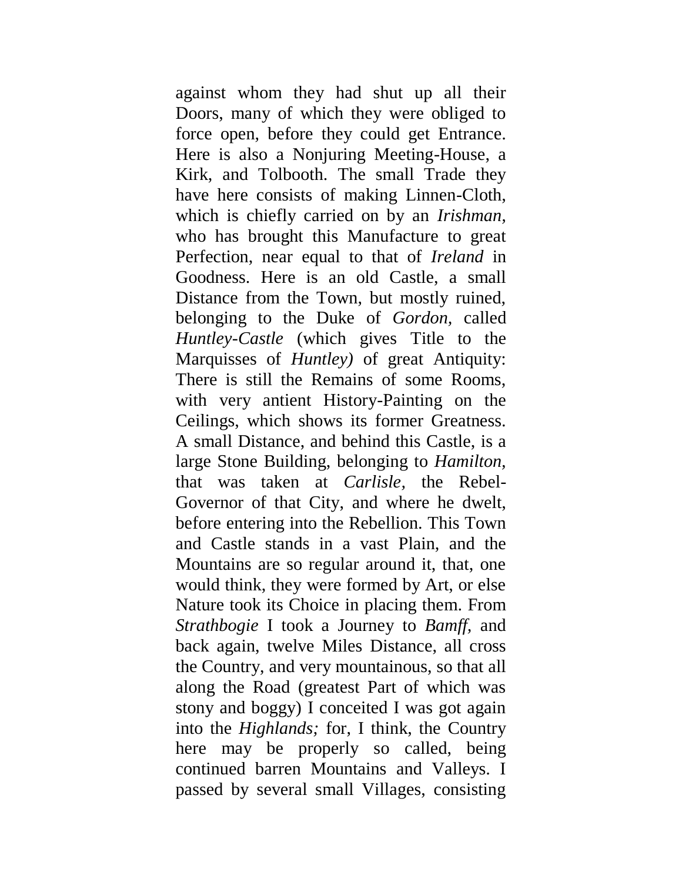against whom they had shut up all their Doors, many of which they were obliged to force open, before they could get Entrance. Here is also a Nonjuring Meeting-House, a Kirk, and Tolbooth. The small Trade they have here consists of making Linnen-Cloth, which is chiefly carried on by an *Irishman*, who has brought this Manufacture to great Perfection, near equal to that of *Ireland* in Goodness. Here is an old Castle, a small Distance from the Town, but mostly ruined, belonging to the Duke of *Gordon,* called *Huntley-Castle* (which gives Title to the Marquisses of *Huntley)* of great Antiquity: There is still the Remains of some Rooms, with very antient History-Painting on the Ceilings, which shows its former Greatness. A small Distance, and behind this Castle, is a large Stone Building, belonging to *Hamilton,* that was taken at *Carlisle,* the Rebel-Governor of that City, and where he dwelt, before entering into the Rebellion. This Town and Castle stands in a vast Plain, and the Mountains are so regular around it, that, one would think, they were formed by Art, or else Nature took its Choice in placing them. From *Strathbogie* I took a Journey to *Bamff,* and back again, twelve Miles Distance, all cross the Country, and very mountainous, so that all along the Road (greatest Part of which was stony and boggy) I conceited I was got again into the *Highlands;* for, I think, the Country here may be properly so called, being continued barren Mountains and Valleys. I passed by several small Villages, consisting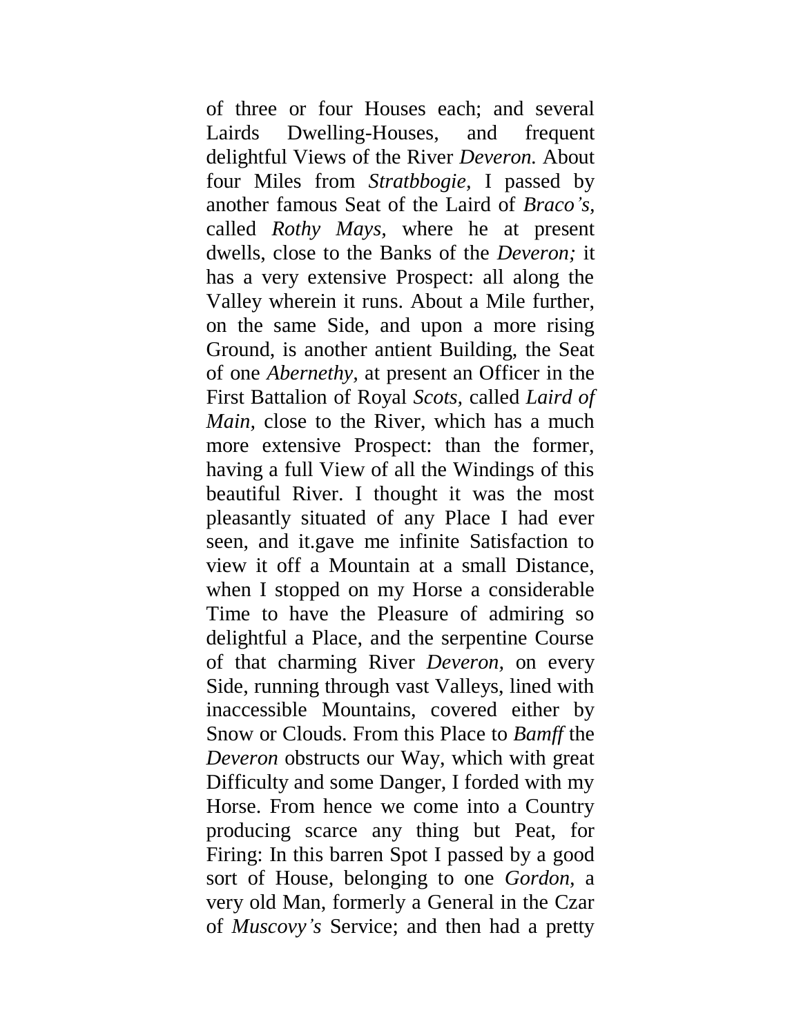of three or four Houses each; and several Lairds Dwelling-Houses, and frequent delightful Views of the River *Deveron.* About four Miles from *Stratbbogie,* I passed by another famous Seat of the Laird of *Braco's,* called *Rothy Mays,* where he at present dwells, close to the Banks of the *Deveron;* it has a very extensive Prospect: all along the Valley wherein it runs. About a Mile further, on the same Side, and upon a more rising Ground, is another antient Building, the Seat of one *Abernethy,* at present an Officer in the First Battalion of Royal *Scots,* called *Laird of Main,* close to the River, which has a much more extensive Prospect: than the former, having a full View of all the Windings of this beautiful River. I thought it was the most pleasantly situated of any Place I had ever seen, and it.gave me infinite Satisfaction to view it off a Mountain at a small Distance, when I stopped on my Horse a considerable Time to have the Pleasure of admiring so delightful a Place, and the serpentine Course of that charming River *Deveron,* on every Side, running through vast Valleys, lined with inaccessible Mountains, covered either by Snow or Clouds. From this Place to *Bamff* the *Deveron* obstructs our Way, which with great Difficulty and some Danger, I forded with my Horse. From hence we come into a Country producing scarce any thing but Peat, for Firing: In this barren Spot I passed by a good sort of House, belonging to one *Gordon,* a very old Man, formerly a General in the Czar of *Muscovy's* Service; and then had a pretty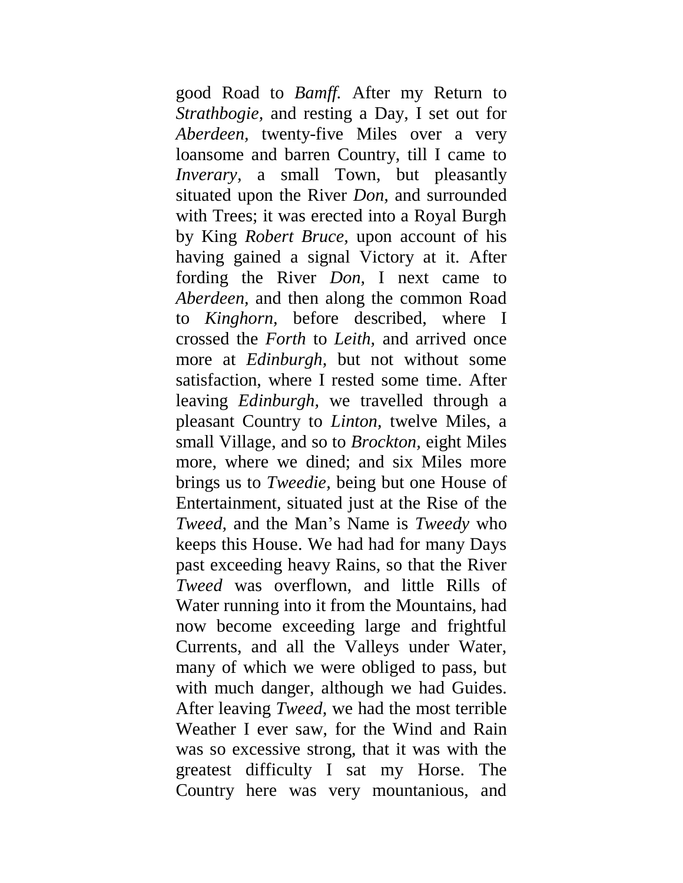good Road to *Bamff.* After my Return to *Strathbogie*, and resting a Day, I set out for *Aberdeen*, twenty-five Miles over a very loansome and barren Country, till I came to *Inverary*, a small Town, but pleasantly situated upon the River *Don*, and surrounded with Trees; it was erected into a Royal Burgh by King *Robert Bruce*, upon account of his having gained a signal Victory at it. After fording the River *Don*, I next came to *Aberdeen*, and then along the common Road to *Kinghorn*, before described, where I crossed the *Forth* to *Leith*, and arrived once more at *Edinburgh*, but not without some satisfaction, where I rested some time. After leaving *Edinburgh*, we travelled through a pleasant Country to *Linton*, twelve Miles, a small Village, and so to *Brockton*, eight Miles more, where we dined; and six Miles more brings us to *Tweedie*, being but one House of Entertainment, situated just at the Rise of the *Tweed*, and the Man's Name is *Tweedy* who keeps this House. We had had for many Days past exceeding heavy Rains, so that the River *Tweed* was overflown, and little Rills of Water running into it from the Mountains, had now become exceeding large and frightful Currents, and all the Valleys under Water, many of which we were obliged to pass, but with much danger, although we had Guides. After leaving *Tweed*, we had the most terrible Weather I ever saw, for the Wind and Rain was so excessive strong, that it was with the greatest difficulty I sat my Horse. The Country here was very mountanious, and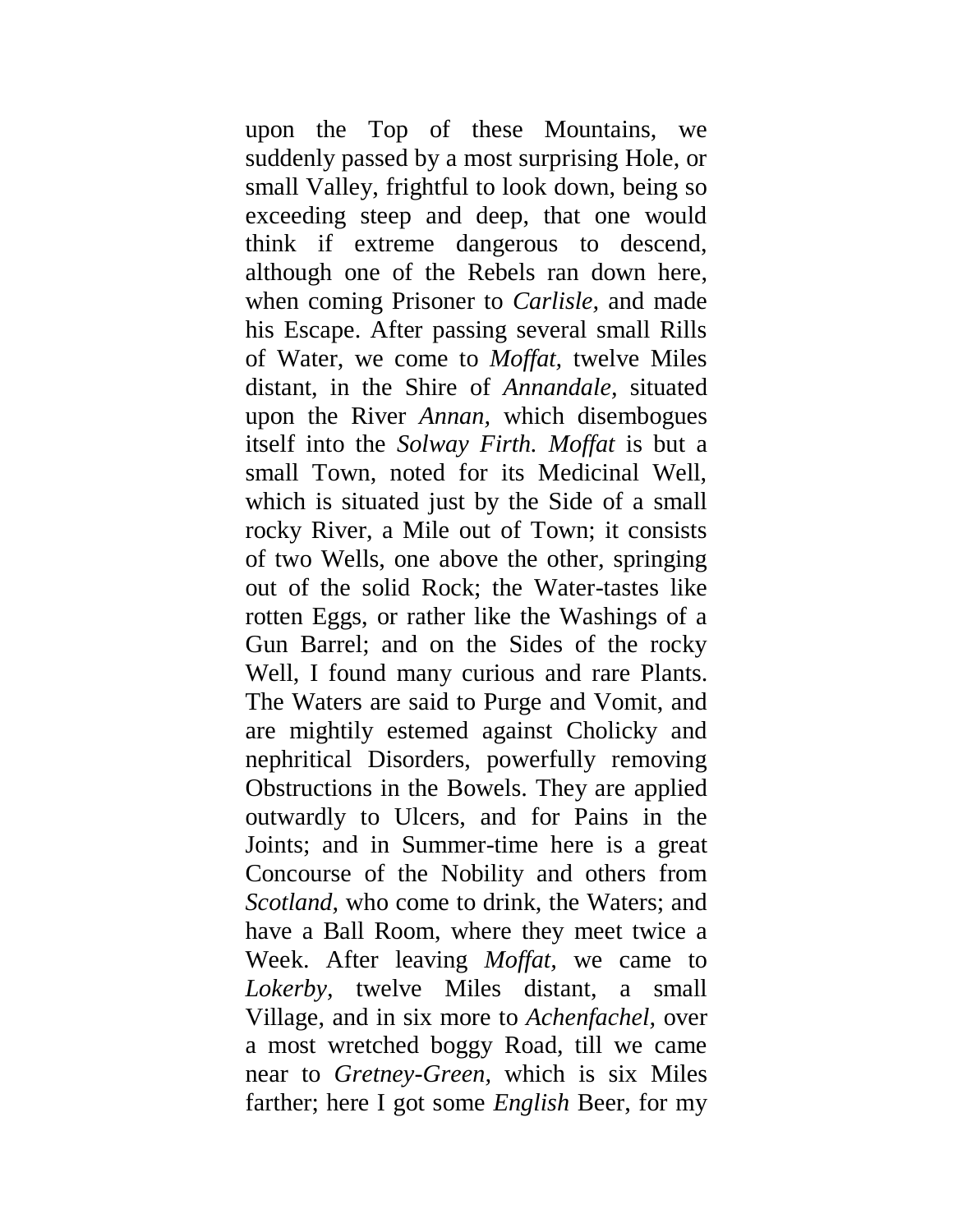upon the Top of these Mountains, we suddenly passed by a most surprising Hole, or small Valley, frightful to look down, being so exceeding steep and deep, that one would think if extreme dangerous to descend, although one of the Rebels ran down here, when coming Prisoner to *Carlisle,* and made his Escape. After passing several small Rills of Water, we come to *Moffat,* twelve Miles distant, in the Shire of *Annandale,* situated upon the River *Annan,* which disembogues itself into the *Solway Firth. Moffat* is but a small Town, noted for its Medicinal Well, which is situated just by the Side of a small rocky River, a Mile out of Town; it consists of two Wells, one above the other, springing out of the solid Rock; the Water-tastes like rotten Eggs, or rather like the Washings of a Gun Barrel; and on the Sides of the rocky Well, I found many curious and rare Plants. The Waters are said to Purge and Vomit, and are mightily estemed against Cholicky and nephritical Disorders, powerfully removing Obstructions in the Bowels. They are applied outwardly to Ulcers, and for Pains in the Joints; and in Summer-time here is a great Concourse of the Nobility and others from *Scotland,* who come to drink, the Waters; and have a Ball Room, where they meet twice a Week. After leaving *Moffat,* we came to *Lokerby,* twelve Miles distant, a small Village, and in six more to *Achenfachel,* over a most wretched boggy Road, till we came near to *Gretney-Green,* which is six Miles farther; here I got some *English* Beer, for my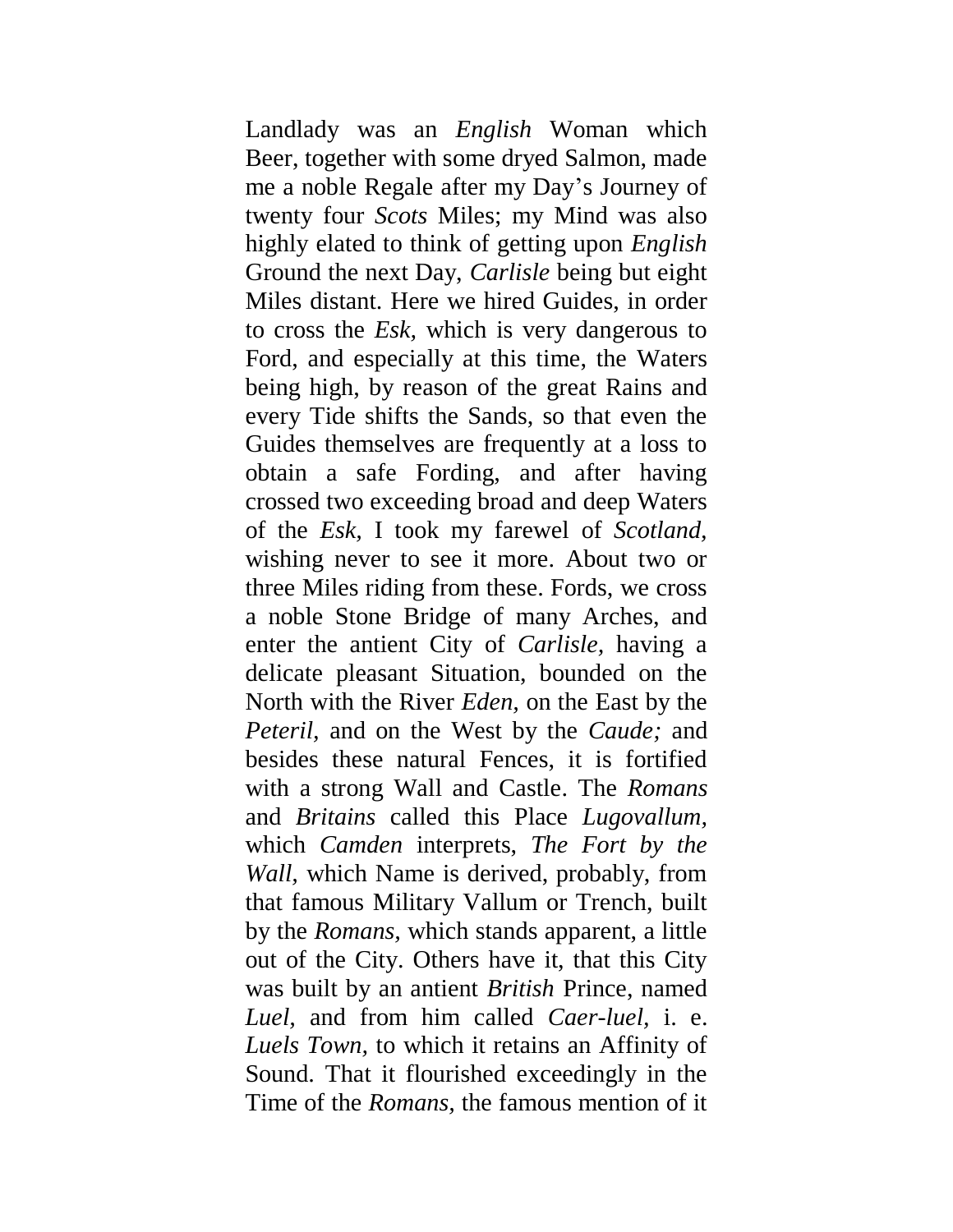Landlady was an *English* Woman which Beer, together with some dryed Salmon, made me a noble Regale after my Day's Journey of twenty four *Scots* Miles; my Mind was also highly elated to think of getting upon *English* Ground the next Day, *Carlisle* being but eight Miles distant. Here we hired Guides, in order to cross the *Esk*, which is very dangerous to Ford, and especially at this time, the Waters being high, by reason of the great Rains and every Tide shifts the Sands, so that even the Guides themselves are frequently at a loss to obtain a safe Fording, and after having crossed two exceeding broad and deep Waters of the *Esk*, I took my farewel of *Scotland*, wishing never to see it more. About two or three Miles riding from these. Fords, we cross a noble Stone Bridge of many Arches, and enter the antient City of *Carlisle*, having a delicate pleasant Situation, bounded on the North with the River *Eden*, on the East by the *Peteril*, and on the West by the *Caude;* and besides these natural Fences, it is fortified with a strong Wall and Castle. The *Romans* and *Britains* called this Place *Lugovallum*, which *Camden* interprets, *The Fort by the Wall*, which Name is derived, probably, from that famous Military Vallum or Trench, built by the *Romans*, which stands apparent, a little out of the City. Others have it, that this City was built by an antient *British* Prince, named *Luel*, and from him called *Caer-luel*, i. e. *Luels Town*, to which it retains an Affinity of Sound. That it flourished exceedingly in the Time of the *Romans*, the famous mention of it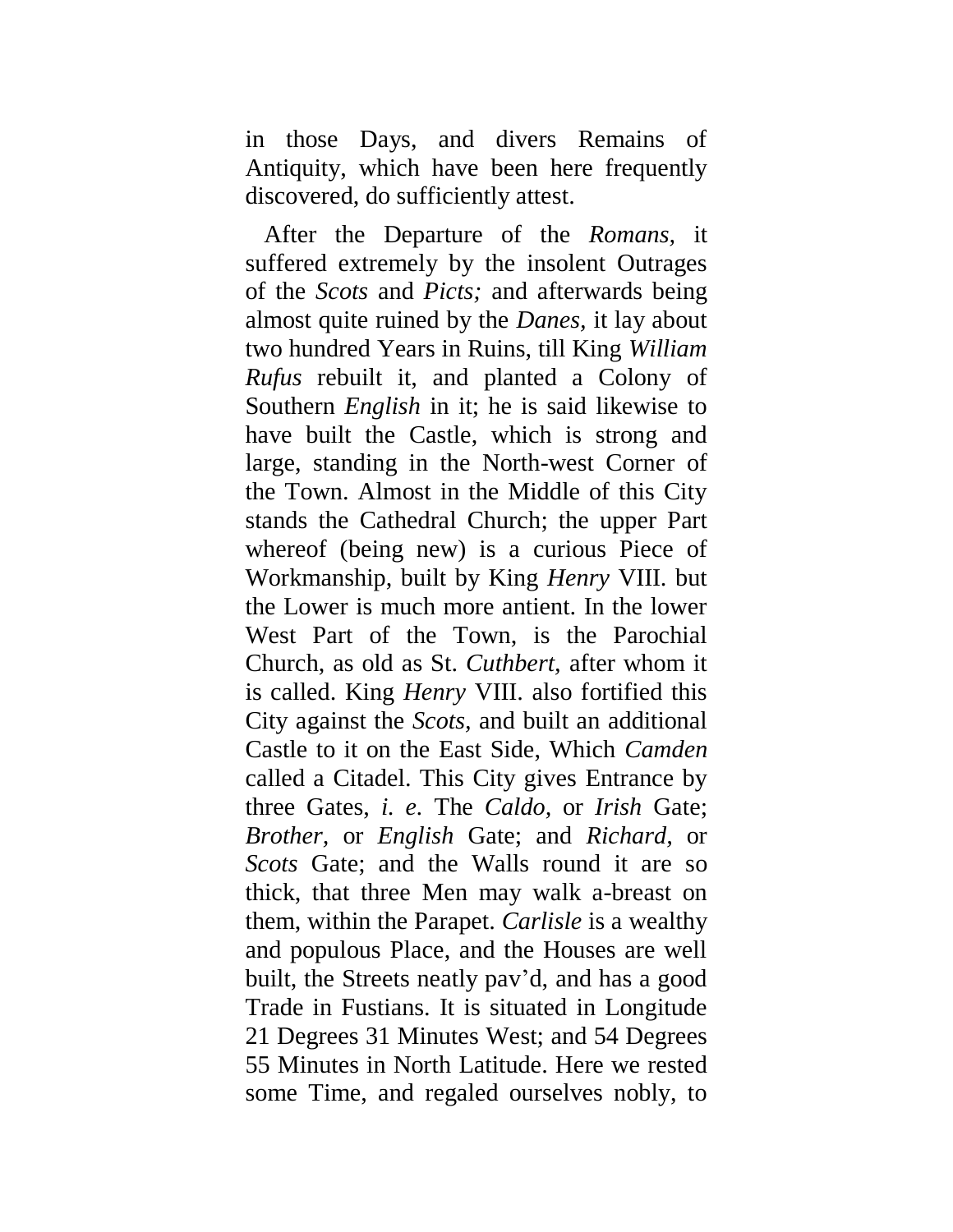in those Days, and divers Remains of Antiquity, which have been here frequently discovered, do sufficiently attest.

After the Departure of the *Romans,* it suffered extremely by the insolent Outrages of the *Scots* and *Picts;* and afterwards being almost quite ruined by the *Danes,* it lay about two hundred Years in Ruins, till King *William Rufus* rebuilt it, and planted a Colony of Southern *English* in it; he is said likewise to have built the Castle, which is strong and large, standing in the North-west Corner of the Town. Almost in the Middle of this City stands the Cathedral Church; the upper Part whereof (being new) is a curious Piece of Workmanship, built by King *Henry* VIII. but the Lower is much more antient. In the lower West Part of the Town, is the Parochial Church, as old as St. *Cuthbert,* after whom it is called. King *Henry* VIII. also fortified this City against the *Scots,* and built an additional Castle to it on the East Side, Which *Camden* called a Citadel. This City gives Entrance by three Gates, *i. e*. The *Caldo,* or *Irish* Gate; *Brother,* or *English* Gate; and *Richard,* or *Scots* Gate; and the Walls round it are so thick, that three Men may walk a-breast on them, within the Parapet. *Carlisle* is a wealthy and populous Place, and the Houses are well built, the Streets neatly pav'd, and has a good Trade in Fustians. It is situated in Longitude 21 Degrees 31 Minutes West; and 54 Degrees 55 Minutes in North Latitude. Here we rested some Time, and regaled ourselves nobly, to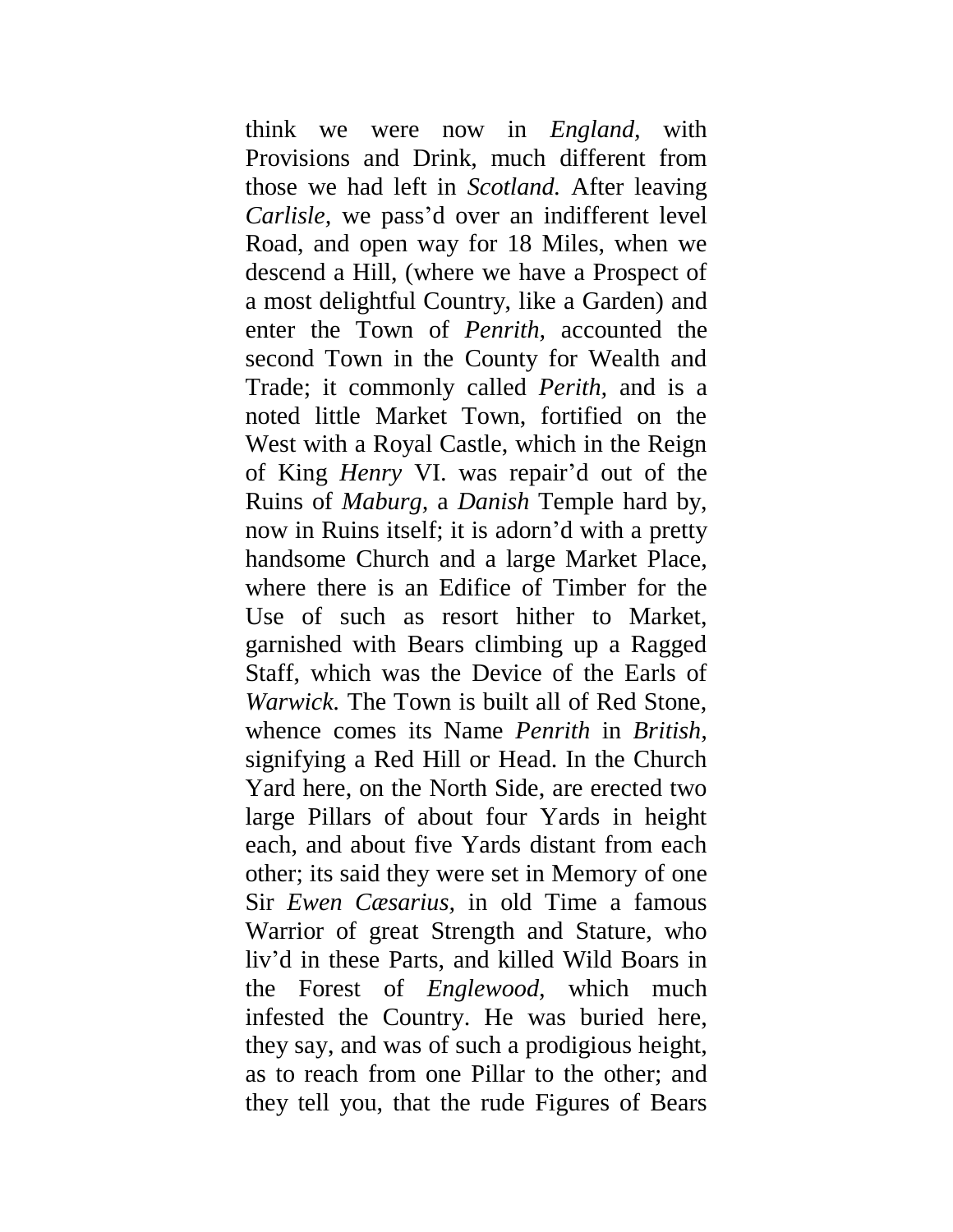think we were now in *England,* with Provisions and Drink, much different from those we had left in *Scotland.* After leaving *Carlisle,* we pass'd over an indifferent level Road, and open way for 18 Miles, when we descend a Hill, (where we have a Prospect of a most delightful Country, like a Garden) and enter the Town of *Penrith,* accounted the second Town in the County for Wealth and Trade; it commonly called *Perith,* and is a noted little Market Town, fortified on the West with a Royal Castle, which in the Reign of King *Henry* VI. was repair'd out of the Ruins of *Maburg,* a *Danish* Temple hard by, now in Ruins itself; it is adorn'd with a pretty handsome Church and a large Market Place, where there is an Edifice of Timber for the Use of such as resort hither to Market, garnished with Bears climbing up a Ragged Staff, which was the Device of the Earls of *Warwick.* The Town is built all of Red Stone, whence comes its Name *Penrith* in *British,* signifying a Red Hill or Head. In the Church Yard here, on the North Side, are erected two large Pillars of about four Yards in height each, and about five Yards distant from each other; its said they were set in Memory of one Sir *Ewen Cæsarius,* in old Time a famous Warrior of great Strength and Stature, who liv'd in these Parts, and killed Wild Boars in the Forest of *Englewood,* which much infested the Country. He was buried here, they say, and was of such a prodigious height, as to reach from one Pillar to the other; and they tell you, that the rude Figures of Bears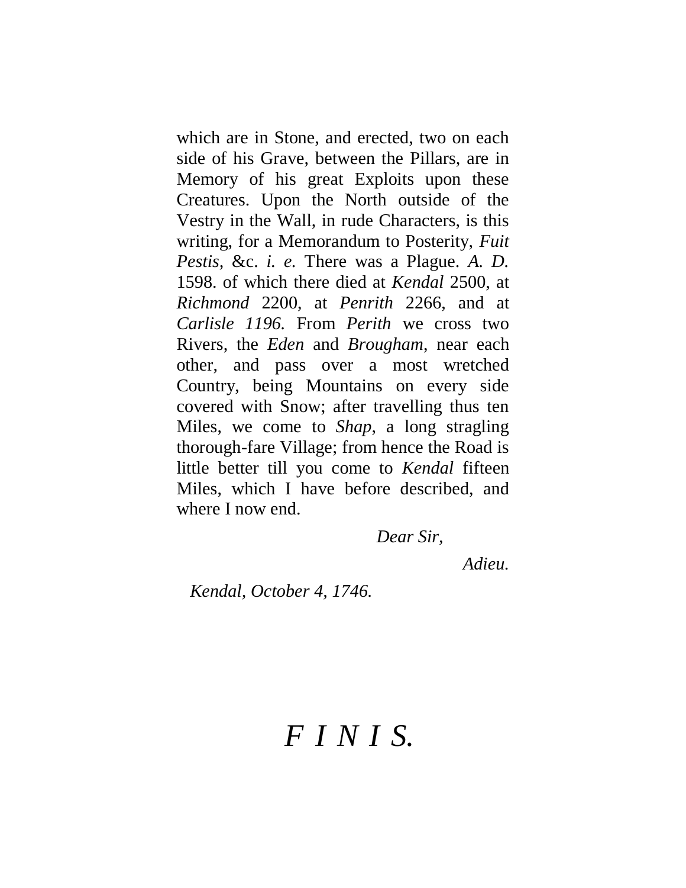which are in Stone, and erected, two on each side of his Grave, between the Pillars, are in Memory of his great Exploits upon these Creatures. Upon the North outside of the Vestry in the Wall, in rude Characters, is this writing, for a Memorandum to Posterity, *Fuit Pestis*, &c. *i. e.* There was a Plague. *A. D.* 1598. of which there died at *Kendal* 2500, at *Richmond* 2200, at *Penrith* 2266, and at *Carlisle 1196.* From *Perith* we cross two Rivers, the *Eden* and *Brougham*, near each other, and pass over a most wretched Country, being Mountains on every side covered with Snow; after travelling thus ten Miles, we come to *Shap*, a long stragling thorough-fare Village; from hence the Road is little better till you come to *Kendal* fifteen Miles, which I have before described, and where I now end.

*Dear Sir,*

*Adieu.*

*Kendal, October 4, 1746.*

# *F I N I S.*